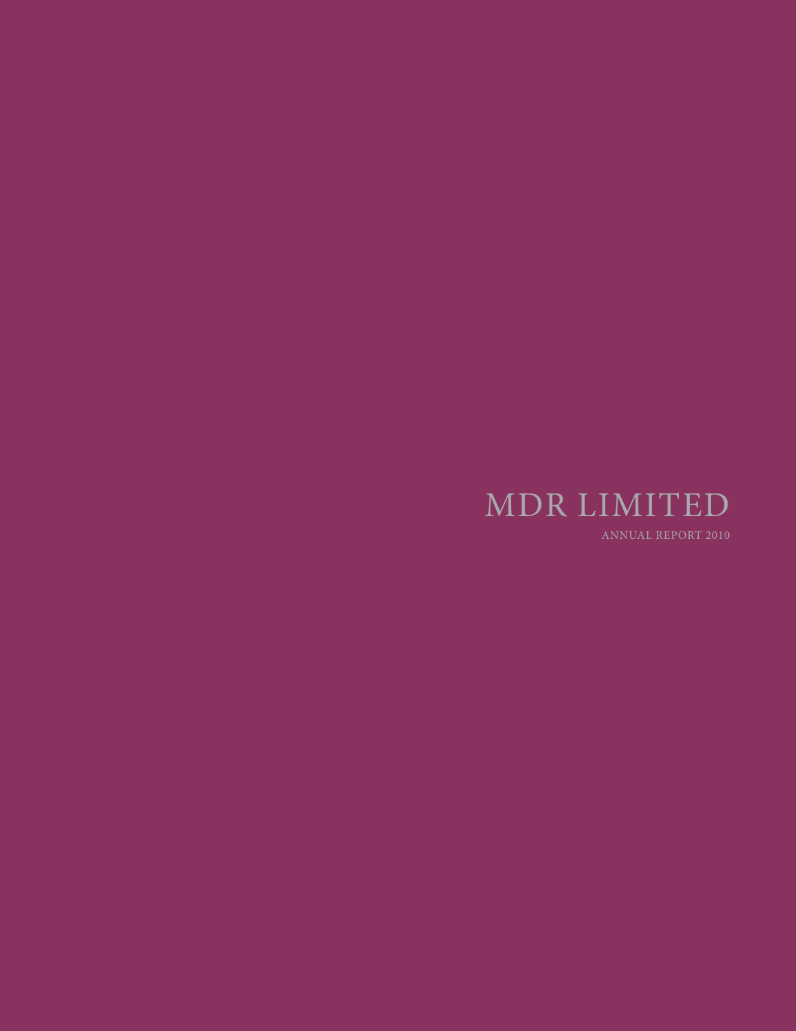# MDR LIMITED

ANNUAL REPORT 2010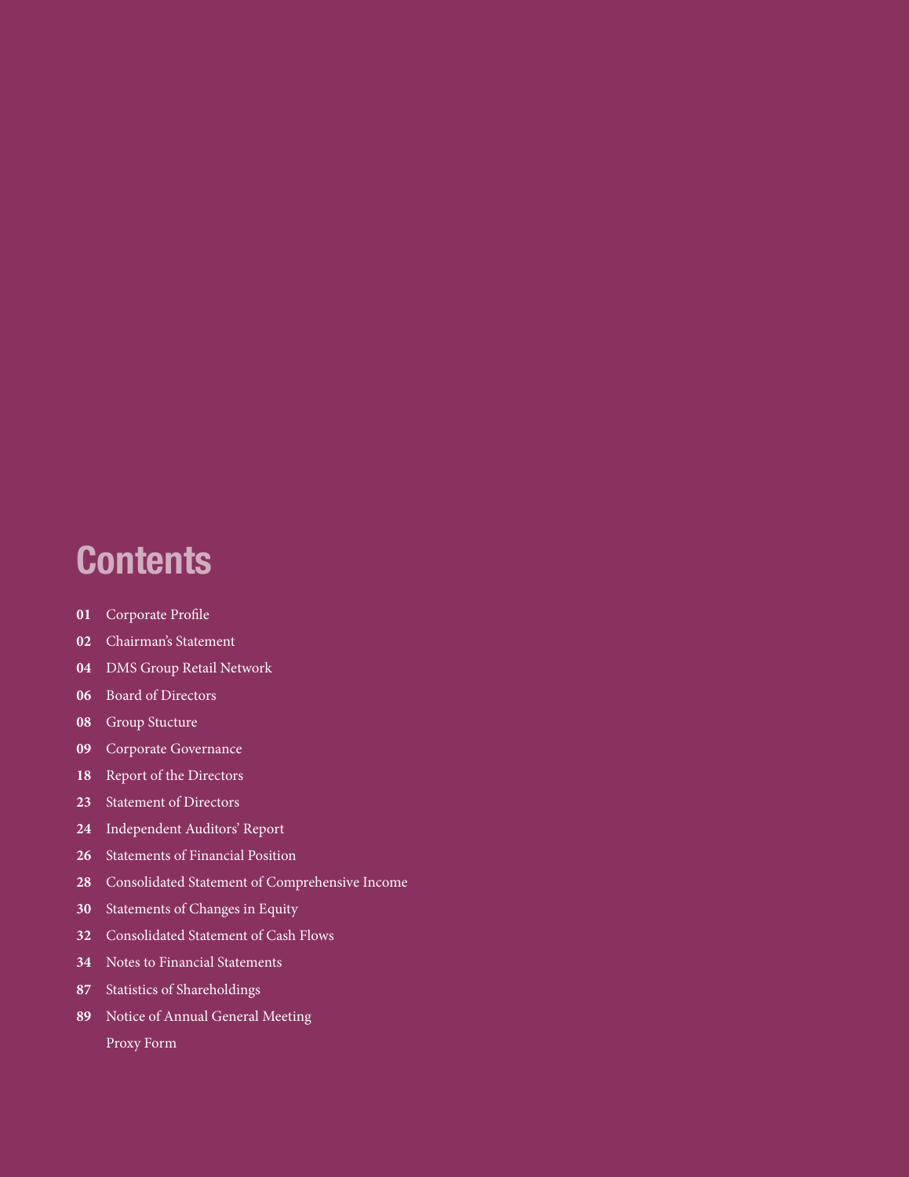# Contents

- **01** Corporate Profile
- **02** Chairman's Statement
- **04** DMS Group Retail Network
- **06** Board of Directors
- **08** Group Stucture
- **09** Corporate Governance
- **18** Report of the Directors
- **23** Statement of Directors
- **24** Independent Auditors' Report
- **26** Statements of Financial Position
- **28** Consolidated Statement of Comprehensive Income
- **30** Statements of Changes in Equity
- **32** Consolidated Statement of Cash Flows
- **34** Notes to Financial Statements
- **87** Statistics of Shareholdings
- **89** Notice of Annual General Meeting
- Proxy Form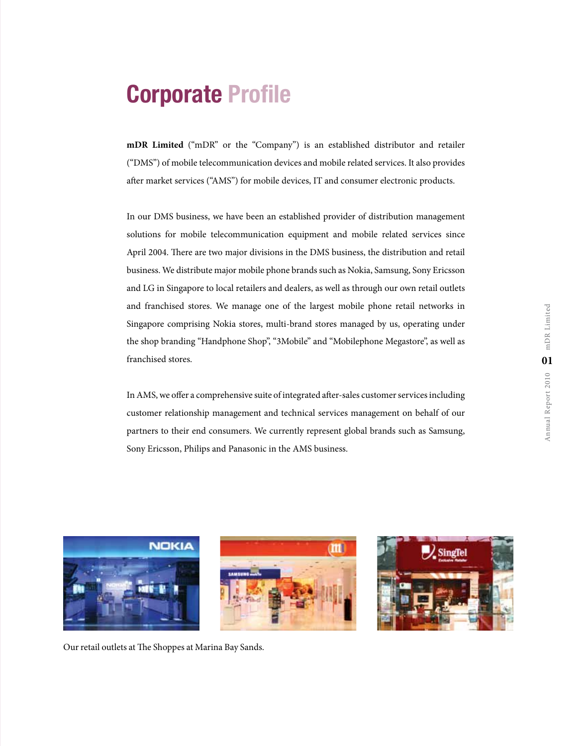# Corporate Profile

**mDR Limited** ("mDR" or the "Company") is an established distributor and retailer ("DMS") of mobile telecommunication devices and mobile related services. It also provides after market services ("AMS") for mobile devices, IT and consumer electronic products.

In our DMS business, we have been an established provider of distribution management solutions for mobile telecommunication equipment and mobile related services since April 2004. There are two major divisions in the DMS business, the distribution and retail business. We distribute major mobile phone brands such as Nokia, Samsung, Sony Ericsson and LG in Singapore to local retailers and dealers, as well as through our own retail outlets and franchised stores. We manage one of the largest mobile phone retail networks in Singapore comprising Nokia stores, multi-brand stores managed by us, operating under the shop branding "Handphone Shop", "3Mobile" and "Mobilephone Megastore", as well as franchised stores.

In AMS, we offer a comprehensive suite of integrated after-sales customer services including customer relationship management and technical services management on behalf of our partners to their end consumers. We currently represent global brands such as Samsung, Sony Ericsson, Philips and Panasonic in the AMS business.

Our retail outlets at The Shoppes at Marina Bay Sands.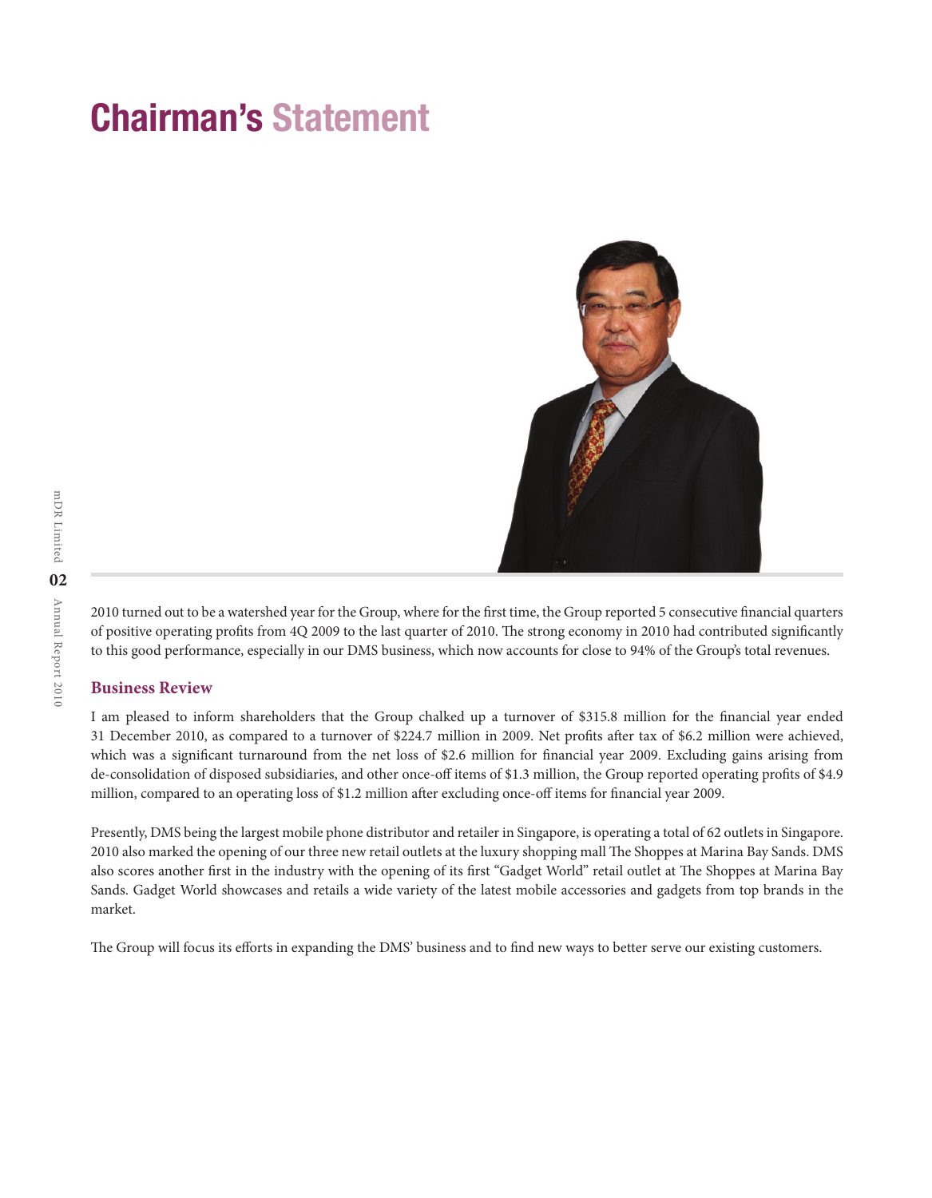# Chairman's Statement

2010 turned out to be a watershed year for the Group, where for the first time, the Group reported 5 consecutive financial quarters of positive operating profits from 4Q 2009 to the last quarter of 2010. The strong economy in 2010 had contributed significantly to this good performance, especially in our DMS business, which now accounts for close to 94% of the Group's total revenues.

## Business Review

I am pleased to inform shareholders that the Group chalked up a turnover of $315.8 million for the financial year ended 31 December 2010, as compared to a turnover of $224.7 million in 2009. Net profits after tax of $6.2 million were achieved, which was a significant turnaround from the net loss of $2.6 million for financial year 2009. Excluding gains arising from de-consolidation of disposed subsidiaries, and other once-off items of $1.3 million, the Group reported operating profits of $4.9 million, compared to an operating loss of $1.2 million after excluding once-off items for financial year 2009.

Presently, DMS being the largest mobile phone distributor and retailer in Singapore, is operating a total of 62 outlets in Singapore. 2010 also marked the opening of our three new retail outlets at the luxury shopping mall The Shoppes at Marina Bay Sands. DMS also scores another first in the industry with the opening of its first "Gadget World" retail outlet at The Shoppes at Marina Bay Sands. Gadget World showcases and retails a wide variety of the latest mobile accessories and gadgets from top brands in the market.

The Group will focus its efforts in expanding the DMS' business and to find new ways to better serve our existing customers.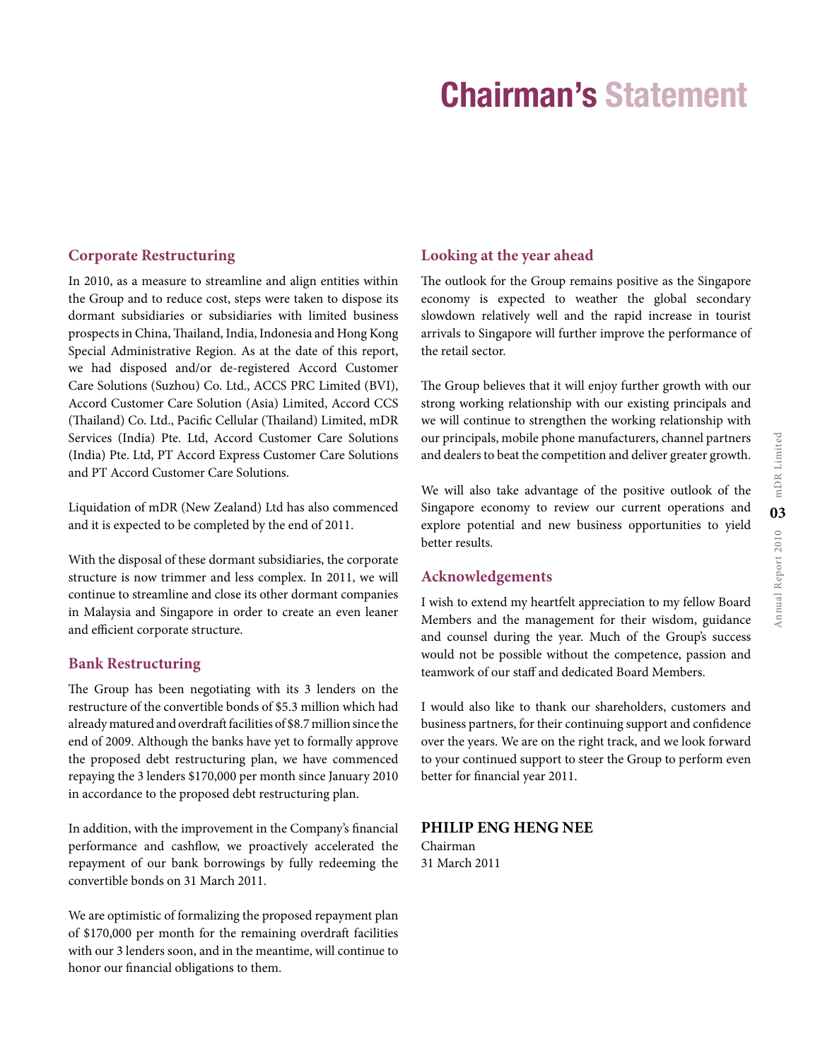# Chairman's Statement

## Corporate Restructuring

In 2010, as a measure to streamline and align entities within the Group and to reduce cost, steps were taken to dispose its dormant subsidiaries or subsidiaries with limited business prospects in China, Thailand, India, Indonesia and Hong Kong Special Administrative Region. As at the date of this report, we had disposed and/or de-registered Accord Customer Care Solutions (Suzhou) Co. Ltd., ACCS PRC Limited (BVI), Accord Customer Care Solution (Asia) Limited, Accord CCS (Thailand) Co. Ltd., Pacific Cellular (Thailand) Limited, mDR Services (India) Pte. Ltd, Accord Customer Care Solutions (India) Pte. Ltd, PT Accord Express Customer Care Solutions and PT Accord Customer Care Solutions.

Liquidation of mDR (New Zealand) Ltd has also commenced and it is expected to be completed by the end of 2011.

With the disposal of these dormant subsidiaries, the corporate structure is now trimmer and less complex. In 2011, we will continue to streamline and close its other dormant companies in Malaysia and Singapore in order to create an even leaner and efficient corporate structure.

## Bank Restructuring

The Group has been negotiating with its 3 lenders on the restructure of the convertible bonds of $5.3 million which had already matured and overdraft facilities of $8.7 million since the end of 2009. Although the banks have yet to formally approve the proposed debt restructuring plan, we have commenced repaying the 3 lenders $170,000 per month since January 2010 in accordance to the proposed debt restructuring plan.

In addition, with the improvement in the Company's financial performance and cashflow, we proactively accelerated the repayment of our bank borrowings by fully redeeming the convertible bonds on 31 March 2011.

We are optimistic of formalizing the proposed repayment plan of $170,000 per month for the remaining overdraft facilities with our 3 lenders soon, and in the meantime, will continue to honor our financial obligations to them.

## Looking at the year ahead

The outlook for the Group remains positive as the Singapore economy is expected to weather the global secondary slowdown relatively well and the rapid increase in tourist arrivals to Singapore will further improve the performance of the retail sector.

The Group believes that it will enjoy further growth with our strong working relationship with our existing principals and we will continue to strengthen the working relationship with our principals, mobile phone manufacturers, channel partners and dealers to beat the competition and deliver greater growth.

We will also take advantage of the positive outlook of the Singapore economy to review our current operations and explore potential and new business opportunities to yield better results.

## Acknowledgements

I wish to extend my heartfelt appreciation to my fellow Board Members and the management for their wisdom, guidance and counsel during the year. Much of the Group's success would not be possible without the competence, passion and teamwork of our staff and dedicated Board Members.

I would also like to thank our shareholders, customers and business partners, for their continuing support and confidence over the years. We are on the right track, and we look forward to your continued support to steer the Group to perform even better for financial year 2011.

**PHILIP ENG HENG NEE**
Chairman
31 March 2011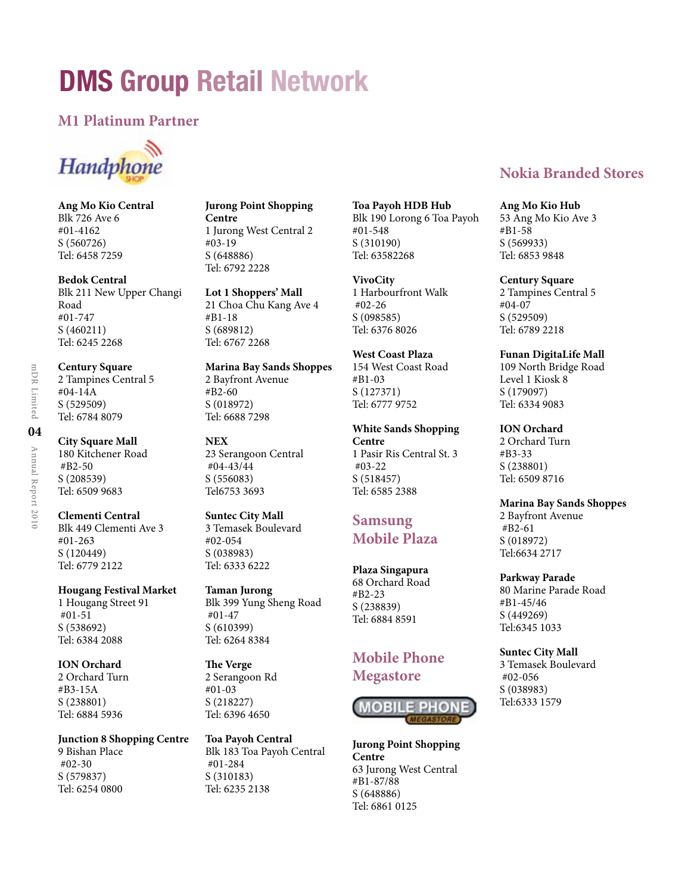# DMS Group Retail Network

## M1 Platinum Partner

Handphone SHOP

**Ang Mo Kio Central**
Blk 726 Ave 6
#01-4162
S (560726)
Tel: 6458 7259

**Bedok Central**
Blk 211 New Upper Changi Road
#01-747
S (460211)
Tel: 6245 2268

**Century Square**
2 Tampines Central 5
#04-14A
S (529509)
Tel: 6784 8079

**City Square Mall**
180 Kitchener Road
#B2-50
S (208539)
Tel: 6509 9683

**Clementi Central**
Blk 449 Clementi Ave 3
#01-263
S (120449)
Tel: 6779 2122

**Hougang Festival Market**
1 Hougang Street 91
#01-51
S (538692)
Tel: 6384 2088

**ION Orchard**
2 Orchard Turn
#B3-15A
S (238801)
Tel: 6884 5936

**Junction 8 Shopping Centre**
9 Bishan Place
#02-30
S (579837)
Tel: 6254 0800

**Jurong Point Shopping Centre**
1 Jurong West Central 2
#03-19
S (648886)
Tel: 6792 2228

**Lot 1 Shoppers' Mall**
21 Choa Chu Kang Ave 4
#B1-18
S (689812)
Tel: 6767 2268

**Marina Bay Sands Shoppes**
2 Bayfront Avenue
#B2-60
S (018972)
Tel: 6688 7298

**NEX**
23 Serangoon Central
#04-43/44
S (556083)
Tel6753 3693

**Suntec City Mall**
3 Temasek Boulevard
#02-054
S (038983)
Tel: 6333 6222

**Taman Jurong**
Blk 399 Yung Sheng Road
#01-47
S (610399)
Tel: 6264 8384

**The Verge**
2 Serangoon Rd
#01-03
S (218227)
Tel: 6396 4650

**Toa Payoh Central**
Blk 183 Toa Payoh Central
#01-284
S (310183)
Tel: 6235 2138

**Toa Payoh HDB Hub**
Blk 190 Lorong 6 Toa Payoh
#01-548
S (310190)
Tel: 63582268

**VivoCity**
1 Harbourfront Walk
#02-26
S (098585)
Tel: 6376 8026

**West Coast Plaza**
154 West Coast Road
#B1-03
S (127371)
Tel: 6777 9752

**White Sands Shopping Centre**
1 Pasir Ris Central St. 3
#03-22
S (518457)
Tel: 6585 2388

## Samsung Mobile Plaza

**Plaza Singapura**
68 Orchard Road
#B2-23
S (238839)
Tel: 6884 8591

## Mobile Phone Megastore

MOBILE PHONE MEGASTORE

**Jurong Point Shopping Centre**
63 Jurong West Central
#B1-87/88
S (648886)
Tel: 6861 0125

## Nokia Branded Stores

**Ang Mo Kio Hub**
53 Ang Mo Kio Ave 3
#B1-58
S (569933)
Tel: 6853 9848

**Century Square**
2 Tampines Central 5
#04-07
S (529509)
Tel: 6789 2218

**Funan DigitaLife Mall**
109 North Bridge Road
Level 1 Kiosk 8
S (179097)
Tel: 6334 9083

**ION Orchard**
2 Orchard Turn
#B3-33
S (238801)
Tel: 6509 8716

**Marina Bay Sands Shoppes**
2 Bayfront Avenue
#B2-61
S (018972)
Tel:6634 2717

**Parkway Parade**
80 Marine Parade Road
#B1-45/46
S (449269)
Tel:6345 1033

**Suntec City Mall**
3 Temasek Boulevard
#02-056
S (038983)
Tel:6333 1579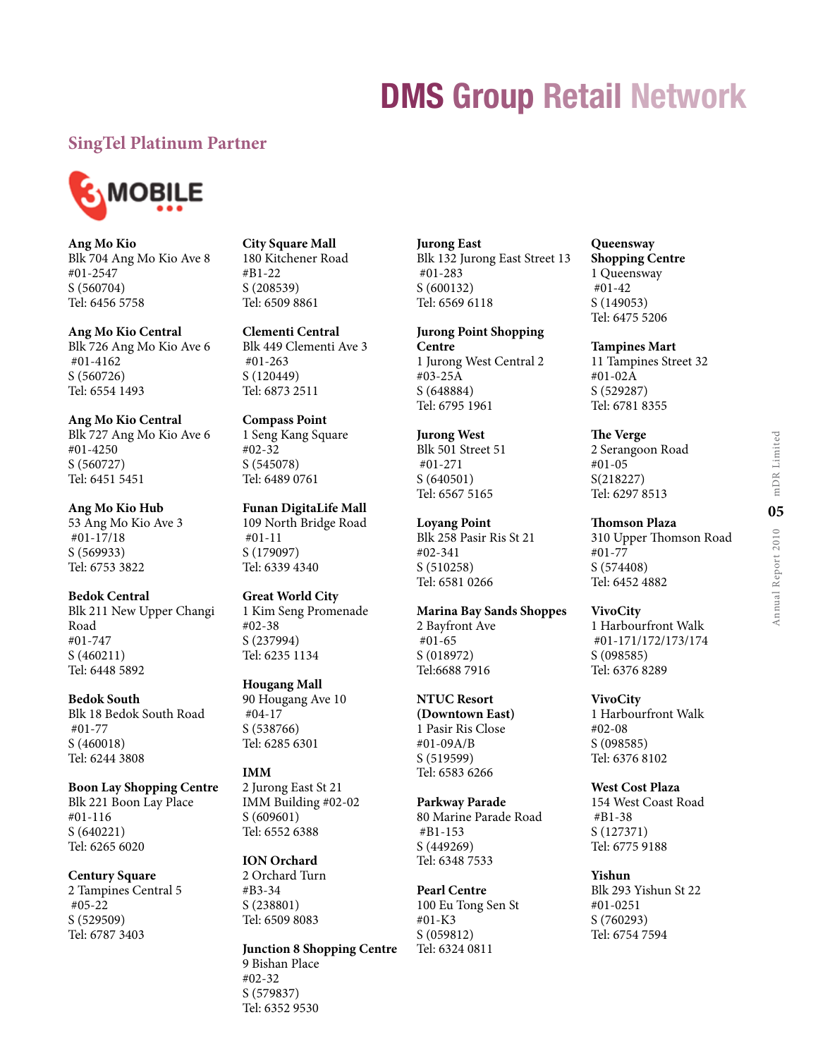# DMS Group Retail Network

## SingTel Platinum Partner

3MOBILE

**Ang Mo Kio**
Blk 704 Ang Mo Kio Ave 8
#01-2547
S (560704)
Tel: 6456 5758

**Ang Mo Kio Central**
Blk 726 Ang Mo Kio Ave 6
#01-4162
S (560726)
Tel: 6554 1493

**Ang Mo Kio Central**
Blk 727 Ang Mo Kio Ave 6
#01-4250
S (560727)
Tel: 6451 5451

**Ang Mo Kio Hub**
53 Ang Mo Kio Ave 3
#01-17/18
S (569933)
Tel: 6753 3822

**Bedok Central**
Blk 211 New Upper Changi Road
#01-747
S (460211)
Tel: 6448 5892

**Bedok South**
Blk 18 Bedok South Road
#01-77
S (460018)
Tel: 6244 3808

**Boon Lay Shopping Centre**
Blk 221 Boon Lay Place
#01-116
S (640221)
Tel: 6265 6020

**Century Square**
2 Tampines Central 5
#05-22
S (529509)
Tel: 6787 3403

**City Square Mall**
180 Kitchener Road
#B1-22
S (208539)
Tel: 6509 8861

**Clementi Central**
Blk 449 Clementi Ave 3
#01-263
S (120449)
Tel: 6873 2511

**Compass Point**
1 Seng Kang Square
#02-32
S (545078)
Tel: 6489 0761

**Funan DigitaLife Mall**
109 North Bridge Road
#01-11
S (179097)
Tel: 6339 4340

**Great World City**
1 Kim Seng Promenade
#02-38
S (237994)
Tel: 6235 1134

**Hougang Mall**
90 Hougang Ave 10
#04-17
S (538766)
Tel: 6285 6301

**IMM**
2 Jurong East St 21
IMM Building #02-02
S (609601)
Tel: 6552 6388

**ION Orchard**
2 Orchard Turn
#B3-34
S (238801)
Tel: 6509 8083

**Junction 8 Shopping Centre**
9 Bishan Place
#02-32
S (579837)
Tel: 6352 9530

**Jurong East**
Blk 132 Jurong East Street 13
#01-283
S (600132)
Tel: 6569 6118

**Jurong Point Shopping Centre**
1 Jurong West Central 2
#03-25A
S (648884)
Tel: 6795 1961

**Jurong West**
Blk 501 Street 51
#01-271
S (640501)
Tel: 6567 5165

**Loyang Point**
Blk 258 Pasir Ris St 21
#02-341
S (510258)
Tel: 6581 0266

**Marina Bay Sands Shoppes**
2 Bayfront Ave
#01-65
S (018972)
Tel:6688 7916

**NTUC Resort (Downtown East)**
1 Pasir Ris Close
#01-09A/B
S (519599)
Tel: 6583 6266

**Parkway Parade**
80 Marine Parade Road
#B1-153
S (449269)
Tel: 6348 7533

**Pearl Centre**
100 Eu Tong Sen St
#01-K3
S (059812)
Tel: 6324 0811

**Queensway Shopping Centre**
1 Queensway
#01-42
S (149053)
Tel: 6475 5206

**Tampines Mart**
11 Tampines Street 32
#01-02A
S (529287)
Tel: 6781 8355

**The Verge**
2 Serangoon Road
#01-05
S(218227)
Tel: 6297 8513

**Thomson Plaza**
310 Upper Thomson Road
#01-77
S (574408)
Tel: 6452 4882

**VivoCity**
1 Harbourfront Walk
#01-171/172/173/174
S (098585)
Tel: 6376 8289

**VivoCity**
1 Harbourfront Walk
#02-08
S (098585)
Tel: 6376 8102

**West Cost Plaza**
154 West Coast Road
#B1-38
S (127371)
Tel: 6775 9188

**Yishun**
Blk 293 Yishun St 22
#01-0251
S (760293)
Tel: 6754 7594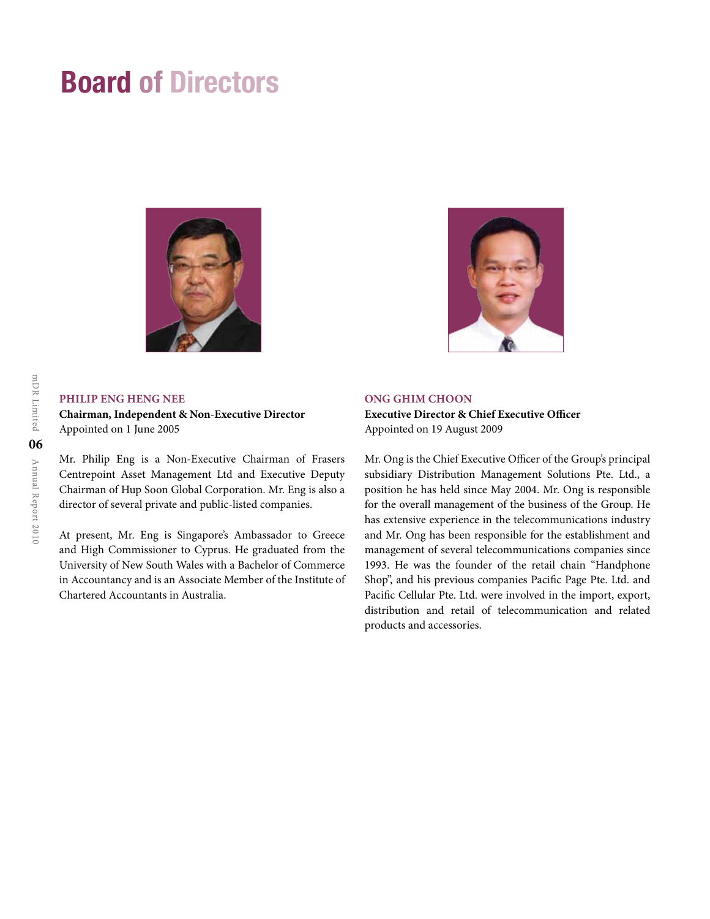# Board of Directors

### PHILIP ENG HENG NEE

**Chairman, Independent & Non-Executive Director**
Appointed on 1 June 2005

Mr. Philip Eng is a Non-Executive Chairman of Frasers Centrepoint Asset Management Ltd and Executive Deputy Chairman of Hup Soon Global Corporation. Mr. Eng is also a director of several private and public-listed companies.

At present, Mr. Eng is Singapore's Ambassador to Greece and High Commissioner to Cyprus. He graduated from the University of New South Wales with a Bachelor of Commerce in Accountancy and is an Associate Member of the Institute of Chartered Accountants in Australia.

### ONG GHIM CHOON

**Executive Director & Chief Executive Officer**
Appointed on 19 August 2009

Mr. Ong is the Chief Executive Officer of the Group's principal subsidiary Distribution Management Solutions Pte. Ltd., a position he has held since May 2004. Mr. Ong is responsible for the overall management of the business of the Group. He has extensive experience in the telecommunications industry and Mr. Ong has been responsible for the establishment and management of several telecommunications companies since 1993. He was the founder of the retail chain "Handphone Shop", and his previous companies Pacific Page Pte. Ltd. and Pacific Cellular Pte. Ltd. were involved in the import, export, distribution and retail of telecommunication and related products and accessories.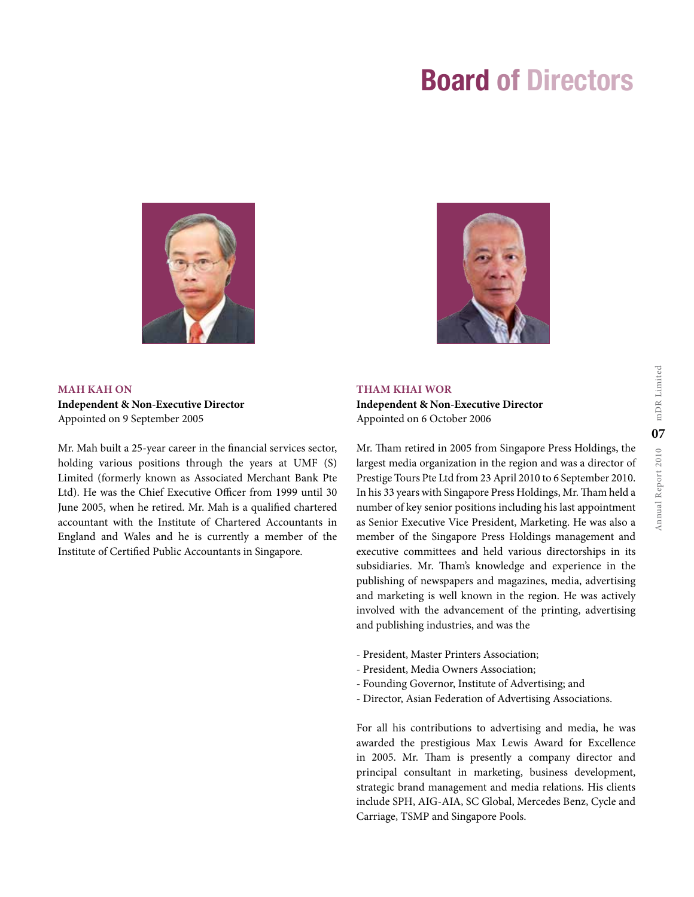# Board of Directors

**MAH KAH ON**
**Independent & Non-Executive Director**
Appointed on 9 September 2005

Mr. Mah built a 25-year career in the financial services sector, holding various positions through the years at UMF (S) Limited (formerly known as Associated Merchant Bank Pte Ltd). He was the Chief Executive Officer from 1999 until 30 June 2005, when he retired. Mr. Mah is a qualified chartered accountant with the Institute of Chartered Accountants in England and Wales and he is currently a member of the Institute of Certified Public Accountants in Singapore.

**THAM KHAI WOR**
**Independent & Non-Executive Director**
Appointed on 6 October 2006

Mr. Tham retired in 2005 from Singapore Press Holdings, the largest media organization in the region and was a director of Prestige Tours Pte Ltd from 23 April 2010 to 6 September 2010. In his 33 years with Singapore Press Holdings, Mr. Tham held a number of key senior positions including his last appointment as Senior Executive Vice President, Marketing. He was also a member of the Singapore Press Holdings management and executive committees and held various directorships in its subsidiaries. Mr. Tham's knowledge and experience in the publishing of newspapers and magazines, media, advertising and marketing is well known in the region. He was actively involved with the advancement of the printing, advertising and publishing industries, and was the

- President, Master Printers Association;
- President, Media Owners Association;
- Founding Governor, Institute of Advertising; and
- Director, Asian Federation of Advertising Associations.

For all his contributions to advertising and media, he was awarded the prestigious Max Lewis Award for Excellence in 2005. Mr. Tham is presently a company director and principal consultant in marketing, business development, strategic brand management and media relations. His clients include SPH, AIG-AIA, SC Global, Mercedes Benz, Cycle and Carriage, TSMP and Singapore Pools.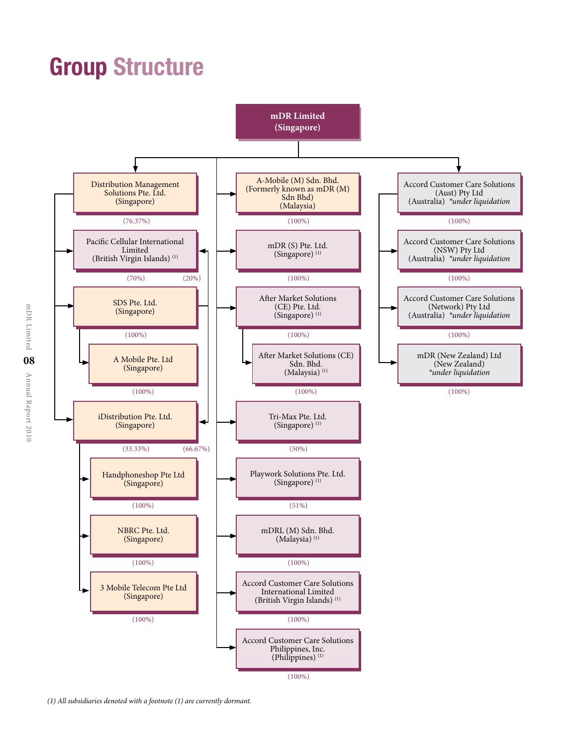# Group Structure

**mDR Limited (Singapore)**

- Distribution Management Solutions Pte. Ltd. (Singapore) (76.37%)
  - Pacific Cellular International Limited (British Virgin Islands) [1] (70%)
  - SDS Pte. Ltd. (Singapore) (100%)
    - A Mobile Pte. Ltd (Singapore) (100%)
    - Pacific Cellular International Limited (British Virgin Islands) [1] (20%)
    - iDistribution Pte. Ltd. (Singapore) (66.67%)
  - iDistribution Pte. Ltd. (Singapore) (33.33%)
    - Handphoneshop Pte Ltd (Singapore) (100%)
    - NBRC Pte. Ltd. (Singapore) (100%)
    - 3 Mobile Telecom Pte Ltd (Singapore) (100%)
- A-Mobile (M) Sdn. Bhd. (Formerly known as mDR (M) Sdn Bhd) (Malaysia) (100%)
- mDR (S) Pte. Ltd. (Singapore) [1] (100%)
- After Market Solutions (CE) Pte. Ltd. (Singapore) [1] (100%)
  - After Market Solutions (CE) Sdn. Bhd. (Malaysia) [1] (100%)
- Tri-Max Pte. Ltd. (Singapore) [1] (50%)
- Playwork Solutions Pte. Ltd. (Singapore) [1] (51%)
- mDRL (M) Sdn. Bhd. (Malaysia) [1] (100%)
- Accord Customer Care Solutions International Limited (British Virgin Islands) [1] (100%)
  - Accord Customer Care Solutions (Aust) Pty Ltd (Australia) *under liquidation* (100%)
  - Accord Customer Care Solutions (NSW) Pty Ltd (Australia) *under liquidation* (100%)
  - Accord Customer Care Solutions (Network) Pty Ltd (Australia) *under liquidation* (100%)
  - mDR (New Zealand) Ltd (New Zealand) *under liquidation* (100%)
- Accord Customer Care Solutions Philippines, Inc. (Philippines) [1] (100%)

*(1) All subsidiaries denoted with a footnote (1) are currently dormant.*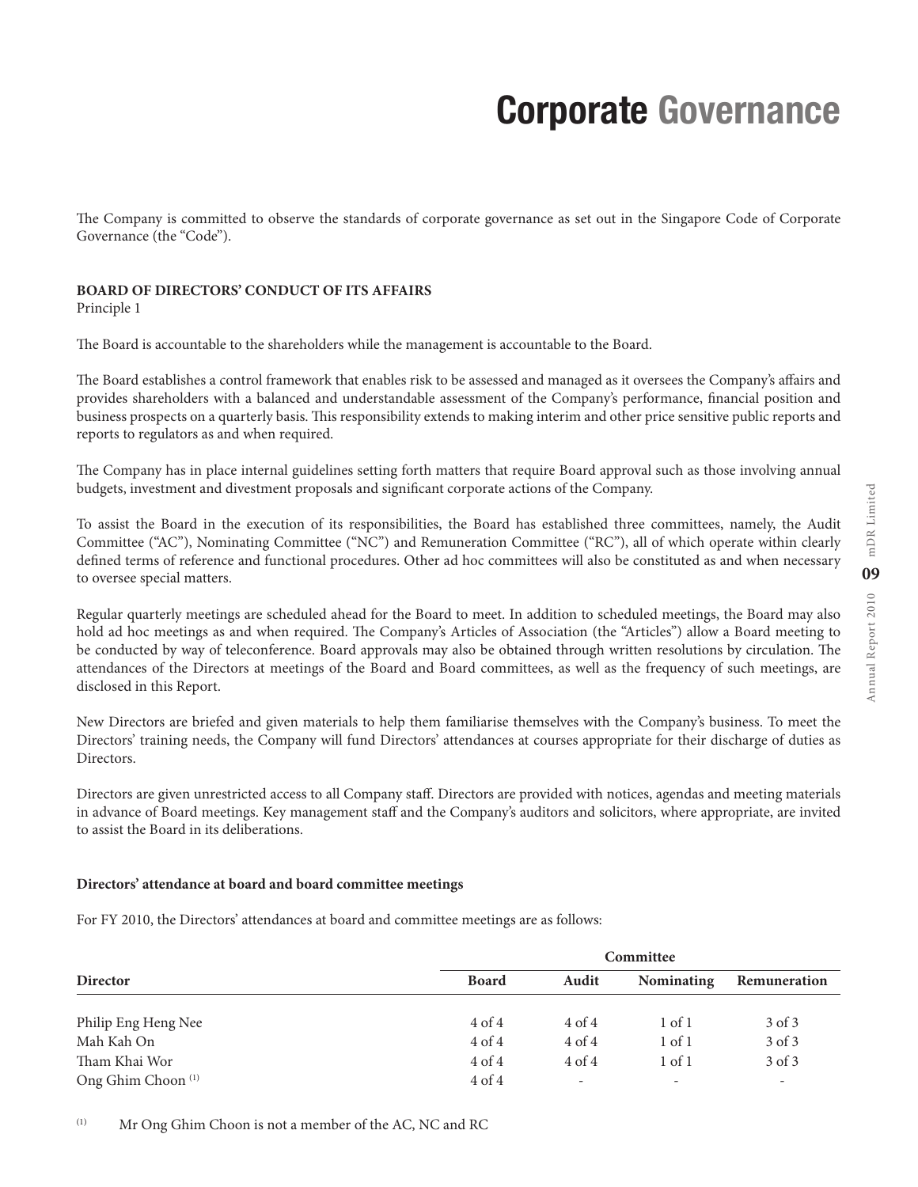# Corporate Governance

The Company is committed to observe the standards of corporate governance as set out in the Singapore Code of Corporate Governance (the "Code").

**BOARD OF DIRECTORS' CONDUCT OF ITS AFFAIRS**
Principle 1

The Board is accountable to the shareholders while the management is accountable to the Board.

The Board establishes a control framework that enables risk to be assessed and managed as it oversees the Company's affairs and provides shareholders with a balanced and understandable assessment of the Company's performance, financial position and business prospects on a quarterly basis. This responsibility extends to making interim and other price sensitive public reports and reports to regulators as and when required.

The Company has in place internal guidelines setting forth matters that require Board approval such as those involving annual budgets, investment and divestment proposals and significant corporate actions of the Company.

To assist the Board in the execution of its responsibilities, the Board has established three committees, namely, the Audit Committee ("AC"), Nominating Committee ("NC") and Remuneration Committee ("RC"), all of which operate within clearly defined terms of reference and functional procedures. Other ad hoc committees will also be constituted as and when necessary to oversee special matters.

Regular quarterly meetings are scheduled ahead for the Board to meet. In addition to scheduled meetings, the Board may also hold ad hoc meetings as and when required. The Company's Articles of Association (the "Articles") allow a Board meeting to be conducted by way of teleconference. Board approvals may also be obtained through written resolutions by circulation. The attendances of the Directors at meetings of the Board and Board committees, as well as the frequency of such meetings, are disclosed in this Report.

New Directors are briefed and given materials to help them familiarise themselves with the Company's business. To meet the Directors' training needs, the Company will fund Directors' attendances at courses appropriate for their discharge of duties as Directors.

Directors are given unrestricted access to all Company staff. Directors are provided with notices, agendas and meeting materials in advance of Board meetings. Key management staff and the Company's auditors and solicitors, where appropriate, are invited to assist the Board in its deliberations.

**Directors' attendance at board and board committee meetings**

For FY 2010, the Directors' attendances at board and committee meetings are as follows:

| | | Committee | | |
|---|---|---|---|---|
| **Director** | **Board** | **Audit** | **Nominating** | **Remuneration** |
| Philip Eng Heng Nee | 4 of 4 | 4 of 4 | 1 of 1 | 3 of 3 |
| Mah Kah On | 4 of 4 | 4 of 4 | 1 of 1 | 3 of 3 |
| Tham Khai Wor | 4 of 4 | 4 of 4 | 1 of 1 | 3 of 3 |
| Ong Ghim Choon [(1)] | 4 of 4 | - | - | - |

[(1)] Mr Ong Ghim Choon is not a member of the AC, NC and RC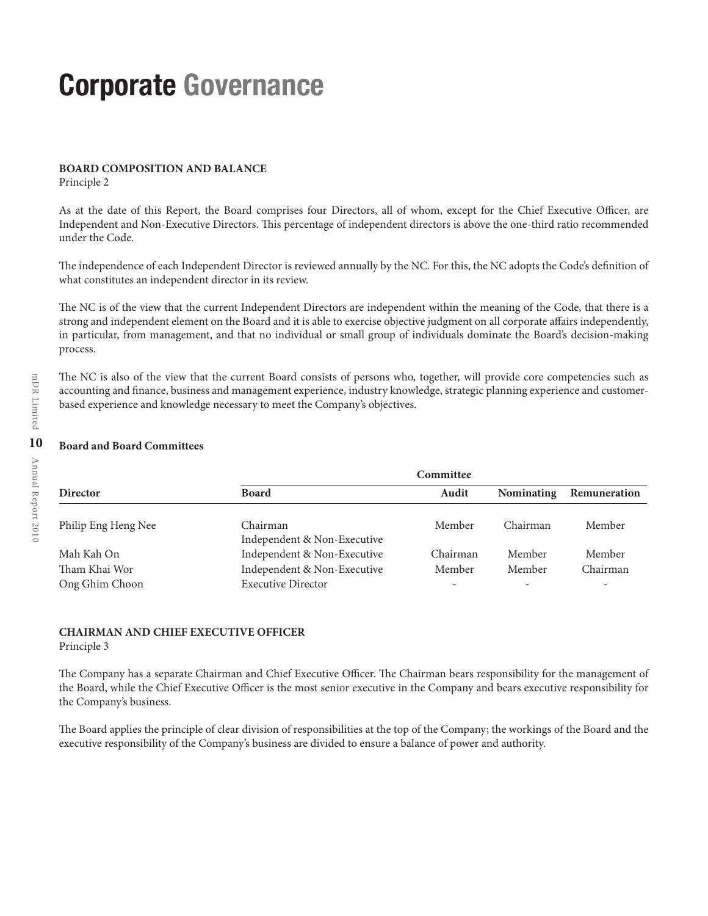# Corporate Governance

**BOARD COMPOSITION AND BALANCE**

Principle 2

As at the date of this Report, the Board comprises four Directors, all of whom, except for the Chief Executive Officer, are Independent and Non-Executive Directors. This percentage of independent directors is above the one-third ratio recommended under the Code.

The independence of each Independent Director is reviewed annually by the NC. For this, the NC adopts the Code's definition of what constitutes an independent director in its review.

The NC is of the view that the current Independent Directors are independent within the meaning of the Code, that there is a strong and independent element on the Board and it is able to exercise objective judgment on all corporate affairs independently, in particular, from management, and that no individual or small group of individuals dominate the Board's decision-making process.

The NC is also of the view that the current Board consists of persons who, together, will provide core competencies such as accounting and finance, business and management experience, industry knowledge, strategic planning experience and customer-based experience and knowledge necessary to meet the Company's objectives.

**Board and Board Committees**

| | | Committee | | |
|---|---|---|---|---|
| **Director** | **Board** | **Audit** | **Nominating** | **Remuneration** |
| Philip Eng Heng Nee | Chairman<br>Independent & Non-Executive | Member | Chairman | Member |
| Mah Kah On | Independent & Non-Executive | Chairman | Member | Member |
| Tham Khai Wor | Independent & Non-Executive | Member | Member | Chairman |
| Ong Ghim Choon | Executive Director | - | - | - |

**CHAIRMAN AND CHIEF EXECUTIVE OFFICER**

Principle 3

The Company has a separate Chairman and Chief Executive Officer. The Chairman bears responsibility for the management of the Board, while the Chief Executive Officer is the most senior executive in the Company and bears executive responsibility for the Company's business.

The Board applies the principle of clear division of responsibilities at the top of the Company; the workings of the Board and the executive responsibility of the Company's business are divided to ensure a balance of power and authority.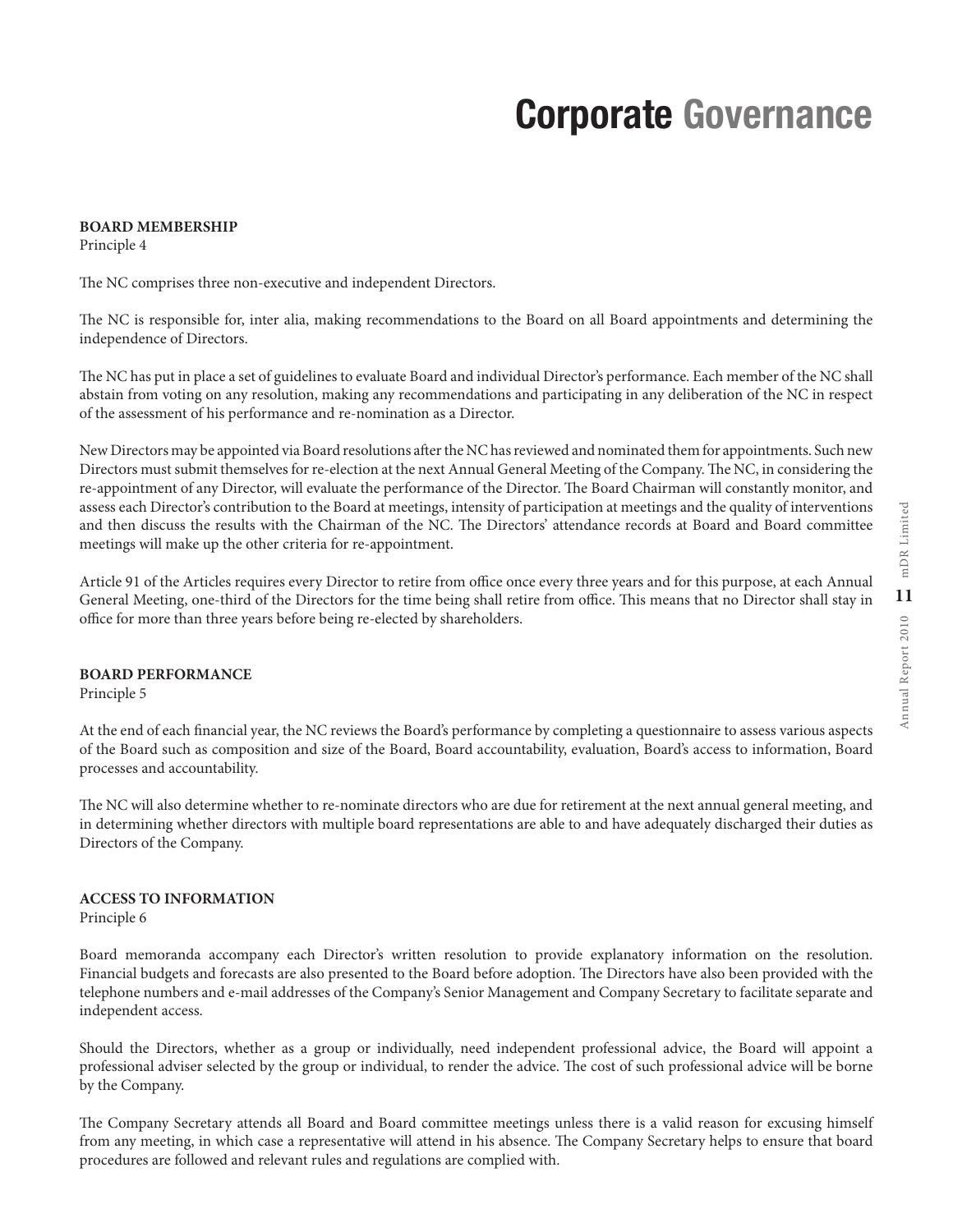# Corporate Governance

**BOARD MEMBERSHIP**
Principle 4

The NC comprises three non-executive and independent Directors.

The NC is responsible for, inter alia, making recommendations to the Board on all Board appointments and determining the independence of Directors.

The NC has put in place a set of guidelines to evaluate Board and individual Director's performance. Each member of the NC shall abstain from voting on any resolution, making any recommendations and participating in any deliberation of the NC in respect of the assessment of his performance and re-nomination as a Director.

New Directors may be appointed via Board resolutions after the NC has reviewed and nominated them for appointments. Such new Directors must submit themselves for re-election at the next Annual General Meeting of the Company. The NC, in considering the re-appointment of any Director, will evaluate the performance of the Director. The Board Chairman will constantly monitor, and assess each Director's contribution to the Board at meetings, intensity of participation at meetings and the quality of interventions and then discuss the results with the Chairman of the NC. The Directors' attendance records at Board and Board committee meetings will make up the other criteria for re-appointment.

Article 91 of the Articles requires every Director to retire from office once every three years and for this purpose, at each Annual General Meeting, one-third of the Directors for the time being shall retire from office. This means that no Director shall stay in office for more than three years before being re-elected by shareholders.

**BOARD PERFORMANCE**
Principle 5

At the end of each financial year, the NC reviews the Board's performance by completing a questionnaire to assess various aspects of the Board such as composition and size of the Board, Board accountability, evaluation, Board's access to information, Board processes and accountability.

The NC will also determine whether to re-nominate directors who are due for retirement at the next annual general meeting, and in determining whether directors with multiple board representations are able to and have adequately discharged their duties as Directors of the Company.

**ACCESS TO INFORMATION**
Principle 6

Board memoranda accompany each Director's written resolution to provide explanatory information on the resolution. Financial budgets and forecasts are also presented to the Board before adoption. The Directors have also been provided with the telephone numbers and e-mail addresses of the Company's Senior Management and Company Secretary to facilitate separate and independent access.

Should the Directors, whether as a group or individually, need independent professional advice, the Board will appoint a professional adviser selected by the group or individual, to render the advice. The cost of such professional advice will be borne by the Company.

The Company Secretary attends all Board and Board committee meetings unless there is a valid reason for excusing himself from any meeting, in which case a representative will attend in his absence. The Company Secretary helps to ensure that board procedures are followed and relevant rules and regulations are complied with.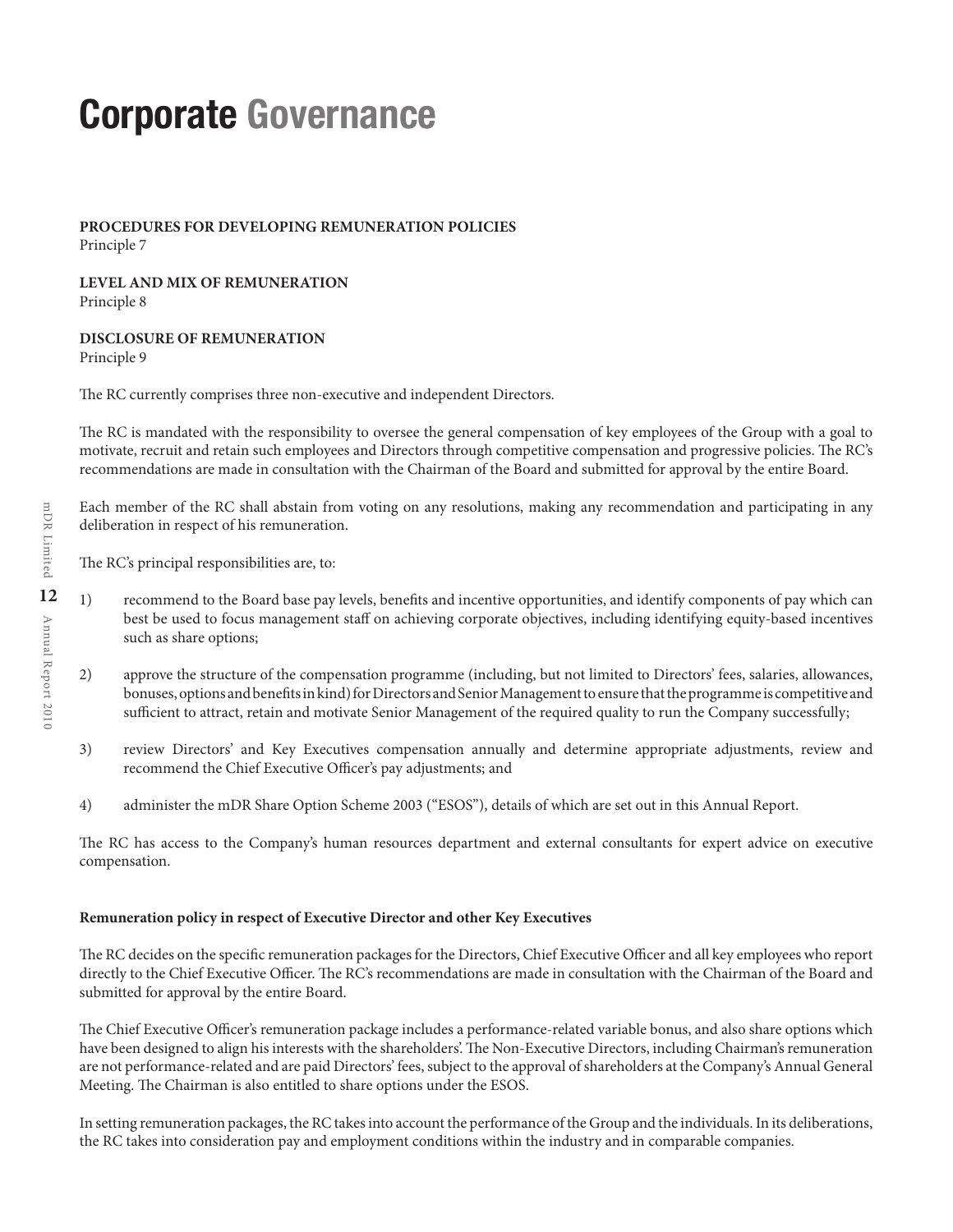# Corporate Governance

**PROCEDURES FOR DEVELOPING REMUNERATION POLICIES**
Principle 7

**LEVEL AND MIX OF REMUNERATION**
Principle 8

**DISCLOSURE OF REMUNERATION**
Principle 9

The RC currently comprises three non-executive and independent Directors.

The RC is mandated with the responsibility to oversee the general compensation of key employees of the Group with a goal to motivate, recruit and retain such employees and Directors through competitive compensation and progressive policies. The RC's recommendations are made in consultation with the Chairman of the Board and submitted for approval by the entire Board.

Each member of the RC shall abstain from voting on any resolutions, making any recommendation and participating in any deliberation in respect of his remuneration.

The RC's principal responsibilities are, to:

1) recommend to the Board base pay levels, benefits and incentive opportunities, and identify components of pay which can best be used to focus management staff on achieving corporate objectives, including identifying equity-based incentives such as share options;

2) approve the structure of the compensation programme (including, but not limited to Directors' fees, salaries, allowances, bonuses, options and benefits in kind) for Directors and Senior Management to ensure that the programme is competitive and sufficient to attract, retain and motivate Senior Management of the required quality to run the Company successfully;

3) review Directors' and Key Executives compensation annually and determine appropriate adjustments, review and recommend the Chief Executive Officer's pay adjustments; and

4) administer the mDR Share Option Scheme 2003 ("ESOS"), details of which are set out in this Annual Report.

The RC has access to the Company's human resources department and external consultants for expert advice on executive compensation.

**Remuneration policy in respect of Executive Director and other Key Executives**

The RC decides on the specific remuneration packages for the Directors, Chief Executive Officer and all key employees who report directly to the Chief Executive Officer. The RC's recommendations are made in consultation with the Chairman of the Board and submitted for approval by the entire Board.

The Chief Executive Officer's remuneration package includes a performance-related variable bonus, and also share options which have been designed to align his interests with the shareholders'. The Non-Executive Directors, including Chairman's remuneration are not performance-related and are paid Directors' fees, subject to the approval of shareholders at the Company's Annual General Meeting. The Chairman is also entitled to share options under the ESOS.

In setting remuneration packages, the RC takes into account the performance of the Group and the individuals. In its deliberations, the RC takes into consideration pay and employment conditions within the industry and in comparable companies.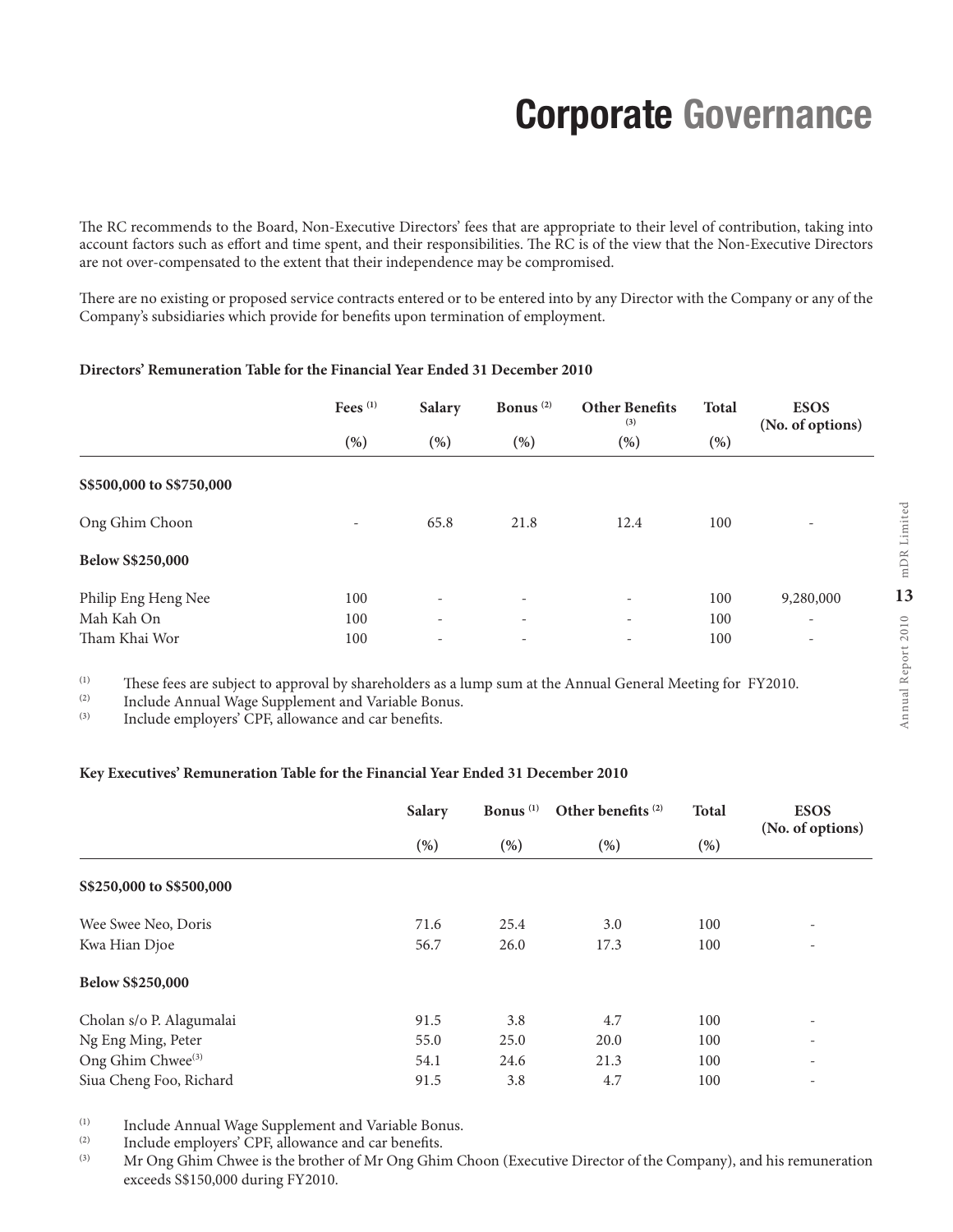# Corporate Governance

The RC recommends to the Board, Non-Executive Directors' fees that are appropriate to their level of contribution, taking into account factors such as effort and time spent, and their responsibilities. The RC is of the view that the Non-Executive Directors are not over-compensated to the extent that their independence may be compromised.

There are no existing or proposed service contracts entered or to be entered into by any Director with the Company or any of the Company's subsidiaries which provide for benefits upon termination of employment.

**Directors' Remuneration Table for the Financial Year Ended 31 December 2010**

| | Fees [(1)] (%) | Salary (%) | Bonus [(2)] (%) | Other Benefits [(3)] (%) | Total (%) | ESOS (No. of options) |
|---|---|---|---|---|---|---|
| **S$500,000 to S$750,000** | | | | | | |
| Ong Ghim Choon | - | 65.8 | 21.8 | 12.4 | 100 | - |
| **Below S$250,000** | | | | | | |
| Philip Eng Heng Nee | 100 | - | - | - | 100 | 9,280,000 |
| Mah Kah On | 100 | - | - | - | 100 | - |
| Tham Khai Wor | 100 | - | - | - | 100 | - |

(1) These fees are subject to approval by shareholders as a lump sum at the Annual General Meeting for FY2010.
(2) Include Annual Wage Supplement and Variable Bonus.
(3) Include employers' CPF, allowance and car benefits.

**Key Executives' Remuneration Table for the Financial Year Ended 31 December 2010**

| | Salary (%) | Bonus [(1)] (%) | Other benefits [(2)] (%) | Total (%) | ESOS (No. of options) |
|---|---|---|---|---|---|
| **S$250,000 to S$500,000** | | | | | |
| Wee Swee Neo, Doris | 71.6 | 25.4 | 3.0 | 100 | - |
| Kwa Hian Djoe | 56.7 | 26.0 | 17.3 | 100 | - |
| **Below S$250,000** | | | | | |
| Cholan s/o P. Alagumalai | 91.5 | 3.8 | 4.7 | 100 | - |
| Ng Eng Ming, Peter | 55.0 | 25.0 | 20.0 | 100 | - |
| Ong Ghim Chwee[(3)] | 54.1 | 24.6 | 21.3 | 100 | - |
| Siua Cheng Foo, Richard | 91.5 | 3.8 | 4.7 | 100 | - |

(1) Include Annual Wage Supplement and Variable Bonus.
(2) Include employers' CPF, allowance and car benefits.
(3) Mr Ong Ghim Chwee is the brother of Mr Ong Ghim Choon (Executive Director of the Company), and his remuneration exceeds S$150,000 during FY2010.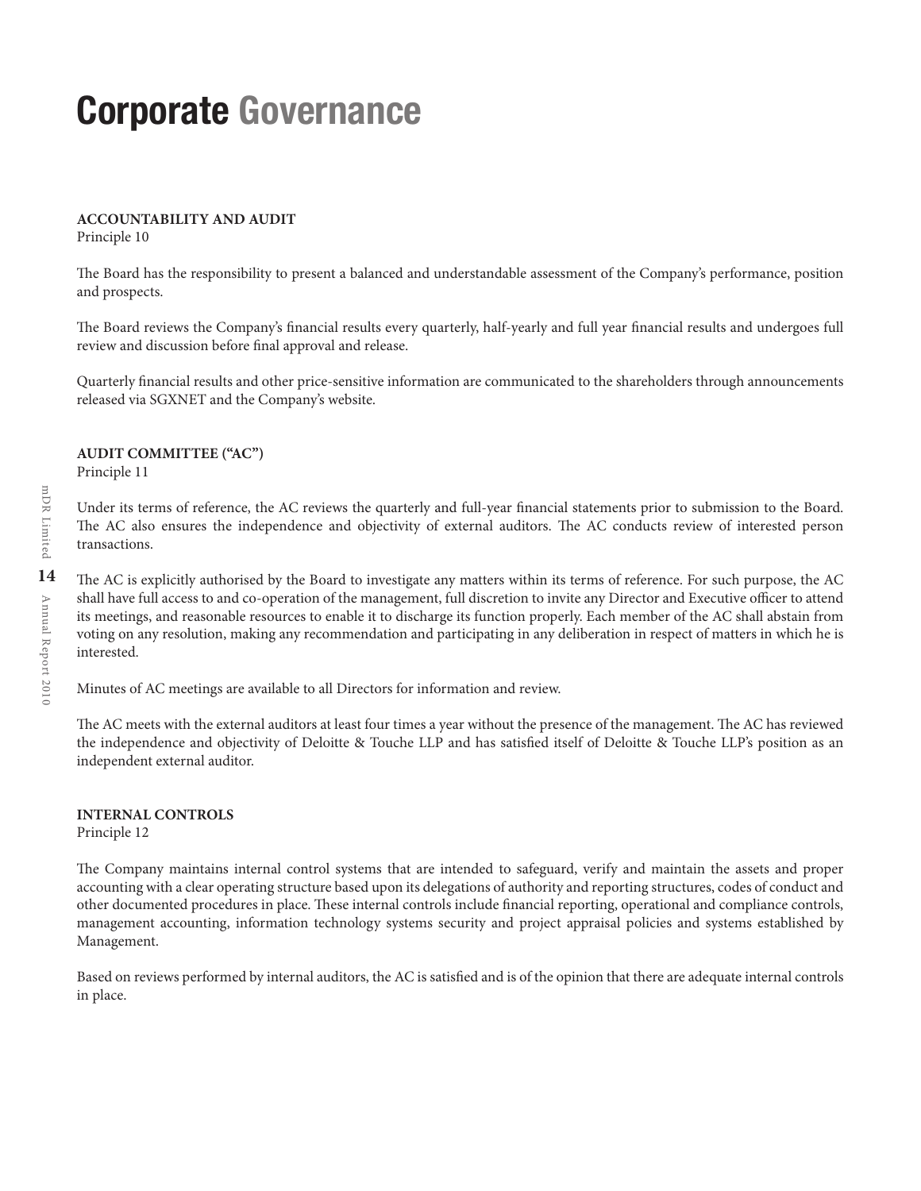# Corporate Governance

**ACCOUNTABILITY AND AUDIT**
Principle 10

The Board has the responsibility to present a balanced and understandable assessment of the Company's performance, position and prospects.

The Board reviews the Company's financial results every quarterly, half-yearly and full year financial results and undergoes full review and discussion before final approval and release.

Quarterly financial results and other price-sensitive information are communicated to the shareholders through announcements released via SGXNET and the Company's website.

**AUDIT COMMITTEE ("AC")**
Principle 11

Under its terms of reference, the AC reviews the quarterly and full-year financial statements prior to submission to the Board. The AC also ensures the independence and objectivity of external auditors. The AC conducts review of interested person transactions.

The AC is explicitly authorised by the Board to investigate any matters within its terms of reference. For such purpose, the AC shall have full access to and co-operation of the management, full discretion to invite any Director and Executive officer to attend its meetings, and reasonable resources to enable it to discharge its function properly. Each member of the AC shall abstain from voting on any resolution, making any recommendation and participating in any deliberation in respect of matters in which he is interested.

Minutes of AC meetings are available to all Directors for information and review.

The AC meets with the external auditors at least four times a year without the presence of the management. The AC has reviewed the independence and objectivity of Deloitte & Touche LLP and has satisfied itself of Deloitte & Touche LLP's position as an independent external auditor.

**INTERNAL CONTROLS**
Principle 12

The Company maintains internal control systems that are intended to safeguard, verify and maintain the assets and proper accounting with a clear operating structure based upon its delegations of authority and reporting structures, codes of conduct and other documented procedures in place. These internal controls include financial reporting, operational and compliance controls, management accounting, information technology systems security and project appraisal policies and systems established by Management.

Based on reviews performed by internal auditors, the AC is satisfied and is of the opinion that there are adequate internal controls in place.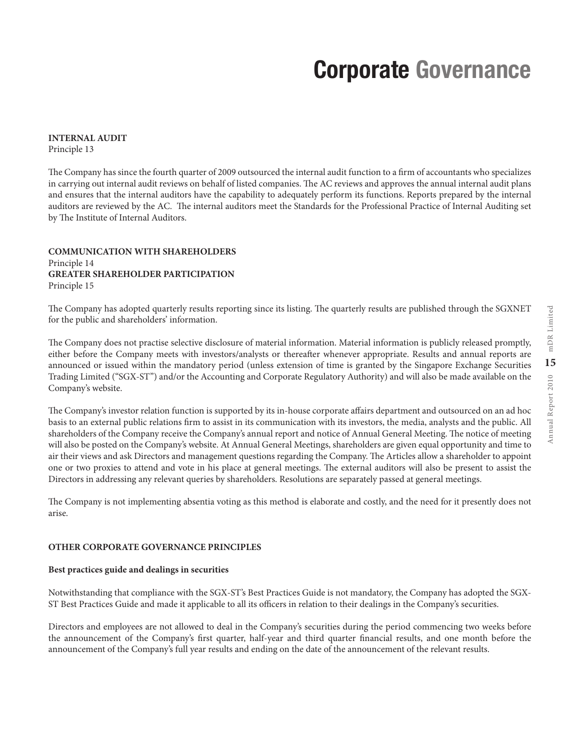# Corporate Governance

**INTERNAL AUDIT**
Principle 13

The Company has since the fourth quarter of 2009 outsourced the internal audit function to a firm of accountants who specializes in carrying out internal audit reviews on behalf of listed companies. The AC reviews and approves the annual internal audit plans and ensures that the internal auditors have the capability to adequately perform its functions. Reports prepared by the internal auditors are reviewed by the AC. The internal auditors meet the Standards for the Professional Practice of Internal Auditing set by The Institute of Internal Auditors.

**COMMUNICATION WITH SHAREHOLDERS**
Principle 14
**GREATER SHAREHOLDER PARTICIPATION**
Principle 15

The Company has adopted quarterly results reporting since its listing. The quarterly results are published through the SGXNET for the public and shareholders' information.

The Company does not practise selective disclosure of material information. Material information is publicly released promptly, either before the Company meets with investors/analysts or thereafter whenever appropriate. Results and annual reports are announced or issued within the mandatory period (unless extension of time is granted by the Singapore Exchange Securities Trading Limited ("SGX-ST") and/or the Accounting and Corporate Regulatory Authority) and will also be made available on the Company's website.

The Company's investor relation function is supported by its in-house corporate affairs department and outsourced on an ad hoc basis to an external public relations firm to assist in its communication with its investors, the media, analysts and the public. All shareholders of the Company receive the Company's annual report and notice of Annual General Meeting. The notice of meeting will also be posted on the Company's website. At Annual General Meetings, shareholders are given equal opportunity and time to air their views and ask Directors and management questions regarding the Company. The Articles allow a shareholder to appoint one or two proxies to attend and vote in his place at general meetings. The external auditors will also be present to assist the Directors in addressing any relevant queries by shareholders. Resolutions are separately passed at general meetings.

The Company is not implementing absentia voting as this method is elaborate and costly, and the need for it presently does not arise.

**OTHER CORPORATE GOVERNANCE PRINCIPLES**

**Best practices guide and dealings in securities**

Notwithstanding that compliance with the SGX-ST's Best Practices Guide is not mandatory, the Company has adopted the SGX-ST Best Practices Guide and made it applicable to all its officers in relation to their dealings in the Company's securities.

Directors and employees are not allowed to deal in the Company's securities during the period commencing two weeks before the announcement of the Company's first quarter, half-year and third quarter financial results, and one month before the announcement of the Company's full year results and ending on the date of the announcement of the relevant results.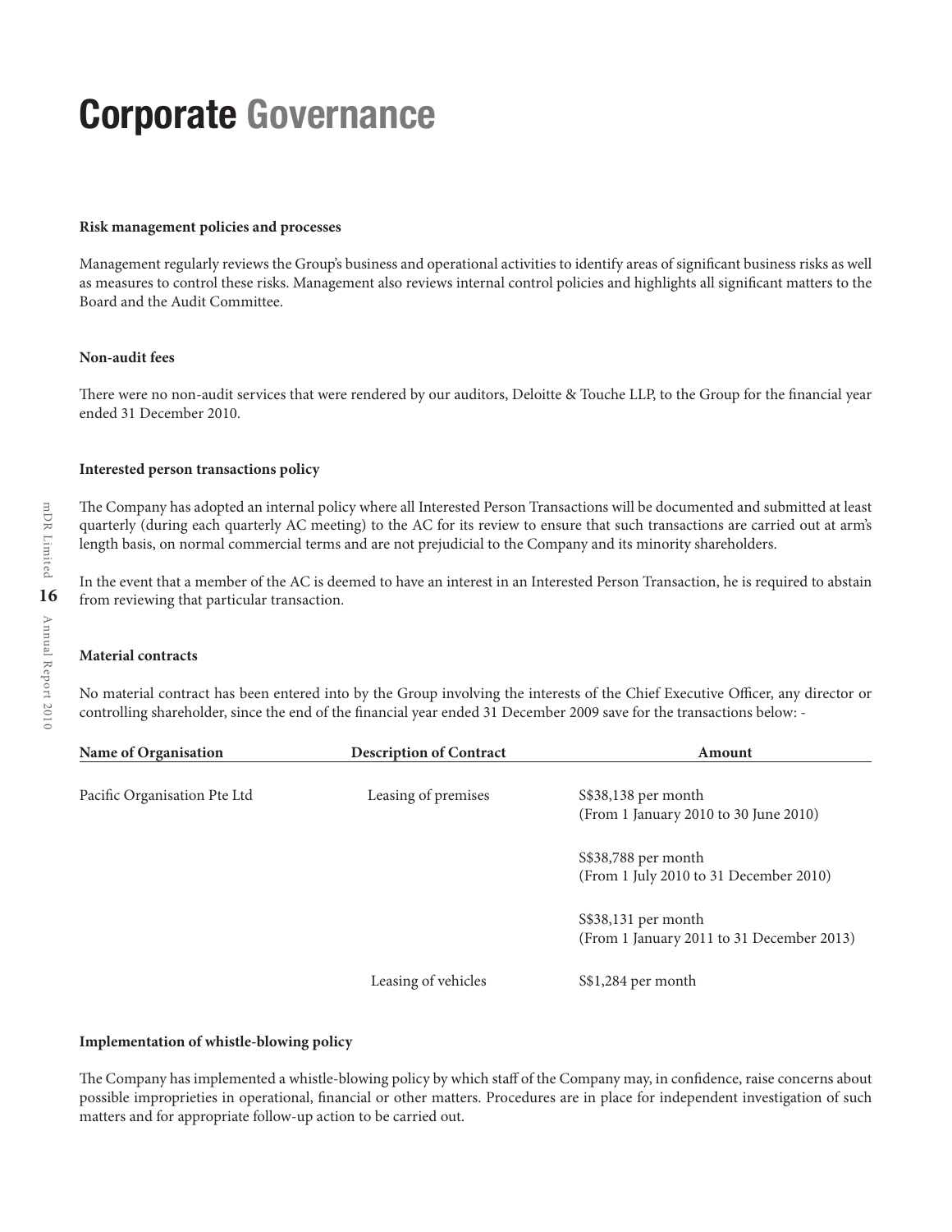# Corporate Governance

**Risk management policies and processes**

Management regularly reviews the Group's business and operational activities to identify areas of significant business risks as well as measures to control these risks. Management also reviews internal control policies and highlights all significant matters to the Board and the Audit Committee.

**Non-audit fees**

There were no non-audit services that were rendered by our auditors, Deloitte & Touche LLP, to the Group for the financial year ended 31 December 2010.

**Interested person transactions policy**

The Company has adopted an internal policy where all Interested Person Transactions will be documented and submitted at least quarterly (during each quarterly AC meeting) to the AC for its review to ensure that such transactions are carried out at arm's length basis, on normal commercial terms and are not prejudicial to the Company and its minority shareholders.

In the event that a member of the AC is deemed to have an interest in an Interested Person Transaction, he is required to abstain from reviewing that particular transaction.

**Material contracts**

No material contract has been entered into by the Group involving the interests of the Chief Executive Officer, any director or controlling shareholder, since the end of the financial year ended 31 December 2009 save for the transactions below: -

| Name of Organisation | Description of Contract | Amount |
|---|---|---|
| Pacific Organisation Pte Ltd | Leasing of premises | S$38,138 per month (From 1 January 2010 to 30 June 2010) |
| | | S$38,788 per month (From 1 July 2010 to 31 December 2010) |
| | | S$38,131 per month (From 1 January 2011 to 31 December 2013) |
| | Leasing of vehicles | S$1,284 per month |

**Implementation of whistle-blowing policy**

The Company has implemented a whistle-blowing policy by which staff of the Company may, in confidence, raise concerns about possible improprieties in operational, financial or other matters. Procedures are in place for independent investigation of such matters and for appropriate follow-up action to be carried out.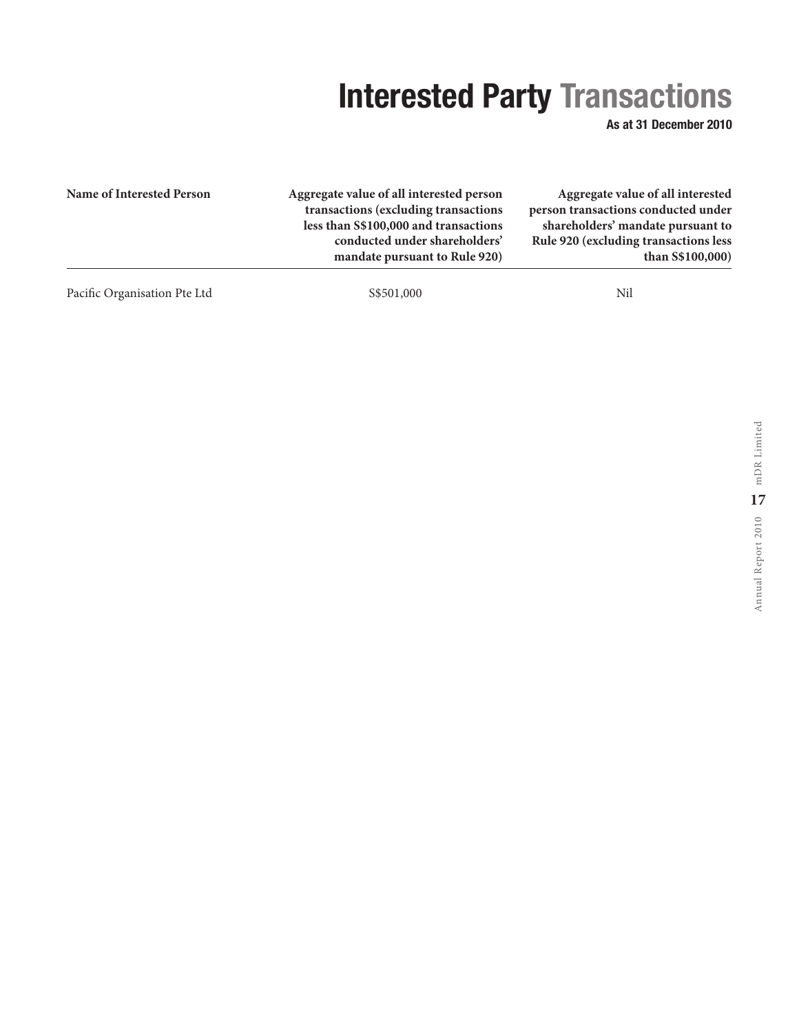# Interested Party Transactions

**As at 31 December 2010**

| Name of Interested Person | Aggregate value of all interested person transactions (excluding transactions less than S$100,000 and transactions conducted under shareholders' mandate pursuant to Rule 920) | Aggregate value of all interested person transactions conducted under shareholders' mandate pursuant to Rule 920 (excluding transactions less than S$100,000) |
|---|---|---|
| Pacific Organisation Pte Ltd | S$501,000 | Nil |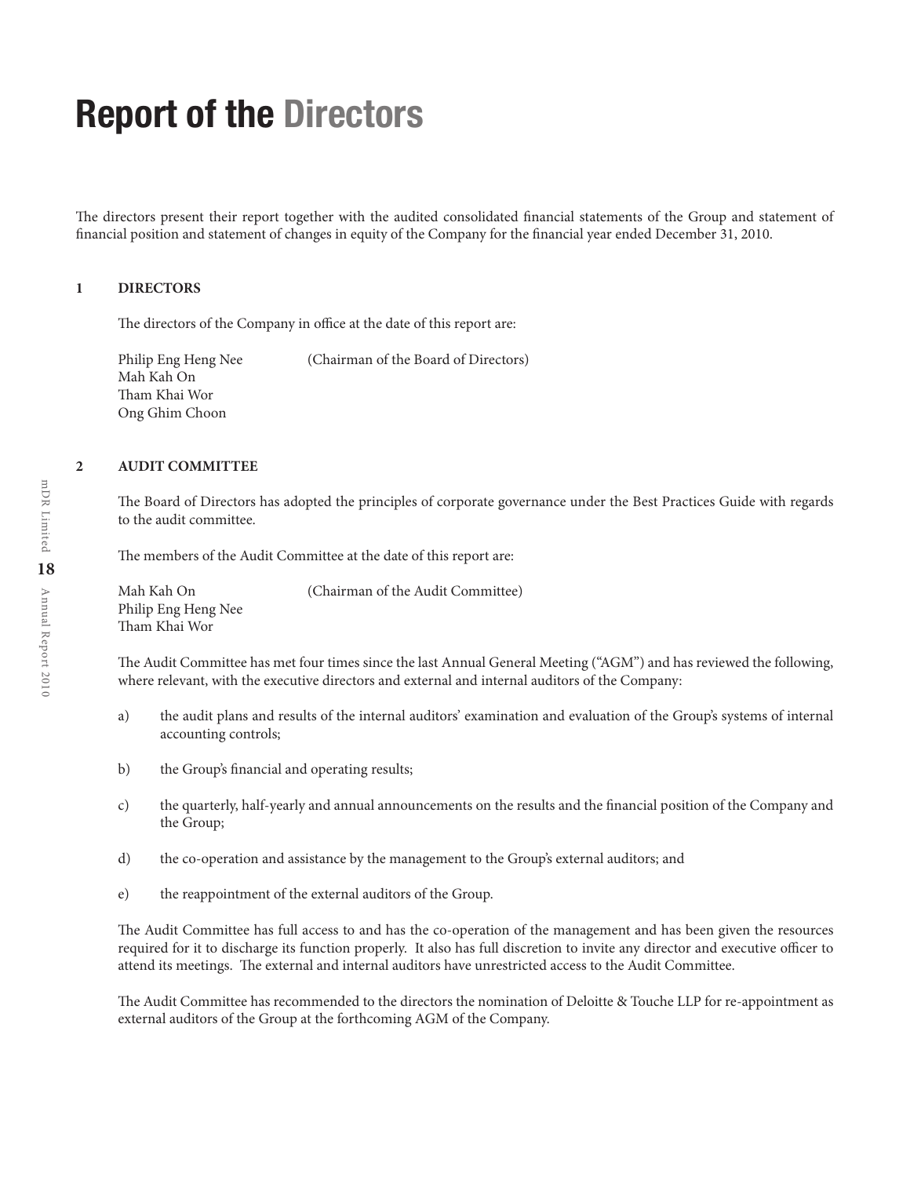# Report of the Directors

The directors present their report together with the audited consolidated financial statements of the Group and statement of financial position and statement of changes in equity of the Company for the financial year ended December 31, 2010.

## 1 DIRECTORS

The directors of the Company in office at the date of this report are:

Philip Eng Heng Nee (Chairman of the Board of Directors)
Mah Kah On
Tham Khai Wor
Ong Ghim Choon

## 2 AUDIT COMMITTEE

The Board of Directors has adopted the principles of corporate governance under the Best Practices Guide with regards to the audit committee.

The members of the Audit Committee at the date of this report are:

Mah Kah On (Chairman of the Audit Committee)
Philip Eng Heng Nee
Tham Khai Wor

The Audit Committee has met four times since the last Annual General Meeting ("AGM") and has reviewed the following, where relevant, with the executive directors and external and internal auditors of the Company:

a) the audit plans and results of the internal auditors' examination and evaluation of the Group's systems of internal accounting controls;

b) the Group's financial and operating results;

c) the quarterly, half-yearly and annual announcements on the results and the financial position of the Company and the Group;

d) the co-operation and assistance by the management to the Group's external auditors; and

e) the reappointment of the external auditors of the Group.

The Audit Committee has full access to and has the co-operation of the management and has been given the resources required for it to discharge its function properly. It also has full discretion to invite any director and executive officer to attend its meetings. The external and internal auditors have unrestricted access to the Audit Committee.

The Audit Committee has recommended to the directors the nomination of Deloitte & Touche LLP for re-appointment as external auditors of the Group at the forthcoming AGM of the Company.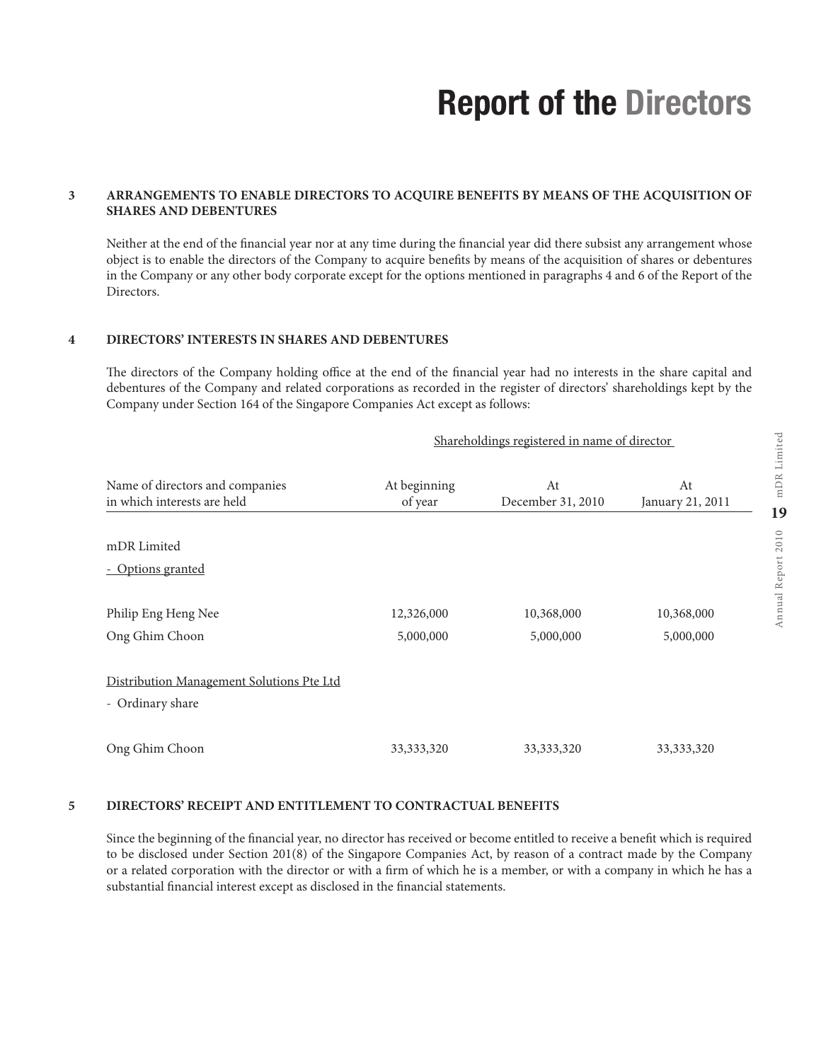# Report of the Directors

**3 ARRANGEMENTS TO ENABLE DIRECTORS TO ACQUIRE BENEFITS BY MEANS OF THE ACQUISITION OF SHARES AND DEBENTURES**

Neither at the end of the financial year nor at any time during the financial year did there subsist any arrangement whose object is to enable the directors of the Company to acquire benefits by means of the acquisition of shares or debentures in the Company or any other body corporate except for the options mentioned in paragraphs 4 and 6 of the Report of the Directors.

**4 DIRECTORS' INTERESTS IN SHARES AND DEBENTURES**

The directors of the Company holding office at the end of the financial year had no interests in the share capital and debentures of the Company and related corporations as recorded in the register of directors' shareholdings kept by the Company under Section 164 of the Singapore Companies Act except as follows:

| | Shareholdings registered in name of director | | |
|---|---|---|---|
| Name of directors and companies in which interests are held | At beginning of year | At December 31, 2010 | At January 21, 2011 |
| mDR Limited | | | |
| - Options granted | | | |
| Philip Eng Heng Nee | 12,326,000 | 10,368,000 | 10,368,000 |
| Ong Ghim Choon | 5,000,000 | 5,000,000 | 5,000,000 |
| Distribution Management Solutions Pte Ltd | | | |
| - Ordinary share | | | |
| Ong Ghim Choon | 33,333,320 | 33,333,320 | 33,333,320 |

**5 DIRECTORS' RECEIPT AND ENTITLEMENT TO CONTRACTUAL BENEFITS**

Since the beginning of the financial year, no director has received or become entitled to receive a benefit which is required to be disclosed under Section 201(8) of the Singapore Companies Act, by reason of a contract made by the Company or a related corporation with the director or with a firm of which he is a member, or with a company in which he has a substantial financial interest except as disclosed in the financial statements.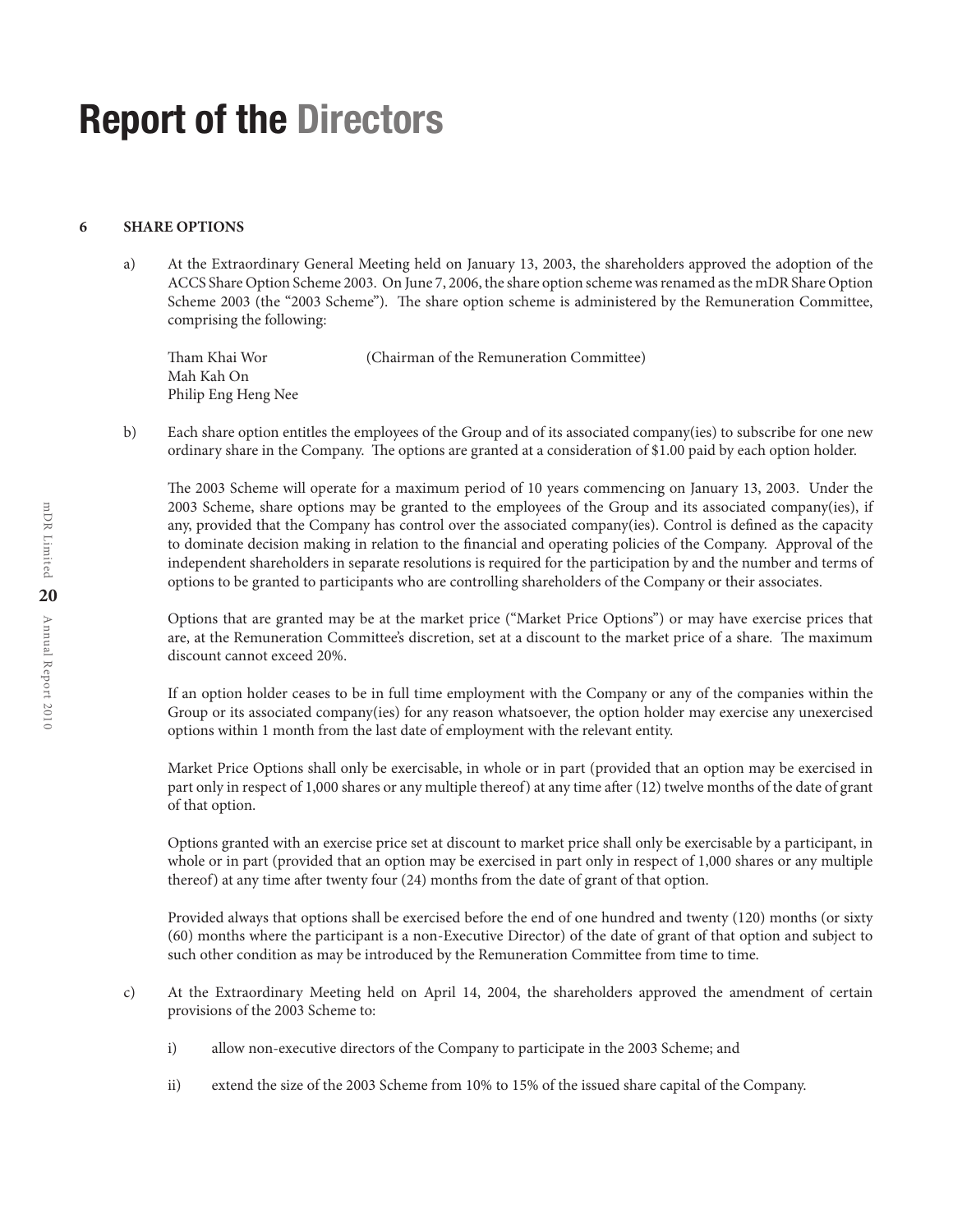# Report of the Directors

## 6 SHARE OPTIONS

a) At the Extraordinary General Meeting held on January 13, 2003, the shareholders approved the adoption of the ACCS Share Option Scheme 2003. On June 7, 2006, the share option scheme was renamed as the mDR Share Option Scheme 2003 (the "2003 Scheme"). The share option scheme is administered by the Remuneration Committee, comprising the following:

   Tham Khai Wor (Chairman of the Remuneration Committee)
   Mah Kah On
   Philip Eng Heng Nee

b) Each share option entitles the employees of the Group and of its associated company(ies) to subscribe for one new ordinary share in the Company. The options are granted at a consideration of $1.00 paid by each option holder.

   The 2003 Scheme will operate for a maximum period of 10 years commencing on January 13, 2003. Under the 2003 Scheme, share options may be granted to the employees of the Group and its associated company(ies), if any, provided that the Company has control over the associated company(ies). Control is defined as the capacity to dominate decision making in relation to the financial and operating policies of the Company. Approval of the independent shareholders in separate resolutions is required for the participation by and the number and terms of options to be granted to participants who are controlling shareholders of the Company or their associates.

   Options that are granted may be at the market price ("Market Price Options") or may have exercise prices that are, at the Remuneration Committee's discretion, set at a discount to the market price of a share. The maximum discount cannot exceed 20%.

   If an option holder ceases to be in full time employment with the Company or any of the companies within the Group or its associated company(ies) for any reason whatsoever, the option holder may exercise any unexercised options within 1 month from the last date of employment with the relevant entity.

   Market Price Options shall only be exercisable, in whole or in part (provided that an option may be exercised in part only in respect of 1,000 shares or any multiple thereof) at any time after (12) twelve months of the date of grant of that option.

   Options granted with an exercise price set at discount to market price shall only be exercisable by a participant, in whole or in part (provided that an option may be exercised in part only in respect of 1,000 shares or any multiple thereof) at any time after twenty four (24) months from the date of grant of that option.

   Provided always that options shall be exercised before the end of one hundred and twenty (120) months (or sixty (60) months where the participant is a non-Executive Director) of the date of grant of that option and subject to such other condition as may be introduced by the Remuneration Committee from time to time.

c) At the Extraordinary Meeting held on April 14, 2004, the shareholders approved the amendment of certain provisions of the 2003 Scheme to:

   i) allow non-executive directors of the Company to participate in the 2003 Scheme; and

   ii) extend the size of the 2003 Scheme from 10% to 15% of the issued share capital of the Company.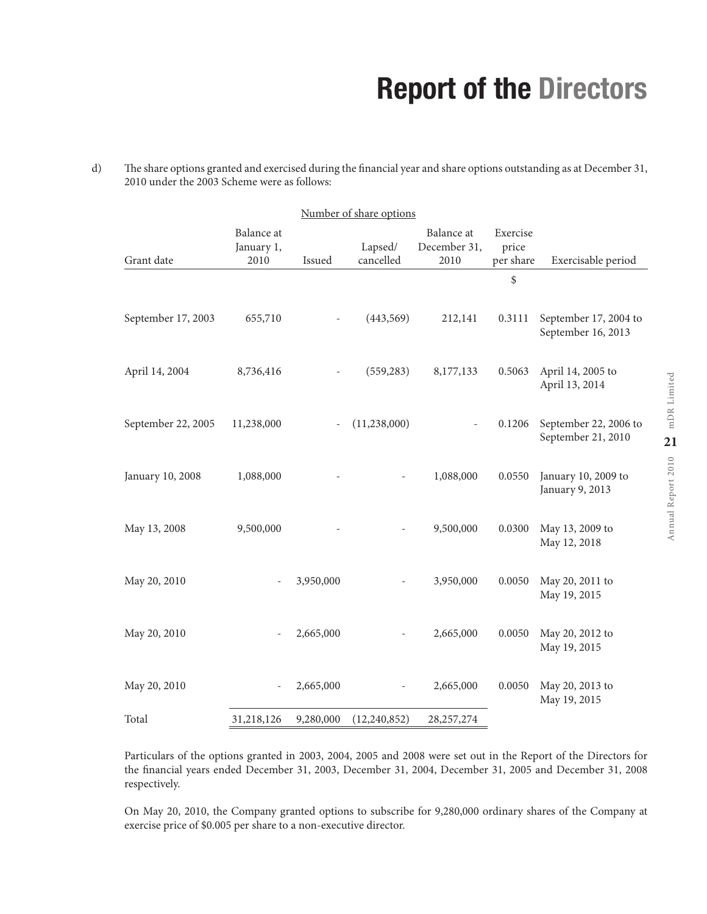# Report of the Directors

d) The share options granted and exercised during the financial year and share options outstanding as at December 31, 2010 under the 2003 Scheme were as follows:

| | Number of share options | | | | | |
|---|---|---|---|---|---|---|
| Grant date | Balance at January 1, 2010 | Issued | Lapsed/ cancelled | Balance at December 31, 2010 | Exercise price per share | Exercisable period |
| | | | | | $ | |
| September 17, 2003 | 655,710 | - | (443,569) | 212,141 | 0.3111 | September 17, 2004 to September 16, 2013 |
| April 14, 2004 | 8,736,416 | - | (559,283) | 8,177,133 | 0.5063 | April 14, 2005 to April 13, 2014 |
| September 22, 2005 | 11,238,000 | - | (11,238,000) | - | 0.1206 | September 22, 2006 to September 21, 2010 |
| January 10, 2008 | 1,088,000 | - | - | 1,088,000 | 0.0550 | January 10, 2009 to January 9, 2013 |
| May 13, 2008 | 9,500,000 | - | - | 9,500,000 | 0.0300 | May 13, 2009 to May 12, 2018 |
| May 20, 2010 | - | 3,950,000 | - | 3,950,000 | 0.0050 | May 20, 2011 to May 19, 2015 |
| May 20, 2010 | - | 2,665,000 | - | 2,665,000 | 0.0050 | May 20, 2012 to May 19, 2015 |
| May 20, 2010 | - | 2,665,000 | - | 2,665,000 | 0.0050 | May 20, 2013 to May 19, 2015 |
| Total | 31,218,126 | 9,280,000 | (12,240,852) | 28,257,274 | | |

Particulars of the options granted in 2003, 2004, 2005 and 2008 were set out in the Report of the Directors for the financial years ended December 31, 2003, December 31, 2004, December 31, 2005 and December 31, 2008 respectively.

On May 20, 2010, the Company granted options to subscribe for 9,280,000 ordinary shares of the Company at exercise price of $0.005 per share to a non-executive director.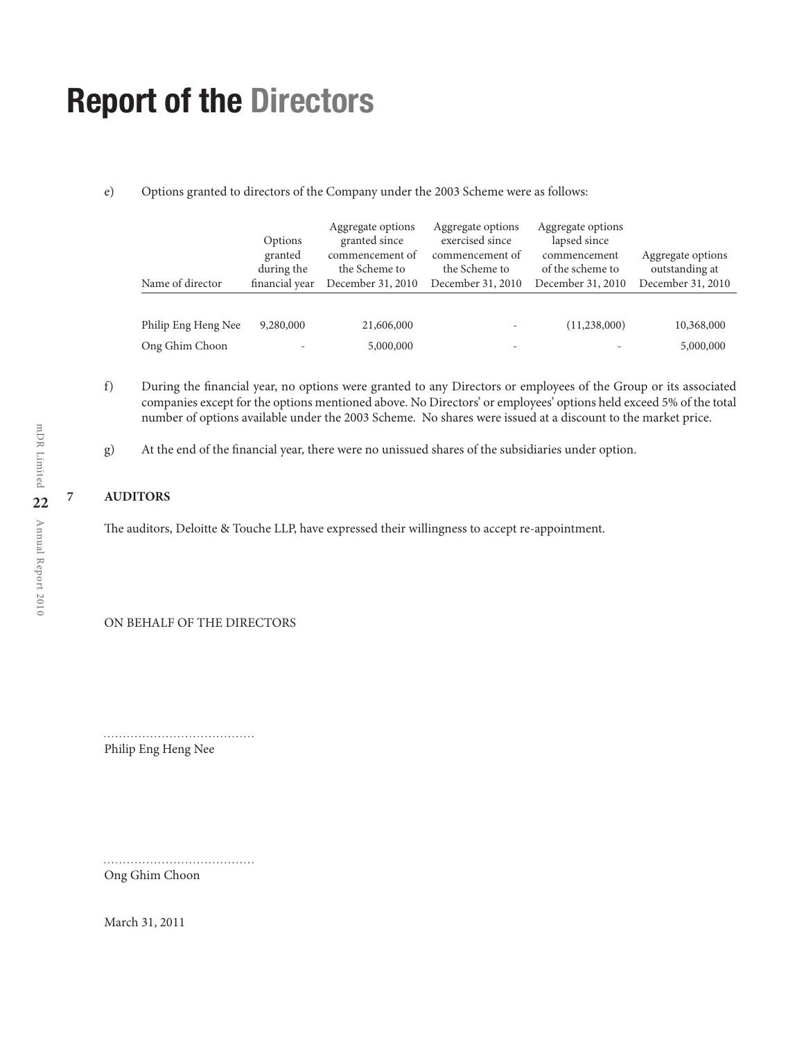# Report of the Directors

e) Options granted to directors of the Company under the 2003 Scheme were as follows:

| Name of director | Options granted during the financial year | Aggregate options granted since commencement of the Scheme to December 31, 2010 | Aggregate options exercised since commencement of the Scheme to December 31, 2010 | Aggregate options lapsed since commencement of the scheme to December 31, 2010 | Aggregate options outstanding at December 31, 2010 |
|---|---|---|---|---|---|
| Philip Eng Heng Nee | 9,280,000 | 21,606,000 | - | (11,238,000) | 10,368,000 |
| Ong Ghim Choon | - | 5,000,000 | - | - | 5,000,000 |

f) During the financial year, no options were granted to any Directors or employees of the Group or its associated companies except for the options mentioned above. No Directors' or employees' options held exceed 5% of the total number of options available under the 2003 Scheme. No shares were issued at a discount to the market price.

g) At the end of the financial year, there were no unissued shares of the subsidiaries under option.

**7 AUDITORS**

The auditors, Deloitte & Touche LLP, have expressed their willingness to accept re-appointment.

ON BEHALF OF THE DIRECTORS

.......................................
Philip Eng Heng Nee

.......................................
Ong Ghim Choon

March 31, 2011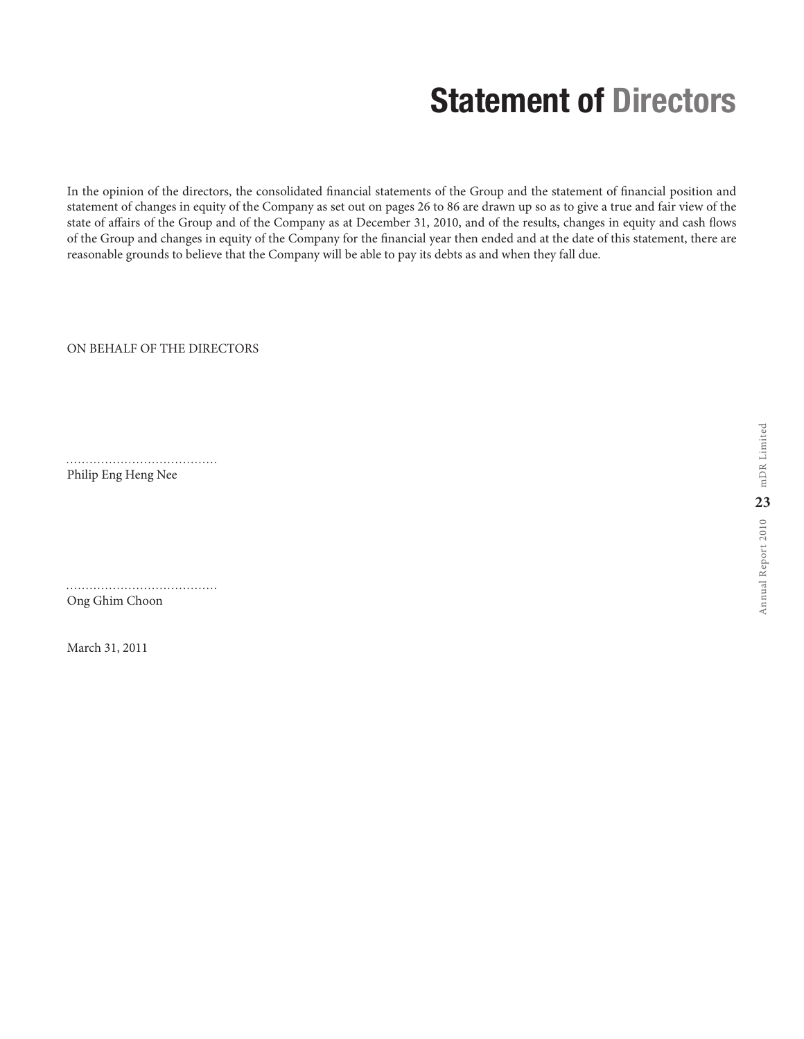# Statement of Directors

In the opinion of the directors, the consolidated financial statements of the Group and the statement of financial position and statement of changes in equity of the Company as set out on pages 26 to 86 are drawn up so as to give a true and fair view of the state of affairs of the Group and of the Company as at December 31, 2010, and of the results, changes in equity and cash flows of the Group and changes in equity of the Company for the financial year then ended and at the date of this statement, there are reasonable grounds to believe that the Company will be able to pay its debts as and when they fall due.

ON BEHALF OF THE DIRECTORS

......................................
Philip Eng Heng Nee

......................................
Ong Ghim Choon

March 31, 2011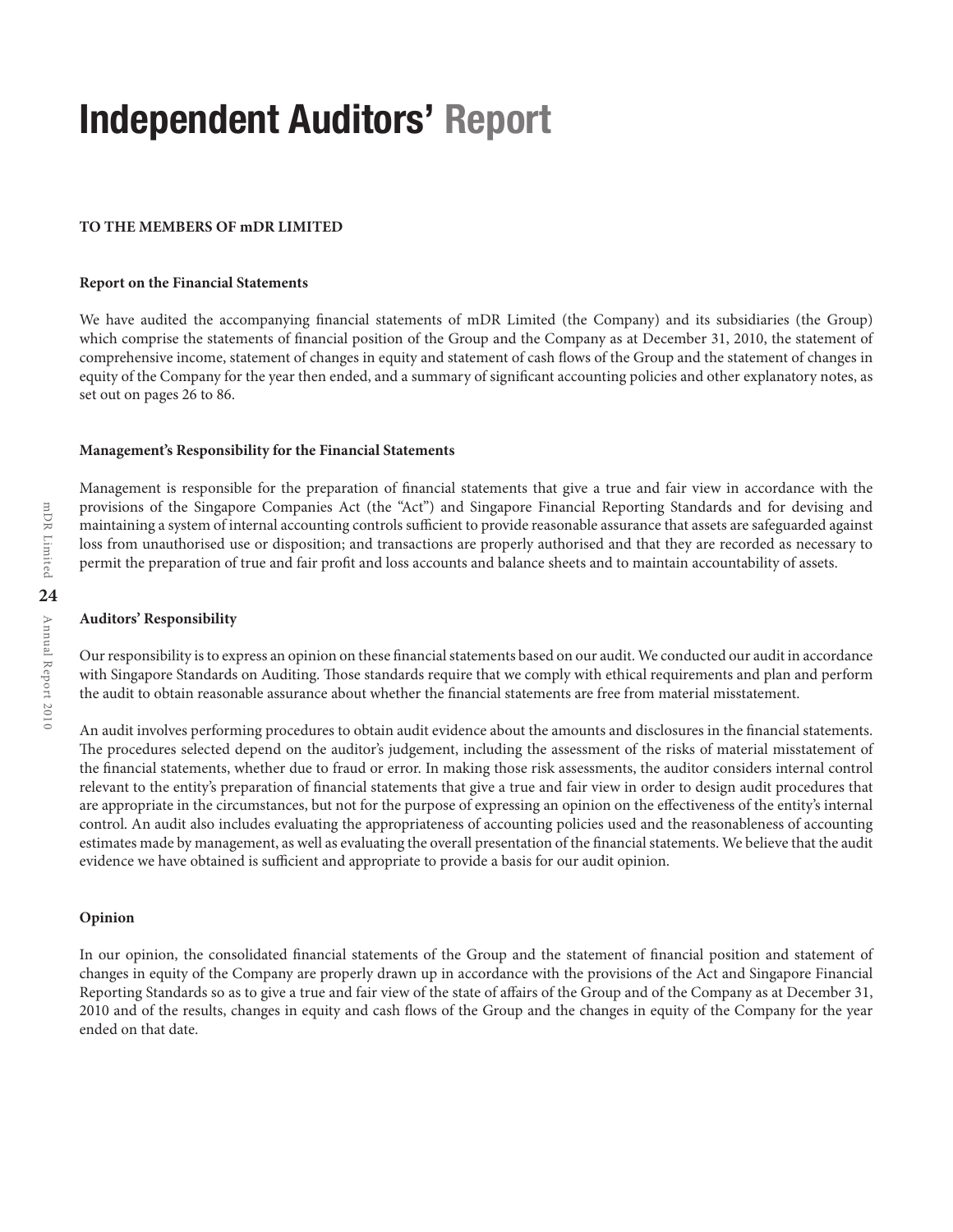# Independent Auditors' Report

**TO THE MEMBERS OF mDR LIMITED**

**Report on the Financial Statements**

We have audited the accompanying financial statements of mDR Limited (the Company) and its subsidiaries (the Group) which comprise the statements of financial position of the Group and the Company as at December 31, 2010, the statement of comprehensive income, statement of changes in equity and statement of cash flows of the Group and the statement of changes in equity of the Company for the year then ended, and a summary of significant accounting policies and other explanatory notes, as set out on pages 26 to 86.

**Management's Responsibility for the Financial Statements**

Management is responsible for the preparation of financial statements that give a true and fair view in accordance with the provisions of the Singapore Companies Act (the "Act") and Singapore Financial Reporting Standards and for devising and maintaining a system of internal accounting controls sufficient to provide reasonable assurance that assets are safeguarded against loss from unauthorised use or disposition; and transactions are properly authorised and that they are recorded as necessary to permit the preparation of true and fair profit and loss accounts and balance sheets and to maintain accountability of assets.

**Auditors' Responsibility**

Our responsibility is to express an opinion on these financial statements based on our audit. We conducted our audit in accordance with Singapore Standards on Auditing. Those standards require that we comply with ethical requirements and plan and perform the audit to obtain reasonable assurance about whether the financial statements are free from material misstatement.

An audit involves performing procedures to obtain audit evidence about the amounts and disclosures in the financial statements. The procedures selected depend on the auditor's judgement, including the assessment of the risks of material misstatement of the financial statements, whether due to fraud or error. In making those risk assessments, the auditor considers internal control relevant to the entity's preparation of financial statements that give a true and fair view in order to design audit procedures that are appropriate in the circumstances, but not for the purpose of expressing an opinion on the effectiveness of the entity's internal control. An audit also includes evaluating the appropriateness of accounting policies used and the reasonableness of accounting estimates made by management, as well as evaluating the overall presentation of the financial statements. We believe that the audit evidence we have obtained is sufficient and appropriate to provide a basis for our audit opinion.

**Opinion**

In our opinion, the consolidated financial statements of the Group and the statement of financial position and statement of changes in equity of the Company are properly drawn up in accordance with the provisions of the Act and Singapore Financial Reporting Standards so as to give a true and fair view of the state of affairs of the Group and of the Company as at December 31, 2010 and of the results, changes in equity and cash flows of the Group and the changes in equity of the Company for the year ended on that date.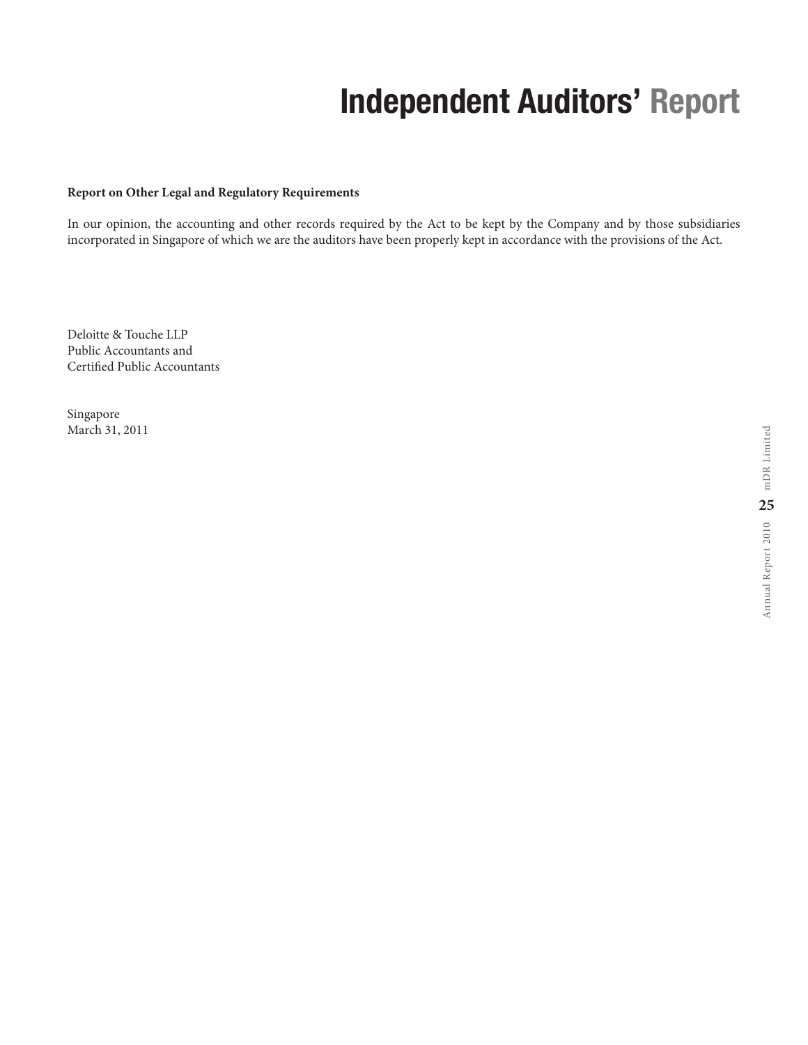# Independent Auditors' Report

**Report on Other Legal and Regulatory Requirements**

In our opinion, the accounting and other records required by the Act to be kept by the Company and by those subsidiaries incorporated in Singapore of which we are the auditors have been properly kept in accordance with the provisions of the Act.

Deloitte & Touche LLP  
Public Accountants and  
Certified Public Accountants

Singapore  
March 31, 2011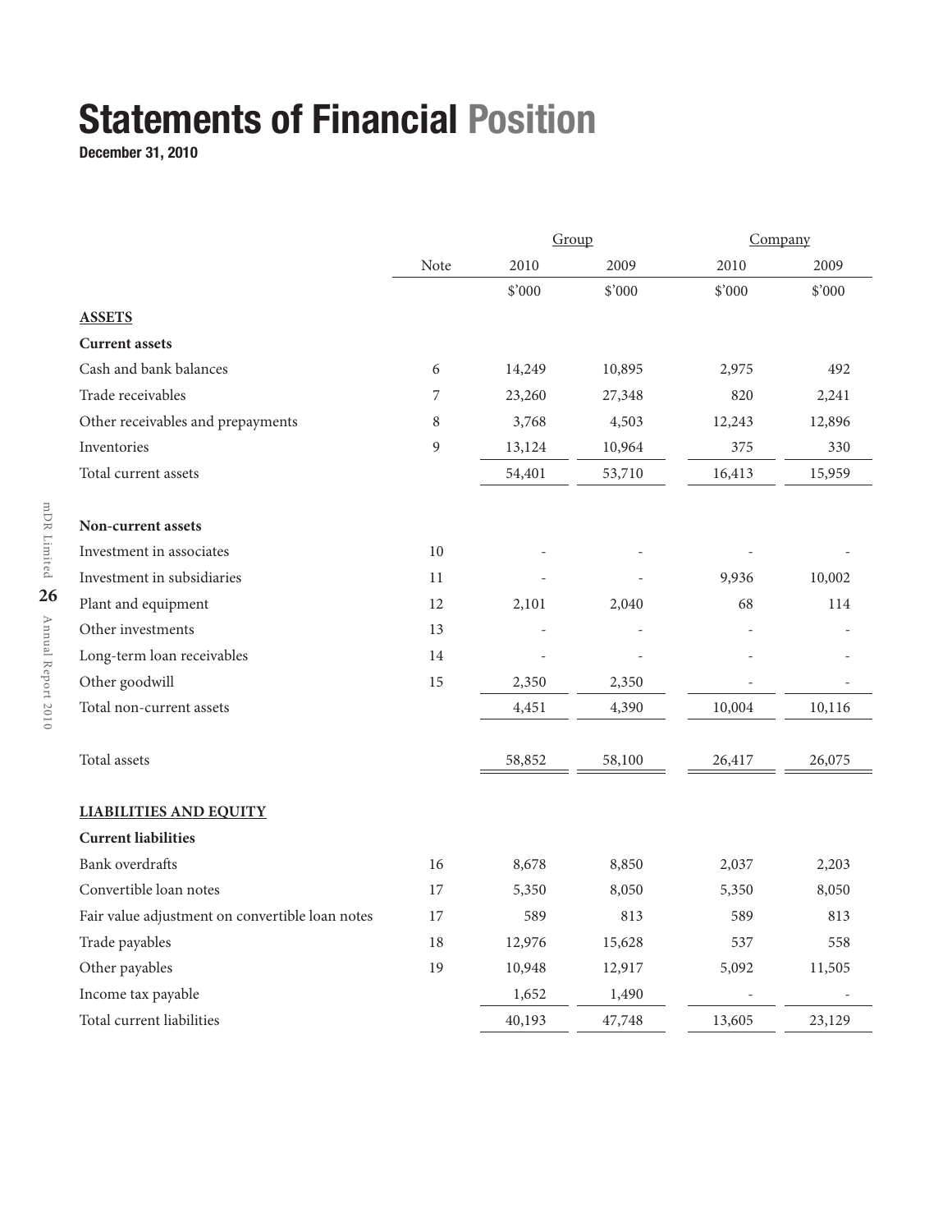# Statements of Financial Position

**December 31, 2010**

| | Note | Group | | Company | |
|---|---|---|---|---|---|
| | | 2010 | 2009 | 2010 | 2009 |
| | | $'000 | $'000 | $'000 | $'000 |
| **ASSETS** | | | | | |
| **Current assets** | | | | | |
| Cash and bank balances | 6 | 14,249 | 10,895 | 2,975 | 492 |
| Trade receivables | 7 | 23,260 | 27,348 | 820 | 2,241 |
| Other receivables and prepayments | 8 | 3,768 | 4,503 | 12,243 | 12,896 |
| Inventories | 9 | 13,124 | 10,964 | 375 | 330 |
| Total current assets | | 54,401 | 53,710 | 16,413 | 15,959 |
| **Non-current assets** | | | | | |
| Investment in associates | 10 | - | - | - | - |
| Investment in subsidiaries | 11 | - | - | 9,936 | 10,002 |
| Plant and equipment | 12 | 2,101 | 2,040 | 68 | 114 |
| Other investments | 13 | - | - | - | - |
| Long-term loan receivables | 14 | - | - | - | - |
| Other goodwill | 15 | 2,350 | 2,350 | - | - |
| Total non-current assets | | 4,451 | 4,390 | 10,004 | 10,116 |
| Total assets | | 58,852 | 58,100 | 26,417 | 26,075 |
| **LIABILITIES AND EQUITY** | | | | | |
| **Current liabilities** | | | | | |
| Bank overdrafts | 16 | 8,678 | 8,850 | 2,037 | 2,203 |
| Convertible loan notes | 17 | 5,350 | 8,050 | 5,350 | 8,050 |
| Fair value adjustment on convertible loan notes | 17 | 589 | 813 | 589 | 813 |
| Trade payables | 18 | 12,976 | 15,628 | 537 | 558 |
| Other payables | 19 | 10,948 | 12,917 | 5,092 | 11,505 |
| Income tax payable | | 1,652 | 1,490 | - | - |
| Total current liabilities | | 40,193 | 47,748 | 13,605 | 23,129 |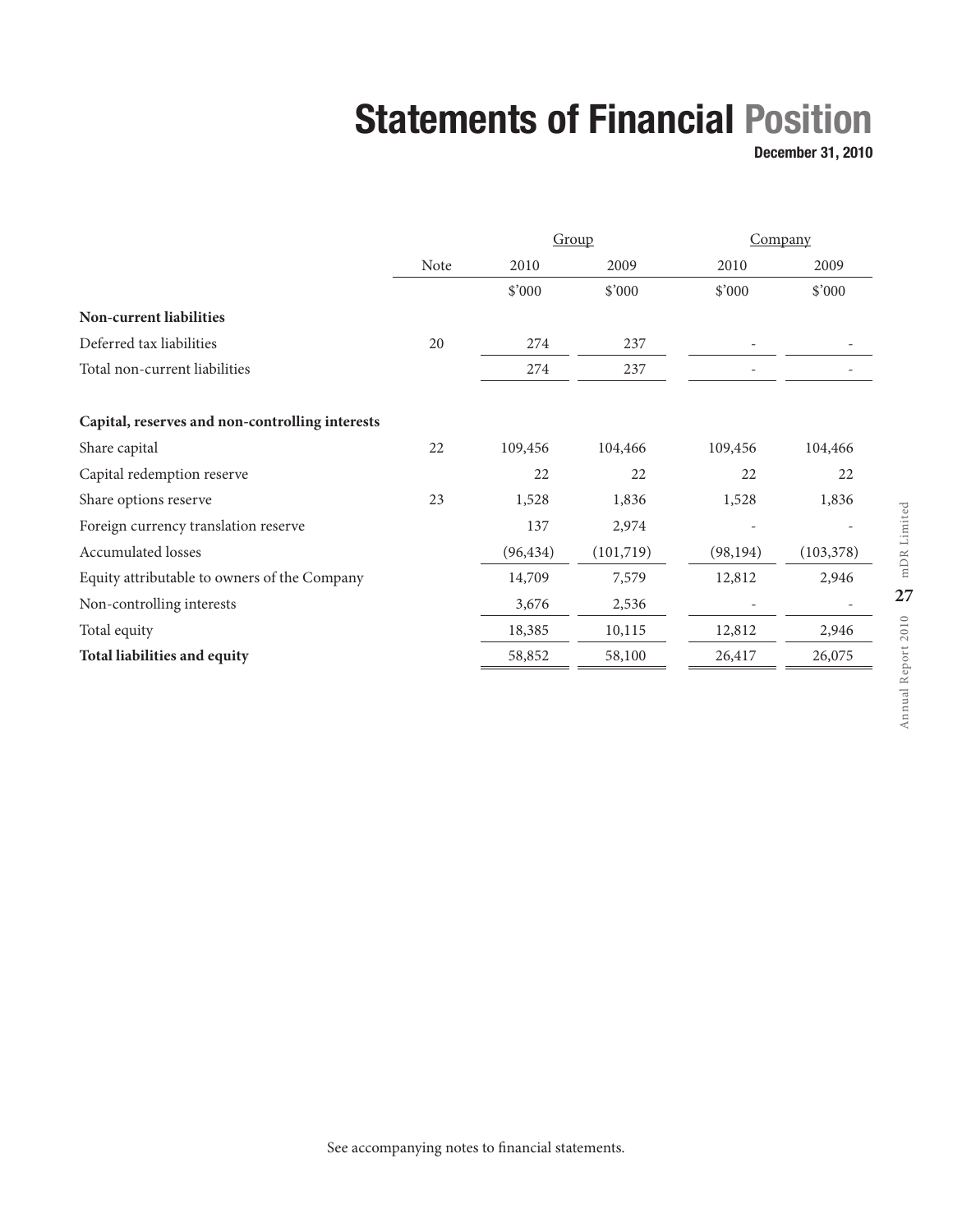# Statements of Financial Position

**December 31, 2010**

| | Note | Group | | Company | |
|---|---|---|---|---|---|
| | | 2010 | 2009 | 2010 | 2009 |
| | | $'000 | $'000 | $'000 | $'000 |
| **Non-current liabilities** | | | | | |
| Deferred tax liabilities | 20 | 274 | 237 | - | - |
| Total non-current liabilities | | 274 | 237 | - | - |
| | | | | | |
| **Capital, reserves and non-controlling interests** | | | | | |
| Share capital | 22 | 109,456 | 104,466 | 109,456 | 104,466 |
| Capital redemption reserve | | 22 | 22 | 22 | 22 |
| Share options reserve | 23 | 1,528 | 1,836 | 1,528 | 1,836 |
| Foreign currency translation reserve | | 137 | 2,974 | - | - |
| Accumulated losses | | (96,434) | (101,719) | (98,194) | (103,378) |
| Equity attributable to owners of the Company | | 14,709 | 7,579 | 12,812 | 2,946 |
| Non-controlling interests | | 3,676 | 2,536 | - | - |
| Total equity | | 18,385 | 10,115 | 12,812 | 2,946 |
| **Total liabilities and equity** | | 58,852 | 58,100 | 26,417 | 26,075 |

See accompanying notes to financial statements.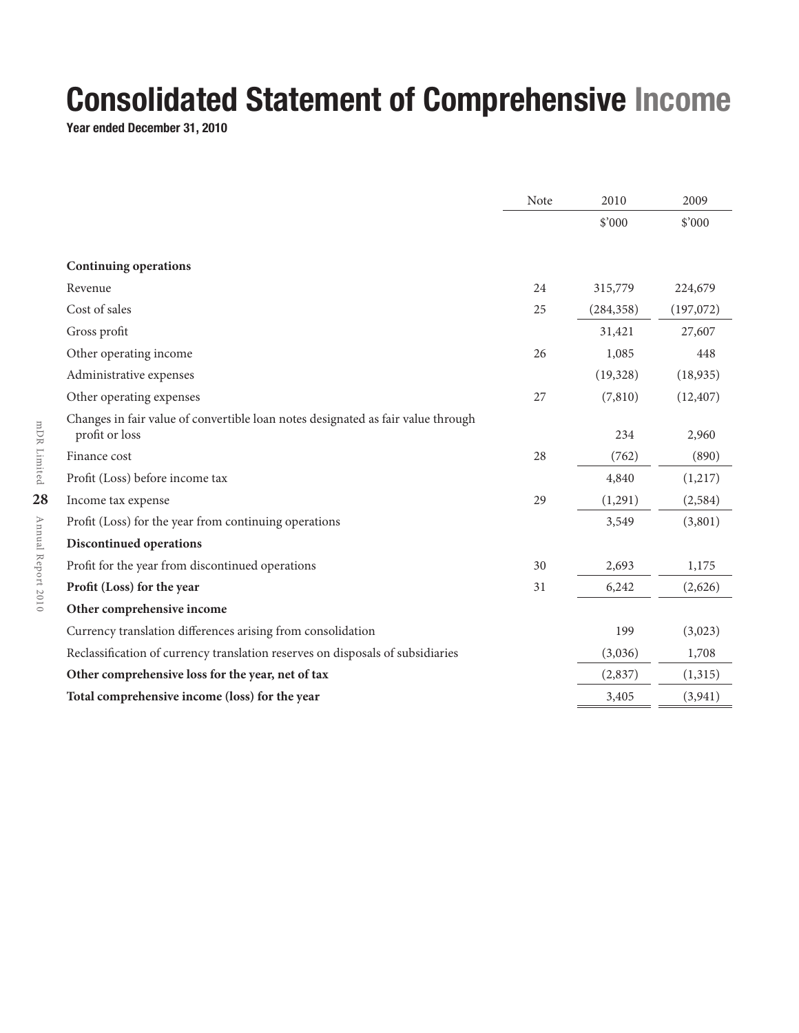# Consolidated Statement of Comprehensive Income

**Year ended December 31, 2010**

| | Note | 2010 | 2009 |
|---|---|---|---|
| | | $'000 | $'000 |
| **Continuing operations** | | | |
| Revenue | 24 | 315,779 | 224,679 |
| Cost of sales | 25 | (284,358) | (197,072) |
| Gross profit | | 31,421 | 27,607 |
| Other operating income | 26 | 1,085 | 448 |
| Administrative expenses | | (19,328) | (18,935) |
| Other operating expenses | 27 | (7,810) | (12,407) |
| Changes in fair value of convertible loan notes designated as fair value through profit or loss | | 234 | 2,960 |
| Finance cost | 28 | (762) | (890) |
| Profit (Loss) before income tax | | 4,840 | (1,217) |
| Income tax expense | 29 | (1,291) | (2,584) |
| Profit (Loss) for the year from continuing operations | | 3,549 | (3,801) |
| **Discontinued operations** | | | |
| Profit for the year from discontinued operations | 30 | 2,693 | 1,175 |
| **Profit (Loss) for the year** | 31 | 6,242 | (2,626) |
| **Other comprehensive income** | | | |
| Currency translation differences arising from consolidation | | 199 | (3,023) |
| Reclassification of currency translation reserves on disposals of subsidiaries | | (3,036) | 1,708 |
| **Other comprehensive loss for the year, net of tax** | | (2,837) | (1,315) |
| **Total comprehensive income (loss) for the year** | | 3,405 | (3,941) |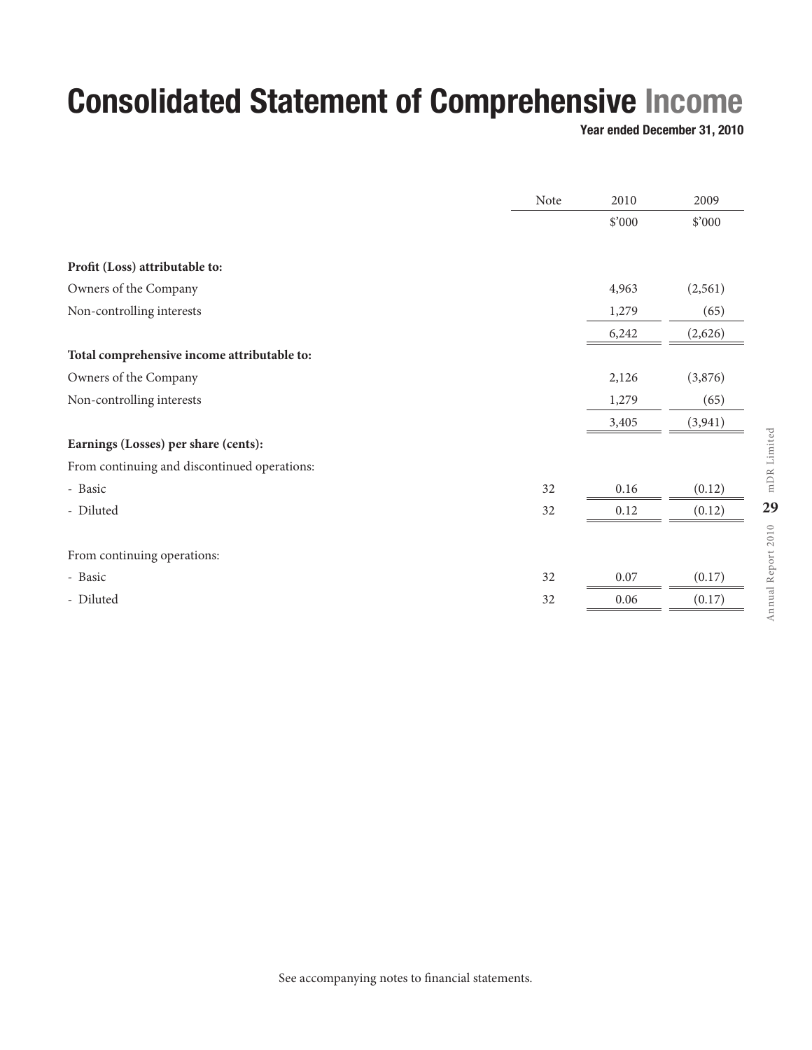# Consolidated Statement of Comprehensive Income

**Year ended December 31, 2010**

| | Note | 2010 | 2009 |
|---|---|---|---|
| | | $'000 | $'000 |
| **Profit (Loss) attributable to:** | | | |
| Owners of the Company | | 4,963 | (2,561) |
| Non-controlling interests | | 1,279 | (65) |
| | | 6,242 | (2,626) |
| **Total comprehensive income attributable to:** | | | |
| Owners of the Company | | 2,126 | (3,876) |
| Non-controlling interests | | 1,279 | (65) |
| | | 3,405 | (3,941) |
| **Earnings (Losses) per share (cents):** | | | |
| From continuing and discontinued operations: | | | |
| - Basic | 32 | 0.16 | (0.12) |
| - Diluted | 32 | 0.12 | (0.12) |
| From continuing operations: | | | |
| - Basic | 32 | 0.07 | (0.17) |
| - Diluted | 32 | 0.06 | (0.17) |

See accompanying notes to financial statements.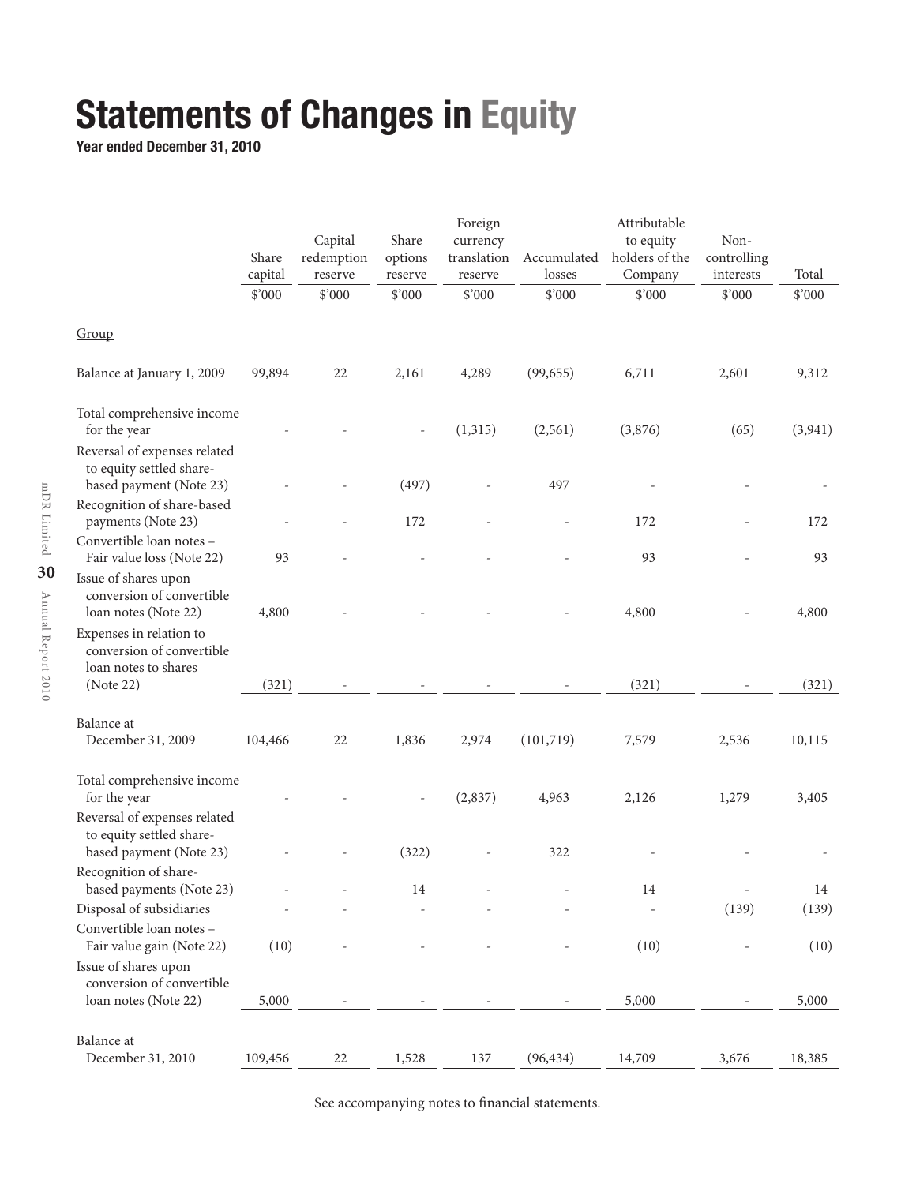# Statements of Changes in Equity

**Year ended December 31, 2010**

| | Share capital | Capital redemption reserve | Share options reserve | Foreign currency translation reserve | Accumulated losses | Attributable to equity holders of the Company | Non-controlling interests | Total |
|---|---|---|---|---|---|---|---|---|
| | $'000 | $'000 | $'000 | $'000 | $'000 | $'000 | $'000 | $'000 |
| Group | | | | | | | | |
| Balance at January 1, 2009 | 99,894 | 22 | 2,161 | 4,289 | (99,655) | 6,711 | 2,601 | 9,312 |
| Total comprehensive income for the year | - | - | - | (1,315) | (2,561) | (3,876) | (65) | (3,941) |
| Reversal of expenses related to equity settled share-based payment (Note 23) | - | - | (497) | - | 497 | - | - | - |
| Recognition of share-based payments (Note 23) | - | - | 172 | - | - | 172 | - | 172 |
| Convertible loan notes – Fair value loss (Note 22) | 93 | - | - | - | - | 93 | - | 93 |
| Issue of shares upon conversion of convertible loan notes (Note 22) | 4,800 | - | - | - | - | 4,800 | - | 4,800 |
| Expenses in relation to conversion of convertible loan notes to shares (Note 22) | (321) | - | - | - | - | (321) | - | (321) |
| Balance at December 31, 2009 | 104,466 | 22 | 1,836 | 2,974 | (101,719) | 7,579 | 2,536 | 10,115 |
| Total comprehensive income for the year | - | - | - | (2,837) | 4,963 | 2,126 | 1,279 | 3,405 |
| Reversal of expenses related to equity settled share-based payment (Note 23) | - | - | (322) | - | 322 | - | - | - |
| Recognition of share-based payments (Note 23) | - | - | 14 | - | - | 14 | - | 14 |
| Disposal of subsidiaries | - | - | - | - | - | - | (139) | (139) |
| Convertible loan notes – Fair value gain (Note 22) | (10) | - | - | - | - | (10) | - | (10) |
| Issue of shares upon conversion of convertible loan notes (Note 22) | 5,000 | - | - | - | - | 5,000 | - | 5,000 |
| Balance at December 31, 2010 | 109,456 | 22 | 1,528 | 137 | (96,434) | 14,709 | 3,676 | 18,385 |

See accompanying notes to financial statements.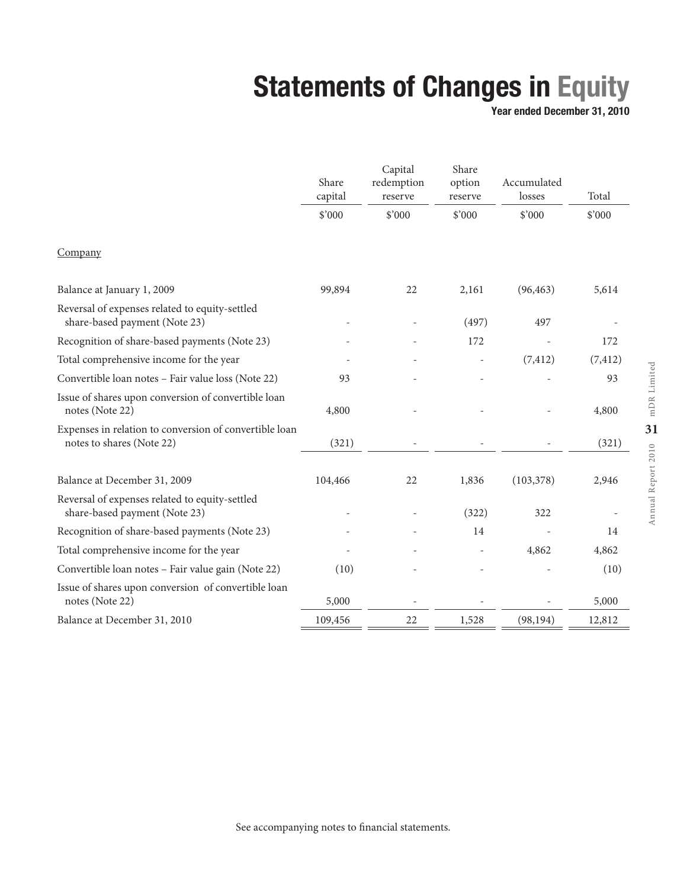# Statements of Changes in Equity

**Year ended December 31, 2010**

| | Share capital | Capital redemption reserve | Share option reserve | Accumulated losses | Total |
|---|---|---|---|---|---|
| | $'000 | $'000 | $'000 | $'000 | $'000 |
| Company | | | | | |
| Balance at January 1, 2009 | 99,894 | 22 | 2,161 | (96,463) | 5,614 |
| Reversal of expenses related to equity-settled share-based payment (Note 23) | - | - | (497) | 497 | - |
| Recognition of share-based payments (Note 23) | - | - | 172 | - | 172 |
| Total comprehensive income for the year | - | - | - | (7,412) | (7,412) |
| Convertible loan notes – Fair value loss (Note 22) | 93 | - | - | - | 93 |
| Issue of shares upon conversion of convertible loan notes (Note 22) | 4,800 | - | - | - | 4,800 |
| Expenses in relation to conversion of convertible loan notes to shares (Note 22) | (321) | - | - | - | (321) |
| Balance at December 31, 2009 | 104,466 | 22 | 1,836 | (103,378) | 2,946 |
| Reversal of expenses related to equity-settled share-based payment (Note 23) | - | - | (322) | 322 | - |
| Recognition of share-based payments (Note 23) | - | - | 14 | - | 14 |
| Total comprehensive income for the year | - | - | - | 4,862 | 4,862 |
| Convertible loan notes – Fair value gain (Note 22) | (10) | - | - | - | (10) |
| Issue of shares upon conversion of convertible loan notes (Note 22) | 5,000 | - | - | - | 5,000 |
| Balance at December 31, 2010 | 109,456 | 22 | 1,528 | (98,194) | 12,812 |

See accompanying notes to financial statements.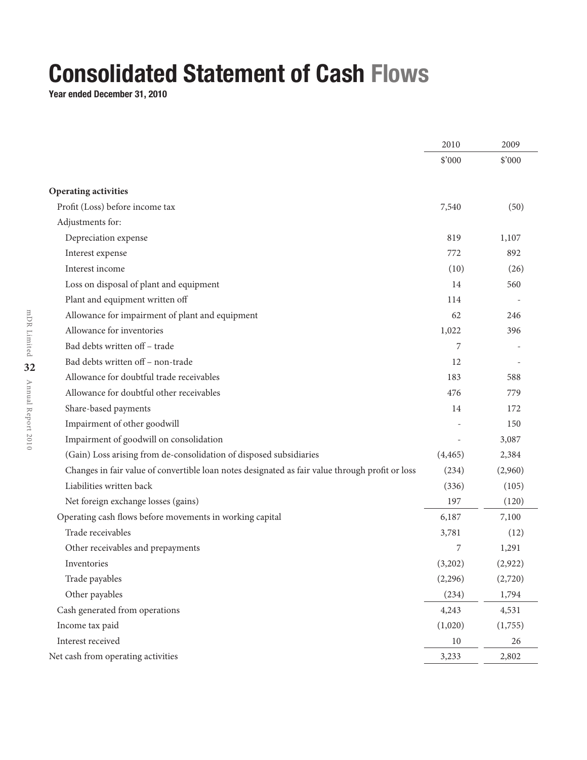# Consolidated Statement of Cash Flows

**Year ended December 31, 2010**

| | 2010 | 2009 |
|---|---|---|
| | $'000 | $'000 |
| **Operating activities** | | |
| Profit (Loss) before income tax | 7,540 | (50) |
| Adjustments for: | | |
| Depreciation expense | 819 | 1,107 |
| Interest expense | 772 | 892 |
| Interest income | (10) | (26) |
| Loss on disposal of plant and equipment | 14 | 560 |
| Plant and equipment written off | 114 | - |
| Allowance for impairment of plant and equipment | 62 | 246 |
| Allowance for inventories | 1,022 | 396 |
| Bad debts written off – trade | 7 | - |
| Bad debts written off – non-trade | 12 | - |
| Allowance for doubtful trade receivables | 183 | 588 |
| Allowance for doubtful other receivables | 476 | 779 |
| Share-based payments | 14 | 172 |
| Impairment of other goodwill | - | 150 |
| Impairment of goodwill on consolidation | - | 3,087 |
| (Gain) Loss arising from de-consolidation of disposed subsidiaries | (4,465) | 2,384 |
| Changes in fair value of convertible loan notes designated as fair value through profit or loss | (234) | (2,960) |
| Liabilities written back | (336) | (105) |
| Net foreign exchange losses (gains) | 197 | (120) |
| Operating cash flows before movements in working capital | 6,187 | 7,100 |
| Trade receivables | 3,781 | (12) |
| Other receivables and prepayments | 7 | 1,291 |
| Inventories | (3,202) | (2,922) |
| Trade payables | (2,296) | (2,720) |
| Other payables | (234) | 1,794 |
| Cash generated from operations | 4,243 | 4,531 |
| Income tax paid | (1,020) | (1,755) |
| Interest received | 10 | 26 |
| Net cash from operating activities | 3,233 | 2,802 |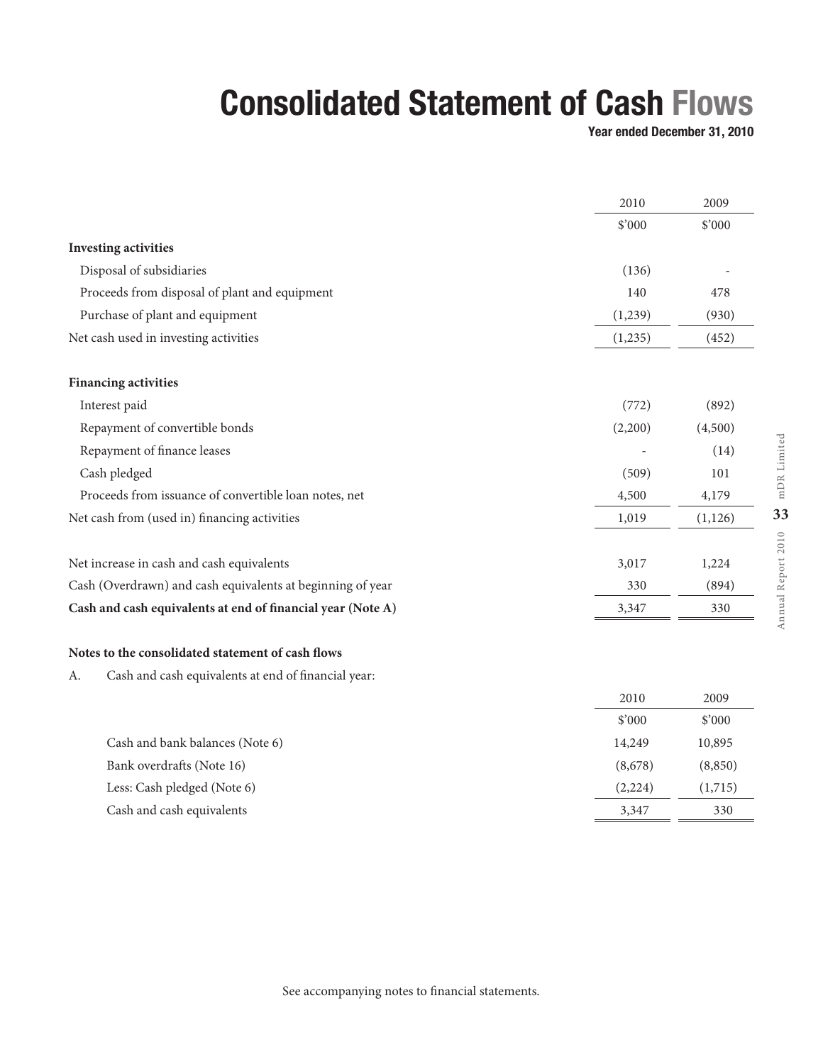# Consolidated Statement of Cash Flows

**Year ended December 31, 2010**

| | 2010 | 2009 |
|---|---|---|
| | $'000 | $'000 |
| **Investing activities** | | |
| Disposal of subsidiaries | (136) | - |
| Proceeds from disposal of plant and equipment | 140 | 478 |
| Purchase of plant and equipment | (1,239) | (930) |
| Net cash used in investing activities | (1,235) | (452) |
| | | |
| **Financing activities** | | |
| Interest paid | (772) | (892) |
| Repayment of convertible bonds | (2,200) | (4,500) |
| Repayment of finance leases | - | (14) |
| Cash pledged | (509) | 101 |
| Proceeds from issuance of convertible loan notes, net | 4,500 | 4,179 |
| Net cash from (used in) financing activities | 1,019 | (1,126) |
| | | |
| Net increase in cash and cash equivalents | 3,017 | 1,224 |
| Cash (Overdrawn) and cash equivalents at beginning of year | 330 | (894) |
| **Cash and cash equivalents at end of financial year (Note A)** | 3,347 | 330 |

**Notes to the consolidated statement of cash flows**

A. Cash and cash equivalents at end of financial year:

| | 2010 | 2009 |
|---|---|---|
| | $'000 | $'000 |
| Cash and bank balances (Note 6) | 14,249 | 10,895 |
| Bank overdrafts (Note 16) | (8,678) | (8,850) |
| Less: Cash pledged (Note 6) | (2,224) | (1,715) |
| Cash and cash equivalents | 3,347 | 330 |

See accompanying notes to financial statements.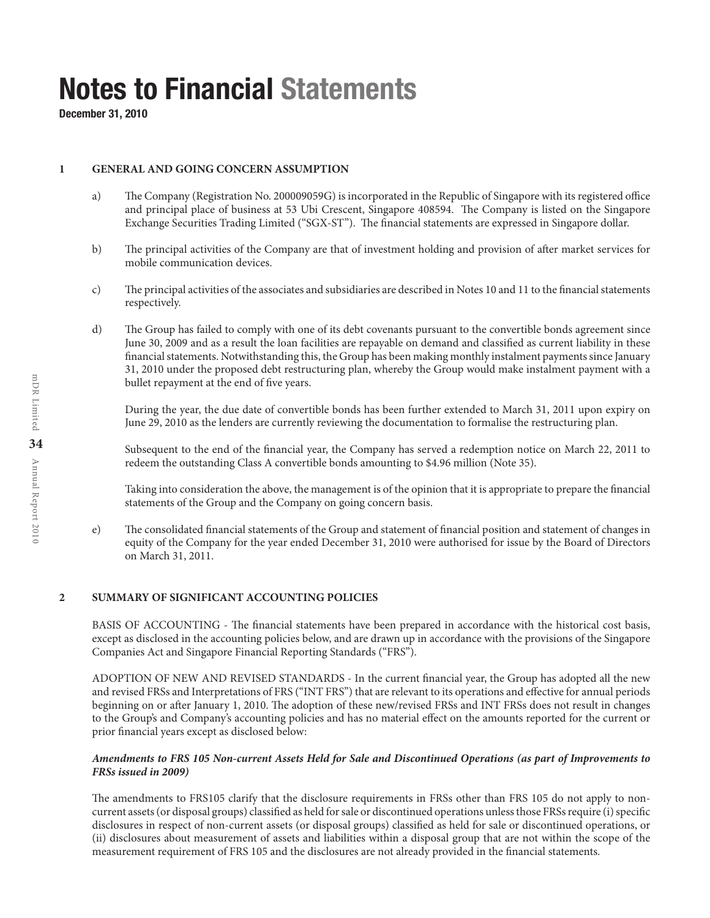# Notes to Financial Statements

**December 31, 2010**

## 1 GENERAL AND GOING CONCERN ASSUMPTION

a) The Company (Registration No. 200009059G) is incorporated in the Republic of Singapore with its registered office and principal place of business at 53 Ubi Crescent, Singapore 408594. The Company is listed on the Singapore Exchange Securities Trading Limited ("SGX-ST"). The financial statements are expressed in Singapore dollar.

b) The principal activities of the Company are that of investment holding and provision of after market services for mobile communication devices.

c) The principal activities of the associates and subsidiaries are described in Notes 10 and 11 to the financial statements respectively.

d) The Group has failed to comply with one of its debt covenants pursuant to the convertible bonds agreement since June 30, 2009 and as a result the loan facilities are repayable on demand and classified as current liability in these financial statements. Notwithstanding this, the Group has been making monthly instalment payments since January 31, 2010 under the proposed debt restructuring plan, whereby the Group would make instalment payment with a bullet repayment at the end of five years.

During the year, the due date of convertible bonds has been further extended to March 31, 2011 upon expiry on June 29, 2010 as the lenders are currently reviewing the documentation to formalise the restructuring plan.

Subsequent to the end of the financial year, the Company has served a redemption notice on March 22, 2011 to redeem the outstanding Class A convertible bonds amounting to $4.96 million (Note 35).

Taking into consideration the above, the management is of the opinion that it is appropriate to prepare the financial statements of the Group and the Company on going concern basis.

e) The consolidated financial statements of the Group and statement of financial position and statement of changes in equity of the Company for the year ended December 31, 2010 were authorised for issue by the Board of Directors on March 31, 2011.

## 2 SUMMARY OF SIGNIFICANT ACCOUNTING POLICIES

BASIS OF ACCOUNTING - The financial statements have been prepared in accordance with the historical cost basis, except as disclosed in the accounting policies below, and are drawn up in accordance with the provisions of the Singapore Companies Act and Singapore Financial Reporting Standards ("FRS").

ADOPTION OF NEW AND REVISED STANDARDS - In the current financial year, the Group has adopted all the new and revised FRSs and Interpretations of FRS ("INT FRS") that are relevant to its operations and effective for annual periods beginning on or after January 1, 2010. The adoption of these new/revised FRSs and INT FRSs does not result in changes to the Group's and Company's accounting policies and has no material effect on the amounts reported for the current or prior financial years except as disclosed below:

***Amendments to FRS 105 Non-current Assets Held for Sale and Discontinued Operations (as part of Improvements to FRSs issued in 2009)***

The amendments to FRS105 clarify that the disclosure requirements in FRSs other than FRS 105 do not apply to non-current assets (or disposal groups) classified as held for sale or discontinued operations unless those FRSs require (i) specific disclosures in respect of non-current assets (or disposal groups) classified as held for sale or discontinued operations, or (ii) disclosures about measurement of assets and liabilities within a disposal group that are not within the scope of the measurement requirement of FRS 105 and the disclosures are not already provided in the financial statements.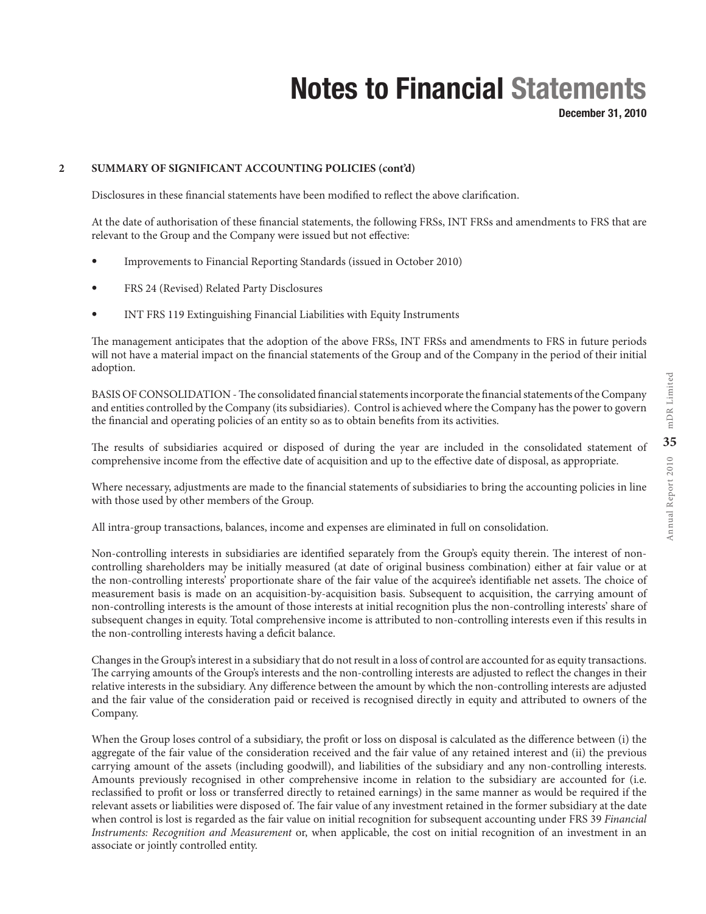## 2 SUMMARY OF SIGNIFICANT ACCOUNTING POLICIES (cont'd)

Disclosures in these financial statements have been modified to reflect the above clarification.

At the date of authorisation of these financial statements, the following FRSs, INT FRSs and amendments to FRS that are relevant to the Group and the Company were issued but not effective:

- Improvements to Financial Reporting Standards (issued in October 2010)
- FRS 24 (Revised) Related Party Disclosures
- INT FRS 119 Extinguishing Financial Liabilities with Equity Instruments

The management anticipates that the adoption of the above FRSs, INT FRSs and amendments to FRS in future periods will not have a material impact on the financial statements of the Group and of the Company in the period of their initial adoption.

BASIS OF CONSOLIDATION - The consolidated financial statements incorporate the financial statements of the Company and entities controlled by the Company (its subsidiaries). Control is achieved where the Company has the power to govern the financial and operating policies of an entity so as to obtain benefits from its activities.

The results of subsidiaries acquired or disposed of during the year are included in the consolidated statement of comprehensive income from the effective date of acquisition and up to the effective date of disposal, as appropriate.

Where necessary, adjustments are made to the financial statements of subsidiaries to bring the accounting policies in line with those used by other members of the Group.

All intra-group transactions, balances, income and expenses are eliminated in full on consolidation.

Non-controlling interests in subsidiaries are identified separately from the Group's equity therein. The interest of non-controlling shareholders may be initially measured (at date of original business combination) either at fair value or at the non-controlling interests' proportionate share of the fair value of the acquiree's identifiable net assets. The choice of measurement basis is made on an acquisition-by-acquisition basis. Subsequent to acquisition, the carrying amount of non-controlling interests is the amount of those interests at initial recognition plus the non-controlling interests' share of subsequent changes in equity. Total comprehensive income is attributed to non-controlling interests even if this results in the non-controlling interests having a deficit balance.

Changes in the Group's interest in a subsidiary that do not result in a loss of control are accounted for as equity transactions. The carrying amounts of the Group's interests and the non-controlling interests are adjusted to reflect the changes in their relative interests in the subsidiary. Any difference between the amount by which the non-controlling interests are adjusted and the fair value of the consideration paid or received is recognised directly in equity and attributed to owners of the Company.

When the Group loses control of a subsidiary, the profit or loss on disposal is calculated as the difference between (i) the aggregate of the fair value of the consideration received and the fair value of any retained interest and (ii) the previous carrying amount of the assets (including goodwill), and liabilities of the subsidiary and any non-controlling interests. Amounts previously recognised in other comprehensive income in relation to the subsidiary are accounted for (i.e. reclassified to profit or loss or transferred directly to retained earnings) in the same manner as would be required if the relevant assets or liabilities were disposed of. The fair value of any investment retained in the former subsidiary at the date when control is lost is regarded as the fair value on initial recognition for subsequent accounting under FRS 39 *Financial Instruments: Recognition and Measurement* or, when applicable, the cost on initial recognition of an investment in an associate or jointly controlled entity.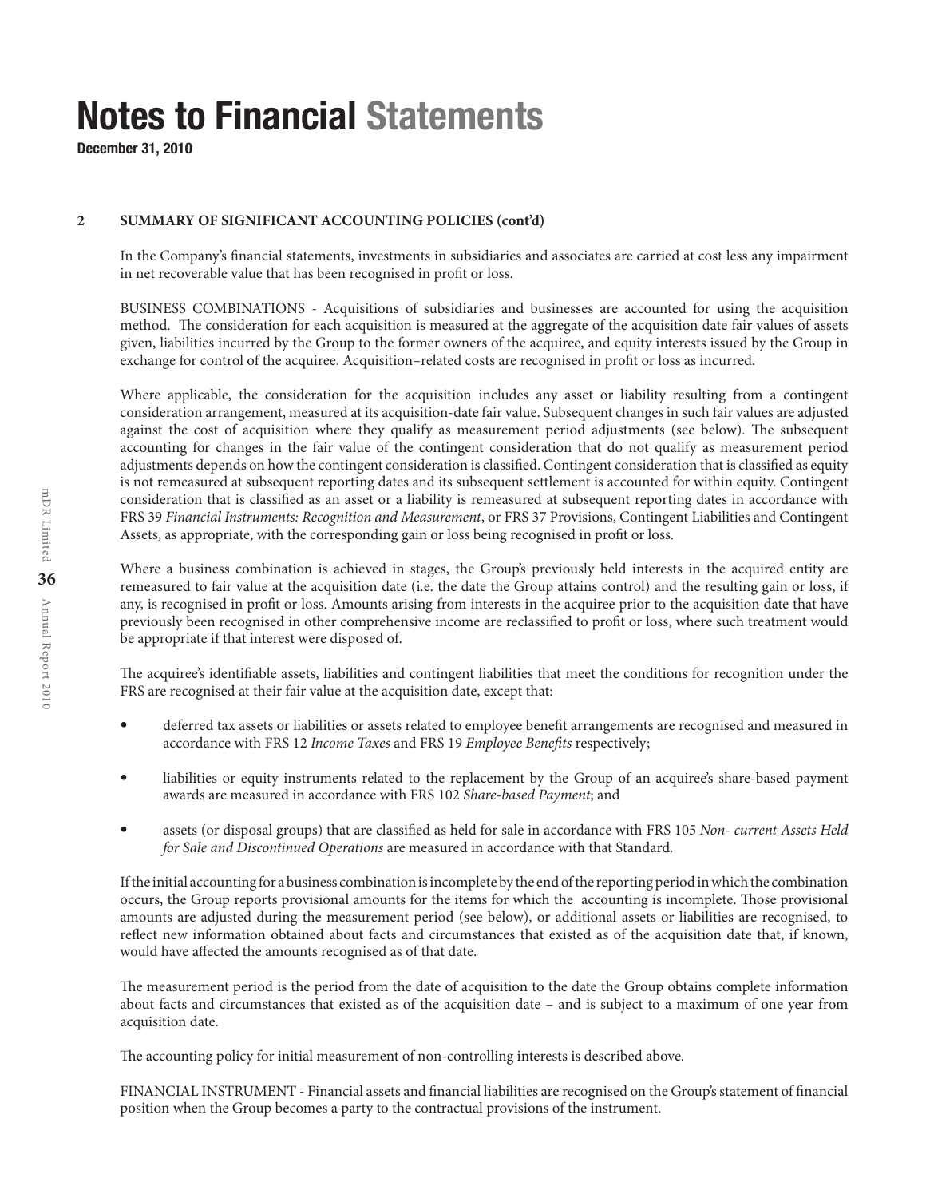# Notes to Financial Statements

**December 31, 2010**

**2 SUMMARY OF SIGNIFICANT ACCOUNTING POLICIES (cont'd)**

In the Company's financial statements, investments in subsidiaries and associates are carried at cost less any impairment in net recoverable value that has been recognised in profit or loss.

BUSINESS COMBINATIONS - Acquisitions of subsidiaries and businesses are accounted for using the acquisition method. The consideration for each acquisition is measured at the aggregate of the acquisition date fair values of assets given, liabilities incurred by the Group to the former owners of the acquiree, and equity interests issued by the Group in exchange for control of the acquiree. Acquisition–related costs are recognised in profit or loss as incurred.

Where applicable, the consideration for the acquisition includes any asset or liability resulting from a contingent consideration arrangement, measured at its acquisition-date fair value. Subsequent changes in such fair values are adjusted against the cost of acquisition where they qualify as measurement period adjustments (see below). The subsequent accounting for changes in the fair value of the contingent consideration that do not qualify as measurement period adjustments depends on how the contingent consideration is classified. Contingent consideration that is classified as equity is not remeasured at subsequent reporting dates and its subsequent settlement is accounted for within equity. Contingent consideration that is classified as an asset or a liability is remeasured at subsequent reporting dates in accordance with FRS 39 *Financial Instruments: Recognition and Measurement*, or FRS 37 Provisions, Contingent Liabilities and Contingent Assets, as appropriate, with the corresponding gain or loss being recognised in profit or loss.

Where a business combination is achieved in stages, the Group's previously held interests in the acquired entity are remeasured to fair value at the acquisition date (i.e. the date the Group attains control) and the resulting gain or loss, if any, is recognised in profit or loss. Amounts arising from interests in the acquiree prior to the acquisition date that have previously been recognised in other comprehensive income are reclassified to profit or loss, where such treatment would be appropriate if that interest were disposed of.

The acquiree's identifiable assets, liabilities and contingent liabilities that meet the conditions for recognition under the FRS are recognised at their fair value at the acquisition date, except that:

- deferred tax assets or liabilities or assets related to employee benefit arrangements are recognised and measured in accordance with FRS 12 *Income Taxes* and FRS 19 *Employee Benefits* respectively;
- liabilities or equity instruments related to the replacement by the Group of an acquiree's share-based payment awards are measured in accordance with FRS 102 *Share-based Payment*; and
- assets (or disposal groups) that are classified as held for sale in accordance with FRS 105 *Non- current Assets Held for Sale and Discontinued Operations* are measured in accordance with that Standard.

If the initial accounting for a business combination is incomplete by the end of the reporting period in which the combination occurs, the Group reports provisional amounts for the items for which the accounting is incomplete. Those provisional amounts are adjusted during the measurement period (see below), or additional assets or liabilities are recognised, to reflect new information obtained about facts and circumstances that existed as of the acquisition date that, if known, would have affected the amounts recognised as of that date.

The measurement period is the period from the date of acquisition to the date the Group obtains complete information about facts and circumstances that existed as of the acquisition date – and is subject to a maximum of one year from acquisition date.

The accounting policy for initial measurement of non-controlling interests is described above.

FINANCIAL INSTRUMENT - Financial assets and financial liabilities are recognised on the Group's statement of financial position when the Group becomes a party to the contractual provisions of the instrument.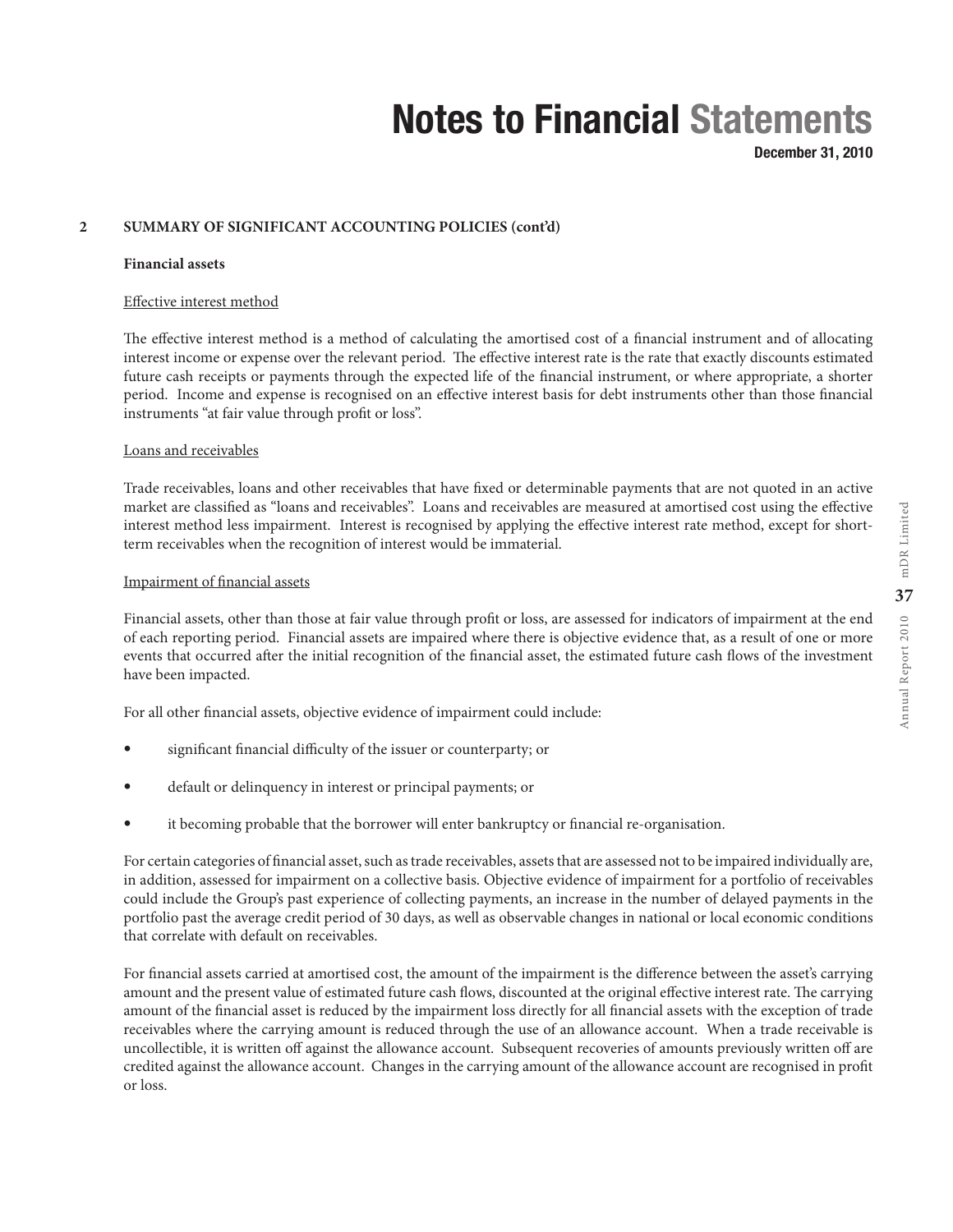## 2 SUMMARY OF SIGNIFICANT ACCOUNTING POLICIES (cont'd)

**Financial assets**

Effective interest method

The effective interest method is a method of calculating the amortised cost of a financial instrument and of allocating interest income or expense over the relevant period. The effective interest rate is the rate that exactly discounts estimated future cash receipts or payments through the expected life of the financial instrument, or where appropriate, a shorter period. Income and expense is recognised on an effective interest basis for debt instruments other than those financial instruments "at fair value through profit or loss".

Loans and receivables

Trade receivables, loans and other receivables that have fixed or determinable payments that are not quoted in an active market are classified as "loans and receivables". Loans and receivables are measured at amortised cost using the effective interest method less impairment. Interest is recognised by applying the effective interest rate method, except for short-term receivables when the recognition of interest would be immaterial.

Impairment of financial assets

Financial assets, other than those at fair value through profit or loss, are assessed for indicators of impairment at the end of each reporting period. Financial assets are impaired where there is objective evidence that, as a result of one or more events that occurred after the initial recognition of the financial asset, the estimated future cash flows of the investment have been impacted.

For all other financial assets, objective evidence of impairment could include:

- significant financial difficulty of the issuer or counterparty; or
- default or delinquency in interest or principal payments; or
- it becoming probable that the borrower will enter bankruptcy or financial re-organisation.

For certain categories of financial asset, such as trade receivables, assets that are assessed not to be impaired individually are, in addition, assessed for impairment on a collective basis. Objective evidence of impairment for a portfolio of receivables could include the Group's past experience of collecting payments, an increase in the number of delayed payments in the portfolio past the average credit period of 30 days, as well as observable changes in national or local economic conditions that correlate with default on receivables.

For financial assets carried at amortised cost, the amount of the impairment is the difference between the asset's carrying amount and the present value of estimated future cash flows, discounted at the original effective interest rate. The carrying amount of the financial asset is reduced by the impairment loss directly for all financial assets with the exception of trade receivables where the carrying amount is reduced through the use of an allowance account. When a trade receivable is uncollectible, it is written off against the allowance account. Subsequent recoveries of amounts previously written off are credited against the allowance account. Changes in the carrying amount of the allowance account are recognised in profit or loss.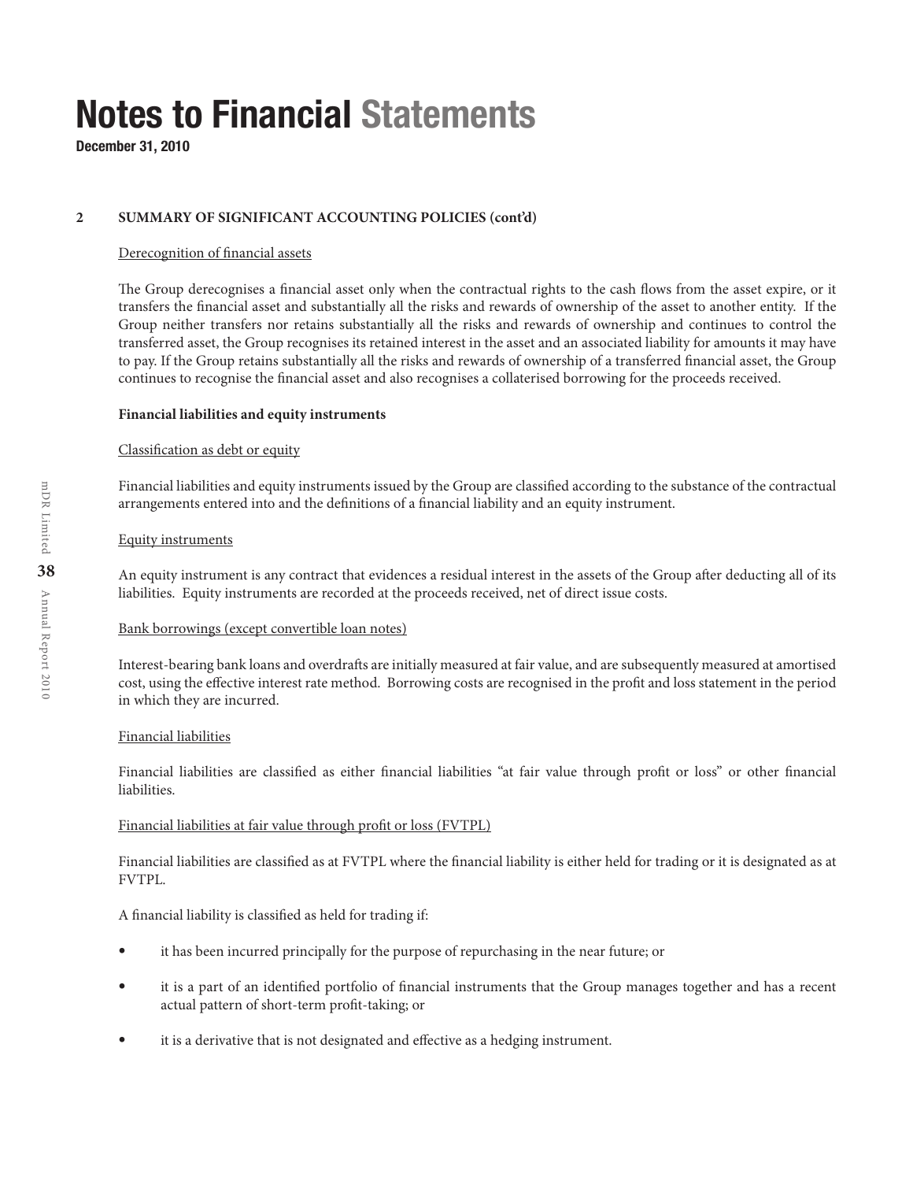## 2 SUMMARY OF SIGNIFICANT ACCOUNTING POLICIES (cont'd)

Derecognition of financial assets

The Group derecognises a financial asset only when the contractual rights to the cash flows from the asset expire, or it transfers the financial asset and substantially all the risks and rewards of ownership of the asset to another entity. If the Group neither transfers nor retains substantially all the risks and rewards of ownership and continues to control the transferred asset, the Group recognises its retained interest in the asset and an associated liability for amounts it may have to pay. If the Group retains substantially all the risks and rewards of ownership of a transferred financial asset, the Group continues to recognise the financial asset and also recognises a collaterised borrowing for the proceeds received.

**Financial liabilities and equity instruments**

Classification as debt or equity

Financial liabilities and equity instruments issued by the Group are classified according to the substance of the contractual arrangements entered into and the definitions of a financial liability and an equity instrument.

Equity instruments

An equity instrument is any contract that evidences a residual interest in the assets of the Group after deducting all of its liabilities. Equity instruments are recorded at the proceeds received, net of direct issue costs.

Bank borrowings (except convertible loan notes)

Interest-bearing bank loans and overdrafts are initially measured at fair value, and are subsequently measured at amortised cost, using the effective interest rate method. Borrowing costs are recognised in the profit and loss statement in the period in which they are incurred.

Financial liabilities

Financial liabilities are classified as either financial liabilities "at fair value through profit or loss" or other financial liabilities.

Financial liabilities at fair value through profit or loss (FVTPL)

Financial liabilities are classified as at FVTPL where the financial liability is either held for trading or it is designated as at FVTPL.

A financial liability is classified as held for trading if:

- it has been incurred principally for the purpose of repurchasing in the near future; or
- it is a part of an identified portfolio of financial instruments that the Group manages together and has a recent actual pattern of short-term profit-taking; or
- it is a derivative that is not designated and effective as a hedging instrument.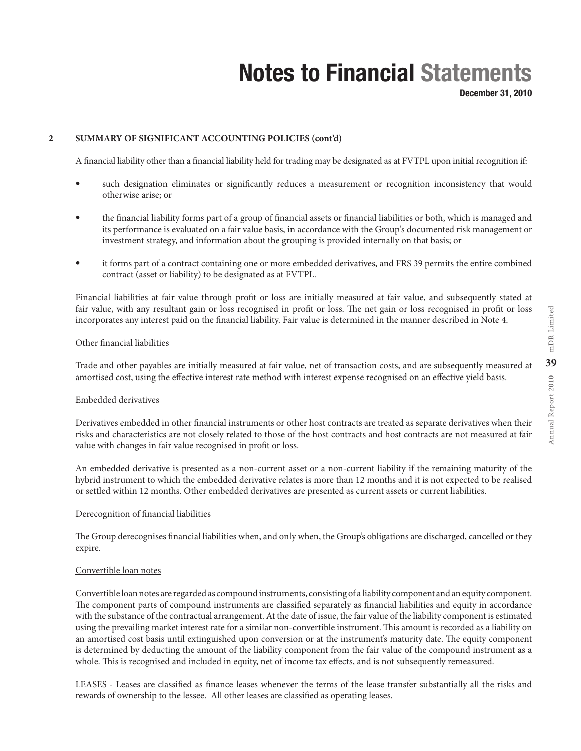## 2 SUMMARY OF SIGNIFICANT ACCOUNTING POLICIES (cont'd)

A financial liability other than a financial liability held for trading may be designated as at FVTPL upon initial recognition if:

- such designation eliminates or significantly reduces a measurement or recognition inconsistency that would otherwise arise; or
- the financial liability forms part of a group of financial assets or financial liabilities or both, which is managed and its performance is evaluated on a fair value basis, in accordance with the Group's documented risk management or investment strategy, and information about the grouping is provided internally on that basis; or
- it forms part of a contract containing one or more embedded derivatives, and FRS 39 permits the entire combined contract (asset or liability) to be designated as at FVTPL.

Financial liabilities at fair value through profit or loss are initially measured at fair value, and subsequently stated at fair value, with any resultant gain or loss recognised in profit or loss. The net gain or loss recognised in profit or loss incorporates any interest paid on the financial liability. Fair value is determined in the manner described in Note 4.

Other financial liabilities

Trade and other payables are initially measured at fair value, net of transaction costs, and are subsequently measured at amortised cost, using the effective interest rate method with interest expense recognised on an effective yield basis.

Embedded derivatives

Derivatives embedded in other financial instruments or other host contracts are treated as separate derivatives when their risks and characteristics are not closely related to those of the host contracts and host contracts are not measured at fair value with changes in fair value recognised in profit or loss.

An embedded derivative is presented as a non-current asset or a non-current liability if the remaining maturity of the hybrid instrument to which the embedded derivative relates is more than 12 months and it is not expected to be realised or settled within 12 months. Other embedded derivatives are presented as current assets or current liabilities.

Derecognition of financial liabilities

The Group derecognises financial liabilities when, and only when, the Group's obligations are discharged, cancelled or they expire.

Convertible loan notes

Convertible loan notes are regarded as compound instruments, consisting of a liability component and an equity component. The component parts of compound instruments are classified separately as financial liabilities and equity in accordance with the substance of the contractual arrangement. At the date of issue, the fair value of the liability component is estimated using the prevailing market interest rate for a similar non-convertible instrument. This amount is recorded as a liability on an amortised cost basis until extinguished upon conversion or at the instrument's maturity date. The equity component is determined by deducting the amount of the liability component from the fair value of the compound instrument as a whole. This is recognised and included in equity, net of income tax effects, and is not subsequently remeasured.

LEASES - Leases are classified as finance leases whenever the terms of the lease transfer substantially all the risks and rewards of ownership to the lessee. All other leases are classified as operating leases.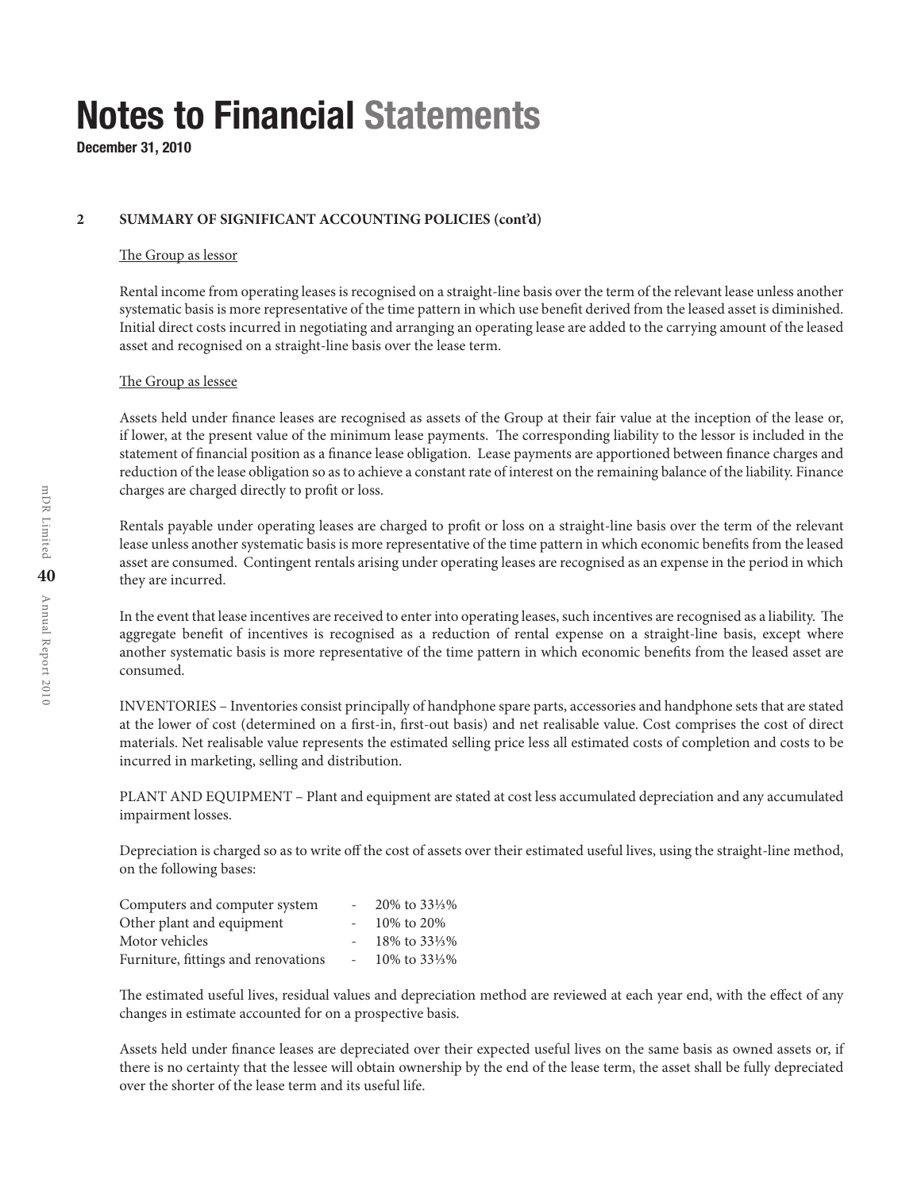# Notes to Financial Statements

**December 31, 2010**

**2 SUMMARY OF SIGNIFICANT ACCOUNTING POLICIES (cont'd)**

The Group as lessor

Rental income from operating leases is recognised on a straight-line basis over the term of the relevant lease unless another systematic basis is more representative of the time pattern in which use benefit derived from the leased asset is diminished. Initial direct costs incurred in negotiating and arranging an operating lease are added to the carrying amount of the leased asset and recognised on a straight-line basis over the lease term.

The Group as lessee

Assets held under finance leases are recognised as assets of the Group at their fair value at the inception of the lease or, if lower, at the present value of the minimum lease payments. The corresponding liability to the lessor is included in the statement of financial position as a finance lease obligation. Lease payments are apportioned between finance charges and reduction of the lease obligation so as to achieve a constant rate of interest on the remaining balance of the liability. Finance charges are charged directly to profit or loss.

Rentals payable under operating leases are charged to profit or loss on a straight-line basis over the term of the relevant lease unless another systematic basis is more representative of the time pattern in which economic benefits from the leased asset are consumed. Contingent rentals arising under operating leases are recognised as an expense in the period in which they are incurred.

In the event that lease incentives are received to enter into operating leases, such incentives are recognised as a liability. The aggregate benefit of incentives is recognised as a reduction of rental expense on a straight-line basis, except where another systematic basis is more representative of the time pattern in which economic benefits from the leased asset are consumed.

INVENTORIES – Inventories consist principally of handphone spare parts, accessories and handphone sets that are stated at the lower of cost (determined on a first-in, first-out basis) and net realisable value. Cost comprises the cost of direct materials. Net realisable value represents the estimated selling price less all estimated costs of completion and costs to be incurred in marketing, selling and distribution.

PLANT AND EQUIPMENT – Plant and equipment are stated at cost less accumulated depreciation and any accumulated impairment losses.

Depreciation is charged so as to write off the cost of assets over their estimated useful lives, using the straight-line method, on the following bases:

| | | |
|---|---|---|
| Computers and computer system | - | 20% to 33⅓% |
| Other plant and equipment | - | 10% to 20% |
| Motor vehicles | - | 18% to 33⅓% |
| Furniture, fittings and renovations | - | 10% to 33⅓% |

The estimated useful lives, residual values and depreciation method are reviewed at each year end, with the effect of any changes in estimate accounted for on a prospective basis.

Assets held under finance leases are depreciated over their expected useful lives on the same basis as owned assets or, if there is no certainty that the lessee will obtain ownership by the end of the lease term, the asset shall be fully depreciated over the shorter of the lease term and its useful life.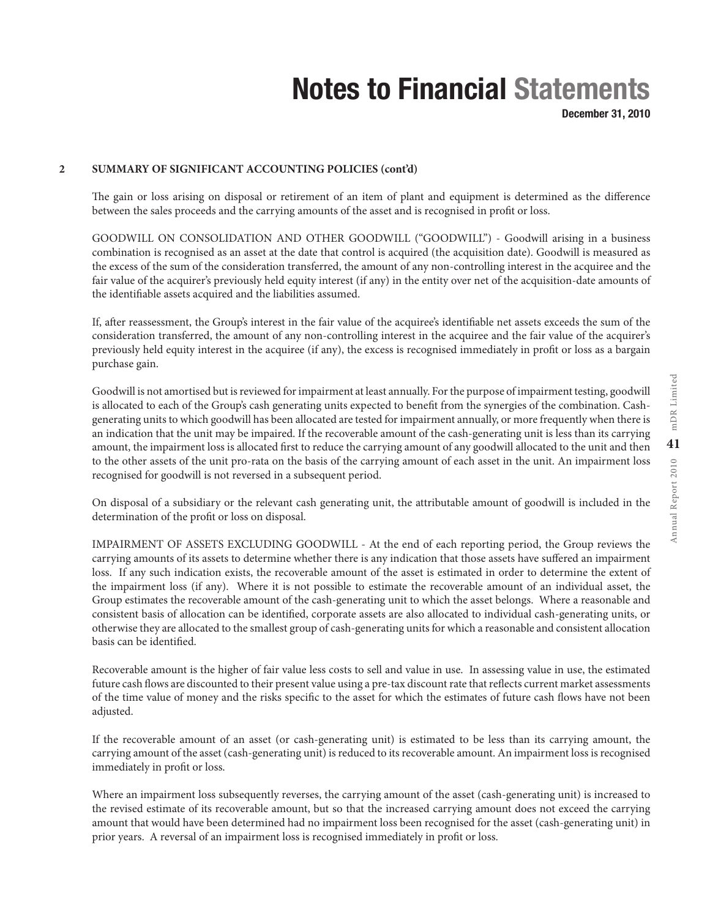## 2 SUMMARY OF SIGNIFICANT ACCOUNTING POLICIES (cont'd)

The gain or loss arising on disposal or retirement of an item of plant and equipment is determined as the difference between the sales proceeds and the carrying amounts of the asset and is recognised in profit or loss.

GOODWILL ON CONSOLIDATION AND OTHER GOODWILL ("GOODWILL") - Goodwill arising in a business combination is recognised as an asset at the date that control is acquired (the acquisition date). Goodwill is measured as the excess of the sum of the consideration transferred, the amount of any non-controlling interest in the acquiree and the fair value of the acquirer's previously held equity interest (if any) in the entity over net of the acquisition-date amounts of the identifiable assets acquired and the liabilities assumed.

If, after reassessment, the Group's interest in the fair value of the acquiree's identifiable net assets exceeds the sum of the consideration transferred, the amount of any non-controlling interest in the acquiree and the fair value of the acquirer's previously held equity interest in the acquiree (if any), the excess is recognised immediately in profit or loss as a bargain purchase gain.

Goodwill is not amortised but is reviewed for impairment at least annually. For the purpose of impairment testing, goodwill is allocated to each of the Group's cash generating units expected to benefit from the synergies of the combination. Cash-generating units to which goodwill has been allocated are tested for impairment annually, or more frequently when there is an indication that the unit may be impaired. If the recoverable amount of the cash-generating unit is less than its carrying amount, the impairment loss is allocated first to reduce the carrying amount of any goodwill allocated to the unit and then to the other assets of the unit pro-rata on the basis of the carrying amount of each asset in the unit. An impairment loss recognised for goodwill is not reversed in a subsequent period.

On disposal of a subsidiary or the relevant cash generating unit, the attributable amount of goodwill is included in the determination of the profit or loss on disposal.

IMPAIRMENT OF ASSETS EXCLUDING GOODWILL - At the end of each reporting period, the Group reviews the carrying amounts of its assets to determine whether there is any indication that those assets have suffered an impairment loss. If any such indication exists, the recoverable amount of the asset is estimated in order to determine the extent of the impairment loss (if any). Where it is not possible to estimate the recoverable amount of an individual asset, the Group estimates the recoverable amount of the cash-generating unit to which the asset belongs. Where a reasonable and consistent basis of allocation can be identified, corporate assets are also allocated to individual cash-generating units, or otherwise they are allocated to the smallest group of cash-generating units for which a reasonable and consistent allocation basis can be identified.

Recoverable amount is the higher of fair value less costs to sell and value in use. In assessing value in use, the estimated future cash flows are discounted to their present value using a pre-tax discount rate that reflects current market assessments of the time value of money and the risks specific to the asset for which the estimates of future cash flows have not been adjusted.

If the recoverable amount of an asset (or cash-generating unit) is estimated to be less than its carrying amount, the carrying amount of the asset (cash-generating unit) is reduced to its recoverable amount. An impairment loss is recognised immediately in profit or loss.

Where an impairment loss subsequently reverses, the carrying amount of the asset (cash-generating unit) is increased to the revised estimate of its recoverable amount, but so that the increased carrying amount does not exceed the carrying amount that would have been determined had no impairment loss been recognised for the asset (cash-generating unit) in prior years. A reversal of an impairment loss is recognised immediately in profit or loss.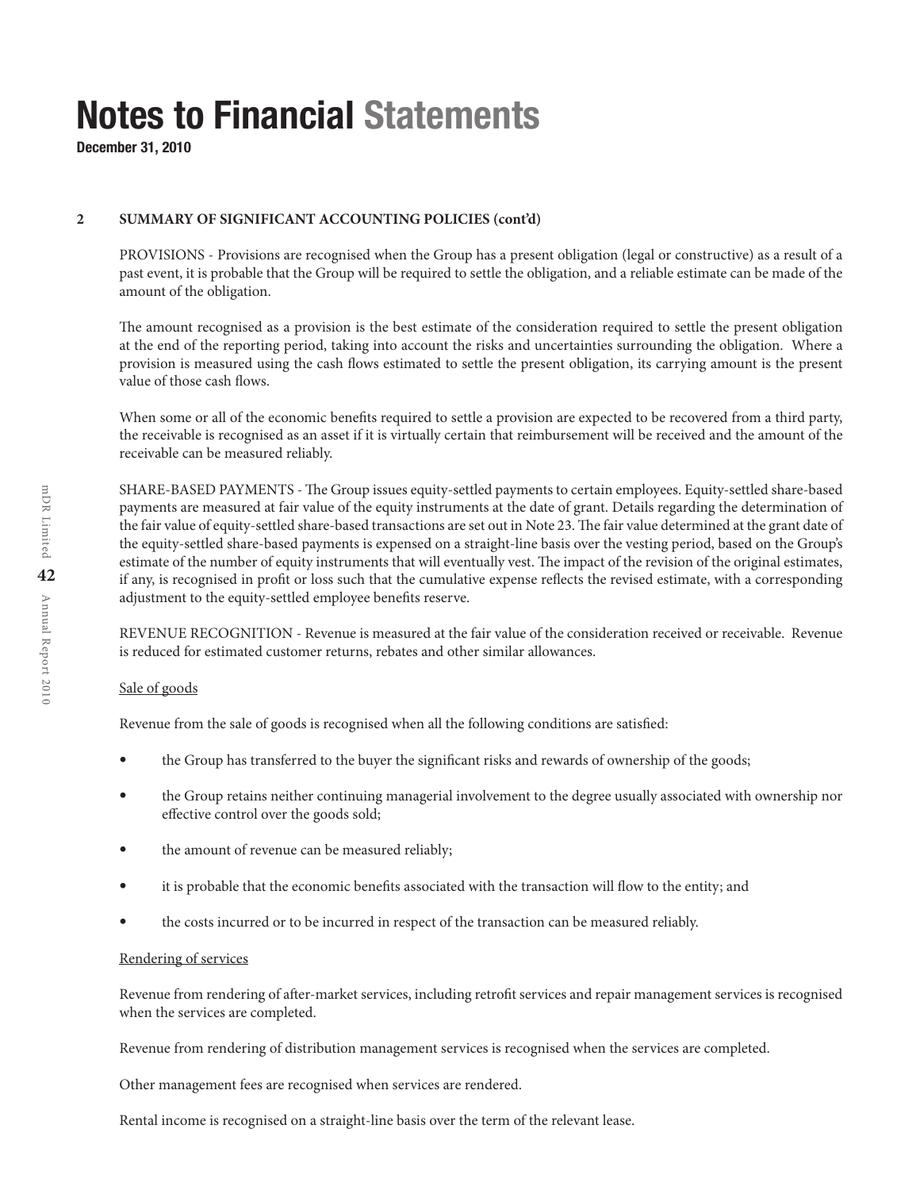# Notes to Financial Statements

**December 31, 2010**

**2 SUMMARY OF SIGNIFICANT ACCOUNTING POLICIES (cont'd)**

PROVISIONS - Provisions are recognised when the Group has a present obligation (legal or constructive) as a result of a past event, it is probable that the Group will be required to settle the obligation, and a reliable estimate can be made of the amount of the obligation.

The amount recognised as a provision is the best estimate of the consideration required to settle the present obligation at the end of the reporting period, taking into account the risks and uncertainties surrounding the obligation. Where a provision is measured using the cash flows estimated to settle the present obligation, its carrying amount is the present value of those cash flows.

When some or all of the economic benefits required to settle a provision are expected to be recovered from a third party, the receivable is recognised as an asset if it is virtually certain that reimbursement will be received and the amount of the receivable can be measured reliably.

SHARE-BASED PAYMENTS - The Group issues equity-settled payments to certain employees. Equity-settled share-based payments are measured at fair value of the equity instruments at the date of grant. Details regarding the determination of the fair value of equity-settled share-based transactions are set out in Note 23. The fair value determined at the grant date of the equity-settled share-based payments is expensed on a straight-line basis over the vesting period, based on the Group's estimate of the number of equity instruments that will eventually vest. The impact of the revision of the original estimates, if any, is recognised in profit or loss such that the cumulative expense reflects the revised estimate, with a corresponding adjustment to the equity-settled employee benefits reserve.

REVENUE RECOGNITION - Revenue is measured at the fair value of the consideration received or receivable. Revenue is reduced for estimated customer returns, rebates and other similar allowances.

Sale of goods

Revenue from the sale of goods is recognised when all the following conditions are satisfied:

- the Group has transferred to the buyer the significant risks and rewards of ownership of the goods;
- the Group retains neither continuing managerial involvement to the degree usually associated with ownership nor effective control over the goods sold;
- the amount of revenue can be measured reliably;
- it is probable that the economic benefits associated with the transaction will flow to the entity; and
- the costs incurred or to be incurred in respect of the transaction can be measured reliably.

Rendering of services

Revenue from rendering of after-market services, including retrofit services and repair management services is recognised when the services are completed.

Revenue from rendering of distribution management services is recognised when the services are completed.

Other management fees are recognised when services are rendered.

Rental income is recognised on a straight-line basis over the term of the relevant lease.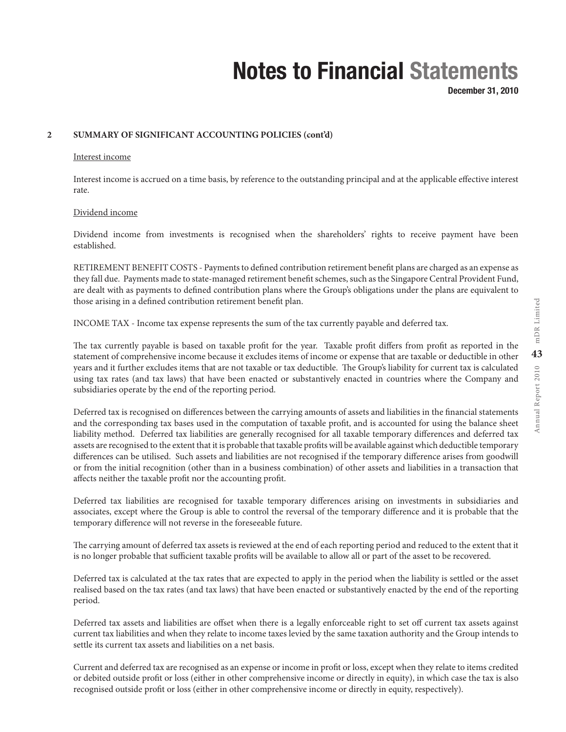## 2 SUMMARY OF SIGNIFICANT ACCOUNTING POLICIES (cont'd)

Interest income

Interest income is accrued on a time basis, by reference to the outstanding principal and at the applicable effective interest rate.

Dividend income

Dividend income from investments is recognised when the shareholders' rights to receive payment have been established.

RETIREMENT BENEFIT COSTS - Payments to defined contribution retirement benefit plans are charged as an expense as they fall due. Payments made to state-managed retirement benefit schemes, such as the Singapore Central Provident Fund, are dealt with as payments to defined contribution plans where the Group's obligations under the plans are equivalent to those arising in a defined contribution retirement benefit plan.

INCOME TAX - Income tax expense represents the sum of the tax currently payable and deferred tax.

The tax currently payable is based on taxable profit for the year. Taxable profit differs from profit as reported in the statement of comprehensive income because it excludes items of income or expense that are taxable or deductible in other years and it further excludes items that are not taxable or tax deductible. The Group's liability for current tax is calculated using tax rates (and tax laws) that have been enacted or substantively enacted in countries where the Company and subsidiaries operate by the end of the reporting period.

Deferred tax is recognised on differences between the carrying amounts of assets and liabilities in the financial statements and the corresponding tax bases used in the computation of taxable profit, and is accounted for using the balance sheet liability method. Deferred tax liabilities are generally recognised for all taxable temporary differences and deferred tax assets are recognised to the extent that it is probable that taxable profits will be available against which deductible temporary differences can be utilised. Such assets and liabilities are not recognised if the temporary difference arises from goodwill or from the initial recognition (other than in a business combination) of other assets and liabilities in a transaction that affects neither the taxable profit nor the accounting profit.

Deferred tax liabilities are recognised for taxable temporary differences arising on investments in subsidiaries and associates, except where the Group is able to control the reversal of the temporary difference and it is probable that the temporary difference will not reverse in the foreseeable future.

The carrying amount of deferred tax assets is reviewed at the end of each reporting period and reduced to the extent that it is no longer probable that sufficient taxable profits will be available to allow all or part of the asset to be recovered.

Deferred tax is calculated at the tax rates that are expected to apply in the period when the liability is settled or the asset realised based on the tax rates (and tax laws) that have been enacted or substantively enacted by the end of the reporting period.

Deferred tax assets and liabilities are offset when there is a legally enforceable right to set off current tax assets against current tax liabilities and when they relate to income taxes levied by the same taxation authority and the Group intends to settle its current tax assets and liabilities on a net basis.

Current and deferred tax are recognised as an expense or income in profit or loss, except when they relate to items credited or debited outside profit or loss (either in other comprehensive income or directly in equity), in which case the tax is also recognised outside profit or loss (either in other comprehensive income or directly in equity, respectively).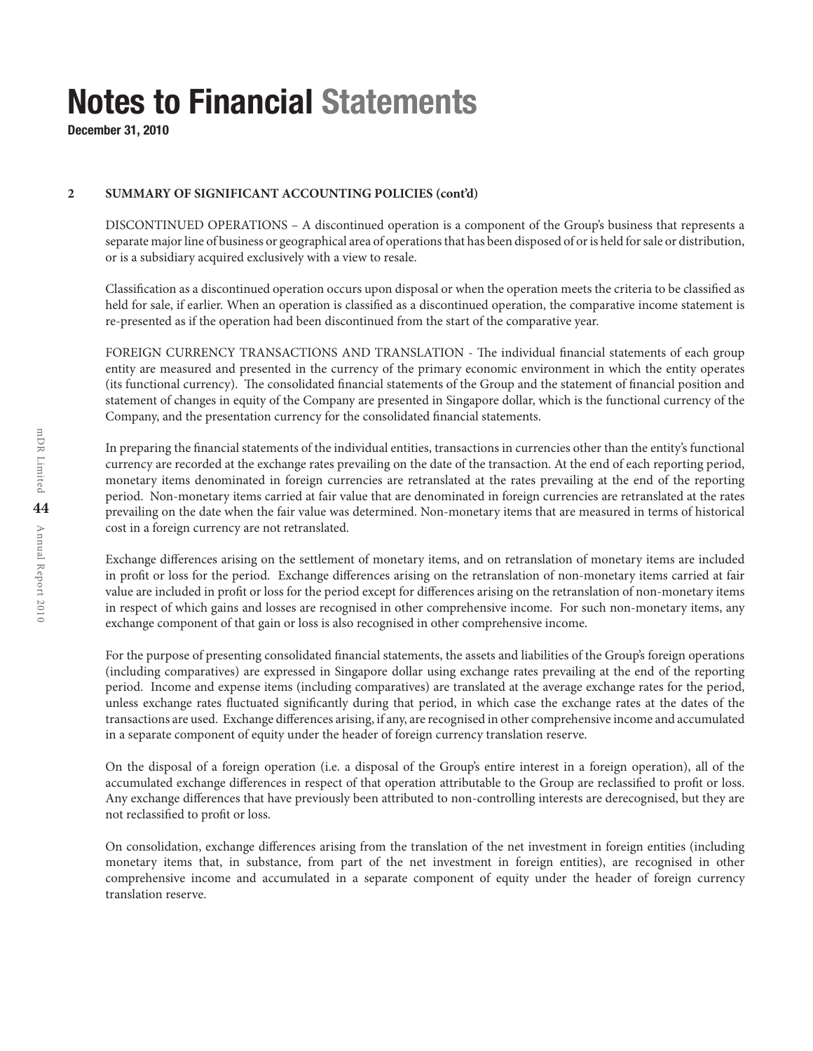# Notes to Financial Statements

**December 31, 2010**

## 2 SUMMARY OF SIGNIFICANT ACCOUNTING POLICIES (cont'd)

DISCONTINUED OPERATIONS – A discontinued operation is a component of the Group's business that represents a separate major line of business or geographical area of operations that has been disposed of or is held for sale or distribution, or is a subsidiary acquired exclusively with a view to resale.

Classification as a discontinued operation occurs upon disposal or when the operation meets the criteria to be classified as held for sale, if earlier. When an operation is classified as a discontinued operation, the comparative income statement is re-presented as if the operation had been discontinued from the start of the comparative year.

FOREIGN CURRENCY TRANSACTIONS AND TRANSLATION - The individual financial statements of each group entity are measured and presented in the currency of the primary economic environment in which the entity operates (its functional currency). The consolidated financial statements of the Group and the statement of financial position and statement of changes in equity of the Company are presented in Singapore dollar, which is the functional currency of the Company, and the presentation currency for the consolidated financial statements.

In preparing the financial statements of the individual entities, transactions in currencies other than the entity's functional currency are recorded at the exchange rates prevailing on the date of the transaction. At the end of each reporting period, monetary items denominated in foreign currencies are retranslated at the rates prevailing at the end of the reporting period. Non-monetary items carried at fair value that are denominated in foreign currencies are retranslated at the rates prevailing on the date when the fair value was determined. Non-monetary items that are measured in terms of historical cost in a foreign currency are not retranslated.

Exchange differences arising on the settlement of monetary items, and on retranslation of monetary items are included in profit or loss for the period. Exchange differences arising on the retranslation of non-monetary items carried at fair value are included in profit or loss for the period except for differences arising on the retranslation of non-monetary items in respect of which gains and losses are recognised in other comprehensive income. For such non-monetary items, any exchange component of that gain or loss is also recognised in other comprehensive income.

For the purpose of presenting consolidated financial statements, the assets and liabilities of the Group's foreign operations (including comparatives) are expressed in Singapore dollar using exchange rates prevailing at the end of the reporting period. Income and expense items (including comparatives) are translated at the average exchange rates for the period, unless exchange rates fluctuated significantly during that period, in which case the exchange rates at the dates of the transactions are used. Exchange differences arising, if any, are recognised in other comprehensive income and accumulated in a separate component of equity under the header of foreign currency translation reserve.

On the disposal of a foreign operation (i.e. a disposal of the Group's entire interest in a foreign operation), all of the accumulated exchange differences in respect of that operation attributable to the Group are reclassified to profit or loss. Any exchange differences that have previously been attributed to non-controlling interests are derecognised, but they are not reclassified to profit or loss.

On consolidation, exchange differences arising from the translation of the net investment in foreign entities (including monetary items that, in substance, from part of the net investment in foreign entities), are recognised in other comprehensive income and accumulated in a separate component of equity under the header of foreign currency translation reserve.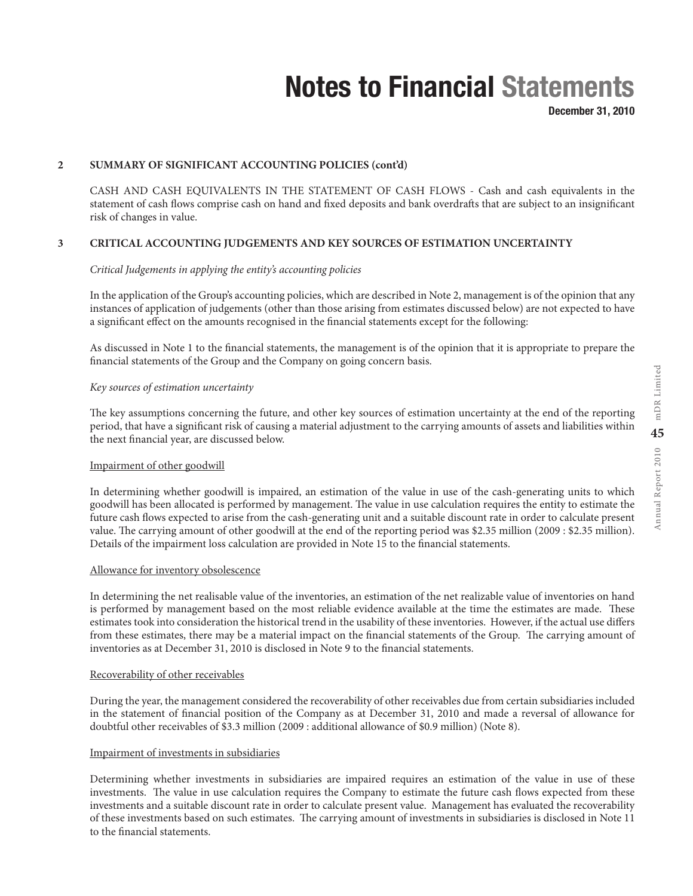# Notes to Financial Statements

**December 31, 2010**

## 2 SUMMARY OF SIGNIFICANT ACCOUNTING POLICIES (cont'd)

CASH AND CASH EQUIVALENTS IN THE STATEMENT OF CASH FLOWS - Cash and cash equivalents in the statement of cash flows comprise cash on hand and fixed deposits and bank overdrafts that are subject to an insignificant risk of changes in value.

## 3 CRITICAL ACCOUNTING JUDGEMENTS AND KEY SOURCES OF ESTIMATION UNCERTAINTY

*Critical Judgements in applying the entity's accounting policies*

In the application of the Group's accounting policies, which are described in Note 2, management is of the opinion that any instances of application of judgements (other than those arising from estimates discussed below) are not expected to have a significant effect on the amounts recognised in the financial statements except for the following:

As discussed in Note 1 to the financial statements, the management is of the opinion that it is appropriate to prepare the financial statements of the Group and the Company on going concern basis.

*Key sources of estimation uncertainty*

The key assumptions concerning the future, and other key sources of estimation uncertainty at the end of the reporting period, that have a significant risk of causing a material adjustment to the carrying amounts of assets and liabilities within the next financial year, are discussed below.

<u>Impairment of other goodwill</u>

In determining whether goodwill is impaired, an estimation of the value in use of the cash-generating units to which goodwill has been allocated is performed by management. The value in use calculation requires the entity to estimate the future cash flows expected to arise from the cash-generating unit and a suitable discount rate in order to calculate present value. The carrying amount of other goodwill at the end of the reporting period was $2.35 million (2009 : $2.35 million). Details of the impairment loss calculation are provided in Note 15 to the financial statements.

<u>Allowance for inventory obsolescence</u>

In determining the net realisable value of the inventories, an estimation of the net realizable value of inventories on hand is performed by management based on the most reliable evidence available at the time the estimates are made. These estimates took into consideration the historical trend in the usability of these inventories. However, if the actual use differs from these estimates, there may be a material impact on the financial statements of the Group. The carrying amount of inventories as at December 31, 2010 is disclosed in Note 9 to the financial statements.

<u>Recoverability of other receivables</u>

During the year, the management considered the recoverability of other receivables due from certain subsidiaries included in the statement of financial position of the Company as at December 31, 2010 and made a reversal of allowance for doubtful other receivables of $3.3 million (2009 : additional allowance of $0.9 million) (Note 8).

<u>Impairment of investments in subsidiaries</u>

Determining whether investments in subsidiaries are impaired requires an estimation of the value in use of these investments. The value in use calculation requires the Company to estimate the future cash flows expected from these investments and a suitable discount rate in order to calculate present value. Management has evaluated the recoverability of these investments based on such estimates. The carrying amount of investments in subsidiaries is disclosed in Note 11 to the financial statements.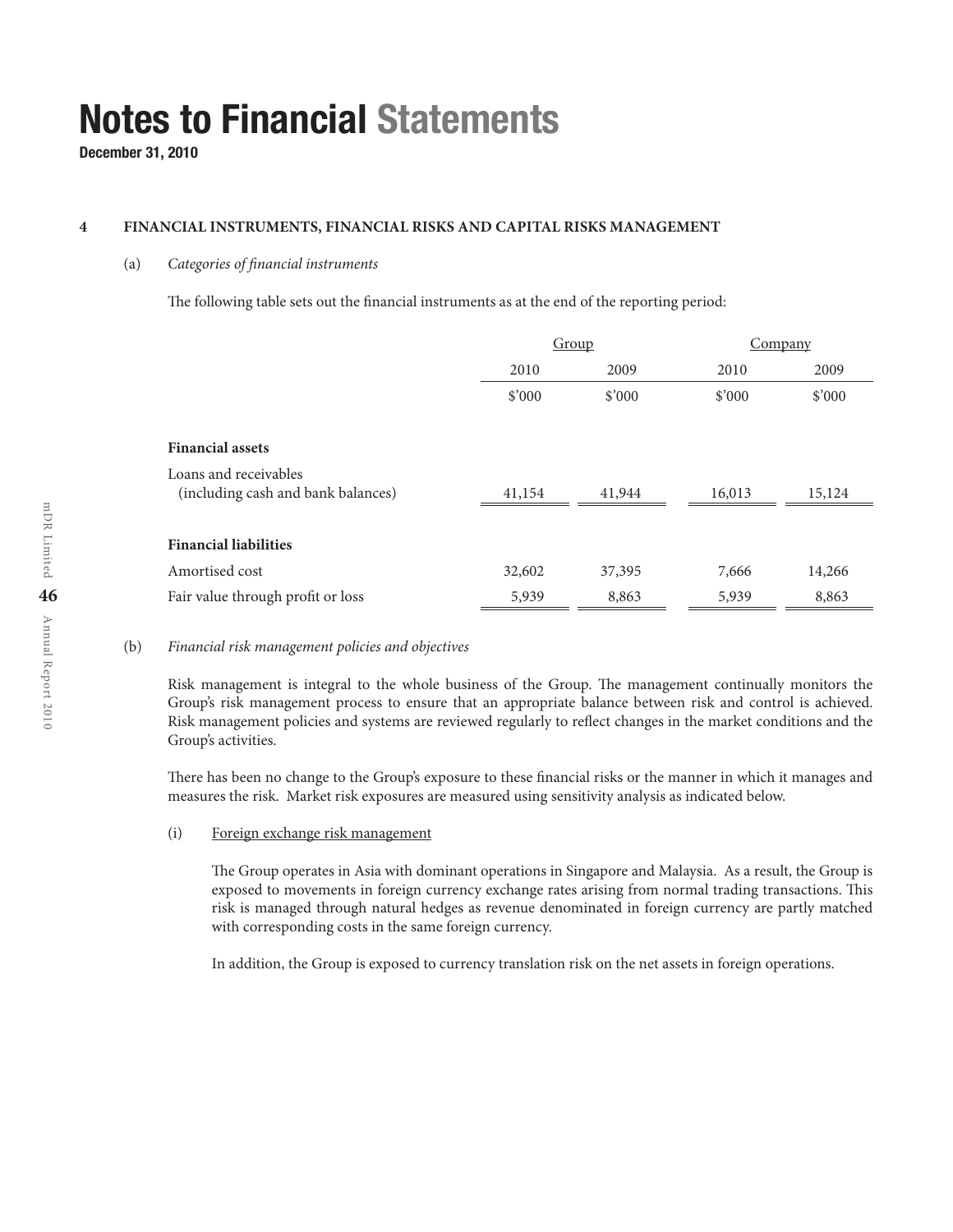# Notes to Financial Statements

**December 31, 2010**

## 4 FINANCIAL INSTRUMENTS, FINANCIAL RISKS AND CAPITAL RISKS MANAGEMENT

(a) *Categories of financial instruments*

The following table sets out the financial instruments as at the end of the reporting period:

| | Group | | Company | |
|---|---|---|---|---|
| | 2010 | 2009 | 2010 | 2009 |
| | $'000 | $'000 | $'000 | $'000 |
| **Financial assets** | | | | |
| Loans and receivables (including cash and bank balances) | 41,154 | 41,944 | 16,013 | 15,124 |
| **Financial liabilities** | | | | |
| Amortised cost | 32,602 | 37,395 | 7,666 | 14,266 |
| Fair value through profit or loss | 5,939 | 8,863 | 5,939 | 8,863 |

(b) *Financial risk management policies and objectives*

Risk management is integral to the whole business of the Group. The management continually monitors the Group's risk management process to ensure that an appropriate balance between risk and control is achieved. Risk management policies and systems are reviewed regularly to reflect changes in the market conditions and the Group's activities.

There has been no change to the Group's exposure to these financial risks or the manner in which it manages and measures the risk. Market risk exposures are measured using sensitivity analysis as indicated below.

(i) Foreign exchange risk management

The Group operates in Asia with dominant operations in Singapore and Malaysia. As a result, the Group is exposed to movements in foreign currency exchange rates arising from normal trading transactions. This risk is managed through natural hedges as revenue denominated in foreign currency are partly matched with corresponding costs in the same foreign currency.

In addition, the Group is exposed to currency translation risk on the net assets in foreign operations.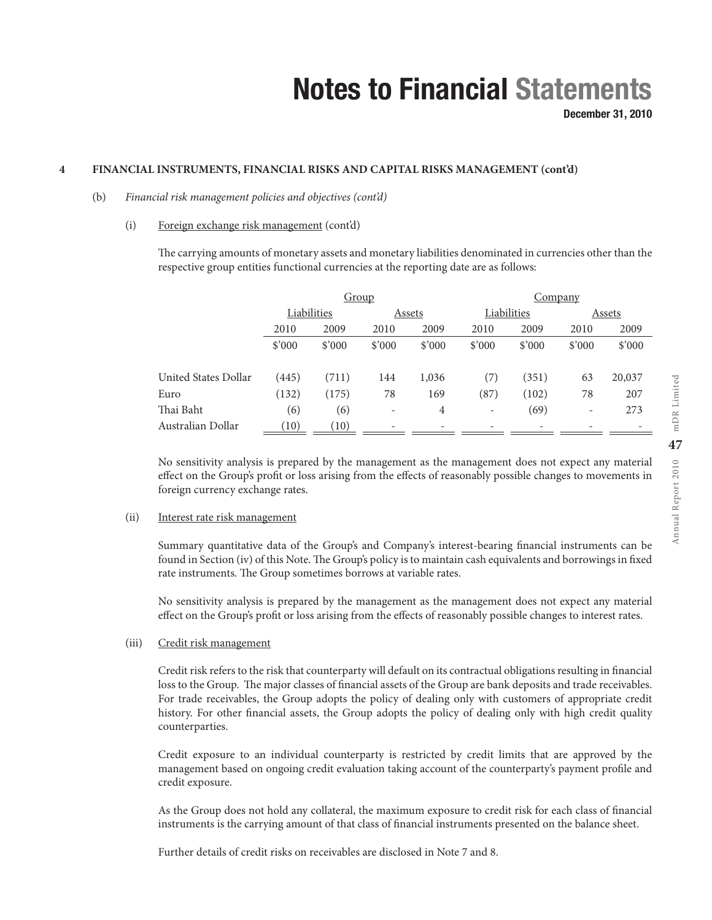# Notes to Financial Statements

**December 31, 2010**

**4 FINANCIAL INSTRUMENTS, FINANCIAL RISKS AND CAPITAL RISKS MANAGEMENT (cont'd)**

(b) *Financial risk management policies and objectives (cont'd)*

(i) Foreign exchange risk management (cont'd)

The carrying amounts of monetary assets and monetary liabilities denominated in currencies other than the respective group entities functional currencies at the reporting date are as follows:

| | Group | | | | Company | | | |
|---|---|---|---|---|---|---|---|---|
| | Liabilities | | Assets | | Liabilities | | Assets | |
| | 2010 | 2009 | 2010 | 2009 | 2010 | 2009 | 2010 | 2009 |
| | $'000 | $'000 | $'000 | $'000 | $'000 | $'000 | $'000 | $'000 |
| United States Dollar | (445) | (711) | 144 | 1,036 | (7) | (351) | 63 | 20,037 |
| Euro | (132) | (175) | 78 | 169 | (87) | (102) | 78 | 207 |
| Thai Baht | (6) | (6) | - | 4 | - | (69) | - | 273 |
| Australian Dollar | (10) | (10) | - | - | - | - | - | - |

No sensitivity analysis is prepared by the management as the management does not expect any material effect on the Group's profit or loss arising from the effects of reasonably possible changes to movements in foreign currency exchange rates.

(ii) Interest rate risk management

Summary quantitative data of the Group's and Company's interest-bearing financial instruments can be found in Section (iv) of this Note. The Group's policy is to maintain cash equivalents and borrowings in fixed rate instruments. The Group sometimes borrows at variable rates.

No sensitivity analysis is prepared by the management as the management does not expect any material effect on the Group's profit or loss arising from the effects of reasonably possible changes to interest rates.

(iii) Credit risk management

Credit risk refers to the risk that counterparty will default on its contractual obligations resulting in financial loss to the Group. The major classes of financial assets of the Group are bank deposits and trade receivables. For trade receivables, the Group adopts the policy of dealing only with customers of appropriate credit history. For other financial assets, the Group adopts the policy of dealing only with high credit quality counterparties.

Credit exposure to an individual counterparty is restricted by credit limits that are approved by the management based on ongoing credit evaluation taking account of the counterparty's payment profile and credit exposure.

As the Group does not hold any collateral, the maximum exposure to credit risk for each class of financial instruments is the carrying amount of that class of financial instruments presented on the balance sheet.

Further details of credit risks on receivables are disclosed in Note 7 and 8.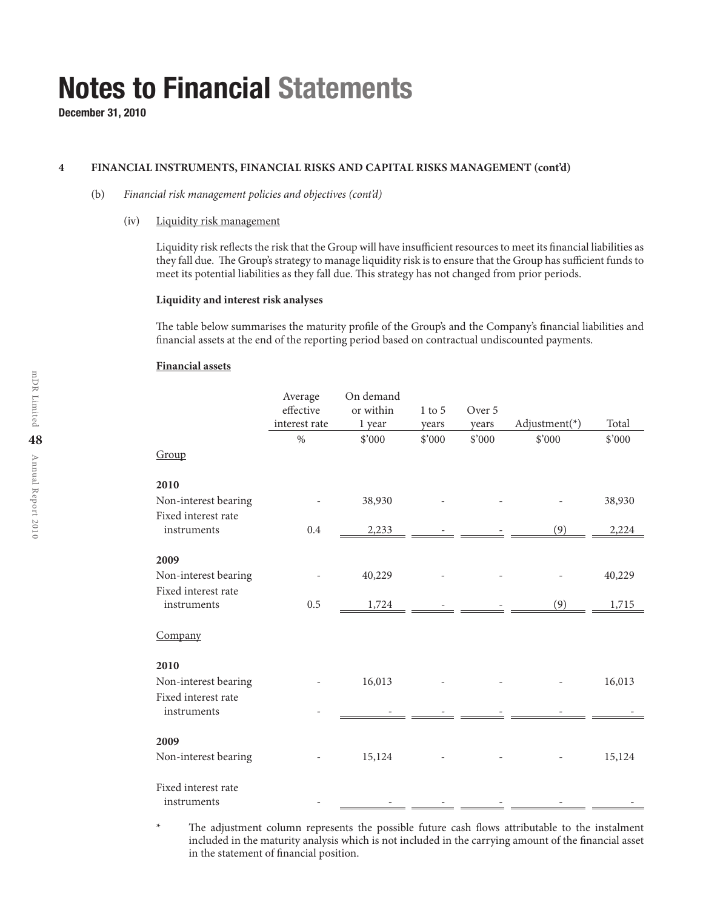# Notes to Financial Statements

**December 31, 2010**

**4 FINANCIAL INSTRUMENTS, FINANCIAL RISKS AND CAPITAL RISKS MANAGEMENT (cont'd)**

(b) *Financial risk management policies and objectives (cont'd)*

(iv) Liquidity risk management

Liquidity risk reflects the risk that the Group will have insufficient resources to meet its financial liabilities as they fall due. The Group's strategy to manage liquidity risk is to ensure that the Group has sufficient funds to meet its potential liabilities as they fall due. This strategy has not changed from prior periods.

**Liquidity and interest risk analyses**

The table below summarises the maturity profile of the Group's and the Company's financial liabilities and financial assets at the end of the reporting period based on contractual undiscounted payments.

**Financial assets**

| | Average effective interest rate | On demand or within 1 year | 1 to 5 years | Over 5 years | Adjustment(*) | Total |
|---|---|---|---|---|---|---|
| | % | $'000 | $'000 | $'000 | $'000 | $'000 |
| Group | | | | | | |
| **2010** | | | | | | |
| Non-interest bearing | - | 38,930 | - | - | - | 38,930 |
| Fixed interest rate instruments | 0.4 | 2,233 | - | - | (9) | 2,224 |
| **2009** | | | | | | |
| Non-interest bearing | - | 40,229 | - | - | - | 40,229 |
| Fixed interest rate instruments | 0.5 | 1,724 | - | - | (9) | 1,715 |
| Company | | | | | | |
| **2010** | | | | | | |
| Non-interest bearing | - | 16,013 | - | - | - | 16,013 |
| Fixed interest rate instruments | - | - | - | - | - | - |
| **2009** | | | | | | |
| Non-interest bearing | - | 15,124 | - | - | - | 15,124 |
| Fixed interest rate instruments | - | - | - | - | - | - |

\* The adjustment column represents the possible future cash flows attributable to the instalment included in the maturity analysis which is not included in the carrying amount of the financial asset in the statement of financial position.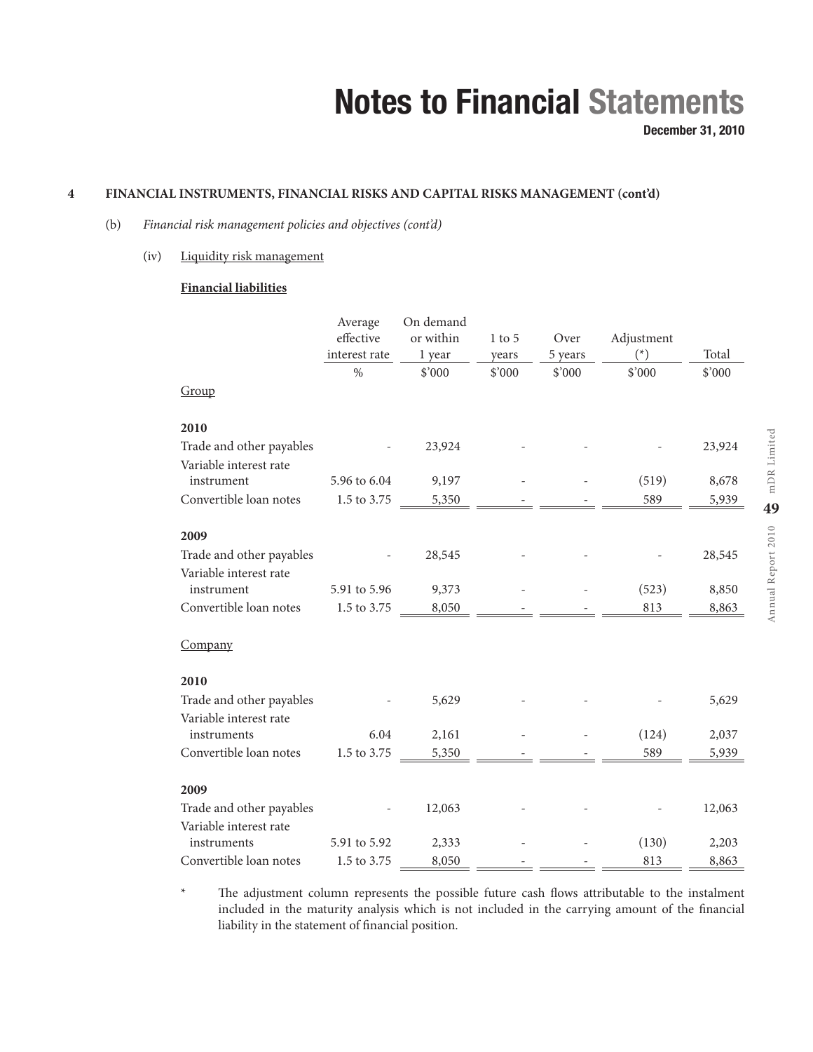# Notes to Financial Statements

December 31, 2010

## 4 FINANCIAL INSTRUMENTS, FINANCIAL RISKS AND CAPITAL RISKS MANAGEMENT (cont'd)

(b) *Financial risk management policies and objectives (cont'd)*

(iv) Liquidity risk management

**Financial liabilities**

| | Average effective interest rate | On demand or within 1 year | 1 to 5 years | Over 5 years | Adjustment (*) | Total |
|---|---|---|---|---|---|---|
| | % | $'000 | $'000 | $'000 | $'000 | $'000 |
| Group | | | | | | |
| **2010** | | | | | | |
| Trade and other payables | - | 23,924 | - | - | - | 23,924 |
| Variable interest rate instrument | 5.96 to 6.04 | 9,197 | - | - | (519) | 8,678 |
| Convertible loan notes | 1.5 to 3.75 | 5,350 | - | - | 589 | 5,939 |
| **2009** | | | | | | |
| Trade and other payables | - | 28,545 | - | - | - | 28,545 |
| Variable interest rate instrument | 5.91 to 5.96 | 9,373 | - | - | (523) | 8,850 |
| Convertible loan notes | 1.5 to 3.75 | 8,050 | - | - | 813 | 8,863 |
| Company | | | | | | |
| **2010** | | | | | | |
| Trade and other payables | - | 5,629 | - | - | - | 5,629 |
| Variable interest rate instruments | 6.04 | 2,161 | - | - | (124) | 2,037 |
| Convertible loan notes | 1.5 to 3.75 | 5,350 | - | - | 589 | 5,939 |
| **2009** | | | | | | |
| Trade and other payables | - | 12,063 | - | - | - | 12,063 |
| Variable interest rate instruments | 5.91 to 5.92 | 2,333 | - | - | (130) | 2,203 |
| Convertible loan notes | 1.5 to 3.75 | 8,050 | - | - | 813 | 8,863 |

\* The adjustment column represents the possible future cash flows attributable to the instalment included in the maturity analysis which is not included in the carrying amount of the financial liability in the statement of financial position.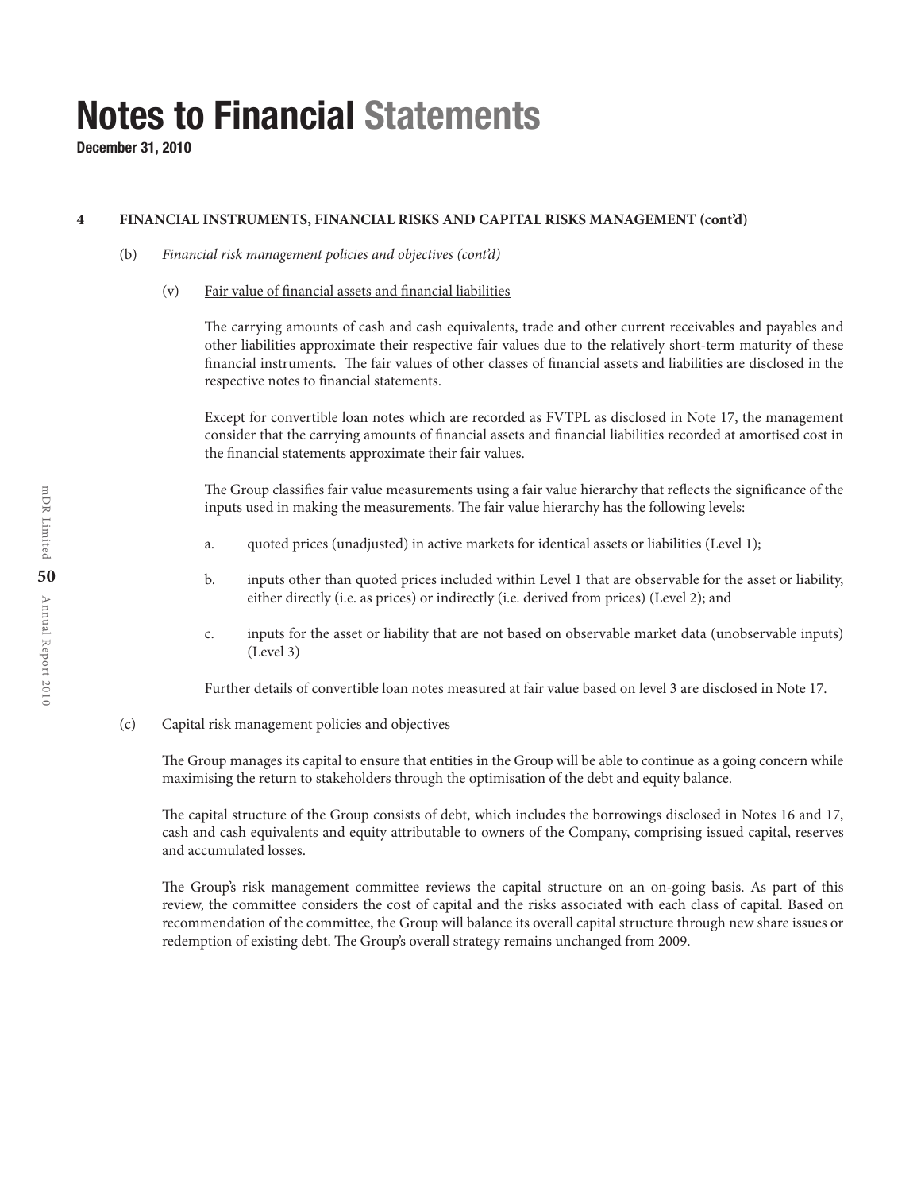# Notes to Financial Statements

**December 31, 2010**

**4 FINANCIAL INSTRUMENTS, FINANCIAL RISKS AND CAPITAL RISKS MANAGEMENT (cont'd)**

(b) *Financial risk management policies and objectives (cont'd)*

(v) Fair value of financial assets and financial liabilities

The carrying amounts of cash and cash equivalents, trade and other current receivables and payables and other liabilities approximate their respective fair values due to the relatively short-term maturity of these financial instruments. The fair values of other classes of financial assets and liabilities are disclosed in the respective notes to financial statements.

Except for convertible loan notes which are recorded as FVTPL as disclosed in Note 17, the management consider that the carrying amounts of financial assets and financial liabilities recorded at amortised cost in the financial statements approximate their fair values.

The Group classifies fair value measurements using a fair value hierarchy that reflects the significance of the inputs used in making the measurements. The fair value hierarchy has the following levels:

a. quoted prices (unadjusted) in active markets for identical assets or liabilities (Level 1);

b. inputs other than quoted prices included within Level 1 that are observable for the asset or liability, either directly (i.e. as prices) or indirectly (i.e. derived from prices) (Level 2); and

c. inputs for the asset or liability that are not based on observable market data (unobservable inputs) (Level 3)

Further details of convertible loan notes measured at fair value based on level 3 are disclosed in Note 17.

(c) Capital risk management policies and objectives

The Group manages its capital to ensure that entities in the Group will be able to continue as a going concern while maximising the return to stakeholders through the optimisation of the debt and equity balance.

The capital structure of the Group consists of debt, which includes the borrowings disclosed in Notes 16 and 17, cash and cash equivalents and equity attributable to owners of the Company, comprising issued capital, reserves and accumulated losses.

The Group's risk management committee reviews the capital structure on an on-going basis. As part of this review, the committee considers the cost of capital and the risks associated with each class of capital. Based on recommendation of the committee, the Group will balance its overall capital structure through new share issues or redemption of existing debt. The Group's overall strategy remains unchanged from 2009.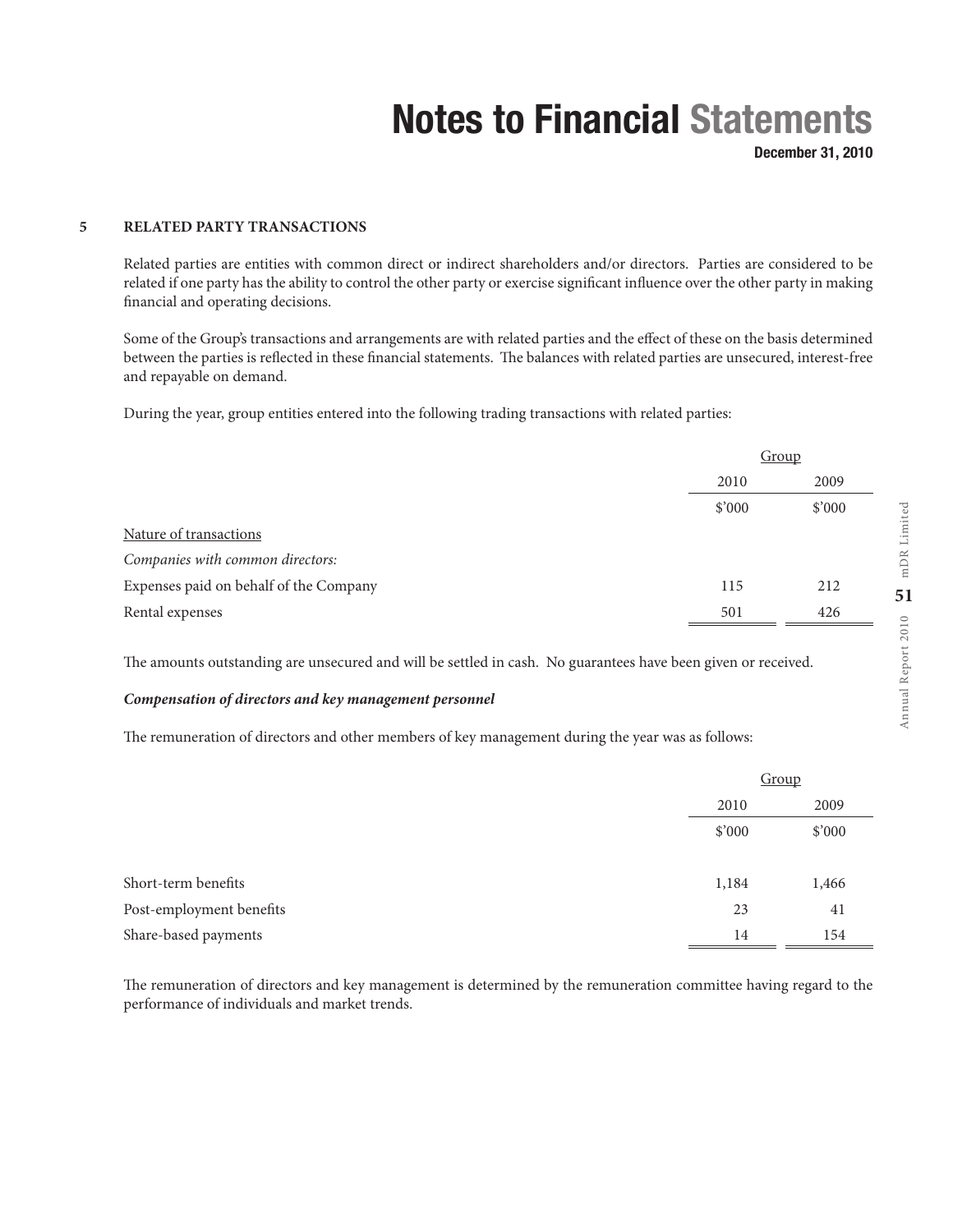# Notes to Financial Statements

**December 31, 2010**

## 5 RELATED PARTY TRANSACTIONS

Related parties are entities with common direct or indirect shareholders and/or directors. Parties are considered to be related if one party has the ability to control the other party or exercise significant influence over the other party in making financial and operating decisions.

Some of the Group's transactions and arrangements are with related parties and the effect of these on the basis determined between the parties is reflected in these financial statements. The balances with related parties are unsecured, interest-free and repayable on demand.

During the year, group entities entered into the following trading transactions with related parties:

| | Group | |
|---|---|---|
| | 2010 | 2009 |
| | $'000 | $'000 |
| Nature of transactions | | |
| *Companies with common directors:* | | |
| Expenses paid on behalf of the Company | 115 | 212 |
| Rental expenses | 501 | 426 |

The amounts outstanding are unsecured and will be settled in cash. No guarantees have been given or received.

***Compensation of directors and key management personnel***

The remuneration of directors and other members of key management during the year was as follows:

| | Group | |
|---|---|---|
| | 2010 | 2009 |
| | $'000 | $'000 |
| Short-term benefits | 1,184 | 1,466 |
| Post-employment benefits | 23 | 41 |
| Share-based payments | 14 | 154 |

The remuneration of directors and key management is determined by the remuneration committee having regard to the performance of individuals and market trends.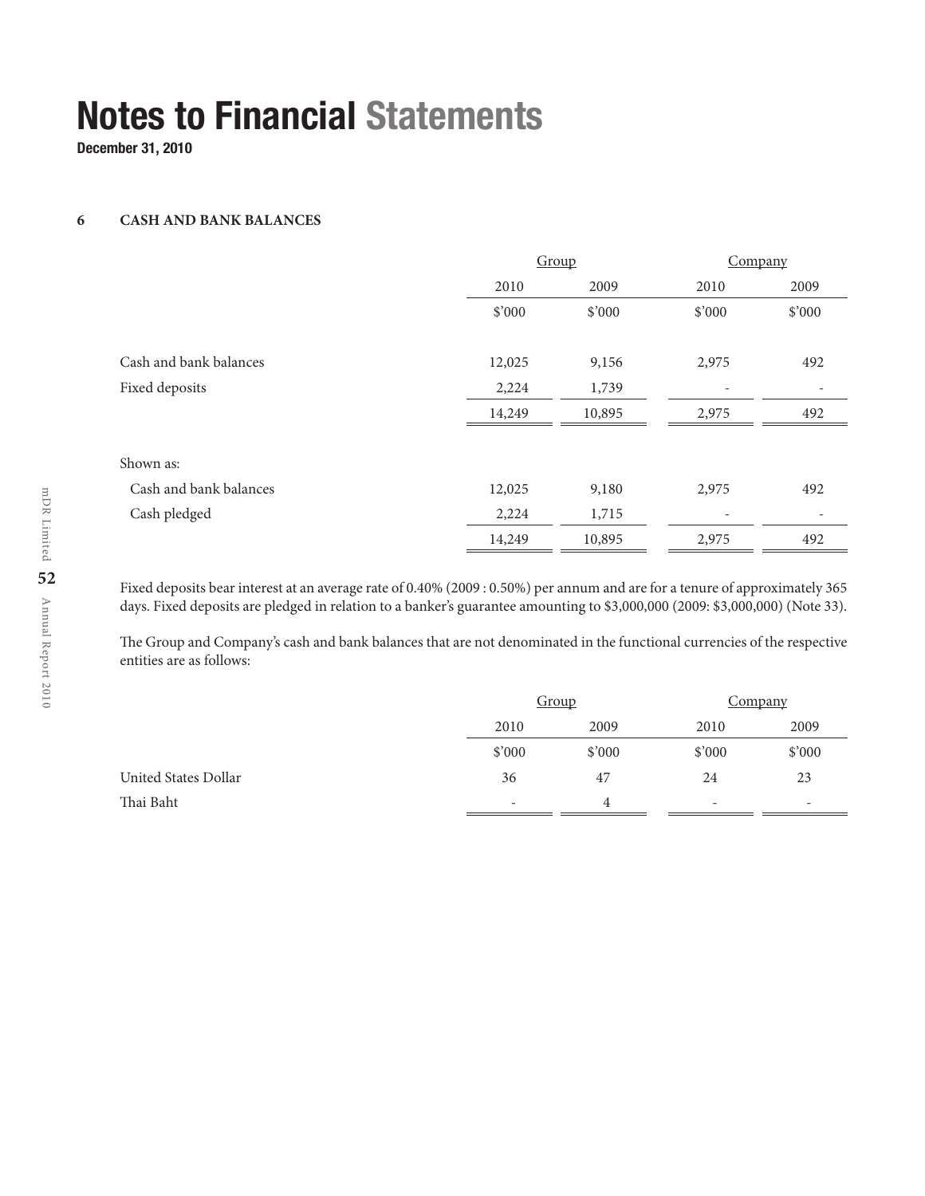# Notes to Financial Statements

**December 31, 2010**

## 6 CASH AND BANK BALANCES

| | Group | | Company | |
|---|---|---|---|---|
| | 2010 | 2009 | 2010 | 2009 |
| | $'000 | $'000 | $'000 | $'000 |
| Cash and bank balances | 12,025 | 9,156 | 2,975 | 492 |
| Fixed deposits | 2,224 | 1,739 | - | - |
| | 14,249 | 10,895 | 2,975 | 492 |
| Shown as: | | | | |
| Cash and bank balances | 12,025 | 9,180 | 2,975 | 492 |
| Cash pledged | 2,224 | 1,715 | - | - |
| | 14,249 | 10,895 | 2,975 | 492 |

Fixed deposits bear interest at an average rate of 0.40% (2009 : 0.50%) per annum and are for a tenure of approximately 365 days. Fixed deposits are pledged in relation to a banker's guarantee amounting to $3,000,000 (2009: $3,000,000) (Note 33).

The Group and Company's cash and bank balances that are not denominated in the functional currencies of the respective entities are as follows:

| | Group | | Company | |
|---|---|---|---|---|
| | 2010 | 2009 | 2010 | 2009 |
| | $'000 | $'000 | $'000 | $'000 |
| United States Dollar | 36 | 47 | 24 | 23 |
| Thai Baht | - | 4 | - | - |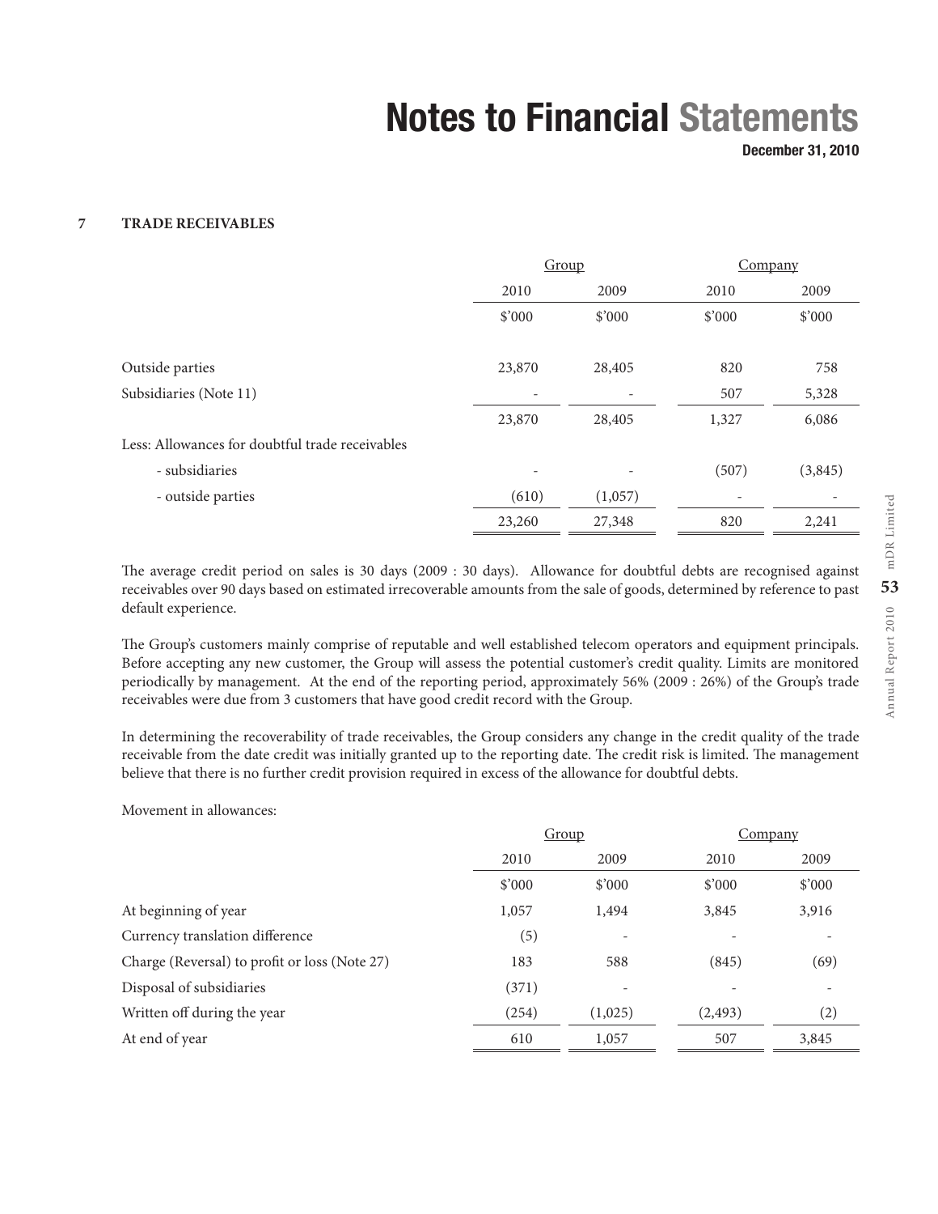## 7 TRADE RECEIVABLES

| | Group | | Company | |
|---|---|---|---|---|
| | 2010 | 2009 | 2010 | 2009 |
| | $'000 | $'000 | $'000 | $'000 |
| Outside parties | 23,870 | 28,405 | 820 | 758 |
| Subsidiaries (Note 11) | - | - | 507 | 5,328 |
| | 23,870 | 28,405 | 1,327 | 6,086 |
| Less: Allowances for doubtful trade receivables | | | | |
| - subsidiaries | - | - | (507) | (3,845) |
| - outside parties | (610) | (1,057) | - | - |
| | 23,260 | 27,348 | 820 | 2,241 |

The average credit period on sales is 30 days (2009 : 30 days). Allowance for doubtful debts are recognised against receivables over 90 days based on estimated irrecoverable amounts from the sale of goods, determined by reference to past default experience.

The Group's customers mainly comprise of reputable and well established telecom operators and equipment principals. Before accepting any new customer, the Group will assess the potential customer's credit quality. Limits are monitored periodically by management. At the end of the reporting period, approximately 56% (2009 : 26%) of the Group's trade receivables were due from 3 customers that have good credit record with the Group.

In determining the recoverability of trade receivables, the Group considers any change in the credit quality of the trade receivable from the date credit was initially granted up to the reporting date. The credit risk is limited. The management believe that there is no further credit provision required in excess of the allowance for doubtful debts.

Movement in allowances:

| | Group | | Company | |
|---|---|---|---|---|
| | 2010 | 2009 | 2010 | 2009 |
| | $'000 | $'000 | $'000 | $'000 |
| At beginning of year | 1,057 | 1,494 | 3,845 | 3,916 |
| Currency translation difference | (5) | - | - | - |
| Charge (Reversal) to profit or loss (Note 27) | 183 | 588 | (845) | (69) |
| Disposal of subsidiaries | (371) | - | - | - |
| Written off during the year | (254) | (1,025) | (2,493) | (2) |
| At end of year | 610 | 1,057 | 507 | 3,845 |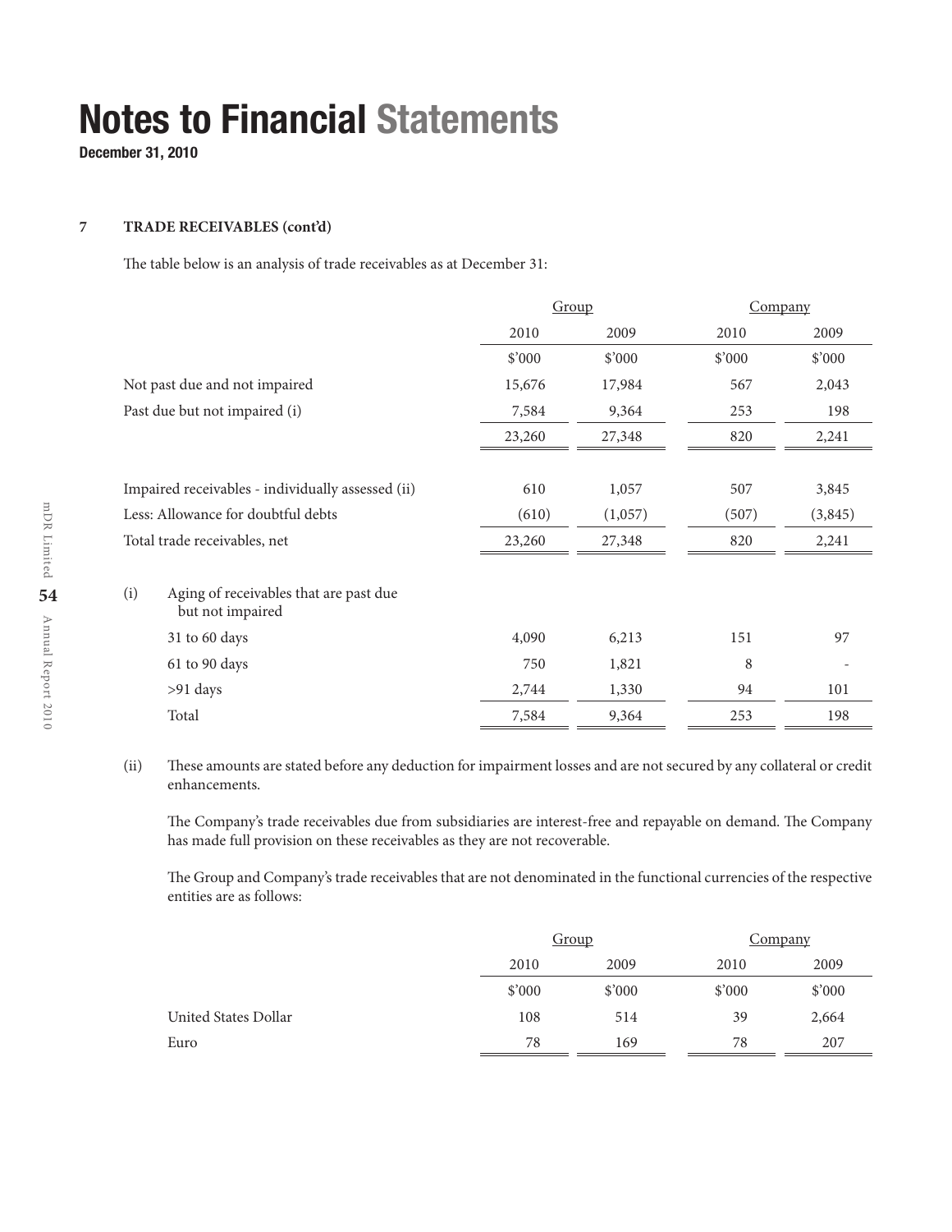# Notes to Financial Statements

**December 31, 2010**

## 7 TRADE RECEIVABLES (cont'd)

The table below is an analysis of trade receivables as at December 31:

| | Group | | Company | |
|---|---|---|---|---|
| | 2010 | 2009 | 2010 | 2009 |
| | $'000 | $'000 | $'000 | $'000 |
| Not past due and not impaired | 15,676 | 17,984 | 567 | 2,043 |
| Past due but not impaired (i) | 7,584 | 9,364 | 253 | 198 |
| | 23,260 | 27,348 | 820 | 2,241 |
| Impaired receivables - individually assessed (ii) | 610 | 1,057 | 507 | 3,845 |
| Less: Allowance for doubtful debts | (610) | (1,057) | (507) | (3,845) |
| Total trade receivables, net | 23,260 | 27,348 | 820 | 2,241 |
| (i) Aging of receivables that are past due but not impaired | | | | |
| 31 to 60 days | 4,090 | 6,213 | 151 | 97 |
| 61 to 90 days | 750 | 1,821 | 8 | - |
| >91 days | 2,744 | 1,330 | 94 | 101 |
| Total | 7,584 | 9,364 | 253 | 198 |

(ii) These amounts are stated before any deduction for impairment losses and are not secured by any collateral or credit enhancements.

The Company's trade receivables due from subsidiaries are interest-free and repayable on demand. The Company has made full provision on these receivables as they are not recoverable.

The Group and Company's trade receivables that are not denominated in the functional currencies of the respective entities are as follows:

| | Group | | Company | |
|---|---|---|---|---|
| | 2010 | 2009 | 2010 | 2009 |
| | $'000 | $'000 | $'000 | $'000 |
| United States Dollar | 108 | 514 | 39 | 2,664 |
| Euro | 78 | 169 | 78 | 207 |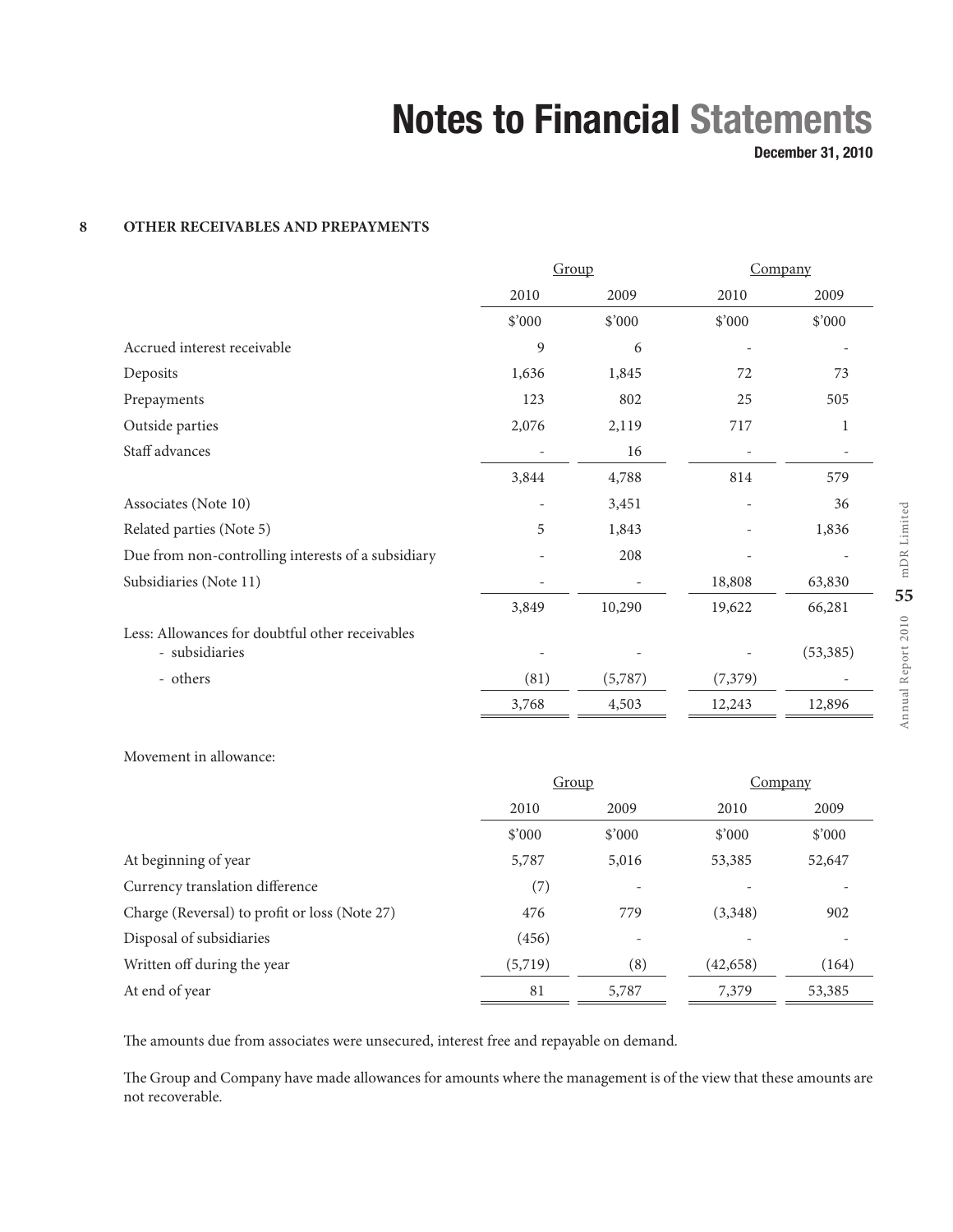## 8 OTHER RECEIVABLES AND PREPAYMENTS

| | Group | | Company | |
|---|---|---|---|---|
| | 2010 | 2009 | 2010 | 2009 |
| | $'000 | $'000 | $'000 | $'000 |
| Accrued interest receivable | 9 | 6 | - | - |
| Deposits | 1,636 | 1,845 | 72 | 73 |
| Prepayments | 123 | 802 | 25 | 505 |
| Outside parties | 2,076 | 2,119 | 717 | 1 |
| Staff advances | - | 16 | - | - |
| | 3,844 | 4,788 | 814 | 579 |
| Associates (Note 10) | - | 3,451 | - | 36 |
| Related parties (Note 5) | 5 | 1,843 | - | 1,836 |
| Due from non-controlling interests of a subsidiary | - | 208 | - | - |
| Subsidiaries (Note 11) | - | - | 18,808 | 63,830 |
| | 3,849 | 10,290 | 19,622 | 66,281 |
| Less: Allowances for doubtful other receivables - subsidiaries | - | - | - | (53,385) |
| - others | (81) | (5,787) | (7,379) | - |
| | 3,768 | 4,503 | 12,243 | 12,896 |

Movement in allowance:

| | Group | | Company | |
|---|---|---|---|---|
| | 2010 | 2009 | 2010 | 2009 |
| | $'000 | $'000 | $'000 | $'000 |
| At beginning of year | 5,787 | 5,016 | 53,385 | 52,647 |
| Currency translation difference | (7) | - | - | - |
| Charge (Reversal) to profit or loss (Note 27) | 476 | 779 | (3,348) | 902 |
| Disposal of subsidiaries | (456) | - | - | - |
| Written off during the year | (5,719) | (8) | (42,658) | (164) |
| At end of year | 81 | 5,787 | 7,379 | 53,385 |

The amounts due from associates were unsecured, interest free and repayable on demand.

The Group and Company have made allowances for amounts where the management is of the view that these amounts are not recoverable.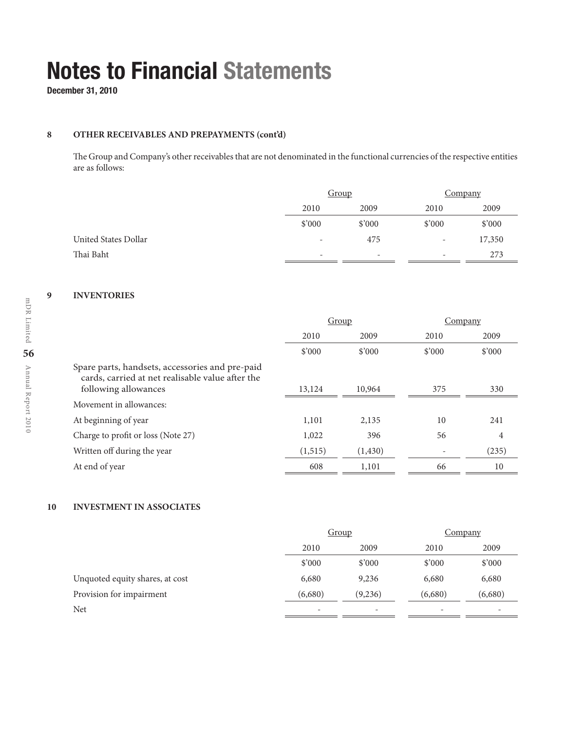# Notes to Financial Statements

**December 31, 2010**

## 8 OTHER RECEIVABLES AND PREPAYMENTS (cont'd)

The Group and Company's other receivables that are not denominated in the functional currencies of the respective entities are as follows:

| | Group | | Company | |
|---|---|---|---|---|
| | 2010 | 2009 | 2010 | 2009 |
| | $'000 | $'000 | $'000 | $'000 |
| United States Dollar | - | 475 | - | 17,350 |
| Thai Baht | - | - | - | 273 |

## 9 INVENTORIES

| | Group | | Company | |
|---|---|---|---|---|
| | 2010 | 2009 | 2010 | 2009 |
| | $'000 | $'000 | $'000 | $'000 |
| Spare parts, handsets, accessories and pre-paid cards, carried at net realisable value after the following allowances | 13,124 | 10,964 | 375 | 330 |
| Movement in allowances: | | | | |
| At beginning of year | 1,101 | 2,135 | 10 | 241 |
| Charge to profit or loss (Note 27) | 1,022 | 396 | 56 | 4 |
| Written off during the year | (1,515) | (1,430) | - | (235) |
| At end of year | 608 | 1,101 | 66 | 10 |

## 10 INVESTMENT IN ASSOCIATES

| | Group | | Company | |
|---|---|---|---|---|
| | 2010 | 2009 | 2010 | 2009 |
| | $'000 | $'000 | $'000 | $'000 |
| Unquoted equity shares, at cost | 6,680 | 9,236 | 6,680 | 6,680 |
| Provision for impairment | (6,680) | (9,236) | (6,680) | (6,680) |
| Net | - | - | - | - |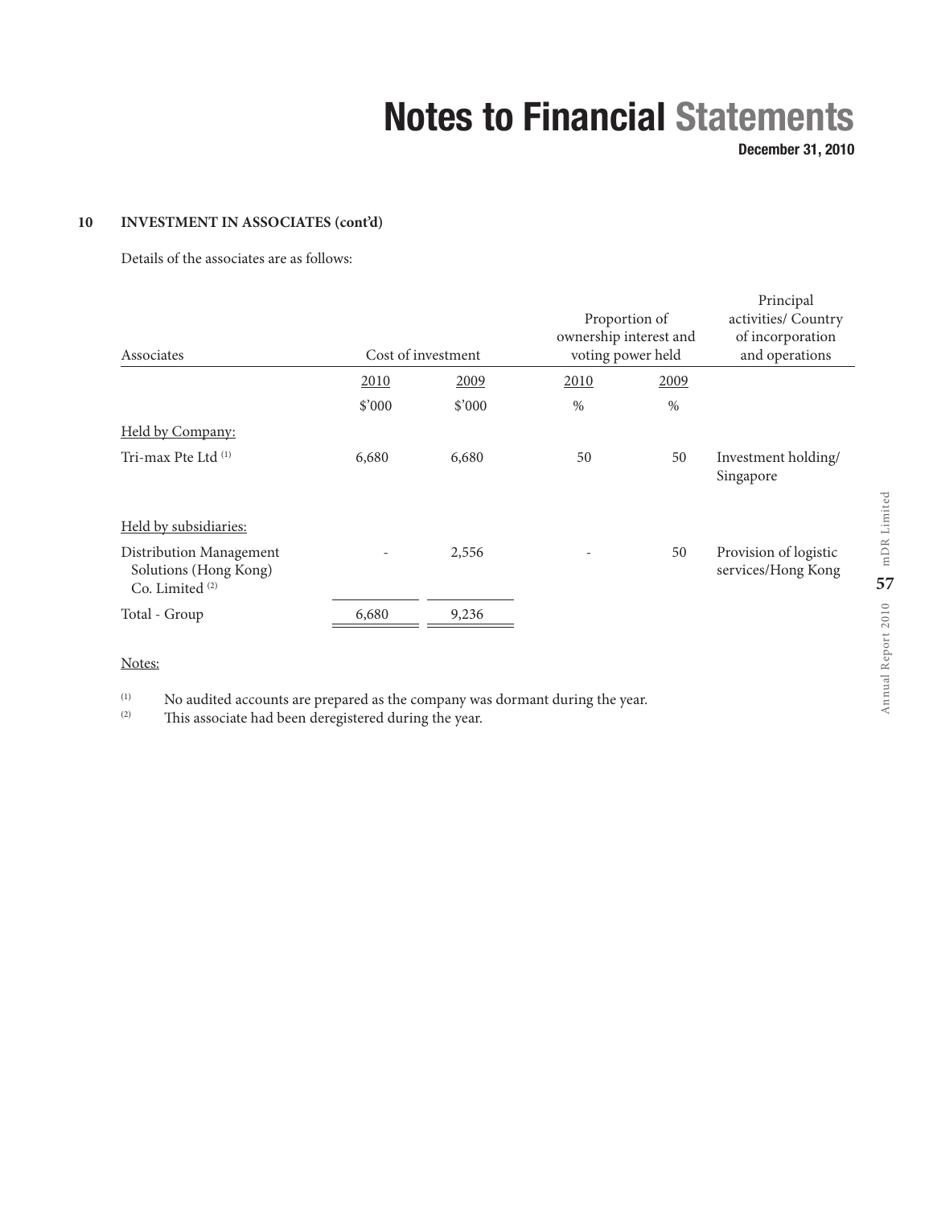**10 INVESTMENT IN ASSOCIATES (cont'd)**

Details of the associates are as follows:

| Associates | Cost of investment | | Proportion of ownership interest and voting power held | | Principal activities/ Country of incorporation and operations |
|---|---|---|---|---|---|
| | 2010 | 2009 | 2010 | 2009 | |
| | $'000 | $'000 | % | % | |
| Held by Company: | | | | | |
| Tri-max Pte Ltd [(1)] | 6,680 | 6,680 | 50 | 50 | Investment holding/ Singapore |
| Held by subsidiaries: | | | | | |
| Distribution Management Solutions (Hong Kong) Co. Limited [(2)] | - | 2,556 | - | 50 | Provision of logistic services/Hong Kong |
| Total - Group | 6,680 | 9,236 | | | |

Notes:

(1) No audited accounts are prepared as the company was dormant during the year.
(2) This associate had been deregistered during the year.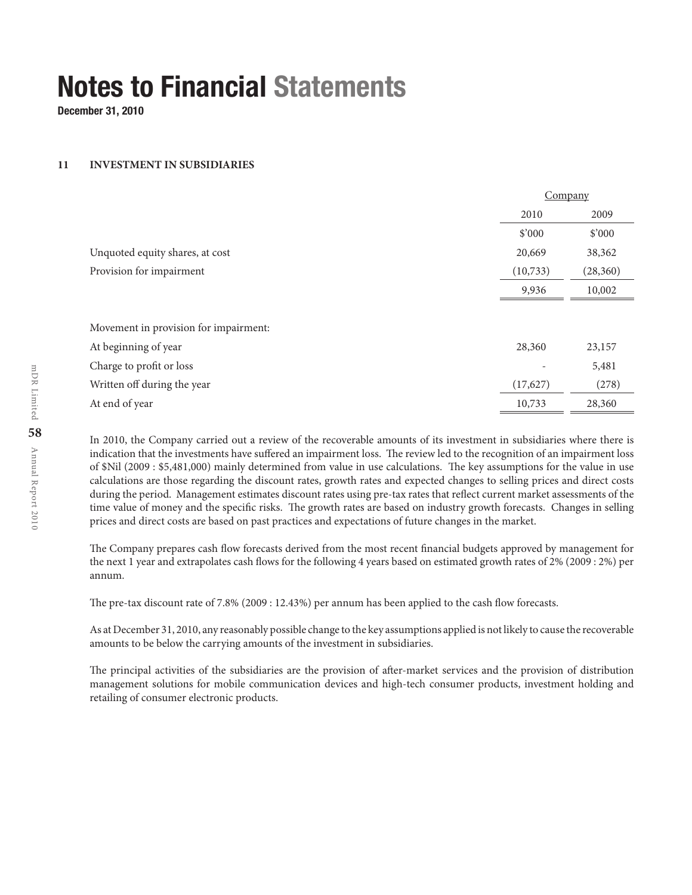# Notes to Financial Statements

**December 31, 2010**

## 11 INVESTMENT IN SUBSIDIARIES

| | Company | |
|---|---|---|
| | 2010 | 2009 |
| | $'000 | $'000 |
| Unquoted equity shares, at cost | 20,669 | 38,362 |
| Provision for impairment | (10,733) | (28,360) |
| | 9,936 | 10,002 |
| | | |
| Movement in provision for impairment: | | |
| At beginning of year | 28,360 | 23,157 |
| Charge to profit or loss | - | 5,481 |
| Written off during the year | (17,627) | (278) |
| At end of year | 10,733 | 28,360 |

In 2010, the Company carried out a review of the recoverable amounts of its investment in subsidiaries where there is indication that the investments have suffered an impairment loss. The review led to the recognition of an impairment loss of $Nil (2009 : $5,481,000) mainly determined from value in use calculations. The key assumptions for the value in use calculations are those regarding the discount rates, growth rates and expected changes to selling prices and direct costs during the period. Management estimates discount rates using pre-tax rates that reflect current market assessments of the time value of money and the specific risks. The growth rates are based on industry growth forecasts. Changes in selling prices and direct costs are based on past practices and expectations of future changes in the market.

The Company prepares cash flow forecasts derived from the most recent financial budgets approved by management for the next 1 year and extrapolates cash flows for the following 4 years based on estimated growth rates of 2% (2009 : 2%) per annum.

The pre-tax discount rate of 7.8% (2009 : 12.43%) per annum has been applied to the cash flow forecasts.

As at December 31, 2010, any reasonably possible change to the key assumptions applied is not likely to cause the recoverable amounts to be below the carrying amounts of the investment in subsidiaries.

The principal activities of the subsidiaries are the provision of after-market services and the provision of distribution management solutions for mobile communication devices and high-tech consumer products, investment holding and retailing of consumer electronic products.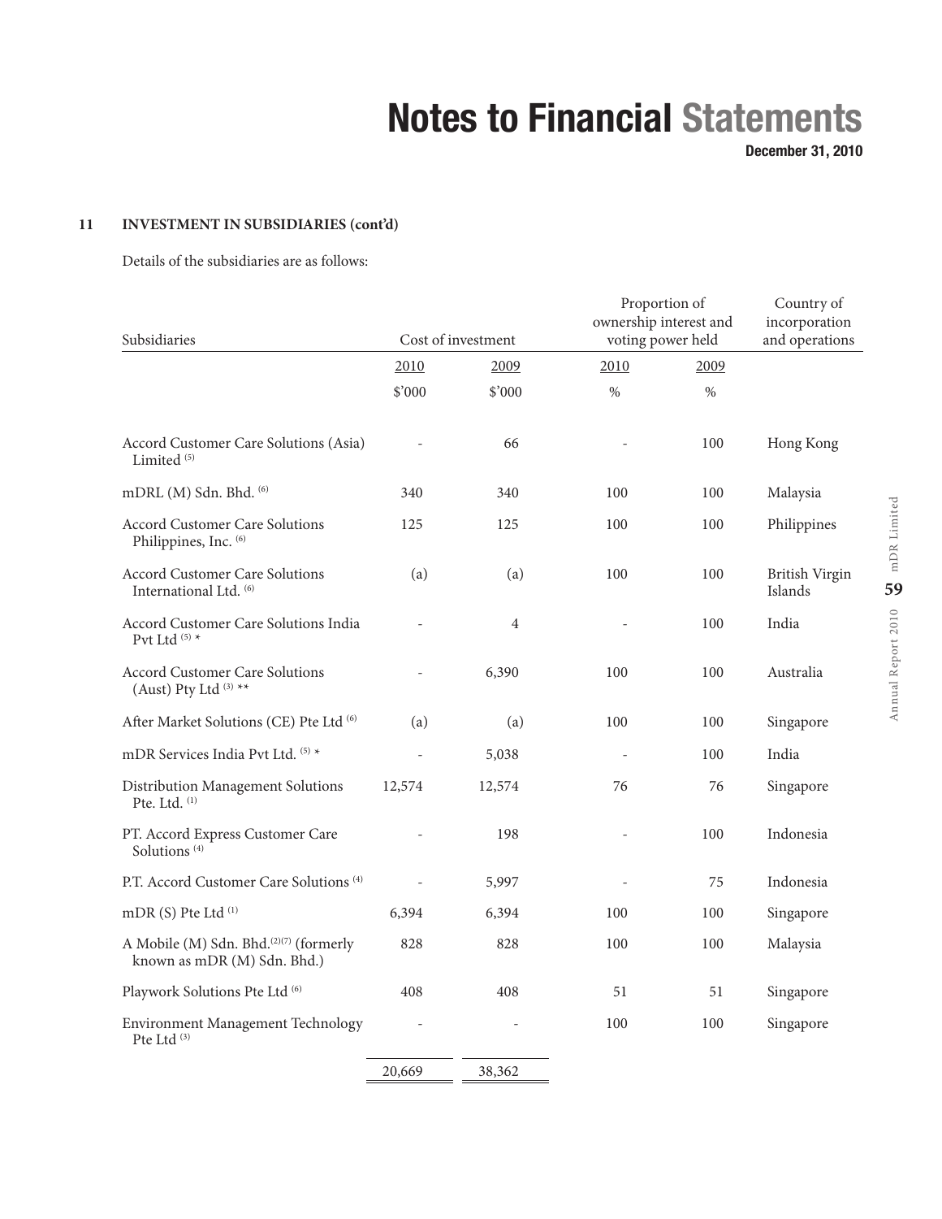### 11 INVESTMENT IN SUBSIDIARIES (cont'd)

Details of the subsidiaries are as follows:

| Subsidiaries | Cost of investment | | Proportion of ownership interest and voting power held | | Country of incorporation and operations |
|---|---|---|---|---|---|
| | 2010 | 2009 | 2010 | 2009 | |
| | $'000 | $'000 | % | % | |
| Accord Customer Care Solutions (Asia) Limited (5) | - | 66 | - | 100 | Hong Kong |
| mDRL (M) Sdn. Bhd. (6) | 340 | 340 | 100 | 100 | Malaysia |
| Accord Customer Care Solutions Philippines, Inc. (6) | 125 | 125 | 100 | 100 | Philippines |
| Accord Customer Care Solutions International Ltd. (6) | (a) | (a) | 100 | 100 | British Virgin Islands |
| Accord Customer Care Solutions India Pvt Ltd (5) * | - | 4 | - | 100 | India |
| Accord Customer Care Solutions (Aust) Pty Ltd (3) ** | - | 6,390 | 100 | 100 | Australia |
| After Market Solutions (CE) Pte Ltd (6) | (a) | (a) | 100 | 100 | Singapore |
| mDR Services India Pvt Ltd. (5) * | - | 5,038 | - | 100 | India |
| Distribution Management Solutions Pte. Ltd. (1) | 12,574 | 12,574 | 76 | 76 | Singapore |
| PT. Accord Express Customer Care Solutions (4) | - | 198 | - | 100 | Indonesia |
| P.T. Accord Customer Care Solutions (4) | - | 5,997 | - | 75 | Indonesia |
| mDR (S) Pte Ltd (1) | 6,394 | 6,394 | 100 | 100 | Singapore |
| A Mobile (M) Sdn. Bhd.(2)(7) (formerly known as mDR (M) Sdn. Bhd.) | 828 | 828 | 100 | 100 | Malaysia |
| Playwork Solutions Pte Ltd (6) | 408 | 408 | 51 | 51 | Singapore |
| Environment Management Technology Pte Ltd (3) | - | - | 100 | 100 | Singapore |
| | 20,669 | 38,362 | | | |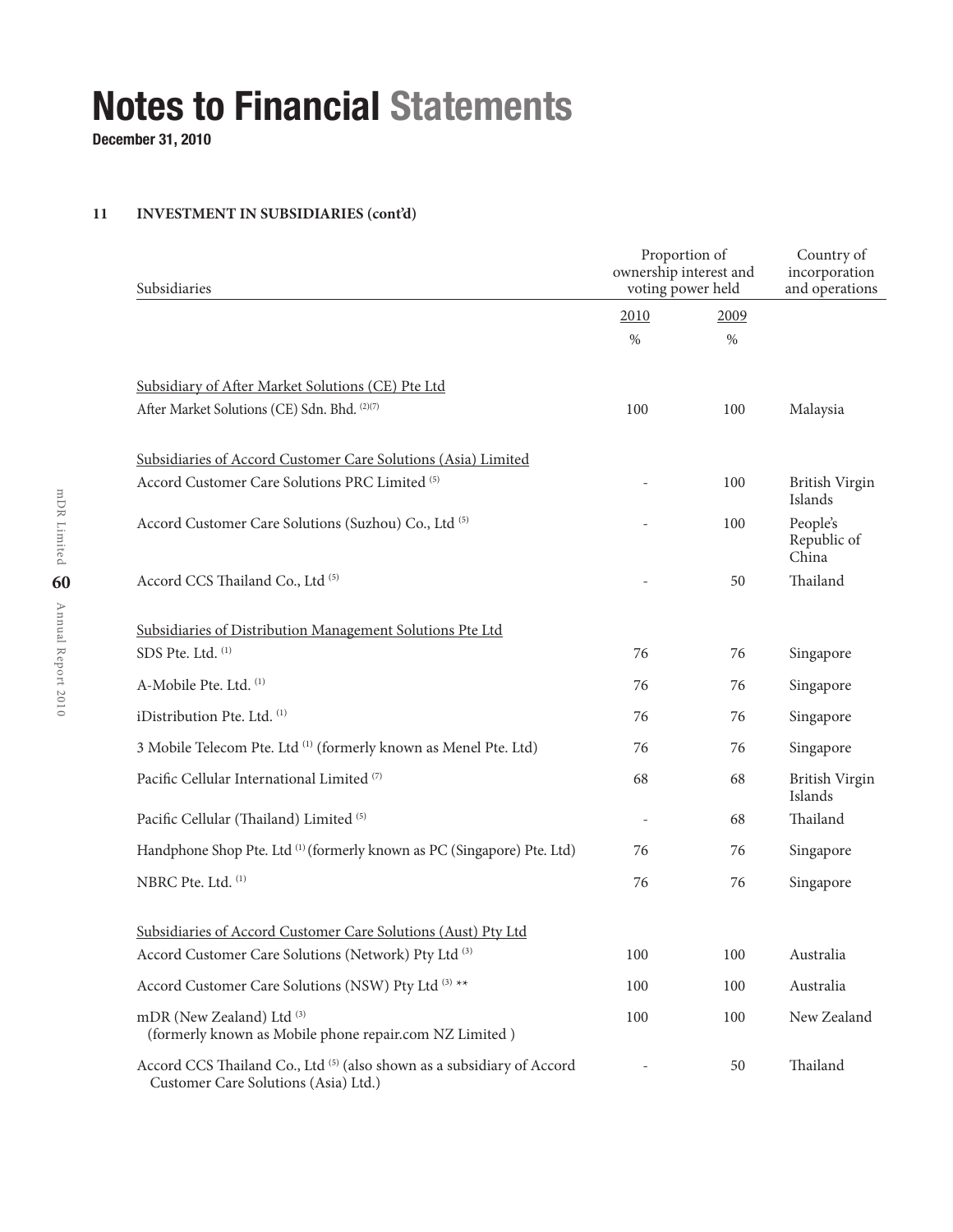# Notes to Financial Statements

**December 31, 2010**

## 11 INVESTMENT IN SUBSIDIARIES (cont'd)

| Subsidiaries | Proportion of ownership interest and voting power held | | Country of incorporation and operations |
|---|---|---|---|
| | 2010 | 2009 | |
| | % | % | |
| Subsidiary of After Market Solutions (CE) Pte Ltd | | | |
| After Market Solutions (CE) Sdn. Bhd. (2)(7) | 100 | 100 | Malaysia |
| Subsidiaries of Accord Customer Care Solutions (Asia) Limited | | | |
| Accord Customer Care Solutions PRC Limited (5) | - | 100 | British Virgin Islands |
| Accord Customer Care Solutions (Suzhou) Co., Ltd (5) | - | 100 | People's Republic of China |
| Accord CCS Thailand Co., Ltd (5) | - | 50 | Thailand |
| Subsidiaries of Distribution Management Solutions Pte Ltd | | | |
| SDS Pte. Ltd. (1) | 76 | 76 | Singapore |
| A-Mobile Pte. Ltd. (1) | 76 | 76 | Singapore |
| iDistribution Pte. Ltd. (1) | 76 | 76 | Singapore |
| 3 Mobile Telecom Pte. Ltd (1) (formerly known as Menel Pte. Ltd) | 76 | 76 | Singapore |
| Pacific Cellular International Limited (7) | 68 | 68 | British Virgin Islands |
| Pacific Cellular (Thailand) Limited (5) | - | 68 | Thailand |
| Handphone Shop Pte. Ltd (1) (formerly known as PC (Singapore) Pte. Ltd) | 76 | 76 | Singapore |
| NBRC Pte. Ltd. (1) | 76 | 76 | Singapore |
| Subsidiaries of Accord Customer Care Solutions (Aust) Pty Ltd | | | |
| Accord Customer Care Solutions (Network) Pty Ltd (3) | 100 | 100 | Australia |
| Accord Customer Care Solutions (NSW) Pty Ltd (3) ** | 100 | 100 | Australia |
| mDR (New Zealand) Ltd (3) (formerly known as Mobile phone repair.com NZ Limited ) | 100 | 100 | New Zealand |
| Accord CCS Thailand Co., Ltd (5) (also shown as a subsidiary of Accord Customer Care Solutions (Asia) Ltd.) | - | 50 | Thailand |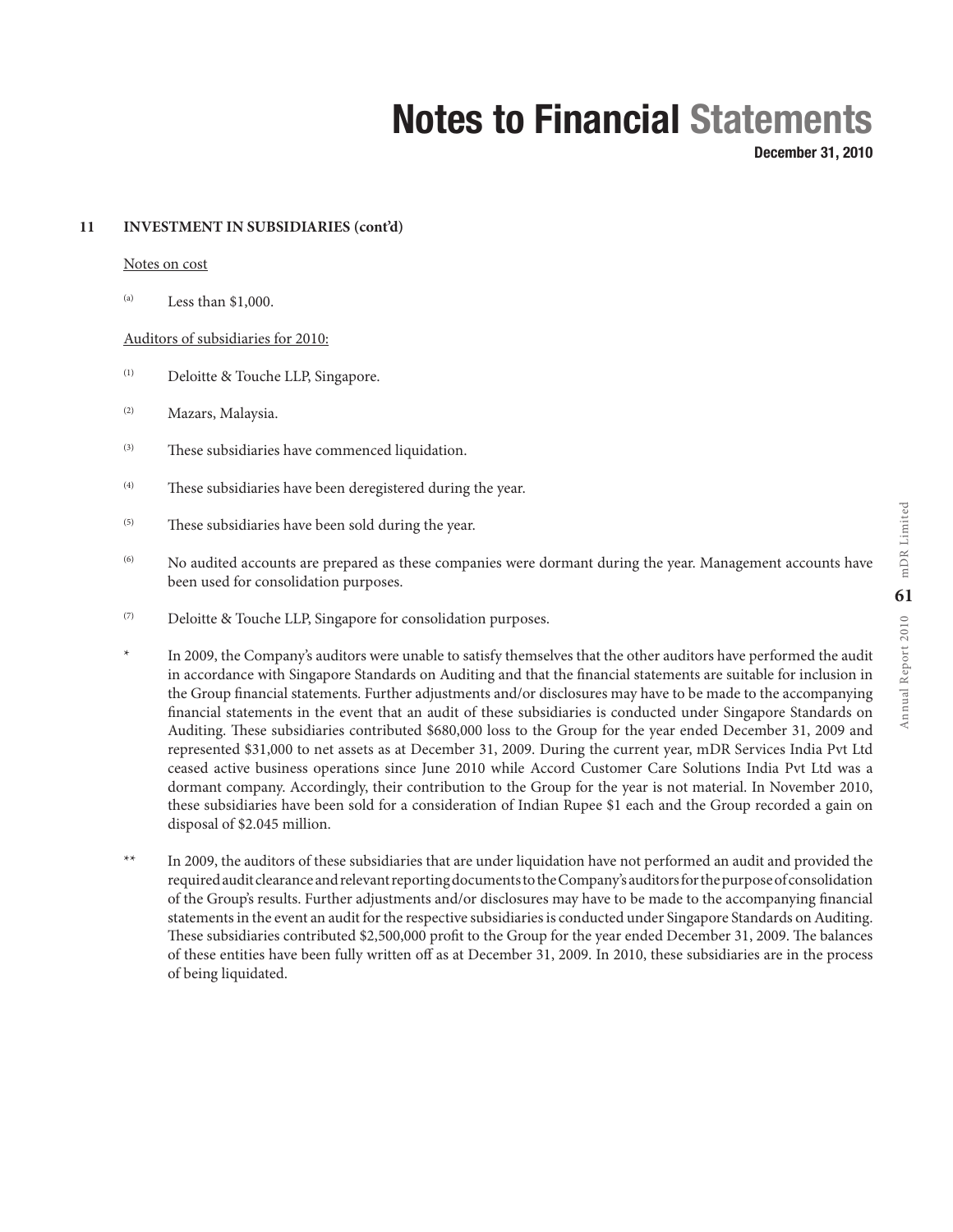## 11 INVESTMENT IN SUBSIDIARIES (cont'd)

Notes on cost

(a) Less than $1,000.

Auditors of subsidiaries for 2010:

(1) Deloitte & Touche LLP, Singapore.

(2) Mazars, Malaysia.

(3) These subsidiaries have commenced liquidation.

(4) These subsidiaries have been deregistered during the year.

(5) These subsidiaries have been sold during the year.

(6) No audited accounts are prepared as these companies were dormant during the year. Management accounts have been used for consolidation purposes.

(7) Deloitte & Touche LLP, Singapore for consolidation purposes.

\* In 2009, the Company's auditors were unable to satisfy themselves that the other auditors have performed the audit in accordance with Singapore Standards on Auditing and that the financial statements are suitable for inclusion in the Group financial statements. Further adjustments and/or disclosures may have to be made to the accompanying financial statements in the event that an audit of these subsidiaries is conducted under Singapore Standards on Auditing. These subsidiaries contributed $680,000 loss to the Group for the year ended December 31, 2009 and represented $31,000 to net assets as at December 31, 2009. During the current year, mDR Services India Pvt Ltd ceased active business operations since June 2010 while Accord Customer Care Solutions India Pvt Ltd was a dormant company. Accordingly, their contribution to the Group for the year is not material. In November 2010, these subsidiaries have been sold for a consideration of Indian Rupee $1 each and the Group recorded a gain on disposal of $2.045 million.

\*\* In 2009, the auditors of these subsidiaries that are under liquidation have not performed an audit and provided the required audit clearance and relevant reporting documents to the Company's auditors for the purpose of consolidation of the Group's results. Further adjustments and/or disclosures may have to be made to the accompanying financial statements in the event an audit for the respective subsidiaries is conducted under Singapore Standards on Auditing. These subsidiaries contributed $2,500,000 profit to the Group for the year ended December 31, 2009. The balances of these entities have been fully written off as at December 31, 2009. In 2010, these subsidiaries are in the process of being liquidated.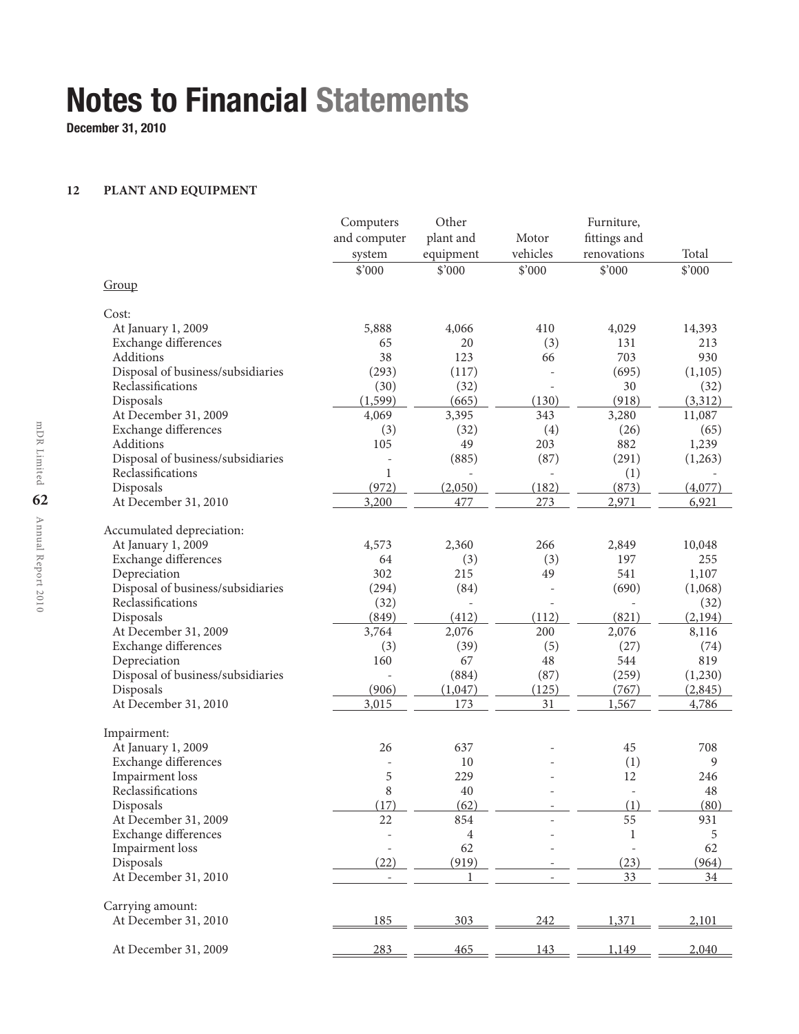# Notes to Financial Statements

**December 31, 2010**

## 12 PLANT AND EQUIPMENT

| | Computers and computer system | Other plant and equipment | Motor vehicles | Furniture, fittings and renovations | Total |
|---|---|---|---|---|---|
| | $'000 | $'000 | $'000 | $'000 | $'000 |
| Group | | | | | |
| Cost: | | | | | |
| At January 1, 2009 | 5,888 | 4,066 | 410 | 4,029 | 14,393 |
| Exchange differences | 65 | 20 | (3) | 131 | 213 |
| Additions | 38 | 123 | 66 | 703 | 930 |
| Disposal of business/subsidiaries | (293) | (117) | - | (695) | (1,105) |
| Reclassifications | (30) | (32) | - | 30 | (32) |
| Disposals | (1,599) | (665) | (130) | (918) | (3,312) |
| At December 31, 2009 | 4,069 | 3,395 | 343 | 3,280 | 11,087 |
| Exchange differences | (3) | (32) | (4) | (26) | (65) |
| Additions | 105 | 49 | 203 | 882 | 1,239 |
| Disposal of business/subsidiaries | - | (885) | (87) | (291) | (1,263) |
| Reclassifications | 1 | - | - | (1) | - |
| Disposals | (972) | (2,050) | (182) | (873) | (4,077) |
| At December 31, 2010 | 3,200 | 477 | 273 | 2,971 | 6,921 |
| Accumulated depreciation: | | | | | |
| At January 1, 2009 | 4,573 | 2,360 | 266 | 2,849 | 10,048 |
| Exchange differences | 64 | (3) | (3) | 197 | 255 |
| Depreciation | 302 | 215 | 49 | 541 | 1,107 |
| Disposal of business/subsidiaries | (294) | (84) | - | (690) | (1,068) |
| Reclassifications | (32) | - | - | - | (32) |
| Disposals | (849) | (412) | (112) | (821) | (2,194) |
| At December 31, 2009 | 3,764 | 2,076 | 200 | 2,076 | 8,116 |
| Exchange differences | (3) | (39) | (5) | (27) | (74) |
| Depreciation | 160 | 67 | 48 | 544 | 819 |
| Disposal of business/subsidiaries | - | (884) | (87) | (259) | (1,230) |
| Disposals | (906) | (1,047) | (125) | (767) | (2,845) |
| At December 31, 2010 | 3,015 | 173 | 31 | 1,567 | 4,786 |
| Impairment: | | | | | |
| At January 1, 2009 | 26 | 637 | - | 45 | 708 |
| Exchange differences | - | 10 | - | (1) | 9 |
| Impairment loss | 5 | 229 | - | 12 | 246 |
| Reclassifications | 8 | 40 | - | - | 48 |
| Disposals | (17) | (62) | - | (1) | (80) |
| At December 31, 2009 | 22 | 854 | - | 55 | 931 |
| Exchange differences | - | 4 | - | 1 | 5 |
| Impairment loss | - | 62 | - | - | 62 |
| Disposals | (22) | (919) | - | (23) | (964) |
| At December 31, 2010 | - | 1 | - | 33 | 34 |
| Carrying amount: | | | | | |
| At December 31, 2010 | 185 | 303 | 242 | 1,371 | 2,101 |
| At December 31, 2009 | 283 | 465 | 143 | 1,149 | 2,040 |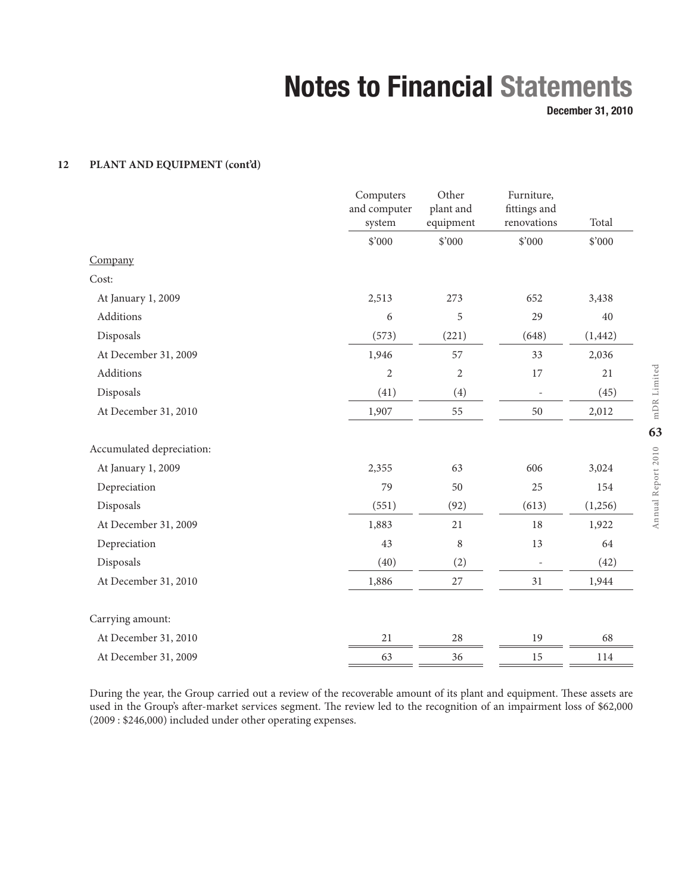## 12 PLANT AND EQUIPMENT (cont'd)

| | Computers and computer system | Other plant and equipment | Furniture, fittings and renovations | Total |
|---|---|---|---|---|
| | $'000 | $'000 | $'000 | $'000 |
| Company | | | | |
| Cost: | | | | |
| At January 1, 2009 | 2,513 | 273 | 652 | 3,438 |
| Additions | 6 | 5 | 29 | 40 |
| Disposals | (573) | (221) | (648) | (1,442) |
| At December 31, 2009 | 1,946 | 57 | 33 | 2,036 |
| Additions | 2 | 2 | 17 | 21 |
| Disposals | (41) | (4) | - | (45) |
| At December 31, 2010 | 1,907 | 55 | 50 | 2,012 |
| Accumulated depreciation: | | | | |
| At January 1, 2009 | 2,355 | 63 | 606 | 3,024 |
| Depreciation | 79 | 50 | 25 | 154 |
| Disposals | (551) | (92) | (613) | (1,256) |
| At December 31, 2009 | 1,883 | 21 | 18 | 1,922 |
| Depreciation | 43 | 8 | 13 | 64 |
| Disposals | (40) | (2) | - | (42) |
| At December 31, 2010 | 1,886 | 27 | 31 | 1,944 |
| Carrying amount: | | | | |
| At December 31, 2010 | 21 | 28 | 19 | 68 |
| At December 31, 2009 | 63 | 36 | 15 | 114 |

During the year, the Group carried out a review of the recoverable amount of its plant and equipment. These assets are used in the Group's after-market services segment. The review led to the recognition of an impairment loss of $62,000 (2009 : $246,000) included under other operating expenses.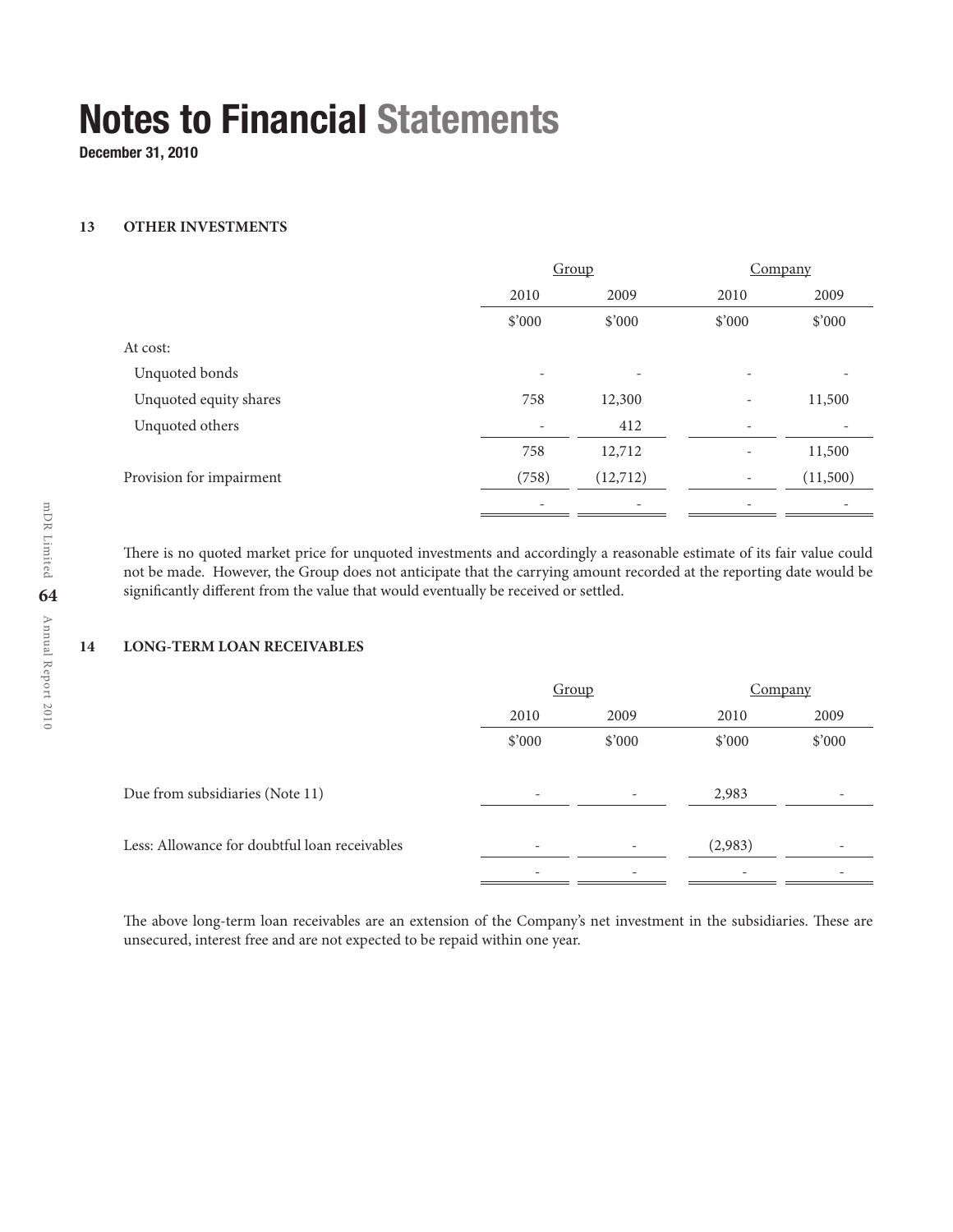# Notes to Financial Statements

**December 31, 2010**

## 13 OTHER INVESTMENTS

| | Group | | Company | |
|---|---|---|---|---|
| | 2010 | 2009 | 2010 | 2009 |
| | $'000 | $'000 | $'000 | $'000 |
| At cost: | | | | |
| Unquoted bonds | - | - | - | - |
| Unquoted equity shares | 758 | 12,300 | - | 11,500 |
| Unquoted others | - | 412 | - | - |
| | 758 | 12,712 | - | 11,500 |
| Provision for impairment | (758) | (12,712) | - | (11,500) |
| | - | - | - | - |

There is no quoted market price for unquoted investments and accordingly a reasonable estimate of its fair value could not be made. However, the Group does not anticipate that the carrying amount recorded at the reporting date would be significantly different from the value that would eventually be received or settled.

## 14 LONG-TERM LOAN RECEIVABLES

| | Group | | Company | |
|---|---|---|---|---|
| | 2010 | 2009 | 2010 | 2009 |
| | $'000 | $'000 | $'000 | $'000 |
| Due from subsidiaries (Note 11) | - | - | 2,983 | - |
| Less: Allowance for doubtful loan receivables | - | - | (2,983) | - |
| | - | - | - | - |

The above long-term loan receivables are an extension of the Company's net investment in the subsidiaries. These are unsecured, interest free and are not expected to be repaid within one year.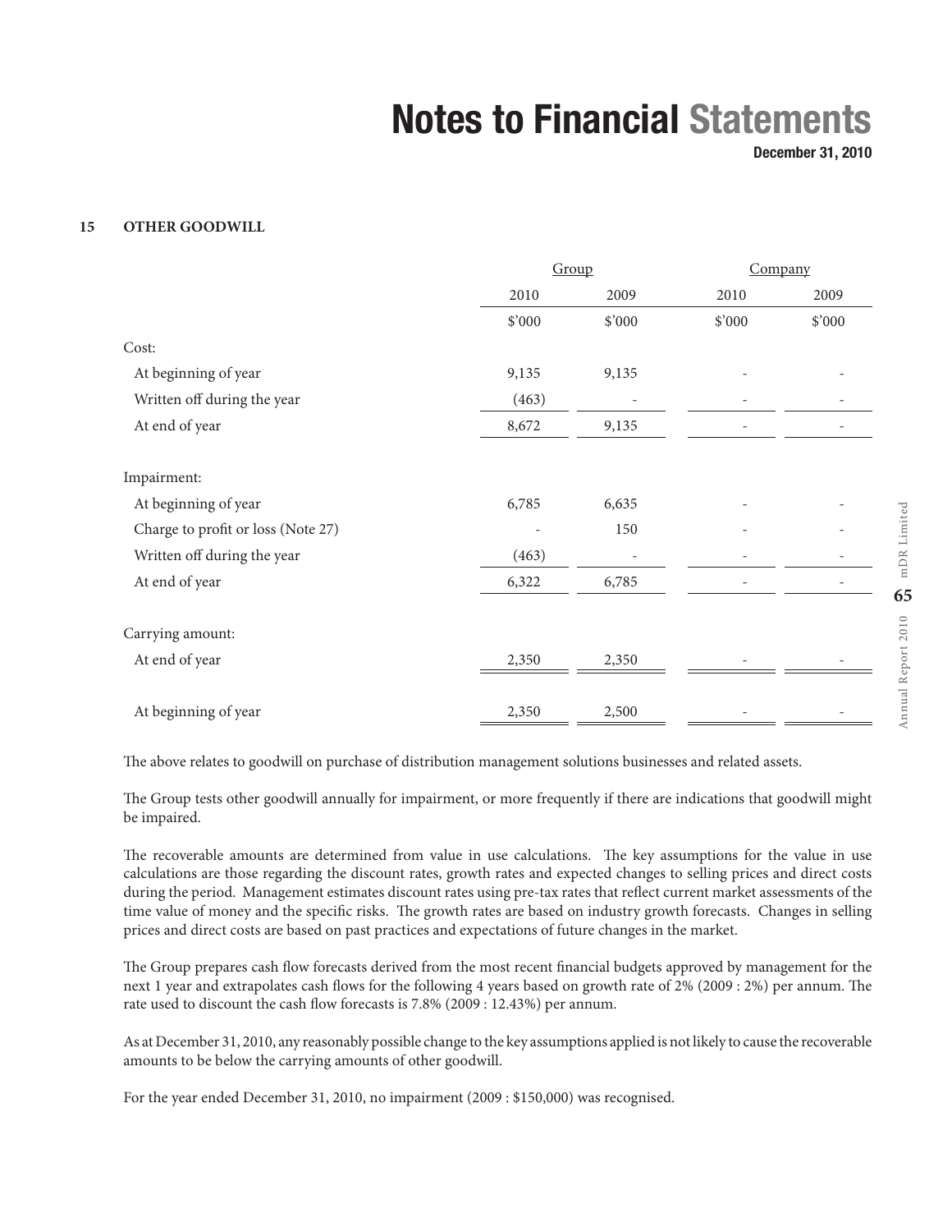# Notes to Financial Statements

**December 31, 2010**

## 15 OTHER GOODWILL

| | Group | | Company | |
|---|---|---|---|---|
| | 2010 | 2009 | 2010 | 2009 |
| | $'000 | $'000 | $'000 | $'000 |
| Cost: | | | | |
| At beginning of year | 9,135 | 9,135 | - | - |
| Written off during the year | (463) | - | - | - |
| At end of year | 8,672 | 9,135 | - | - |
| Impairment: | | | | |
| At beginning of year | 6,785 | 6,635 | - | - |
| Charge to profit or loss (Note 27) | - | 150 | - | - |
| Written off during the year | (463) | - | - | - |
| At end of year | 6,322 | 6,785 | - | - |
| Carrying amount: | | | | |
| At end of year | 2,350 | 2,350 | - | - |
| At beginning of year | 2,350 | 2,500 | - | - |

The above relates to goodwill on purchase of distribution management solutions businesses and related assets.

The Group tests other goodwill annually for impairment, or more frequently if there are indications that goodwill might be impaired.

The recoverable amounts are determined from value in use calculations. The key assumptions for the value in use calculations are those regarding the discount rates, growth rates and expected changes to selling prices and direct costs during the period. Management estimates discount rates using pre-tax rates that reflect current market assessments of the time value of money and the specific risks. The growth rates are based on industry growth forecasts. Changes in selling prices and direct costs are based on past practices and expectations of future changes in the market.

The Group prepares cash flow forecasts derived from the most recent financial budgets approved by management for the next 1 year and extrapolates cash flows for the following 4 years based on growth rate of 2% (2009 : 2%) per annum. The rate used to discount the cash flow forecasts is 7.8% (2009 : 12.43%) per annum.

As at December 31, 2010, any reasonably possible change to the key assumptions applied is not likely to cause the recoverable amounts to be below the carrying amounts of other goodwill.

For the year ended December 31, 2010, no impairment (2009 : $150,000) was recognised.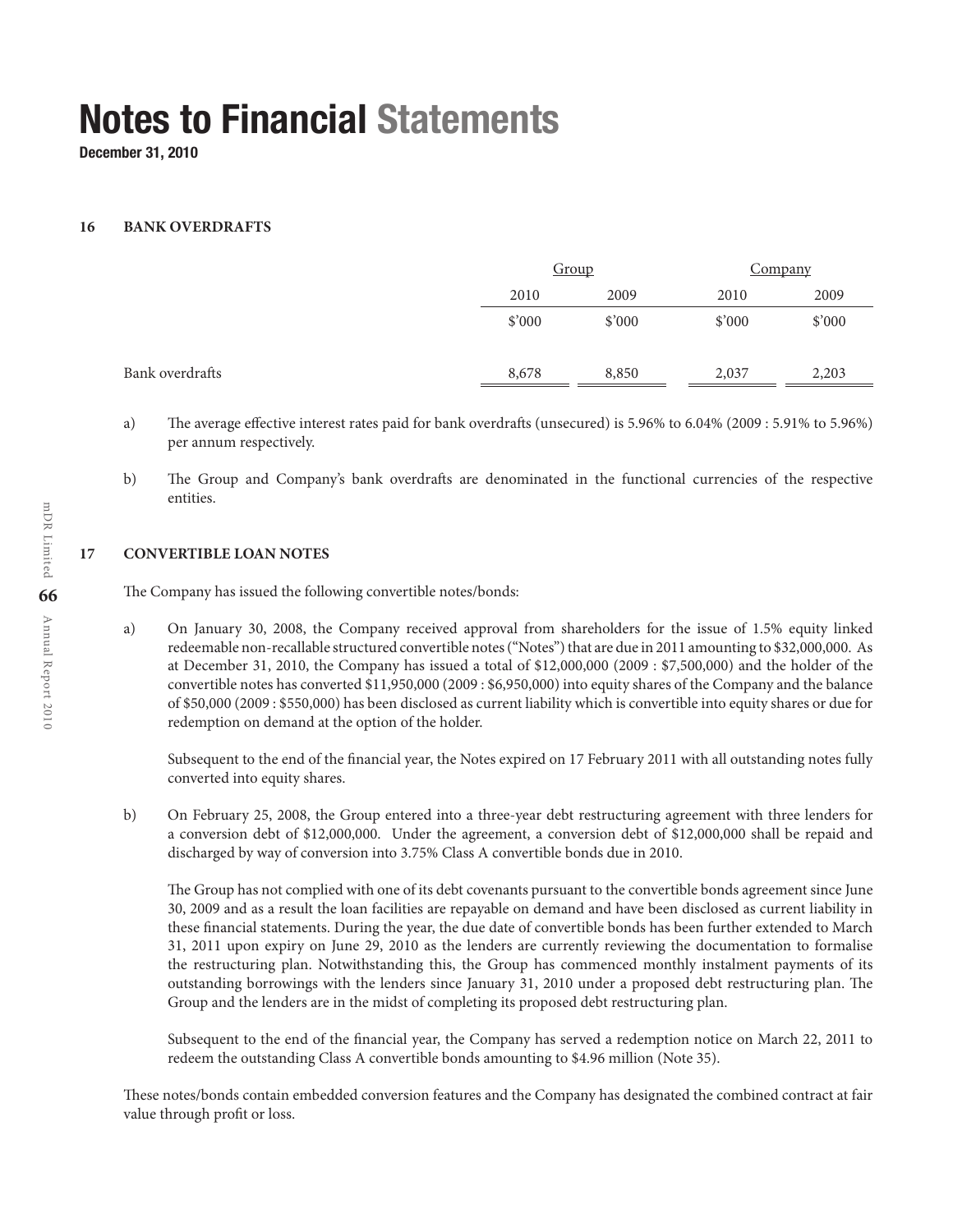# Notes to Financial Statements

**December 31, 2010**

### 16 BANK OVERDRAFTS

| | Group | | Company | |
|---|---|---|---|---|
| | 2010 | 2009 | 2010 | 2009 |
| | $'000 | $'000 | $'000 | $'000 |
| Bank overdrafts | 8,678 | 8,850 | 2,037 | 2,203 |

a) The average effective interest rates paid for bank overdrafts (unsecured) is 5.96% to 6.04% (2009 : 5.91% to 5.96%) per annum respectively.

b) The Group and Company's bank overdrafts are denominated in the functional currencies of the respective entities.

### 17 CONVERTIBLE LOAN NOTES

The Company has issued the following convertible notes/bonds:

a) On January 30, 2008, the Company received approval from shareholders for the issue of 1.5% equity linked redeemable non-recallable structured convertible notes ("Notes") that are due in 2011 amounting to $32,000,000. As at December 31, 2010, the Company has issued a total of $12,000,000 (2009 : $7,500,000) and the holder of the convertible notes has converted $11,950,000 (2009 : $6,950,000) into equity shares of the Company and the balance of $50,000 (2009 : $550,000) has been disclosed as current liability which is convertible into equity shares or due for redemption on demand at the option of the holder.

Subsequent to the end of the financial year, the Notes expired on 17 February 2011 with all outstanding notes fully converted into equity shares.

b) On February 25, 2008, the Group entered into a three-year debt restructuring agreement with three lenders for a conversion debt of $12,000,000. Under the agreement, a conversion debt of $12,000,000 shall be repaid and discharged by way of conversion into 3.75% Class A convertible bonds due in 2010.

The Group has not complied with one of its debt covenants pursuant to the convertible bonds agreement since June 30, 2009 and as a result the loan facilities are repayable on demand and have been disclosed as current liability in these financial statements. During the year, the due date of convertible bonds has been further extended to March 31, 2011 upon expiry on June 29, 2010 as the lenders are currently reviewing the documentation to formalise the restructuring plan. Notwithstanding this, the Group has commenced monthly instalment payments of its outstanding borrowings with the lenders since January 31, 2010 under a proposed debt restructuring plan. The Group and the lenders are in the midst of completing its proposed debt restructuring plan.

Subsequent to the end of the financial year, the Company has served a redemption notice on March 22, 2011 to redeem the outstanding Class A convertible bonds amounting to $4.96 million (Note 35).

These notes/bonds contain embedded conversion features and the Company has designated the combined contract at fair value through profit or loss.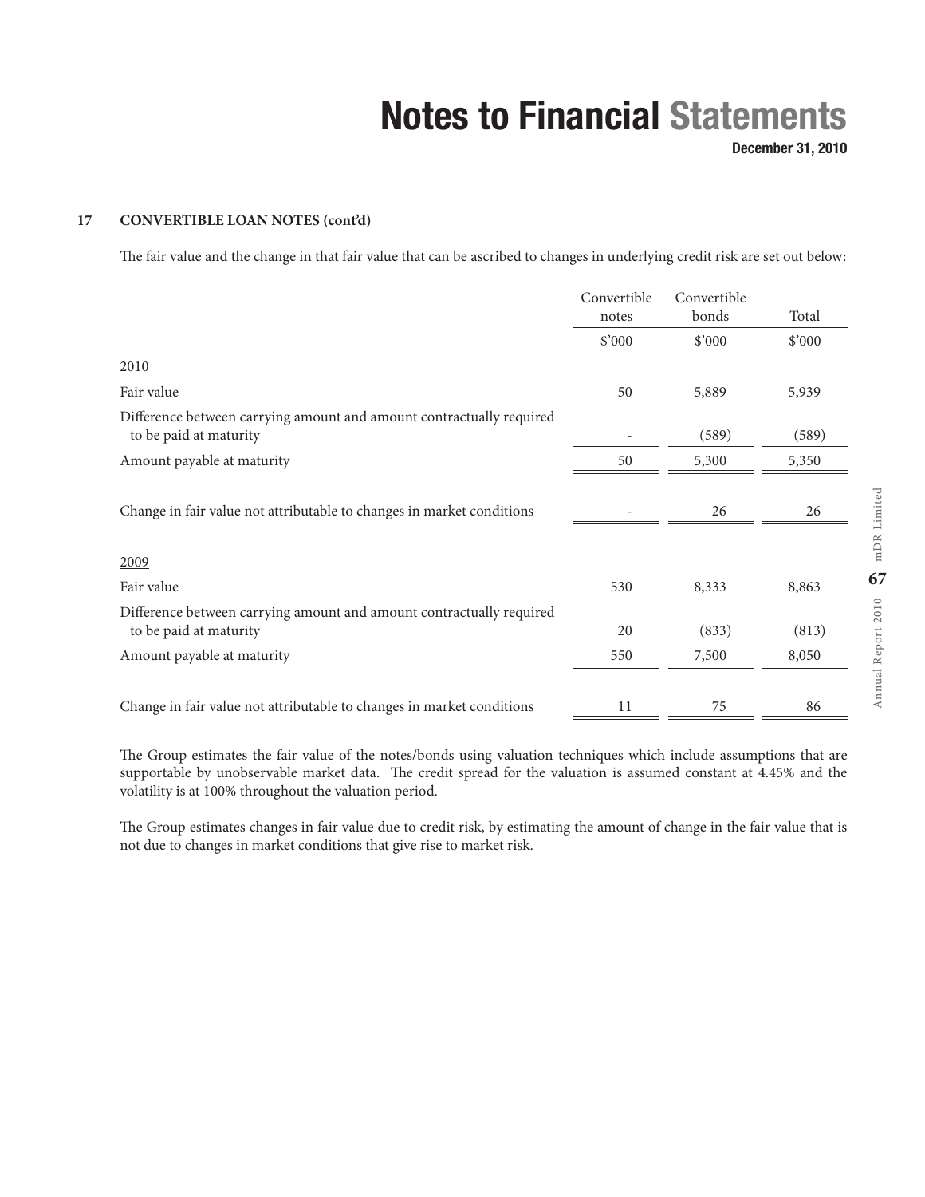## 17 CONVERTIBLE LOAN NOTES (cont'd)

The fair value and the change in that fair value that can be ascribed to changes in underlying credit risk are set out below:

| | Convertible notes | Convertible bonds | Total |
|---|---|---|---|
| | \$'000 | \$'000 | \$'000 |
| 2010 | | | |
| Fair value | 50 | 5,889 | 5,939 |
| Difference between carrying amount and amount contractually required to be paid at maturity | - | (589) | (589) |
| Amount payable at maturity | 50 | 5,300 | 5,350 |
| Change in fair value not attributable to changes in market conditions | - | 26 | 26 |
| 2009 | | | |
| Fair value | 530 | 8,333 | 8,863 |
| Difference between carrying amount and amount contractually required to be paid at maturity | 20 | (833) | (813) |
| Amount payable at maturity | 550 | 7,500 | 8,050 |
| Change in fair value not attributable to changes in market conditions | 11 | 75 | 86 |

The Group estimates the fair value of the notes/bonds using valuation techniques which include assumptions that are supportable by unobservable market data. The credit spread for the valuation is assumed constant at 4.45% and the volatility is at 100% throughout the valuation period.

The Group estimates changes in fair value due to credit risk, by estimating the amount of change in the fair value that is not due to changes in market conditions that give rise to market risk.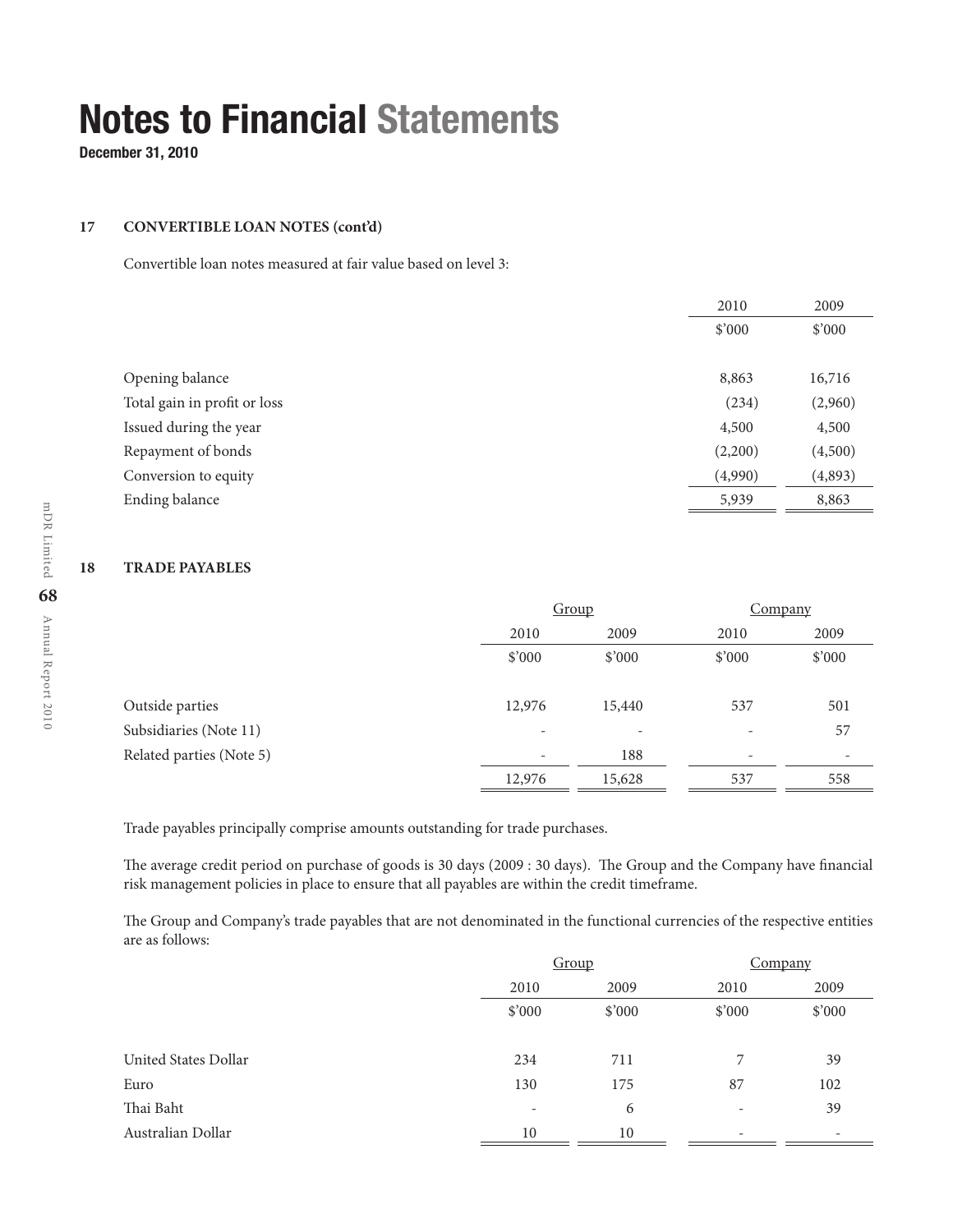# Notes to Financial Statements

**December 31, 2010**

## 17 CONVERTIBLE LOAN NOTES (cont'd)

Convertible loan notes measured at fair value based on level 3:

| | 2010 | 2009 |
|---|---|---|
| | $'000 | $'000 |
| Opening balance | 8,863 | 16,716 |
| Total gain in profit or loss | (234) | (2,960) |
| Issued during the year | 4,500 | 4,500 |
| Repayment of bonds | (2,200) | (4,500) |
| Conversion to equity | (4,990) | (4,893) |
| Ending balance | 5,939 | 8,863 |

## 18 TRADE PAYABLES

| | Group | | Company | |
|---|---|---|---|---|
| | 2010 | 2009 | 2010 | 2009 |
| | $'000 | $'000 | $'000 | $'000 |
| Outside parties | 12,976 | 15,440 | 537 | 501 |
| Subsidiaries (Note 11) | - | - | - | 57 |
| Related parties (Note 5) | - | 188 | - | - |
| | 12,976 | 15,628 | 537 | 558 |

Trade payables principally comprise amounts outstanding for trade purchases.

The average credit period on purchase of goods is 30 days (2009 : 30 days). The Group and the Company have financial risk management policies in place to ensure that all payables are within the credit timeframe.

The Group and Company's trade payables that are not denominated in the functional currencies of the respective entities are as follows:

| | Group | | Company | |
|---|---|---|---|---|
| | 2010 | 2009 | 2010 | 2009 |
| | $'000 | $'000 | $'000 | $'000 |
| United States Dollar | 234 | 711 | 7 | 39 |
| Euro | 130 | 175 | 87 | 102 |
| Thai Baht | - | 6 | - | 39 |
| Australian Dollar | 10 | 10 | - | - |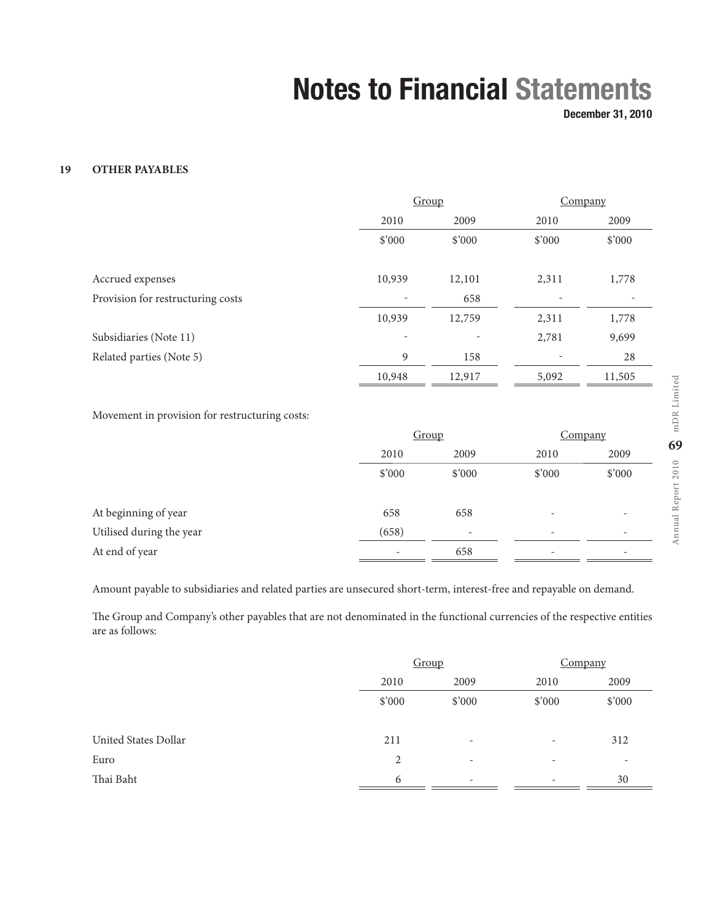# Notes to Financial Statements

December 31, 2010

## 19 OTHER PAYABLES

| | Group | | Company | |
|---|---|---|---|---|
| | 2010 | 2009 | 2010 | 2009 |
| | $'000 | $'000 | $'000 | $'000 |
| Accrued expenses | 10,939 | 12,101 | 2,311 | 1,778 |
| Provision for restructuring costs | - | 658 | - | - |
| | 10,939 | 12,759 | 2,311 | 1,778 |
| Subsidiaries (Note 11) | - | - | 2,781 | 9,699 |
| Related parties (Note 5) | 9 | 158 | - | 28 |
| | 10,948 | 12,917 | 5,092 | 11,505 |

Movement in provision for restructuring costs:

| | Group | | Company | |
|---|---|---|---|---|
| | 2010 | 2009 | 2010 | 2009 |
| | $'000 | $'000 | $'000 | $'000 |
| At beginning of year | 658 | 658 | - | - |
| Utilised during the year | (658) | - | - | - |
| At end of year | - | 658 | - | - |

Amount payable to subsidiaries and related parties are unsecured short-term, interest-free and repayable on demand.

The Group and Company's other payables that are not denominated in the functional currencies of the respective entities are as follows:

| | Group | | Company | |
|---|---|---|---|---|
| | 2010 | 2009 | 2010 | 2009 |
| | $'000 | $'000 | $'000 | $'000 |
| United States Dollar | 211 | - | - | 312 |
| Euro | 2 | - | - | - |
| Thai Baht | 6 | - | - | 30 |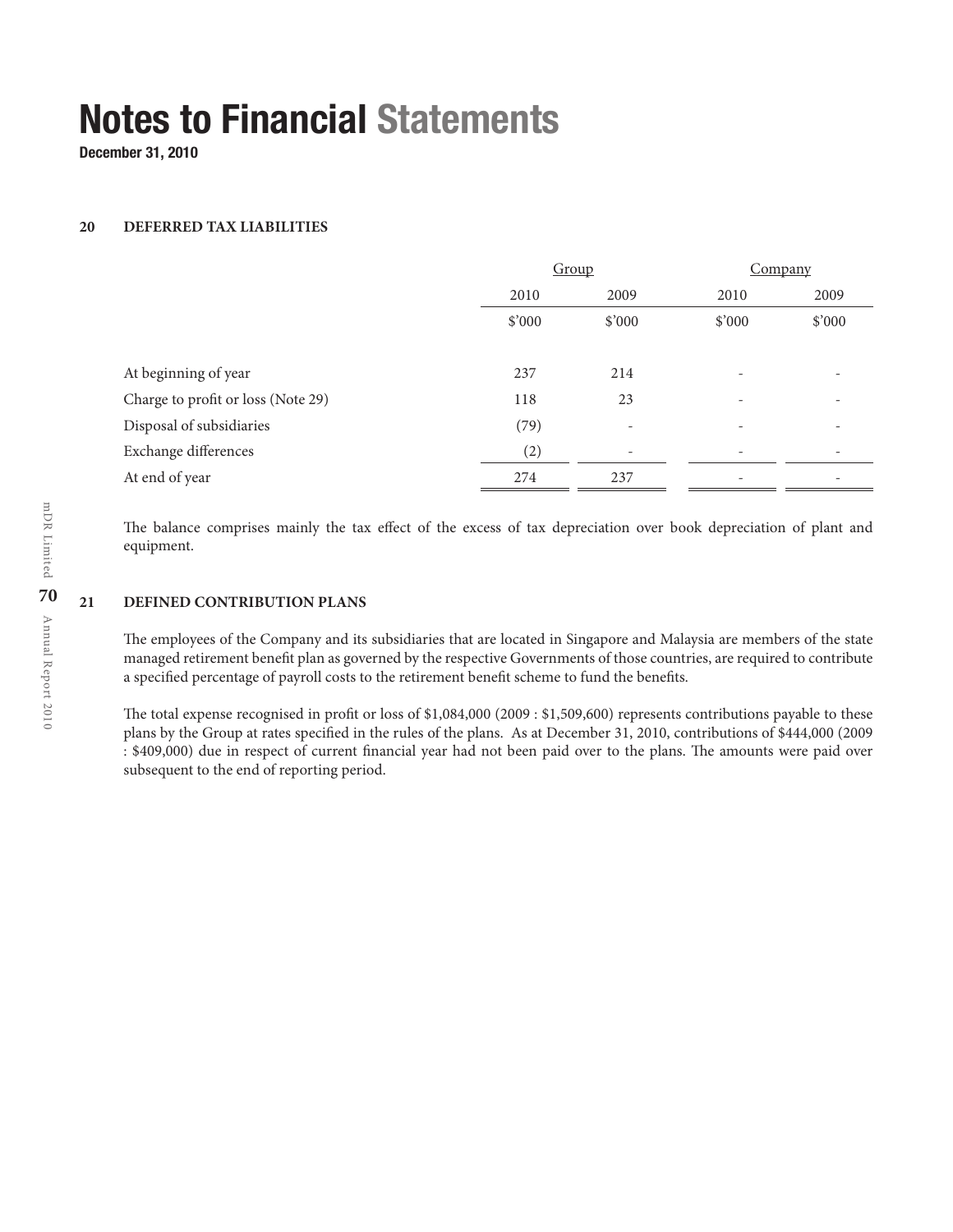# Notes to Financial Statements

**December 31, 2010**

## 20 DEFERRED TAX LIABILITIES

| | Group | | Company | |
|---|---|---|---|---|
| | 2010 | 2009 | 2010 | 2009 |
| | $'000 | $'000 | $'000 | $'000 |
| At beginning of year | 237 | 214 | - | - |
| Charge to profit or loss (Note 29) | 118 | 23 | - | - |
| Disposal of subsidiaries | (79) | - | - | - |
| Exchange differences | (2) | - | - | - |
| At end of year | 274 | 237 | - | - |

The balance comprises mainly the tax effect of the excess of tax depreciation over book depreciation of plant and equipment.

## 21 DEFINED CONTRIBUTION PLANS

The employees of the Company and its subsidiaries that are located in Singapore and Malaysia are members of the state managed retirement benefit plan as governed by the respective Governments of those countries, are required to contribute a specified percentage of payroll costs to the retirement benefit scheme to fund the benefits.

The total expense recognised in profit or loss of $1,084,000 (2009 : $1,509,600) represents contributions payable to these plans by the Group at rates specified in the rules of the plans. As at December 31, 2010, contributions of $444,000 (2009 : $409,000) due in respect of current financial year had not been paid over to the plans. The amounts were paid over subsequent to the end of reporting period.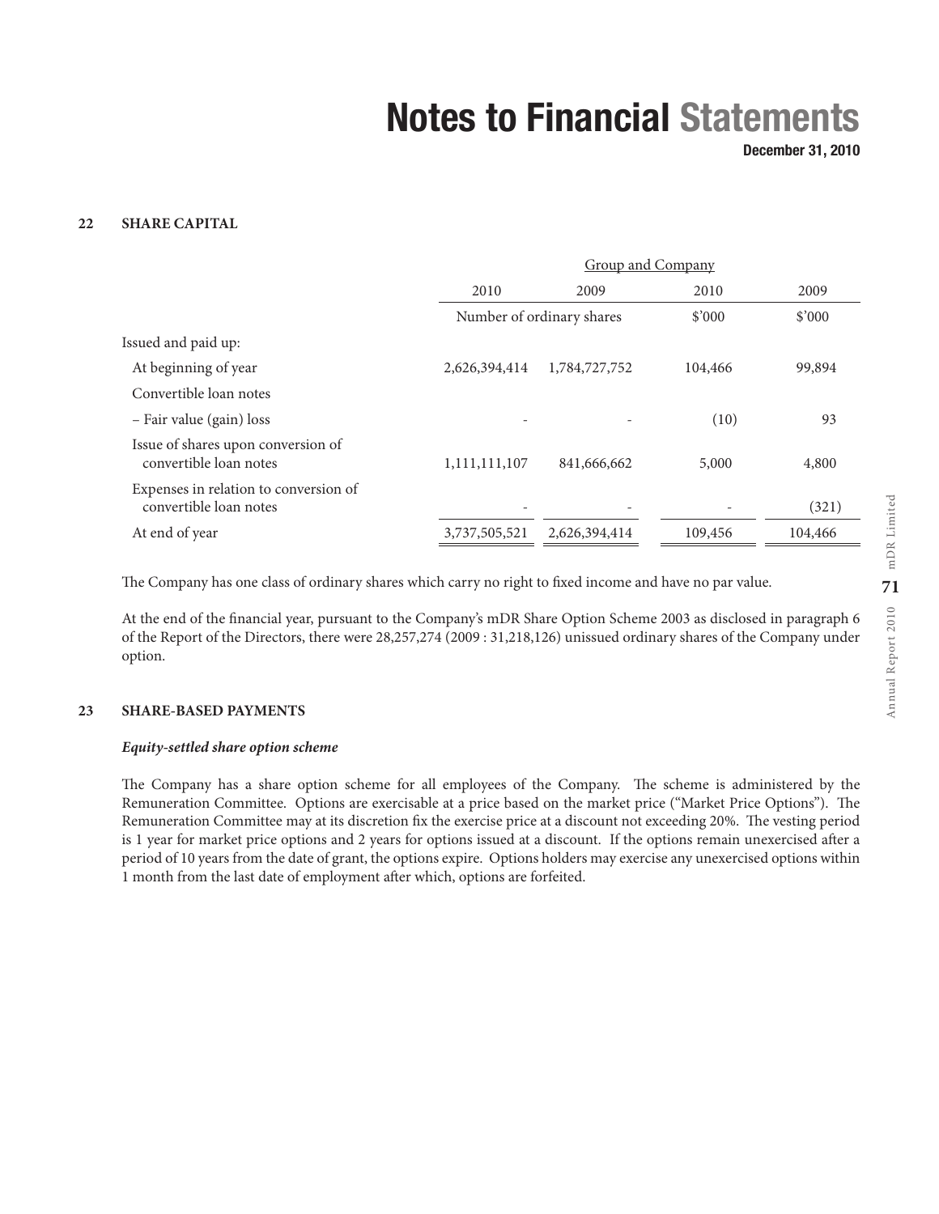## 22 SHARE CAPITAL

| | Group and Company | | | |
|---|---|---|---|---|
| | 2010 | 2009 | 2010 | 2009 |
| | Number of ordinary shares | | \$'000 | \$'000 |
| Issued and paid up: | | | | |
| At beginning of year | 2,626,394,414 | 1,784,727,752 | 104,466 | 99,894 |
| Convertible loan notes | | | | |
| – Fair value (gain) loss | - | - | (10) | 93 |
| Issue of shares upon conversion of convertible loan notes | 1,111,111,107 | 841,666,662 | 5,000 | 4,800 |
| Expenses in relation to conversion of convertible loan notes | - | - | - | (321) |
| At end of year | 3,737,505,521 | 2,626,394,414 | 109,456 | 104,466 |

The Company has one class of ordinary shares which carry no right to fixed income and have no par value.

At the end of the financial year, pursuant to the Company's mDR Share Option Scheme 2003 as disclosed in paragraph 6 of the Report of the Directors, there were 28,257,274 (2009 : 31,218,126) unissued ordinary shares of the Company under option.

## 23 SHARE-BASED PAYMENTS

***Equity-settled share option scheme***

The Company has a share option scheme for all employees of the Company. The scheme is administered by the Remuneration Committee. Options are exercisable at a price based on the market price ("Market Price Options"). The Remuneration Committee may at its discretion fix the exercise price at a discount not exceeding 20%. The vesting period is 1 year for market price options and 2 years for options issued at a discount. If the options remain unexercised after a period of 10 years from the date of grant, the options expire. Options holders may exercise any unexercised options within 1 month from the last date of employment after which, options are forfeited.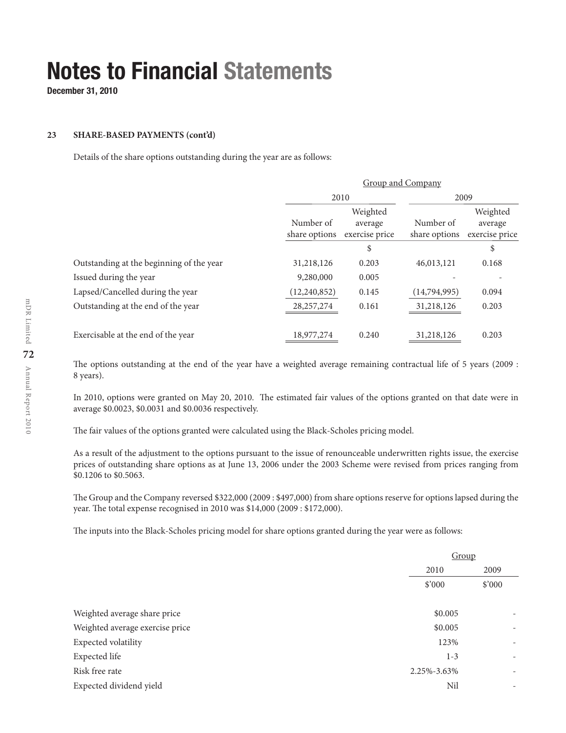# Notes to Financial Statements

**December 31, 2010**

### 23 SHARE-BASED PAYMENTS (cont'd)

Details of the share options outstanding during the year are as follows:

| | Group and Company | | | |
|---|---|---|---|---|
| | 2010 | | 2009 | |
| | Number of share options | Weighted average exercise price | Number of share options | Weighted average exercise price |
| | | $ | | $ |
| Outstanding at the beginning of the year | 31,218,126 | 0.203 | 46,013,121 | 0.168 |
| Issued during the year | 9,280,000 | 0.005 | - | - |
| Lapsed/Cancelled during the year | (12,240,852) | 0.145 | (14,794,995) | 0.094 |
| Outstanding at the end of the year | 28,257,274 | 0.161 | 31,218,126 | 0.203 |
| Exercisable at the end of the year | 18,977,274 | 0.240 | 31,218,126 | 0.203 |

The options outstanding at the end of the year have a weighted average remaining contractual life of 5 years (2009 : 8 years).

In 2010, options were granted on May 20, 2010. The estimated fair values of the options granted on that date were in average $0.0023, $0.0031 and $0.0036 respectively.

The fair values of the options granted were calculated using the Black-Scholes pricing model.

As a result of the adjustment to the options pursuant to the issue of renounceable underwritten rights issue, the exercise prices of outstanding share options as at June 13, 2006 under the 2003 Scheme were revised from prices ranging from $0.1206 to $0.5063.

The Group and the Company reversed $322,000 (2009 : $497,000) from share options reserve for options lapsed during the year. The total expense recognised in 2010 was $14,000 (2009 : $172,000).

The inputs into the Black-Scholes pricing model for share options granted during the year were as follows:

| | Group | |
|---|---|---|
| | 2010 | 2009 |
| | $'000 | $'000 |
| Weighted average share price | $0.005 | - |
| Weighted average exercise price | $0.005 | - |
| Expected volatility | 123% | - |
| Expected life | 1-3 | - |
| Risk free rate | 2.25%-3.63% | - |
| Expected dividend yield | Nil | - |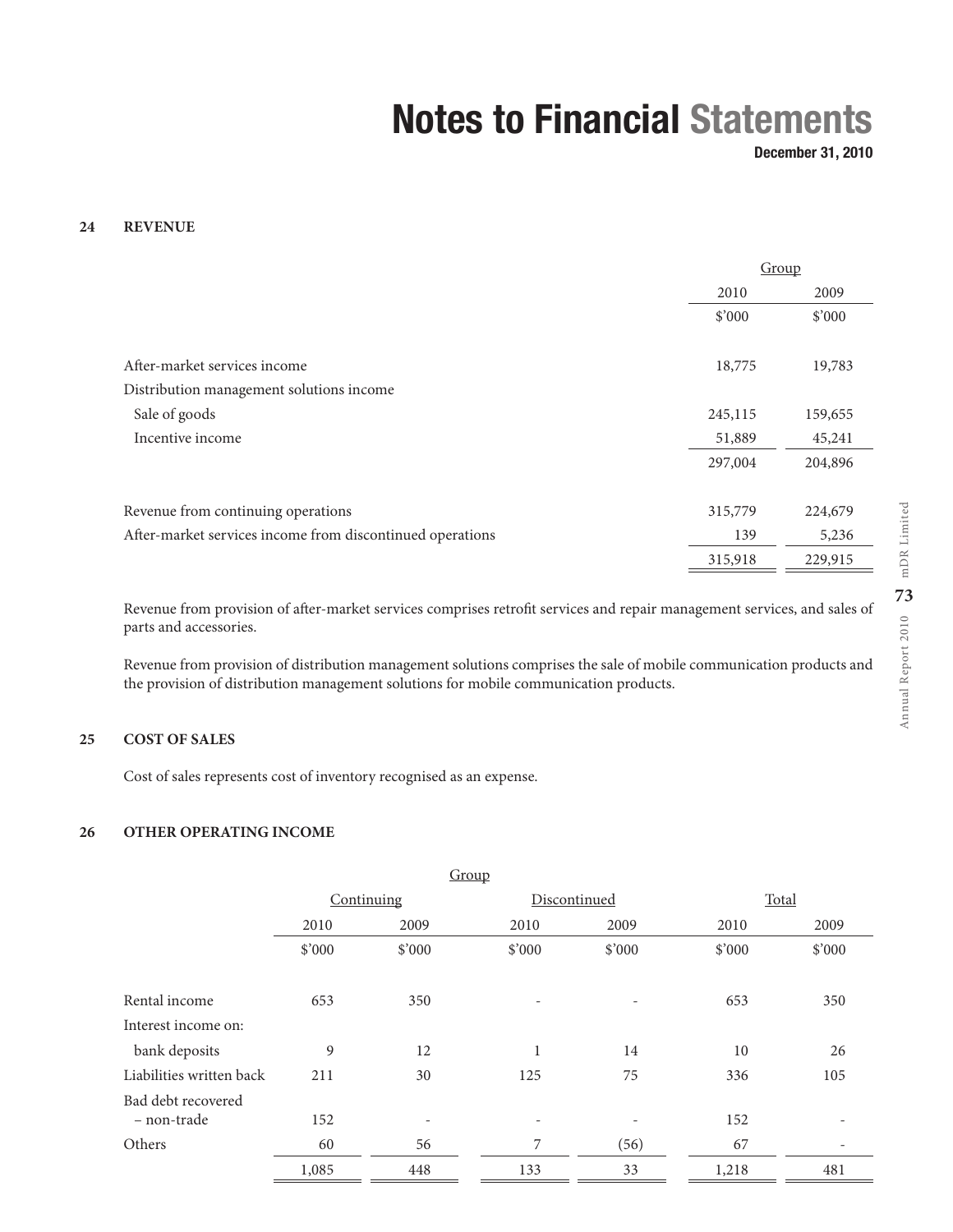# Notes to Financial Statements

**December 31, 2010**

## 24 REVENUE

| | Group | |
|---|---|---|
| | 2010 | 2009 |
| | $'000 | $'000 |
| After-market services income | 18,775 | 19,783 |
| Distribution management solutions income | | |
| Sale of goods | 245,115 | 159,655 |
| Incentive income | 51,889 | 45,241 |
| | 297,004 | 204,896 |
| Revenue from continuing operations | 315,779 | 224,679 |
| After-market services income from discontinued operations | 139 | 5,236 |
| | 315,918 | 229,915 |

Revenue from provision of after-market services comprises retrofit services and repair management services, and sales of parts and accessories.

Revenue from provision of distribution management solutions comprises the sale of mobile communication products and the provision of distribution management solutions for mobile communication products.

## 25 COST OF SALES

Cost of sales represents cost of inventory recognised as an expense.

## 26 OTHER OPERATING INCOME

| | Group | | | | | |
|---|---|---|---|---|---|---|
| | Continuing | | Discontinued | | Total | |
| | 2010 | 2009 | 2010 | 2009 | 2010 | 2009 |
| | $'000 | $'000 | $'000 | $'000 | $'000 | $'000 |
| Rental income | 653 | 350 | - | - | 653 | 350 |
| Interest income on: | | | | | | |
| bank deposits | 9 | 12 | 1 | 14 | 10 | 26 |
| Liabilities written back | 211 | 30 | 125 | 75 | 336 | 105 |
| Bad debt recovered – non-trade | 152 | - | - | - | 152 | - |
| Others | 60 | 56 | 7 | (56) | 67 | - |
| | 1,085 | 448 | 133 | 33 | 1,218 | 481 |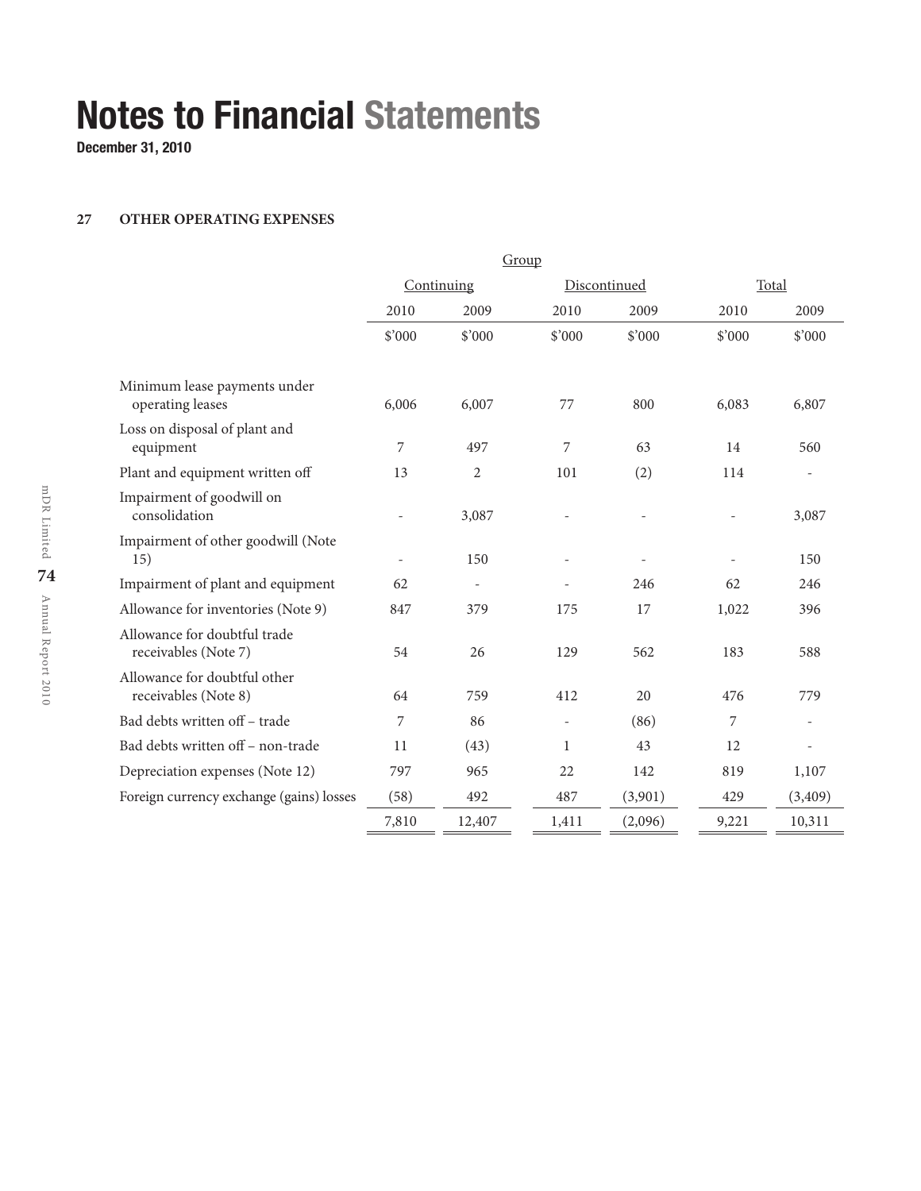# Notes to Financial Statements

**December 31, 2010**

### 27 OTHER OPERATING EXPENSES

| | Group | | | | | |
|---|---|---|---|---|---|---|
| | Continuing | | Discontinued | | Total | |
| | 2010 | 2009 | 2010 | 2009 | 2010 | 2009 |
| | $'000 | $'000 | $'000 | $'000 | $'000 | $'000 |
| Minimum lease payments under operating leases | 6,006 | 6,007 | 77 | 800 | 6,083 | 6,807 |
| Loss on disposal of plant and equipment | 7 | 497 | 7 | 63 | 14 | 560 |
| Plant and equipment written off | 13 | 2 | 101 | (2) | 114 | - |
| Impairment of goodwill on consolidation | - | 3,087 | - | - | - | 3,087 |
| Impairment of other goodwill (Note 15) | - | 150 | - | - | - | 150 |
| Impairment of plant and equipment | 62 | - | - | 246 | 62 | 246 |
| Allowance for inventories (Note 9) | 847 | 379 | 175 | 17 | 1,022 | 396 |
| Allowance for doubtful trade receivables (Note 7) | 54 | 26 | 129 | 562 | 183 | 588 |
| Allowance for doubtful other receivables (Note 8) | 64 | 759 | 412 | 20 | 476 | 779 |
| Bad debts written off – trade | 7 | 86 | - | (86) | 7 | - |
| Bad debts written off – non-trade | 11 | (43) | 1 | 43 | 12 | - |
| Depreciation expenses (Note 12) | 797 | 965 | 22 | 142 | 819 | 1,107 |
| Foreign currency exchange (gains) losses | (58) | 492 | 487 | (3,901) | 429 | (3,409) |
| | 7,810 | 12,407 | 1,411 | (2,096) | 9,221 | 10,311 |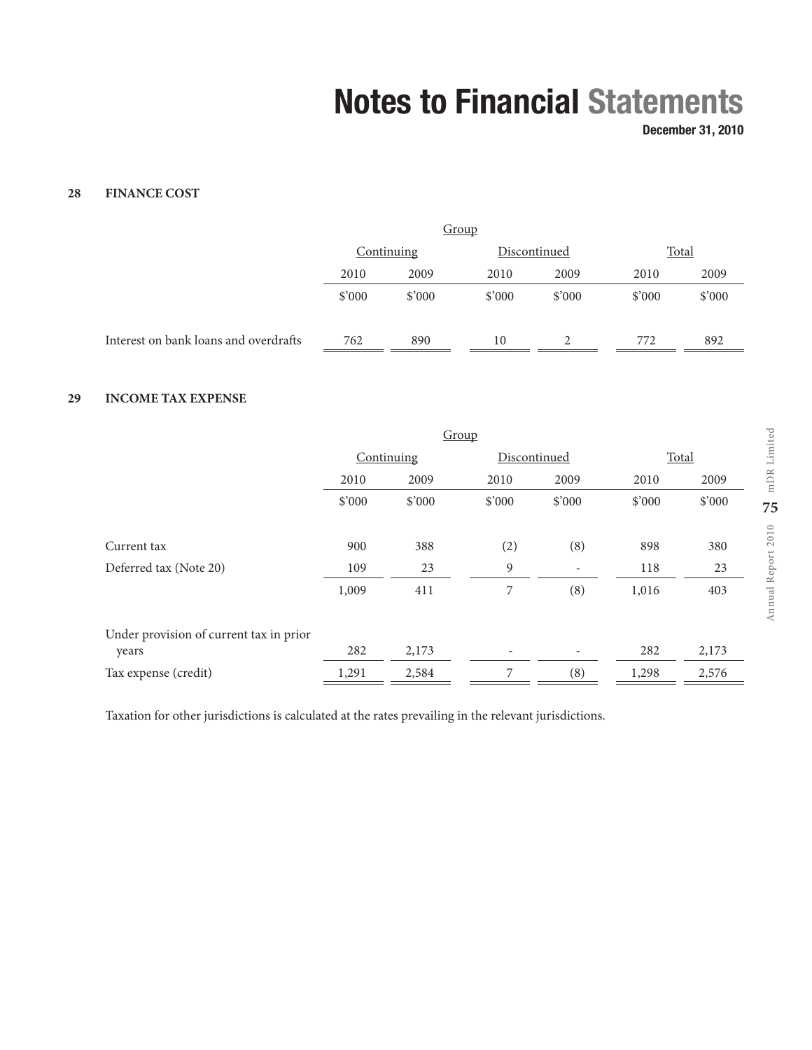# Notes to Financial Statements

**December 31, 2010**

## 28 FINANCE COST

| | Group | | | | | |
|---|---|---|---|---|---|---|
| | Continuing | | Discontinued | | Total | |
| | 2010 | 2009 | 2010 | 2009 | 2010 | 2009 |
| | $'000 | $'000 | $'000 | $'000 | $'000 | $'000 |
| Interest on bank loans and overdrafts | 762 | 890 | 10 | 2 | 772 | 892 |

## 29 INCOME TAX EXPENSE

| | Group | | | | | |
|---|---|---|---|---|---|---|
| | Continuing | | Discontinued | | Total | |
| | 2010 | 2009 | 2010 | 2009 | 2010 | 2009 |
| | $'000 | $'000 | $'000 | $'000 | $'000 | $'000 |
| Current tax | 900 | 388 | (2) | (8) | 898 | 380 |
| Deferred tax (Note 20) | 109 | 23 | 9 | - | 118 | 23 |
| | 1,009 | 411 | 7 | (8) | 1,016 | 403 |
| Under provision of current tax in prior years | 282 | 2,173 | - | - | 282 | 2,173 |
| Tax expense (credit) | 1,291 | 2,584 | 7 | (8) | 1,298 | 2,576 |

Taxation for other jurisdictions is calculated at the rates prevailing in the relevant jurisdictions.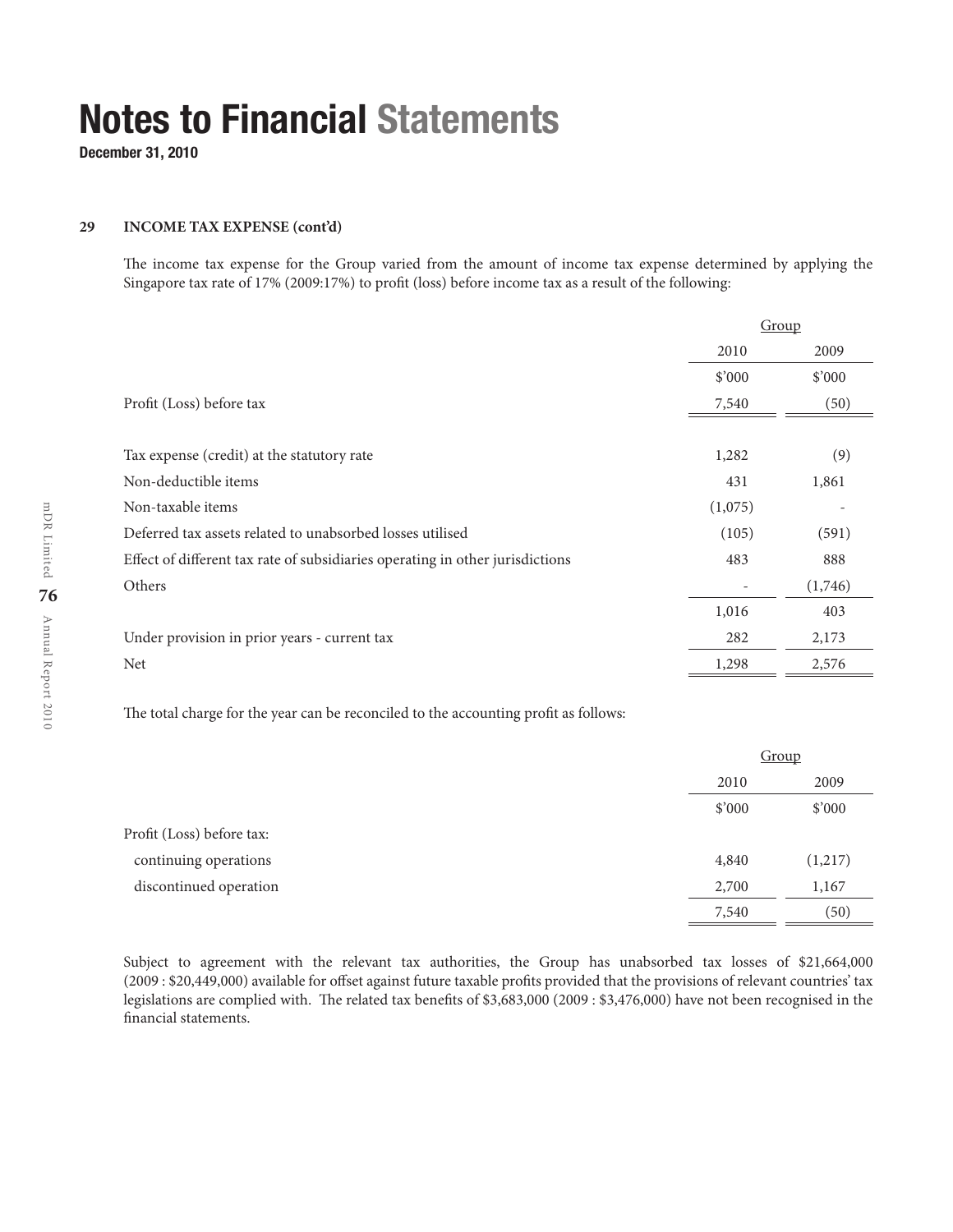# Notes to Financial Statements

**December 31, 2010**

**29 INCOME TAX EXPENSE (cont'd)**

The income tax expense for the Group varied from the amount of income tax expense determined by applying the Singapore tax rate of 17% (2009:17%) to profit (loss) before income tax as a result of the following:

| | Group | |
|---|---|---|
| | 2010 | 2009 |
| | $'000 | $'000 |
| Profit (Loss) before tax | 7,540 | (50) |
| | | |
| Tax expense (credit) at the statutory rate | 1,282 | (9) |
| Non-deductible items | 431 | 1,861 |
| Non-taxable items | (1,075) | - |
| Deferred tax assets related to unabsorbed losses utilised | (105) | (591) |
| Effect of different tax rate of subsidiaries operating in other jurisdictions | 483 | 888 |
| Others | - | (1,746) |
| | 1,016 | 403 |
| Under provision in prior years - current tax | 282 | 2,173 |
| Net | 1,298 | 2,576 |

The total charge for the year can be reconciled to the accounting profit as follows:

| | Group | |
|---|---|---|
| | 2010 | 2009 |
| | $'000 | $'000 |
| Profit (Loss) before tax: | | |
| continuing operations | 4,840 | (1,217) |
| discontinued operation | 2,700 | 1,167 |
| | 7,540 | (50) |

Subject to agreement with the relevant tax authorities, the Group has unabsorbed tax losses of $21,664,000 (2009 : $20,449,000) available for offset against future taxable profits provided that the provisions of relevant countries' tax legislations are complied with. The related tax benefits of $3,683,000 (2009 : $3,476,000) have not been recognised in the financial statements.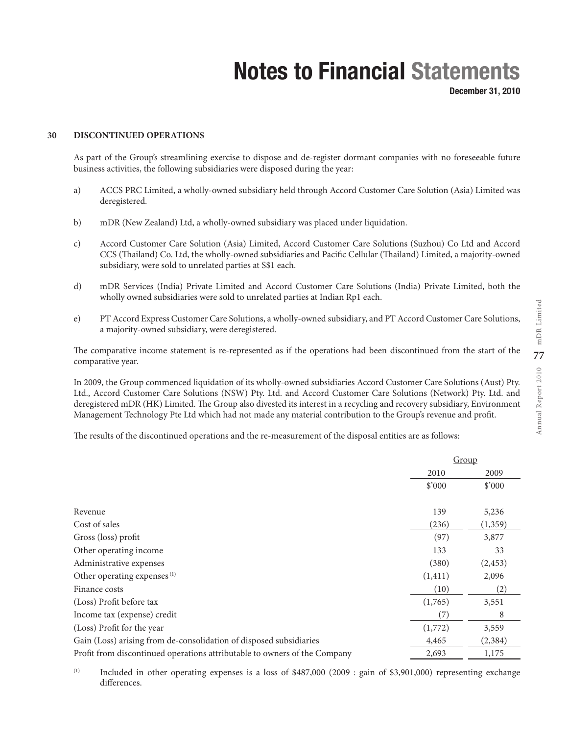## 30 DISCONTINUED OPERATIONS

As part of the Group's streamlining exercise to dispose and de-register dormant companies with no foreseeable future business activities, the following subsidiaries were disposed during the year:

a) ACCS PRC Limited, a wholly-owned subsidiary held through Accord Customer Care Solution (Asia) Limited was deregistered.

b) mDR (New Zealand) Ltd, a wholly-owned subsidiary was placed under liquidation.

c) Accord Customer Care Solution (Asia) Limited, Accord Customer Care Solutions (Suzhou) Co Ltd and Accord CCS (Thailand) Co. Ltd, the wholly-owned subsidiaries and Pacific Cellular (Thailand) Limited, a majority-owned subsidiary, were sold to unrelated parties at S$1 each.

d) mDR Services (India) Private Limited and Accord Customer Care Solutions (India) Private Limited, both the wholly owned subsidiaries were sold to unrelated parties at Indian Rp1 each.

e) PT Accord Express Customer Care Solutions, a wholly-owned subsidiary, and PT Accord Customer Care Solutions, a majority-owned subsidiary, were deregistered.

The comparative income statement is re-represented as if the operations had been discontinued from the start of the comparative year.

In 2009, the Group commenced liquidation of its wholly-owned subsidiaries Accord Customer Care Solutions (Aust) Pty. Ltd., Accord Customer Care Solutions (NSW) Pty. Ltd. and Accord Customer Care Solutions (Network) Pty. Ltd. and deregistered mDR (HK) Limited. The Group also divested its interest in a recycling and recovery subsidiary, Environment Management Technology Pte Ltd which had not made any material contribution to the Group's revenue and profit.

The results of the discontinued operations and the re-measurement of the disposal entities are as follows:

| | Group | |
|---|---|---|
| | 2010 | 2009 |
| | $'000 | $'000 |
| Revenue | 139 | 5,236 |
| Cost of sales | (236) | (1,359) |
| Gross (loss) profit | (97) | 3,877 |
| Other operating income | 133 | 33 |
| Administrative expenses | (380) | (2,453) |
| Other operating expenses [(1)] | (1,411) | 2,096 |
| Finance costs | (10) | (2) |
| (Loss) Profit before tax | (1,765) | 3,551 |
| Income tax (expense) credit | (7) | 8 |
| (Loss) Profit for the year | (1,772) | 3,559 |
| Gain (Loss) arising from de-consolidation of disposed subsidiaries | 4,465 | (2,384) |
| Profit from discontinued operations attributable to owners of the Company | 2,693 | 1,175 |

(1) Included in other operating expenses is a loss of $487,000 (2009 : gain of $3,901,000) representing exchange differences.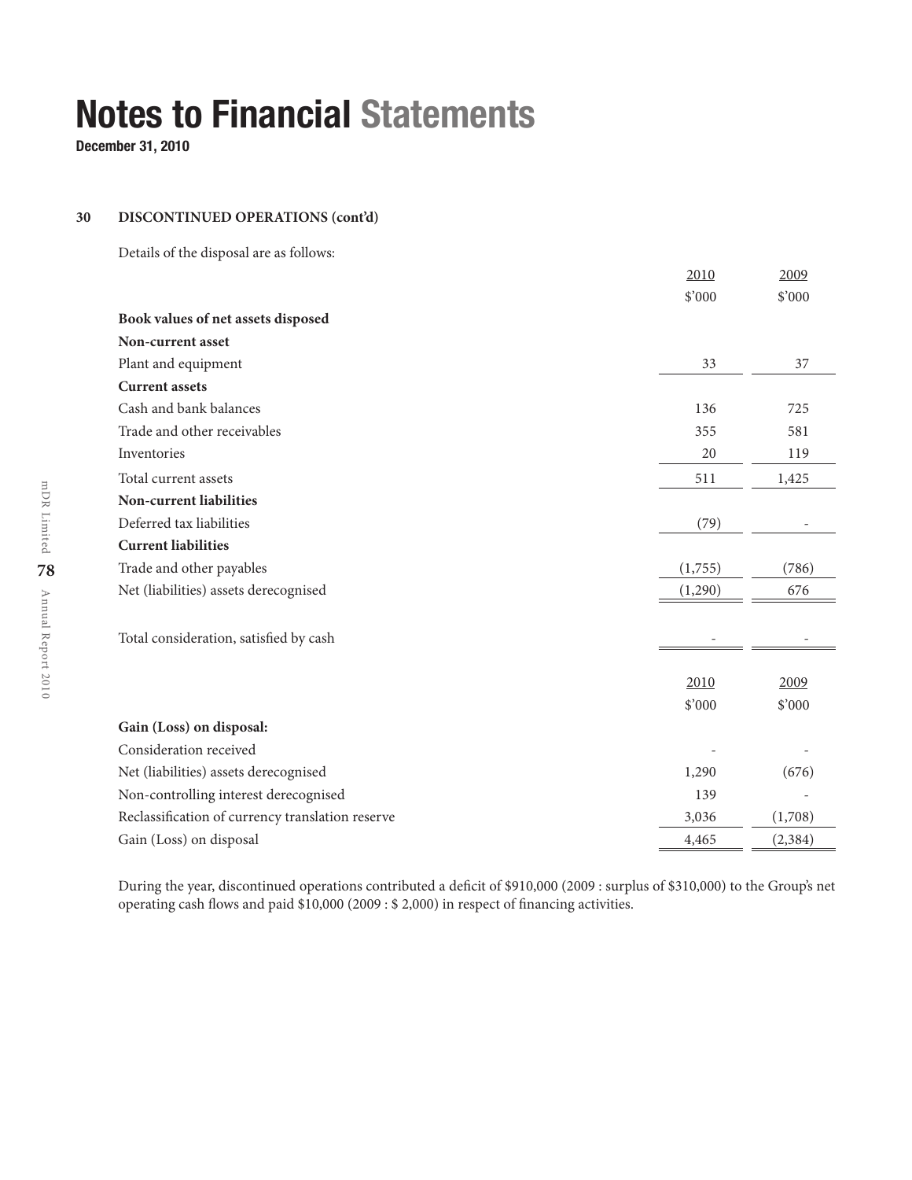# Notes to Financial Statements

**December 31, 2010**

**30 DISCONTINUED OPERATIONS (cont'd)**

Details of the disposal are as follows:

| | 2010 | 2009 |
|---|---|---|
| | $'000 | $'000 |
| **Book values of net assets disposed** | | |
| **Non-current asset** | | |
| Plant and equipment | 33 | 37 |
| **Current assets** | | |
| Cash and bank balances | 136 | 725 |
| Trade and other receivables | 355 | 581 |
| Inventories | 20 | 119 |
| Total current assets | 511 | 1,425 |
| **Non-current liabilities** | | |
| Deferred tax liabilities | (79) | - |
| **Current liabilities** | | |
| Trade and other payables | (1,755) | (786) |
| Net (liabilities) assets derecognised | (1,290) | 676 |
| | | |
| Total consideration, satisfied by cash | - | - |

| | 2010 | 2009 |
|---|---|---|
| | $'000 | $'000 |
| **Gain (Loss) on disposal:** | | |
| Consideration received | - | - |
| Net (liabilities) assets derecognised | 1,290 | (676) |
| Non-controlling interest derecognised | 139 | - |
| Reclassification of currency translation reserve | 3,036 | (1,708) |
| Gain (Loss) on disposal | 4,465 | (2,384) |

During the year, discontinued operations contributed a deficit of $910,000 (2009 : surplus of $310,000) to the Group's net operating cash flows and paid $10,000 (2009 : $ 2,000) in respect of financing activities.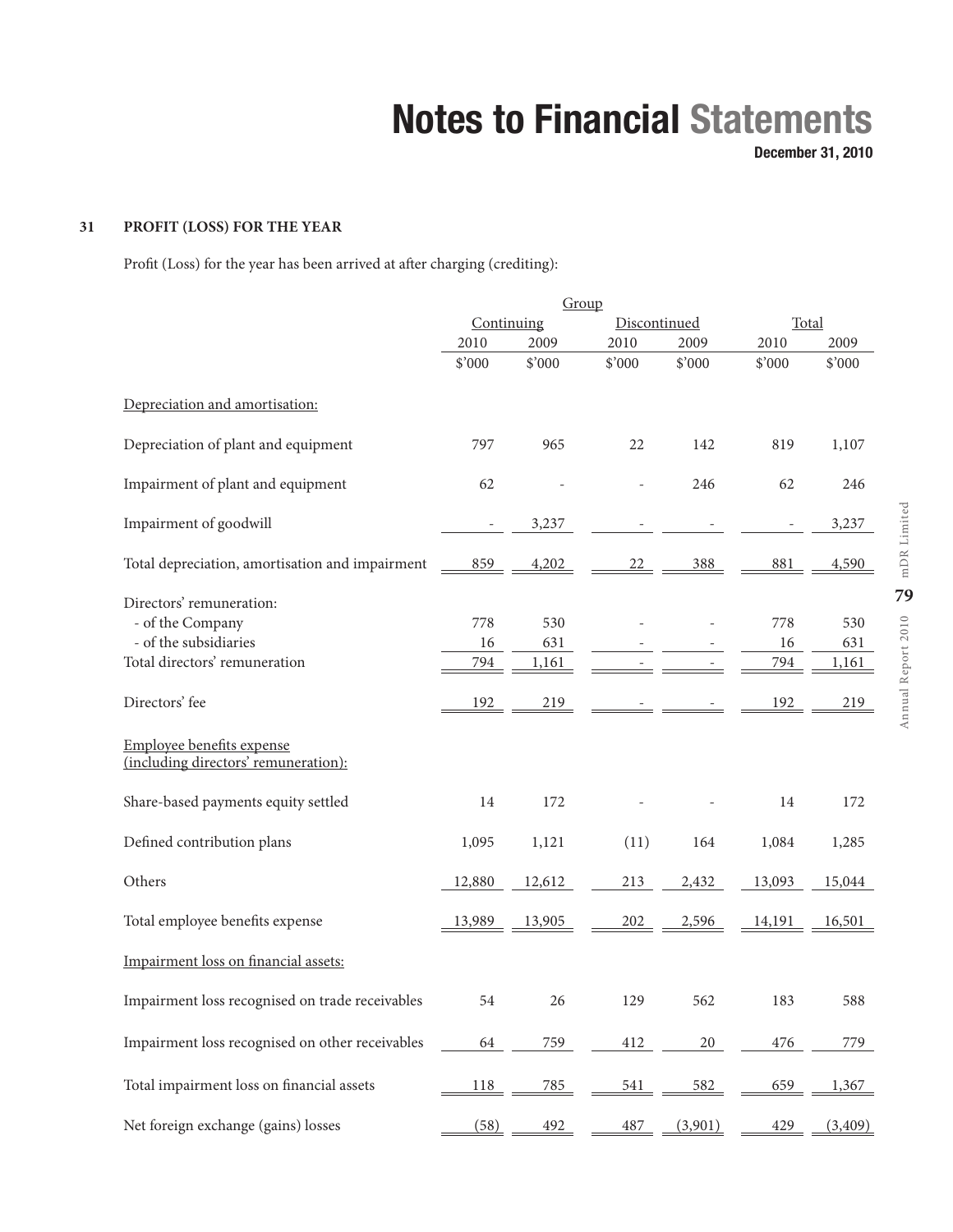# Notes to Financial Statements

December 31, 2010

## 31 PROFIT (LOSS) FOR THE YEAR

Profit (Loss) for the year has been arrived at after charging (crediting):

| | Group | | | | | |
|---|---|---|---|---|---|---|
| | Continuing | | Discontinued | | Total | |
| | 2010 | 2009 | 2010 | 2009 | 2010 | 2009 |
| | $'000 | $'000 | $'000 | $'000 | $'000 | $'000 |
| Depreciation and amortisation: | | | | | | |
| Depreciation of plant and equipment | 797 | 965 | 22 | 142 | 819 | 1,107 |
| Impairment of plant and equipment | 62 | - | - | 246 | 62 | 246 |
| Impairment of goodwill | - | 3,237 | - | - | - | 3,237 |
| Total depreciation, amortisation and impairment | 859 | 4,202 | 22 | 388 | 881 | 4,590 |
| Directors' remuneration: | | | | | | |
| - of the Company | 778 | 530 | - | - | 778 | 530 |
| - of the subsidiaries | 16 | 631 | - | - | 16 | 631 |
| Total directors' remuneration | 794 | 1,161 | - | - | 794 | 1,161 |
| Directors' fee | 192 | 219 | - | - | 192 | 219 |
| Employee benefits expense (including directors' remuneration): | | | | | | |
| Share-based payments equity settled | 14 | 172 | - | - | 14 | 172 |
| Defined contribution plans | 1,095 | 1,121 | (11) | 164 | 1,084 | 1,285 |
| Others | 12,880 | 12,612 | 213 | 2,432 | 13,093 | 15,044 |
| Total employee benefits expense | 13,989 | 13,905 | 202 | 2,596 | 14,191 | 16,501 |
| Impairment loss on financial assets: | | | | | | |
| Impairment loss recognised on trade receivables | 54 | 26 | 129 | 562 | 183 | 588 |
| Impairment loss recognised on other receivables | 64 | 759 | 412 | 20 | 476 | 779 |
| Total impairment loss on financial assets | 118 | 785 | 541 | 582 | 659 | 1,367 |
| Net foreign exchange (gains) losses | (58) | 492 | 487 | (3,901) | 429 | (3,409) |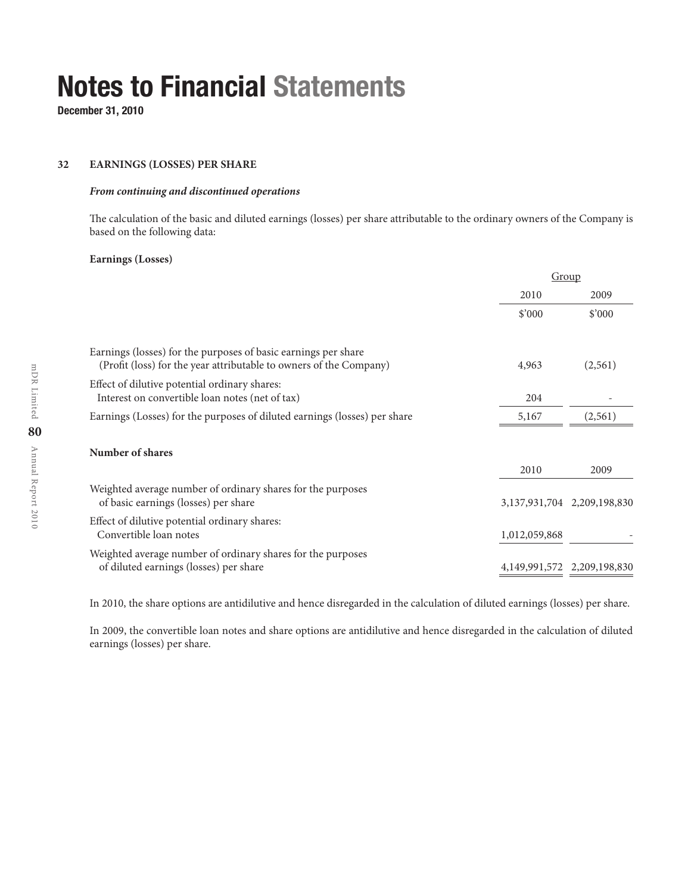# Notes to Financial Statements

**December 31, 2010**

## 32 EARNINGS (LOSSES) PER SHARE

***From continuing and discontinued operations***

The calculation of the basic and diluted earnings (losses) per share attributable to the ordinary owners of the Company is based on the following data:

**Earnings (Losses)**

| | Group | |
|---|---|---|
| | 2010 | 2009 |
| | $'000 | $'000 |
| Earnings (losses) for the purposes of basic earnings per share (Profit (loss) for the year attributable to owners of the Company) | 4,963 | (2,561) |
| Effect of dilutive potential ordinary shares: Interest on convertible loan notes (net of tax) | 204 | - |
| Earnings (Losses) for the purposes of diluted earnings (losses) per share | 5,167 | (2,561) |

**Number of shares**

| | 2010 | 2009 |
|---|---|---|
| Weighted average number of ordinary shares for the purposes of basic earnings (losses) per share | 3,137,931,704 | 2,209,198,830 |
| Effect of dilutive potential ordinary shares: Convertible loan notes | 1,012,059,868 | - |
| Weighted average number of ordinary shares for the purposes of diluted earnings (losses) per share | 4,149,991,572 | 2,209,198,830 |

In 2010, the share options are antidilutive and hence disregarded in the calculation of diluted earnings (losses) per share.

In 2009, the convertible loan notes and share options are antidilutive and hence disregarded in the calculation of diluted earnings (losses) per share.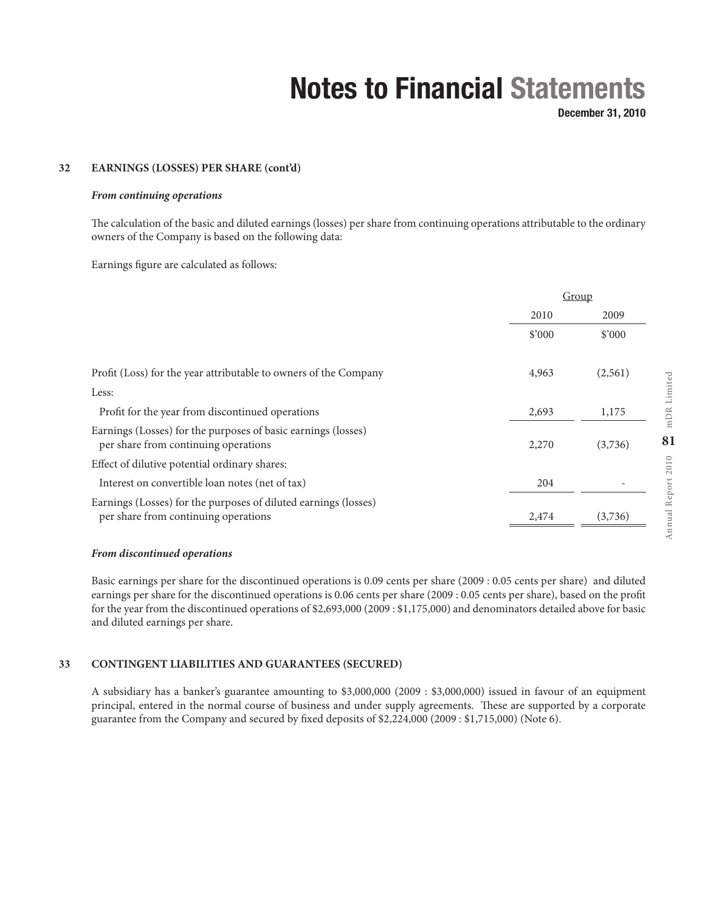## 32 EARNINGS (LOSSES) PER SHARE (cont'd)

### *From continuing operations*

The calculation of the basic and diluted earnings (losses) per share from continuing operations attributable to the ordinary owners of the Company is based on the following data:

Earnings figure are calculated as follows:

| | Group | |
|---|---|---|
| | 2010 | 2009 |
| | $'000 | $'000 |
| Profit (Loss) for the year attributable to owners of the Company | 4,963 | (2,561) |
| Less: | | |
| Profit for the year from discontinued operations | 2,693 | 1,175 |
| Earnings (Losses) for the purposes of basic earnings (losses) per share from continuing operations | 2,270 | (3,736) |
| Effect of dilutive potential ordinary shares: | | |
| Interest on convertible loan notes (net of tax) | 204 | - |
| Earnings (Losses) for the purposes of diluted earnings (losses) per share from continuing operations | 2,474 | (3,736) |

### *From discontinued operations*

Basic earnings per share for the discontinued operations is 0.09 cents per share (2009 : 0.05 cents per share) and diluted earnings per share for the discontinued operations is 0.06 cents per share (2009 : 0.05 cents per share), based on the profit for the year from the discontinued operations of $2,693,000 (2009 : $1,175,000) and denominators detailed above for basic and diluted earnings per share.

## 33 CONTINGENT LIABILITIES AND GUARANTEES (SECURED)

A subsidiary has a banker's guarantee amounting to $3,000,000 (2009 : $3,000,000) issued in favour of an equipment principal, entered in the normal course of business and under supply agreements. These are supported by a corporate guarantee from the Company and secured by fixed deposits of $2,224,000 (2009 : $1,715,000) (Note 6).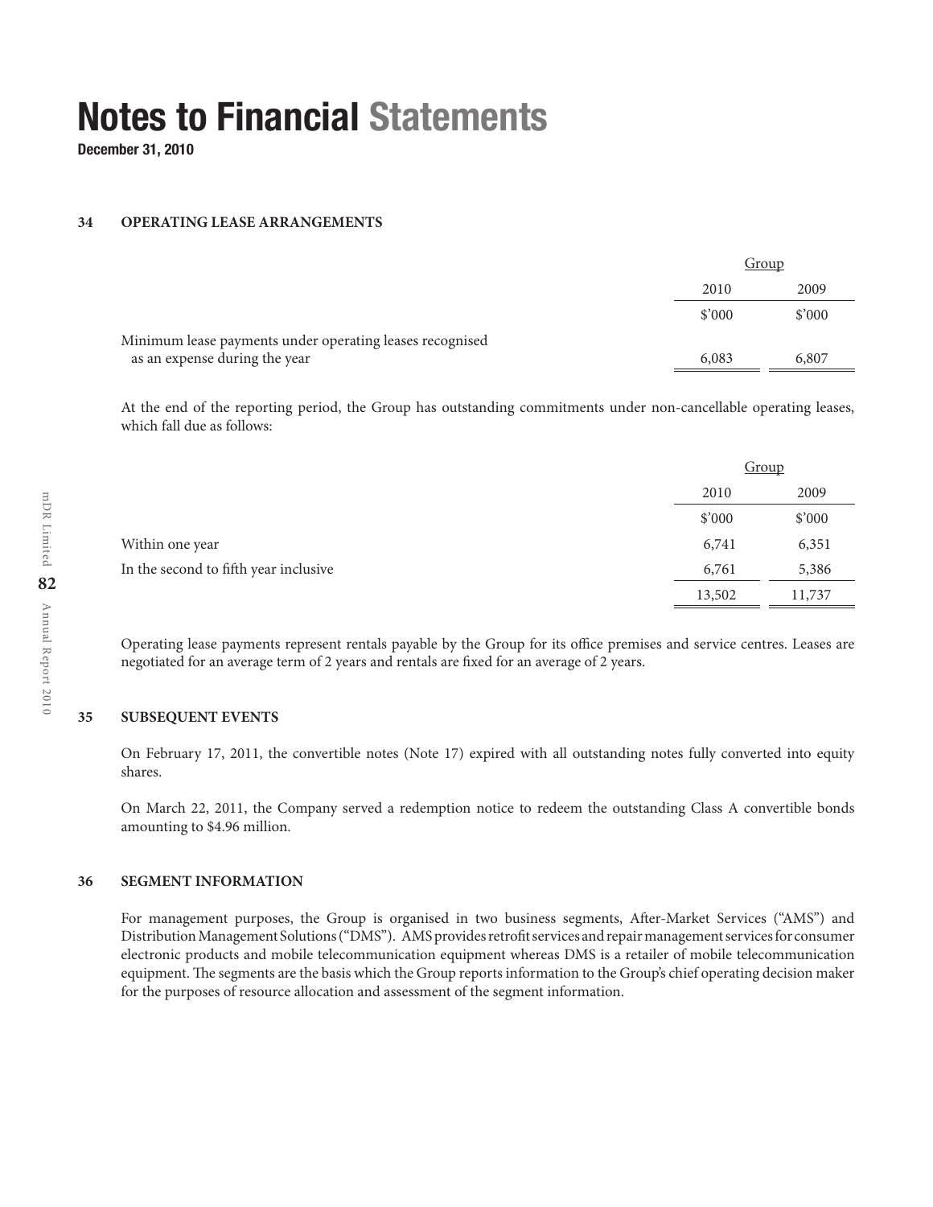# Notes to Financial Statements

**December 31, 2010**

## 34 OPERATING LEASE ARRANGEMENTS

| | Group | |
|---|---|---|
| | 2010 | 2009 |
| | \$'000 | \$'000 |
| Minimum lease payments under operating leases recognised as an expense during the year | 6,083 | 6,807 |

At the end of the reporting period, the Group has outstanding commitments under non-cancellable operating leases, which fall due as follows:

| | Group | |
|---|---|---|
| | 2010 | 2009 |
| | \$'000 | \$'000 |
| Within one year | 6,741 | 6,351 |
| In the second to fifth year inclusive | 6,761 | 5,386 |
| | 13,502 | 11,737 |

Operating lease payments represent rentals payable by the Group for its office premises and service centres. Leases are negotiated for an average term of 2 years and rentals are fixed for an average of 2 years.

## 35 SUBSEQUENT EVENTS

On February 17, 2011, the convertible notes (Note 17) expired with all outstanding notes fully converted into equity shares.

On March 22, 2011, the Company served a redemption notice to redeem the outstanding Class A convertible bonds amounting to \$4.96 million.

## 36 SEGMENT INFORMATION

For management purposes, the Group is organised in two business segments, After-Market Services ("AMS") and Distribution Management Solutions ("DMS"). AMS provides retrofit services and repair management services for consumer electronic products and mobile telecommunication equipment whereas DMS is a retailer of mobile telecommunication equipment. The segments are the basis which the Group reports information to the Group's chief operating decision maker for the purposes of resource allocation and assessment of the segment information.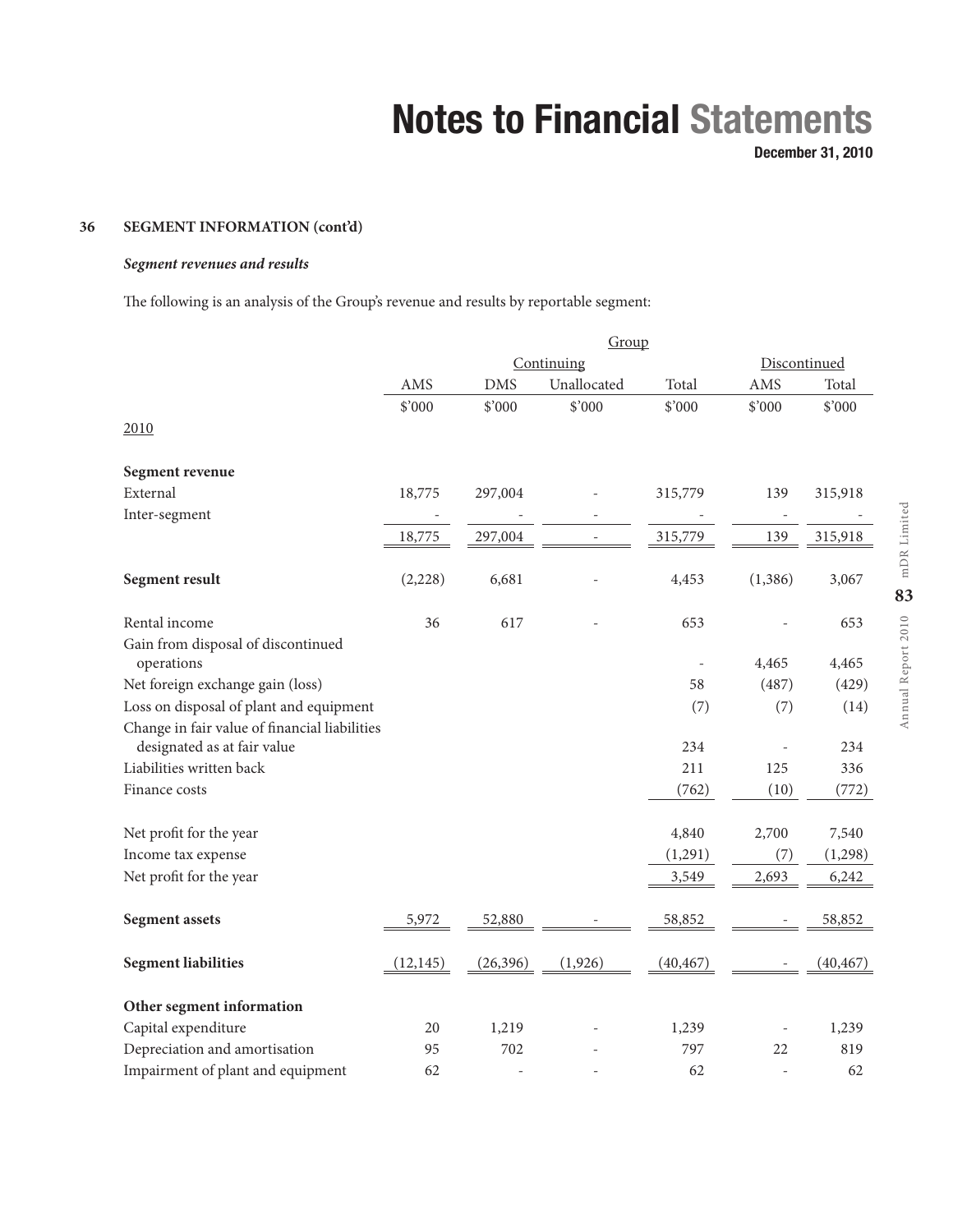## 36 SEGMENT INFORMATION (cont'd)

### *Segment revenues and results*

The following is an analysis of the Group's revenue and results by reportable segment:

| | Group | | | | | |
|---|---|---|---|---|---|---|
| | Continuing | | | | Discontinued | |
| | AMS | DMS | Unallocated | Total | AMS | Total |
| | $'000 | $'000 | $'000 | $'000 | $'000 | $'000 |
| 2010 | | | | | | |
| **Segment revenue** | | | | | | |
| External | 18,775 | 297,004 | - | 315,779 | 139 | 315,918 |
| Inter-segment | - | - | - | - | - | - |
| | 18,775 | 297,004 | - | 315,779 | 139 | 315,918 |
| **Segment result** | (2,228) | 6,681 | - | 4,453 | (1,386) | 3,067 |
| Rental income | 36 | 617 | - | 653 | - | 653 |
| Gain from disposal of discontinued operations | | | | - | 4,465 | 4,465 |
| Net foreign exchange gain (loss) | | | | 58 | (487) | (429) |
| Loss on disposal of plant and equipment | | | | (7) | (7) | (14) |
| Change in fair value of financial liabilities designated as at fair value | | | | 234 | - | 234 |
| Liabilities written back | | | | 211 | 125 | 336 |
| Finance costs | | | | (762) | (10) | (772) |
| Net profit for the year | | | | 4,840 | 2,700 | 7,540 |
| Income tax expense | | | | (1,291) | (7) | (1,298) |
| Net profit for the year | | | | 3,549 | 2,693 | 6,242 |
| **Segment assets** | 5,972 | 52,880 | - | 58,852 | - | 58,852 |
| **Segment liabilities** | (12,145) | (26,396) | (1,926) | (40,467) | - | (40,467) |
| **Other segment information** | | | | | | |
| Capital expenditure | 20 | 1,219 | - | 1,239 | - | 1,239 |
| Depreciation and amortisation | 95 | 702 | - | 797 | 22 | 819 |
| Impairment of plant and equipment | 62 | - | - | 62 | - | 62 |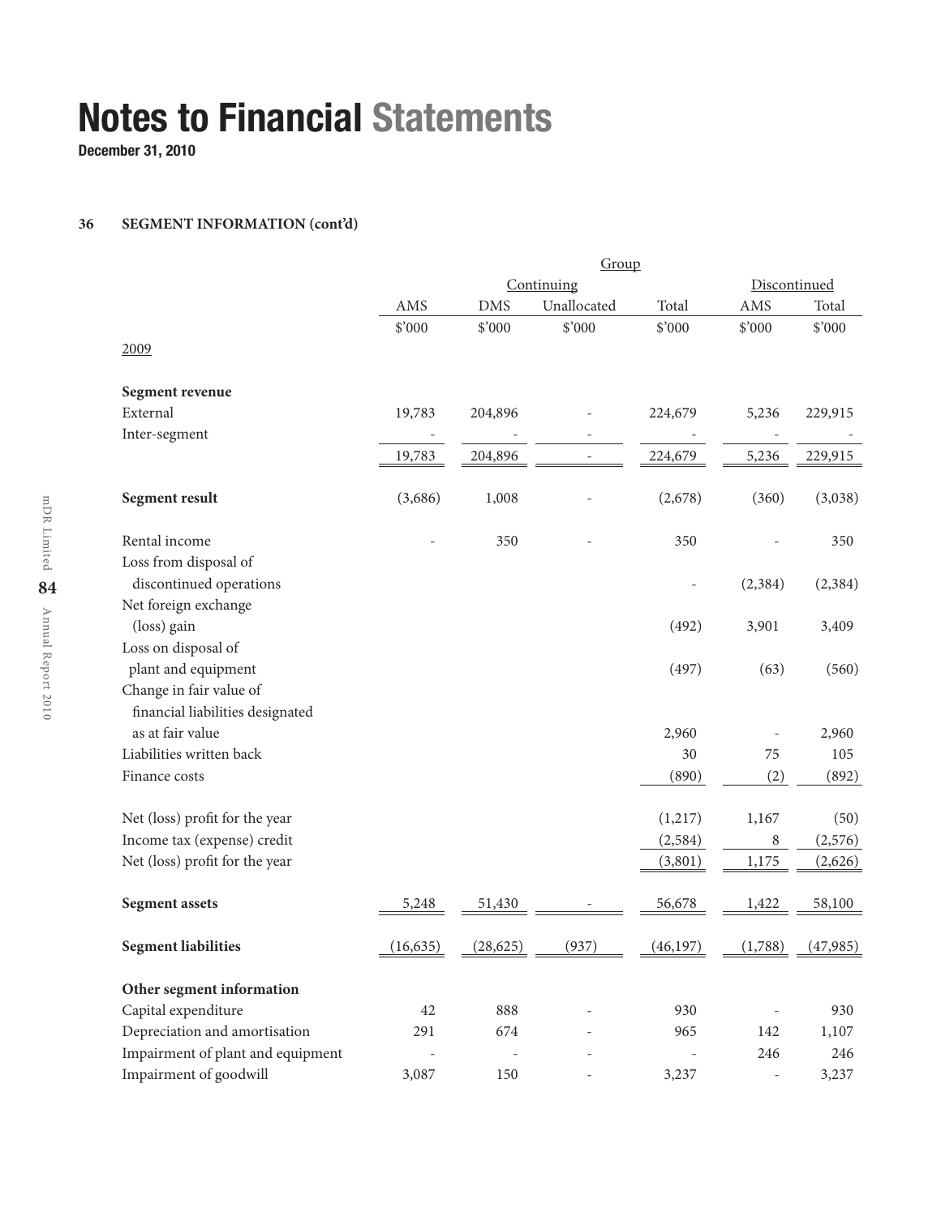# Notes to Financial Statements

**December 31, 2010**

## 36 SEGMENT INFORMATION (cont'd)

| | Group | | | | | |
|---|---|---|---|---|---|---|
| | Continuing | | | | Discontinued | |
| | AMS | DMS | Unallocated | Total | AMS | Total |
| | $'000 | $'000 | $'000 | $'000 | $'000 | $'000 |
| 2009 | | | | | | |
| **Segment revenue** | | | | | | |
| External | 19,783 | 204,896 | - | 224,679 | 5,236 | 229,915 |
| Inter-segment | - | - | - | - | - | - |
| | 19,783 | 204,896 | - | 224,679 | 5,236 | 229,915 |
| **Segment result** | (3,686) | 1,008 | - | (2,678) | (360) | (3,038) |
| Rental income | - | 350 | - | 350 | - | 350 |
| Loss from disposal of discontinued operations | | | | - | (2,384) | (2,384) |
| Net foreign exchange (loss) gain | | | | (492) | 3,901 | 3,409 |
| Loss on disposal of plant and equipment | | | | (497) | (63) | (560) |
| Change in fair value of financial liabilities designated as at fair value | | | | 2,960 | - | 2,960 |
| Liabilities written back | | | | 30 | 75 | 105 |
| Finance costs | | | | (890) | (2) | (892) |
| Net (loss) profit for the year | | | | (1,217) | 1,167 | (50) |
| Income tax (expense) credit | | | | (2,584) | 8 | (2,576) |
| Net (loss) profit for the year | | | | (3,801) | 1,175 | (2,626) |
| **Segment assets** | 5,248 | 51,430 | - | 56,678 | 1,422 | 58,100 |
| **Segment liabilities** | (16,635) | (28,625) | (937) | (46,197) | (1,788) | (47,985) |
| **Other segment information** | | | | | | |
| Capital expenditure | 42 | 888 | - | 930 | - | 930 |
| Depreciation and amortisation | 291 | 674 | - | 965 | 142 | 1,107 |
| Impairment of plant and equipment | - | - | - | - | 246 | 246 |
| Impairment of goodwill | 3,087 | 150 | - | 3,237 | - | 3,237 |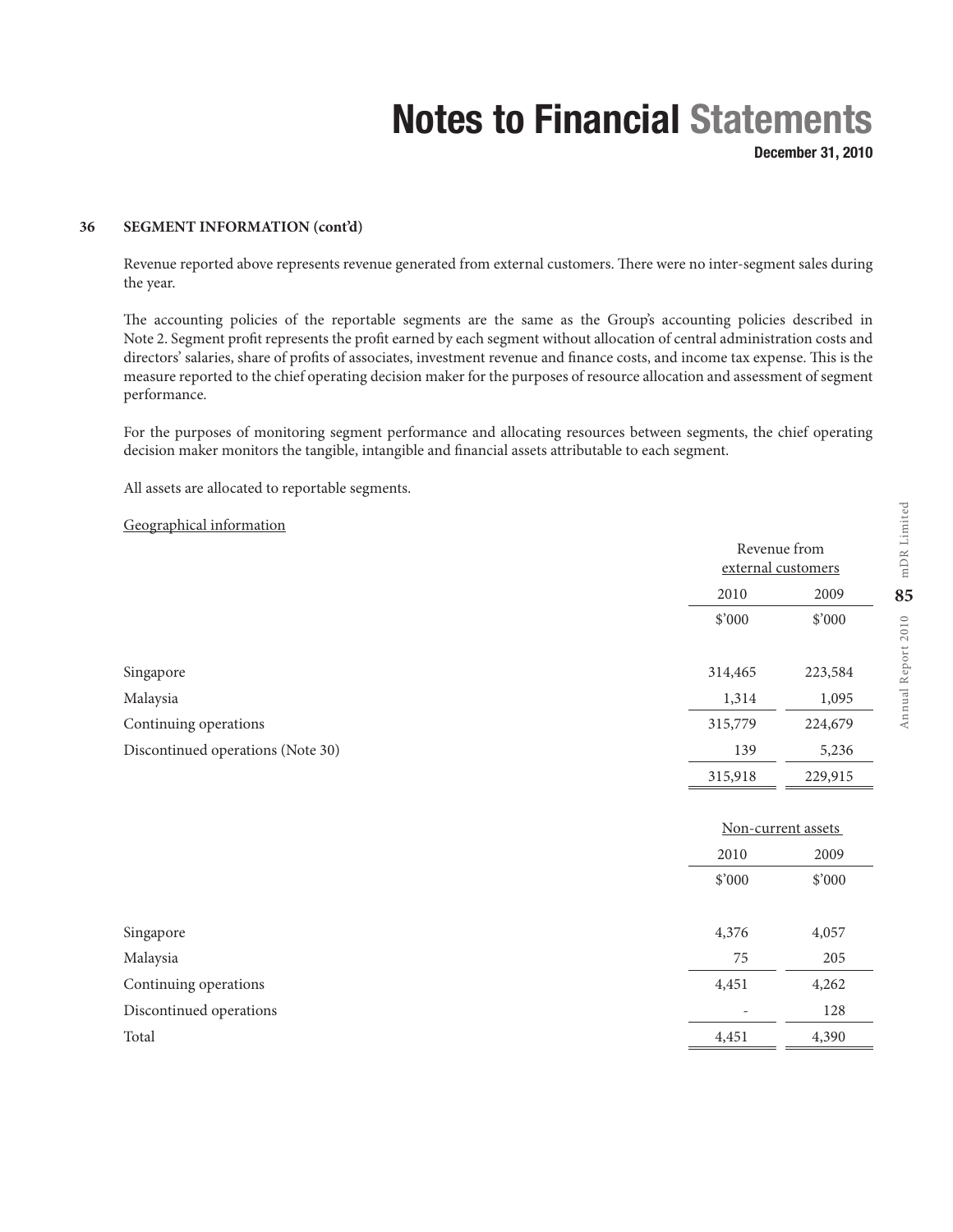# Notes to Financial Statements

**December 31, 2010**

**36 SEGMENT INFORMATION (cont'd)**

Revenue reported above represents revenue generated from external customers. There were no inter-segment sales during the year.

The accounting policies of the reportable segments are the same as the Group's accounting policies described in Note 2. Segment profit represents the profit earned by each segment without allocation of central administration costs and directors' salaries, share of profits of associates, investment revenue and finance costs, and income tax expense. This is the measure reported to the chief operating decision maker for the purposes of resource allocation and assessment of segment performance.

For the purposes of monitoring segment performance and allocating resources between segments, the chief operating decision maker monitors the tangible, intangible and financial assets attributable to each segment.

All assets are allocated to reportable segments.

Geographical information

| | Revenue from external customers | |
|---|---|---|
| | 2010 | 2009 |
| | $'000 | $'000 |
| Singapore | 314,465 | 223,584 |
| Malaysia | 1,314 | 1,095 |
| Continuing operations | 315,779 | 224,679 |
| Discontinued operations (Note 30) | 139 | 5,236 |
| | 315,918 | 229,915 |

| | Non-current assets | |
|---|---|---|
| | 2010 | 2009 |
| | $'000 | $'000 |
| Singapore | 4,376 | 4,057 |
| Malaysia | 75 | 205 |
| Continuing operations | 4,451 | 4,262 |
| Discontinued operations | - | 128 |
| Total | 4,451 | 4,390 |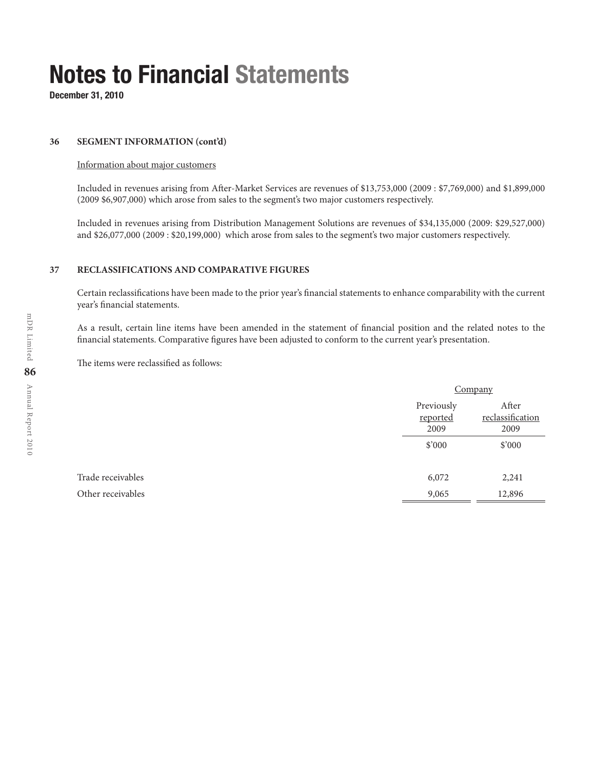# Notes to Financial Statements

**December 31, 2010**

## 36 SEGMENT INFORMATION (cont'd)

Information about major customers

Included in revenues arising from After-Market Services are revenues of $13,753,000 (2009 : $7,769,000) and $1,899,000 (2009 $6,907,000) which arose from sales to the segment's two major customers respectively.

Included in revenues arising from Distribution Management Solutions are revenues of $34,135,000 (2009: $29,527,000) and $26,077,000 (2009 : $20,199,000) which arose from sales to the segment's two major customers respectively.

## 37 RECLASSIFICATIONS AND COMPARATIVE FIGURES

Certain reclassifications have been made to the prior year's financial statements to enhance comparability with the current year's financial statements.

As a result, certain line items have been amended in the statement of financial position and the related notes to the financial statements. Comparative figures have been adjusted to conform to the current year's presentation.

The items were reclassified as follows:

| | Company | |
|---|---|---|
| | Previously reported 2009 | After reclassification 2009 |
| | $'000 | $'000 |
| Trade receivables | 6,072 | 2,241 |
| Other receivables | 9,065 | 12,896 |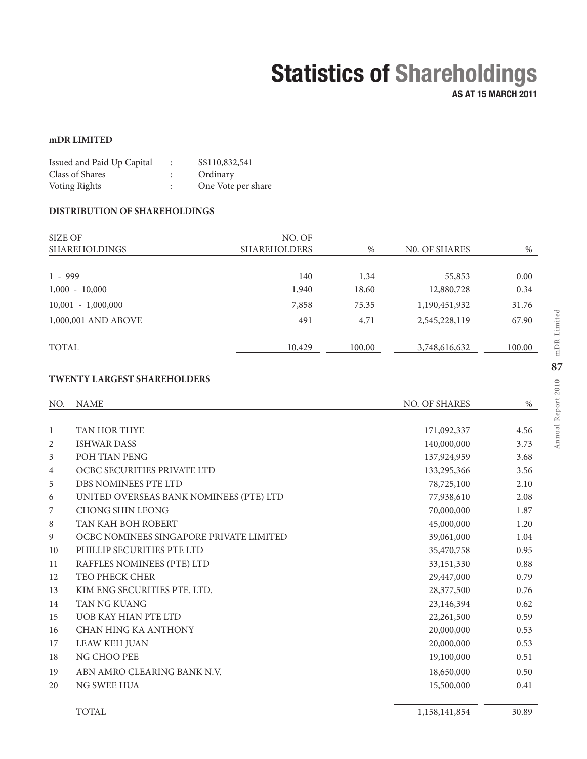# Statistics of Shareholdings

**AS AT 15 MARCH 2011**

**mDR LIMITED**

| | | |
|---|---|---|
| Issued and Paid Up Capital | : | S$110,832,541 |
| Class of Shares | : | Ordinary |
| Voting Rights | : | One Vote per share |

**DISTRIBUTION OF SHAREHOLDINGS**

| SIZE OF SHAREHOLDINGS | NO. OF SHAREHOLDERS | % | N0. OF SHARES | % |
|---|---|---|---|---|
| 1 - 999 | 140 | 1.34 | 55,853 | 0.00 |
| 1,000 - 10,000 | 1,940 | 18.60 | 12,880,728 | 0.34 |
| 10,001 - 1,000,000 | 7,858 | 75.35 | 1,190,451,932 | 31.76 |
| 1,000,001 AND ABOVE | 491 | 4.71 | 2,545,228,119 | 67.90 |
| TOTAL | 10,429 | 100.00 | 3,748,616,632 | 100.00 |

**TWENTY LARGEST SHAREHOLDERS**

| NO. | NAME | NO. OF SHARES | % |
|---|---|---|---|
| 1 | TAN HOR THYE | 171,092,337 | 4.56 |
| 2 | ISHWAR DASS | 140,000,000 | 3.73 |
| 3 | POH TIAN PENG | 137,924,959 | 3.68 |
| 4 | OCBC SECURITIES PRIVATE LTD | 133,295,366 | 3.56 |
| 5 | DBS NOMINEES PTE LTD | 78,725,100 | 2.10 |
| 6 | UNITED OVERSEAS BANK NOMINEES (PTE) LTD | 77,938,610 | 2.08 |
| 7 | CHONG SHIN LEONG | 70,000,000 | 1.87 |
| 8 | TAN KAH BOH ROBERT | 45,000,000 | 1.20 |
| 9 | OCBC NOMINEES SINGAPORE PRIVATE LIMITED | 39,061,000 | 1.04 |
| 10 | PHILLIP SECURITIES PTE LTD | 35,470,758 | 0.95 |
| 11 | RAFFLES NOMINEES (PTE) LTD | 33,151,330 | 0.88 |
| 12 | TEO PHECK CHER | 29,447,000 | 0.79 |
| 13 | KIM ENG SECURITIES PTE. LTD. | 28,377,500 | 0.76 |
| 14 | TAN NG KUANG | 23,146,394 | 0.62 |
| 15 | UOB KAY HIAN PTE LTD | 22,261,500 | 0.59 |
| 16 | CHAN HING KA ANTHONY | 20,000,000 | 0.53 |
| 17 | LEAW KEH JUAN | 20,000,000 | 0.53 |
| 18 | NG CHOO PEE | 19,100,000 | 0.51 |
| 19 | ABN AMRO CLEARING BANK N.V. | 18,650,000 | 0.50 |
| 20 | NG SWEE HUA | 15,500,000 | 0.41 |
| | TOTAL | 1,158,141,854 | 30.89 |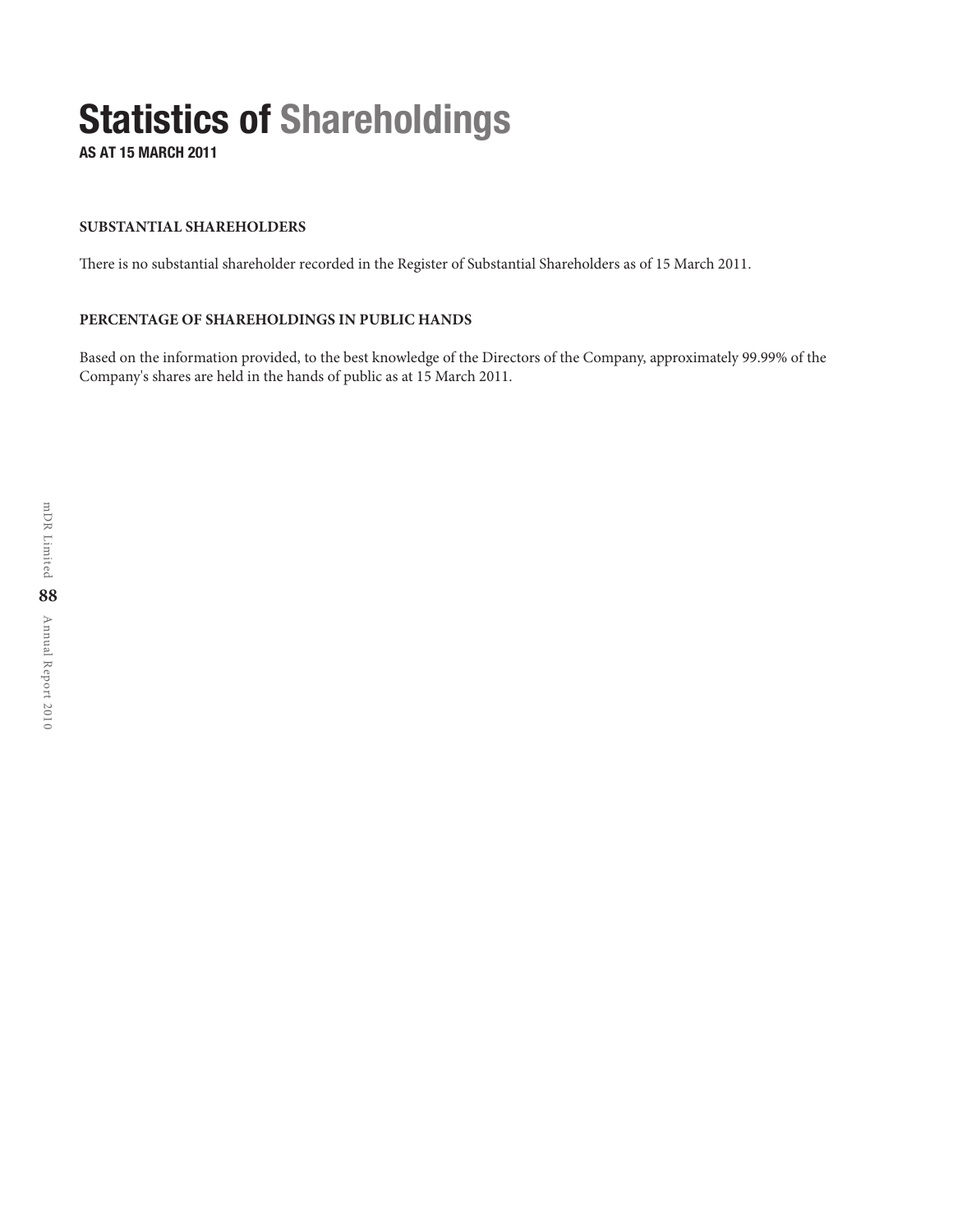# Statistics of Shareholdings

**AS AT 15 MARCH 2011**

## SUBSTANTIAL SHAREHOLDERS

There is no substantial shareholder recorded in the Register of Substantial Shareholders as of 15 March 2011.

## PERCENTAGE OF SHAREHOLDINGS IN PUBLIC HANDS

Based on the information provided, to the best knowledge of the Directors of the Company, approximately 99.99% of the Company's shares are held in the hands of public as at 15 March 2011.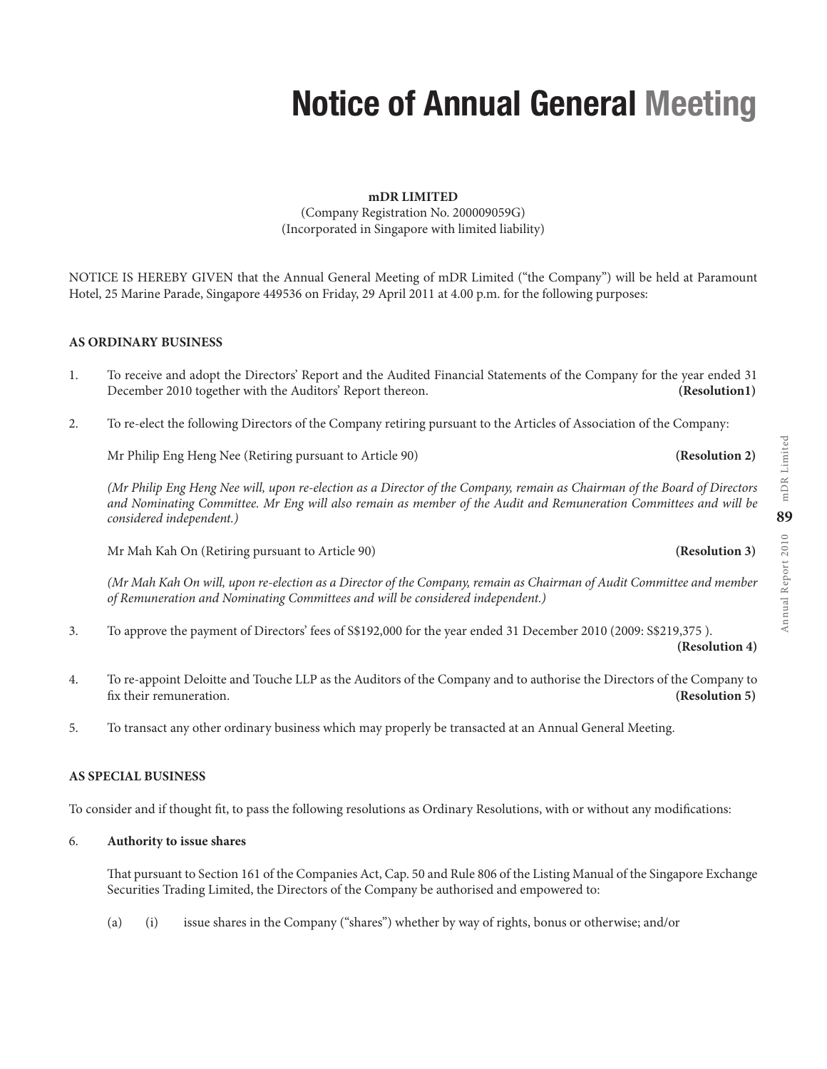# Notice of Annual General Meeting

**mDR LIMITED**
(Company Registration No. 200009059G)
(Incorporated in Singapore with limited liability)

NOTICE IS HEREBY GIVEN that the Annual General Meeting of mDR Limited ("the Company") will be held at Paramount Hotel, 25 Marine Parade, Singapore 449536 on Friday, 29 April 2011 at 4.00 p.m. for the following purposes:

**AS ORDINARY BUSINESS**

1. To receive and adopt the Directors' Report and the Audited Financial Statements of the Company for the year ended 31 December 2010 together with the Auditors' Report thereon. **(Resolution1)**

2. To re-elect the following Directors of the Company retiring pursuant to the Articles of Association of the Company:

   Mr Philip Eng Heng Nee (Retiring pursuant to Article 90) **(Resolution 2)**

   *(Mr Philip Eng Heng Nee will, upon re-election as a Director of the Company, remain as Chairman of the Board of Directors and Nominating Committee. Mr Eng will also remain as member of the Audit and Remuneration Committees and will be considered independent.)*

   Mr Mah Kah On (Retiring pursuant to Article 90) **(Resolution 3)**

   *(Mr Mah Kah On will, upon re-election as a Director of the Company, remain as Chairman of Audit Committee and member of Remuneration and Nominating Committees and will be considered independent.)*

3. To approve the payment of Directors' fees of S$192,000 for the year ended 31 December 2010 (2009: S$219,375 ). **(Resolution 4)**

4. To re-appoint Deloitte and Touche LLP as the Auditors of the Company and to authorise the Directors of the Company to fix their remuneration. **(Resolution 5)**

5. To transact any other ordinary business which may properly be transacted at an Annual General Meeting.

**AS SPECIAL BUSINESS**

To consider and if thought fit, to pass the following resolutions as Ordinary Resolutions, with or without any modifications:

6. **Authority to issue shares**

   That pursuant to Section 161 of the Companies Act, Cap. 50 and Rule 806 of the Listing Manual of the Singapore Exchange Securities Trading Limited, the Directors of the Company be authorised and empowered to:

   (a) (i) issue shares in the Company ("shares") whether by way of rights, bonus or otherwise; and/or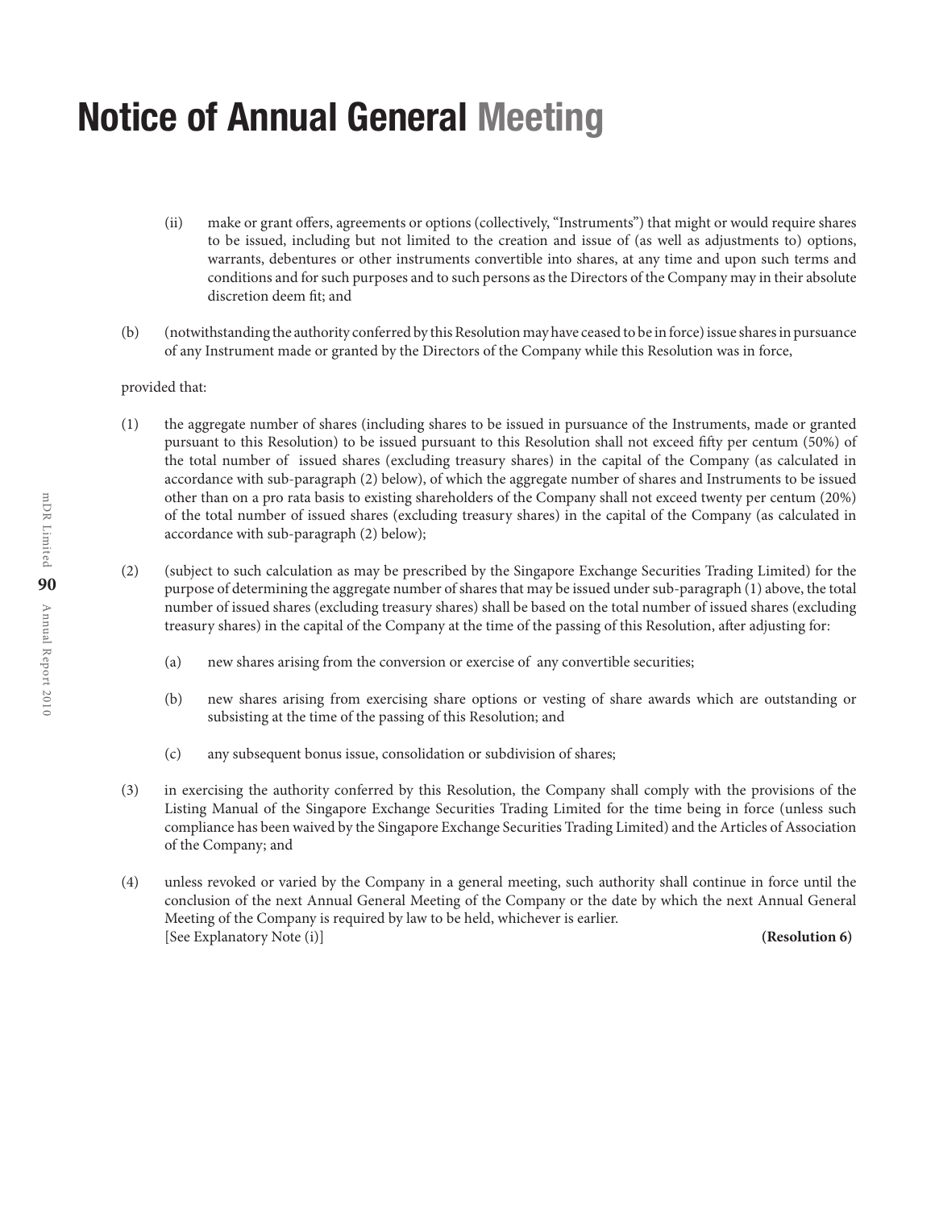# Notice of Annual General Meeting

(ii) make or grant offers, agreements or options (collectively, "Instruments") that might or would require shares to be issued, including but not limited to the creation and issue of (as well as adjustments to) options, warrants, debentures or other instruments convertible into shares, at any time and upon such terms and conditions and for such purposes and to such persons as the Directors of the Company may in their absolute discretion deem fit; and

(b) (notwithstanding the authority conferred by this Resolution may have ceased to be in force) issue shares in pursuance of any Instrument made or granted by the Directors of the Company while this Resolution was in force,

provided that:

(1) the aggregate number of shares (including shares to be issued in pursuance of the Instruments, made or granted pursuant to this Resolution) to be issued pursuant to this Resolution shall not exceed fifty per centum (50%) of the total number of issued shares (excluding treasury shares) in the capital of the Company (as calculated in accordance with sub-paragraph (2) below), of which the aggregate number of shares and Instruments to be issued other than on a pro rata basis to existing shareholders of the Company shall not exceed twenty per centum (20%) of the total number of issued shares (excluding treasury shares) in the capital of the Company (as calculated in accordance with sub-paragraph (2) below);

(2) (subject to such calculation as may be prescribed by the Singapore Exchange Securities Trading Limited) for the purpose of determining the aggregate number of shares that may be issued under sub-paragraph (1) above, the total number of issued shares (excluding treasury shares) shall be based on the total number of issued shares (excluding treasury shares) in the capital of the Company at the time of the passing of this Resolution, after adjusting for:

   (a) new shares arising from the conversion or exercise of any convertible securities;

   (b) new shares arising from exercising share options or vesting of share awards which are outstanding or subsisting at the time of the passing of this Resolution; and

   (c) any subsequent bonus issue, consolidation or subdivision of shares;

(3) in exercising the authority conferred by this Resolution, the Company shall comply with the provisions of the Listing Manual of the Singapore Exchange Securities Trading Limited for the time being in force (unless such compliance has been waived by the Singapore Exchange Securities Trading Limited) and the Articles of Association of the Company; and

(4) unless revoked or varied by the Company in a general meeting, such authority shall continue in force until the conclusion of the next Annual General Meeting of the Company or the date by which the next Annual General Meeting of the Company is required by law to be held, whichever is earlier.
[See Explanatory Note (i)] **(Resolution 6)**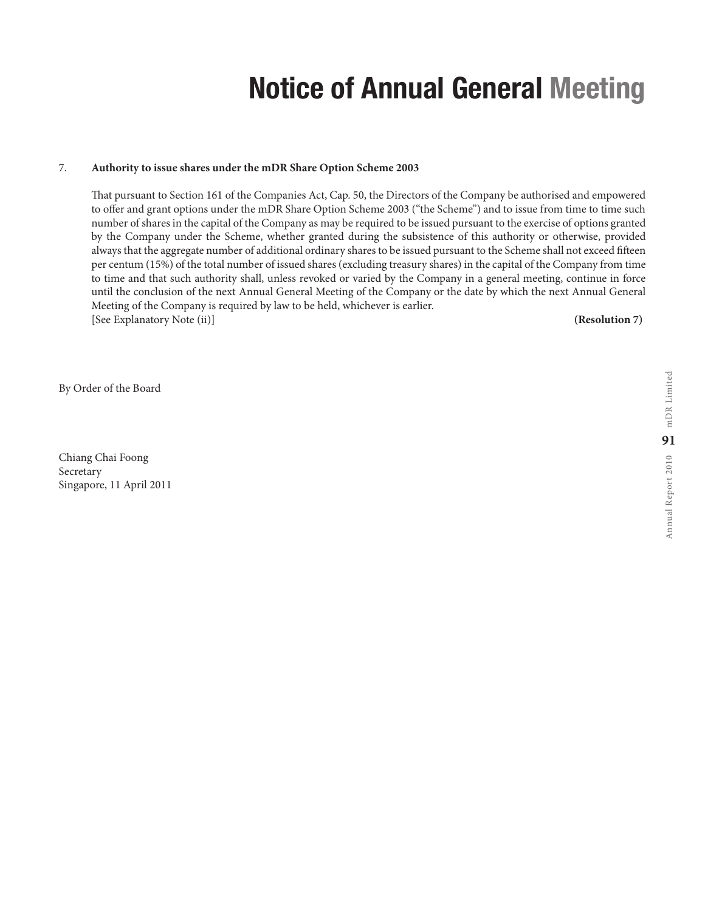# Notice of Annual General Meeting

7. **Authority to issue shares under the mDR Share Option Scheme 2003**

   That pursuant to Section 161 of the Companies Act, Cap. 50, the Directors of the Company be authorised and empowered to offer and grant options under the mDR Share Option Scheme 2003 ("the Scheme") and to issue from time to time such number of shares in the capital of the Company as may be required to be issued pursuant to the exercise of options granted by the Company under the Scheme, whether granted during the subsistence of this authority or otherwise, provided always that the aggregate number of additional ordinary shares to be issued pursuant to the Scheme shall not exceed fifteen per centum (15%) of the total number of issued shares (excluding treasury shares) in the capital of the Company from time to time and that such authority shall, unless revoked or varied by the Company in a general meeting, continue in force until the conclusion of the next Annual General Meeting of the Company or the date by which the next Annual General Meeting of the Company is required by law to be held, whichever is earlier.
   [See Explanatory Note (ii)] **(Resolution 7)**

By Order of the Board

Chiang Chai Foong
Secretary
Singapore, 11 April 2011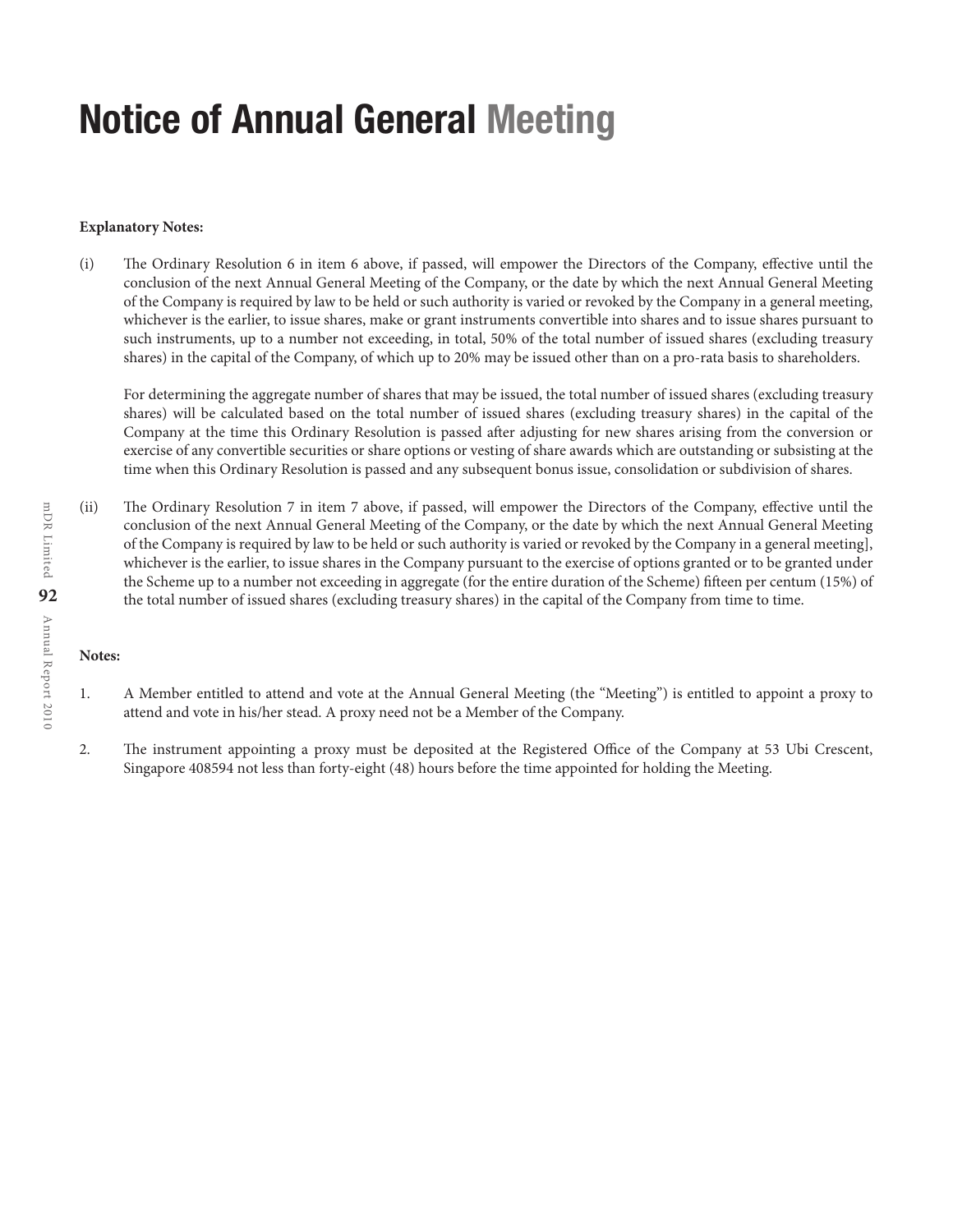# Notice of Annual General Meeting

**Explanatory Notes:**

(i) The Ordinary Resolution 6 in item 6 above, if passed, will empower the Directors of the Company, effective until the conclusion of the next Annual General Meeting of the Company, or the date by which the next Annual General Meeting of the Company is required by law to be held or such authority is varied or revoked by the Company in a general meeting, whichever is the earlier, to issue shares, make or grant instruments convertible into shares and to issue shares pursuant to such instruments, up to a number not exceeding, in total, 50% of the total number of issued shares (excluding treasury shares) in the capital of the Company, of which up to 20% may be issued other than on a pro-rata basis to shareholders.

For determining the aggregate number of shares that may be issued, the total number of issued shares (excluding treasury shares) will be calculated based on the total number of issued shares (excluding treasury shares) in the capital of the Company at the time this Ordinary Resolution is passed after adjusting for new shares arising from the conversion or exercise of any convertible securities or share options or vesting of share awards which are outstanding or subsisting at the time when this Ordinary Resolution is passed and any subsequent bonus issue, consolidation or subdivision of shares.

(ii) The Ordinary Resolution 7 in item 7 above, if passed, will empower the Directors of the Company, effective until the conclusion of the next Annual General Meeting of the Company, or the date by which the next Annual General Meeting of the Company is required by law to be held or such authority is varied or revoked by the Company in a general meeting], whichever is the earlier, to issue shares in the Company pursuant to the exercise of options granted or to be granted under the Scheme up to a number not exceeding in aggregate (for the entire duration of the Scheme) fifteen per centum (15%) of the total number of issued shares (excluding treasury shares) in the capital of the Company from time to time.

**Notes:**

1. A Member entitled to attend and vote at the Annual General Meeting (the "Meeting") is entitled to appoint a proxy to attend and vote in his/her stead. A proxy need not be a Member of the Company.

2. The instrument appointing a proxy must be deposited at the Registered Office of the Company at 53 Ubi Crescent, Singapore 408594 not less than forty-eight (48) hours before the time appointed for holding the Meeting.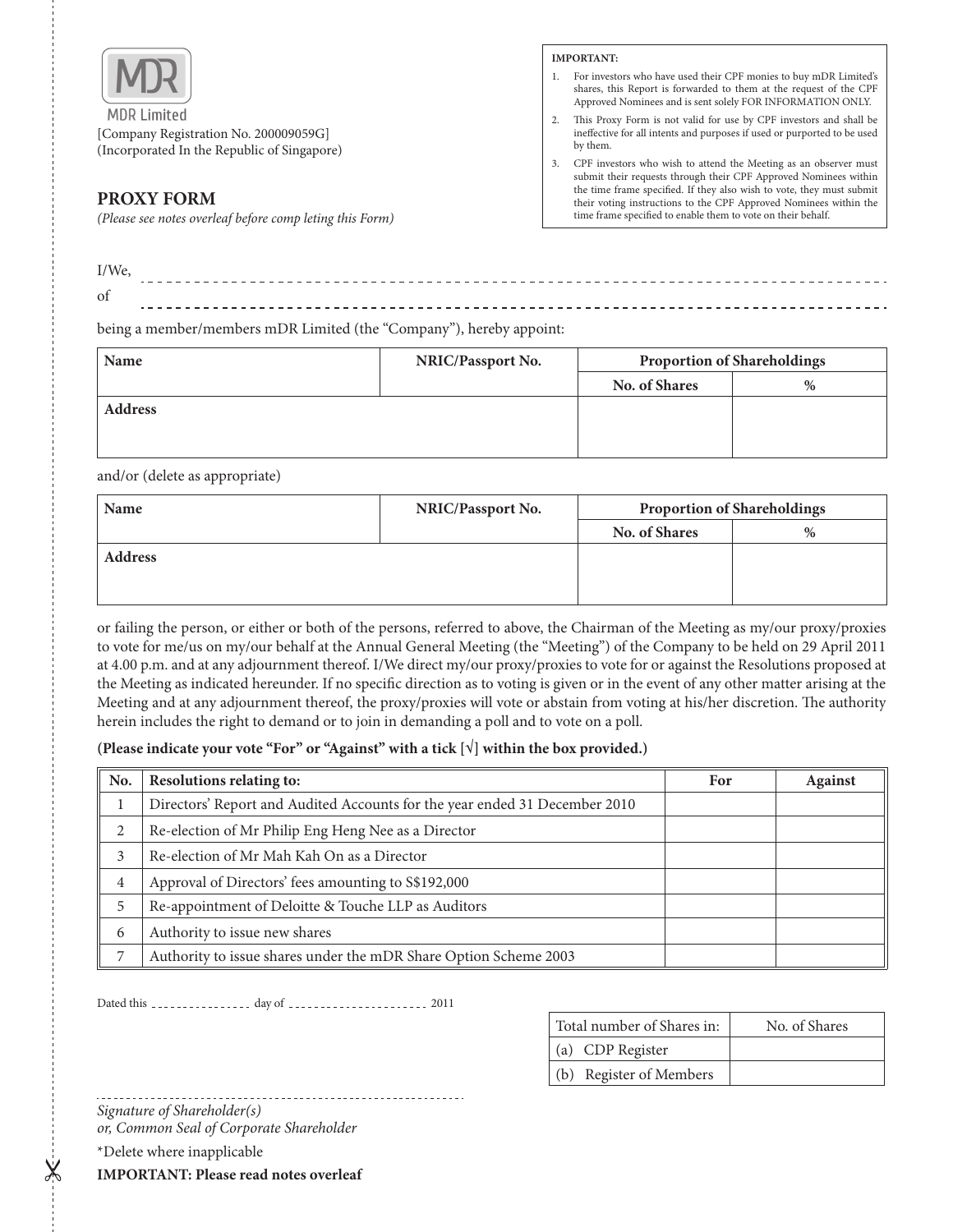MDR Limited

[Company Registration No. 200009059G]
(Incorporated In the Republic of Singapore)

**IMPORTANT:**

1. For investors who have used their CPF monies to buy mDR Limited's shares, this Report is forwarded to them at the request of the CPF Approved Nominees and is sent solely FOR INFORMATION ONLY.
2. This Proxy Form is not valid for use by CPF investors and shall be ineffective for all intents and purposes if used or purported to be used by them.
3. CPF investors who wish to attend the Meeting as an observer must submit their requests through their CPF Approved Nominees within the time frame specified. If they also wish to vote, they must submit their voting instructions to the CPF Approved Nominees within the time frame specified to enable them to vote on their behalf.

## PROXY FORM

*(Please see notes overleaf before comp leting this Form)*

I/We, ------------------------------------------------------------

of ------------------------------------------------------------

being a member/members mDR Limited (the "Company"), hereby appoint:

| Name | NRIC/Passport No. | Proportion of Shareholdings | |
|---|---|---|---|
| | | No. of Shares | % |
| Address | | | |

and/or (delete as appropriate)

| Name | NRIC/Passport No. | Proportion of Shareholdings | |
|---|---|---|---|
| | | No. of Shares | % |
| Address | | | |

or failing the person, or either or both of the persons, referred to above, the Chairman of the Meeting as my/our proxy/proxies to vote for me/us on my/our behalf at the Annual General Meeting (the "Meeting") of the Company to be held on 29 April 2011 at 4.00 p.m. and at any adjournment thereof. I/We direct my/our proxy/proxies to vote for or against the Resolutions proposed at the Meeting as indicated hereunder. If no specific direction as to voting is given or in the event of any other matter arising at the Meeting and at any adjournment thereof, the proxy/proxies will vote or abstain from voting at his/her discretion. The authority herein includes the right to demand or to join in demanding a poll and to vote on a poll.

**(Please indicate your vote "For" or "Against" with a tick [√] within the box provided.)**

| No. | Resolutions relating to: | For | Against |
|---|---|---|---|
| 1 | Directors' Report and Audited Accounts for the year ended 31 December 2010 | | |
| 2 | Re-election of Mr Philip Eng Heng Nee as a Director | | |
| 3 | Re-election of Mr Mah Kah On as a Director | | |
| 4 | Approval of Directors' fees amounting to S$192,000 | | |
| 5 | Re-appointment of Deloitte & Touche LLP as Auditors | | |
| 6 | Authority to issue new shares | | |
| 7 | Authority to issue shares under the mDR Share Option Scheme 2003 | | |

Dated this --------------- day of --------------------- 2011

| Total number of Shares in: | No. of Shares |
|---|---|
| (a) CDP Register | |
| (b) Register of Members | |

------------------------------------------------------------

*Signature of Shareholder(s)*
*or, Common Seal of Corporate Shareholder*

\*Delete where inapplicable

**IMPORTANT: Please read notes overleaf**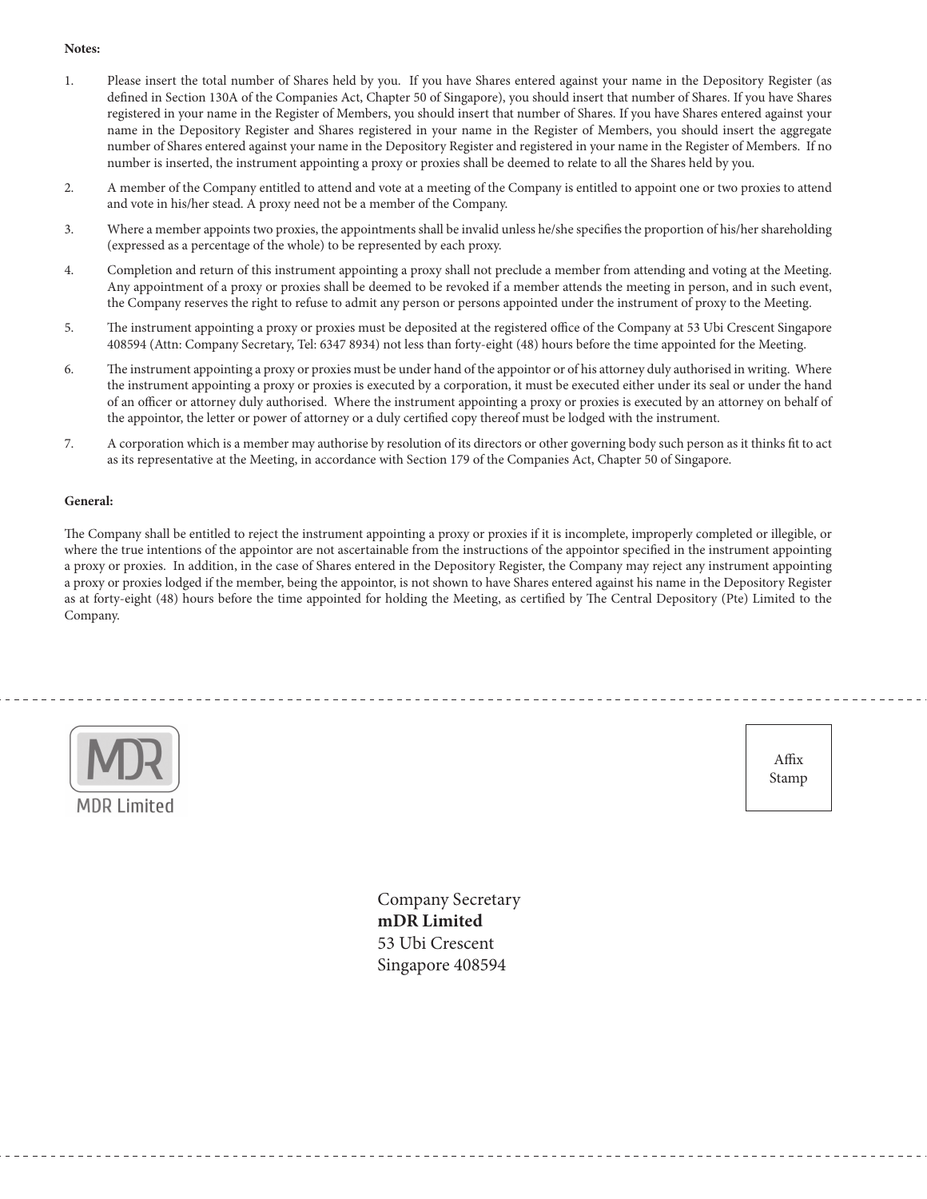**Notes:**

1. Please insert the total number of Shares held by you. If you have Shares entered against your name in the Depository Register (as defined in Section 130A of the Companies Act, Chapter 50 of Singapore), you should insert that number of Shares. If you have Shares registered in your name in the Register of Members, you should insert that number of Shares. If you have Shares entered against your name in the Depository Register and Shares registered in your name in the Register of Members, you should insert the aggregate number of Shares entered against your name in the Depository Register and registered in your name in the Register of Members. If no number is inserted, the instrument appointing a proxy or proxies shall be deemed to relate to all the Shares held by you.

2. A member of the Company entitled to attend and vote at a meeting of the Company is entitled to appoint one or two proxies to attend and vote in his/her stead. A proxy need not be a member of the Company.

3. Where a member appoints two proxies, the appointments shall be invalid unless he/she specifies the proportion of his/her shareholding (expressed as a percentage of the whole) to be represented by each proxy.

4. Completion and return of this instrument appointing a proxy shall not preclude a member from attending and voting at the Meeting. Any appointment of a proxy or proxies shall be deemed to be revoked if a member attends the meeting in person, and in such event, the Company reserves the right to refuse to admit any person or persons appointed under the instrument of proxy to the Meeting.

5. The instrument appointing a proxy or proxies must be deposited at the registered office of the Company at 53 Ubi Crescent Singapore 408594 (Attn: Company Secretary, Tel: 6347 8934) not less than forty-eight (48) hours before the time appointed for the Meeting.

6. The instrument appointing a proxy or proxies must be under hand of the appointor or of his attorney duly authorised in writing. Where the instrument appointing a proxy or proxies is executed by a corporation, it must be executed either under its seal or under the hand of an officer or attorney duly authorised. Where the instrument appointing a proxy or proxies is executed by an attorney on behalf of the appointor, the letter or power of attorney or a duly certified copy thereof must be lodged with the instrument.

7. A corporation which is a member may authorise by resolution of its directors or other governing body such person as it thinks fit to act as its representative at the Meeting, in accordance with Section 179 of the Companies Act, Chapter 50 of Singapore.

**General:**

The Company shall be entitled to reject the instrument appointing a proxy or proxies if it is incomplete, improperly completed or illegible, or where the true intentions of the appointor are not ascertainable from the instructions of the appointor specified in the instrument appointing a proxy or proxies. In addition, in the case of Shares entered in the Depository Register, the Company may reject any instrument appointing a proxy or proxies lodged if the member, being the appointor, is not shown to have Shares entered against his name in the Depository Register as at forty-eight (48) hours before the time appointed for holding the Meeting, as certified by The Central Depository (Pte) Limited to the Company.

MDR Limited

Affix Stamp

Company Secretary
**mDR Limited**
53 Ubi Crescent
Singapore 408594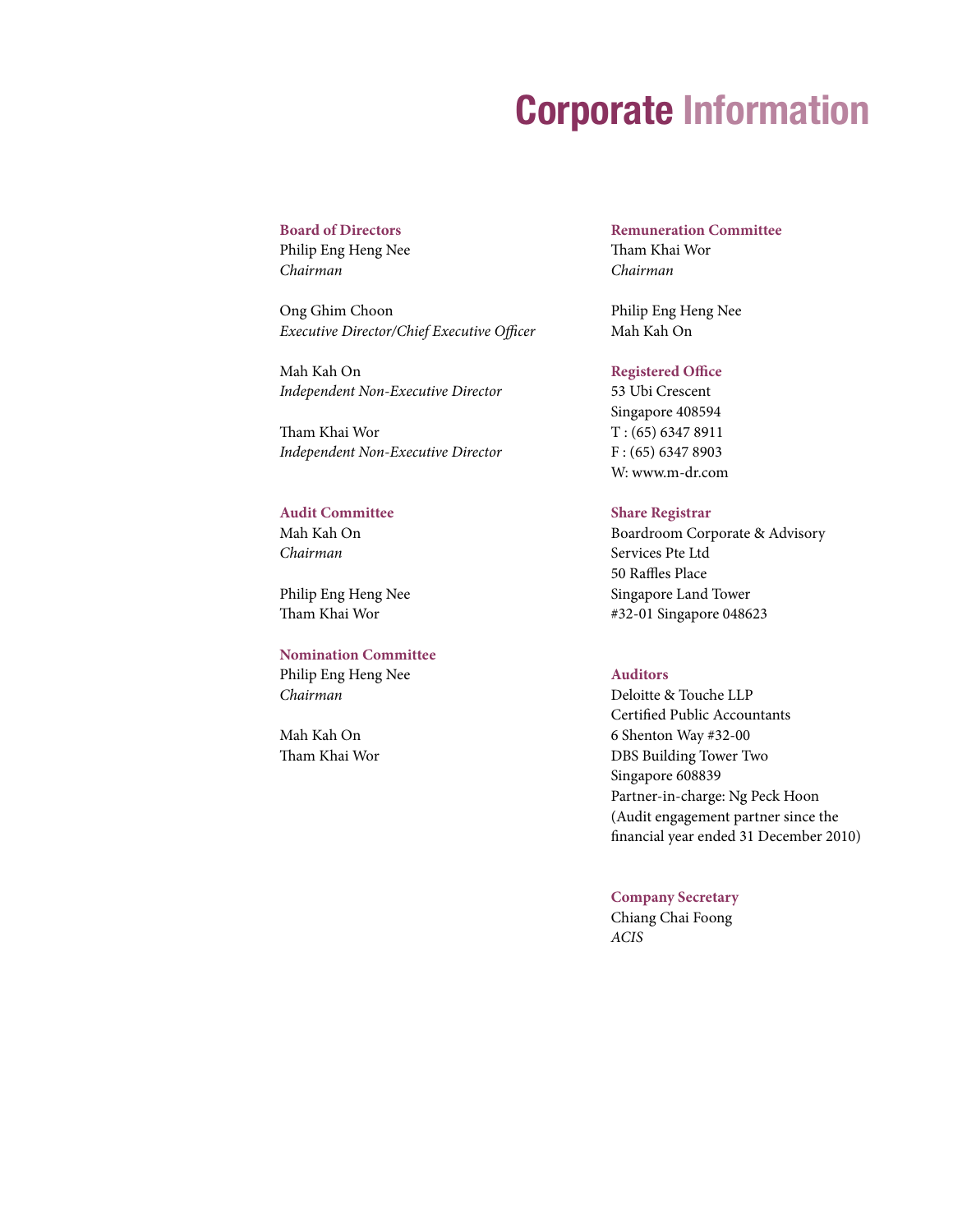# Corporate Information

**Board of Directors**
Philip Eng Heng Nee
*Chairman*

Ong Ghim Choon
*Executive Director/Chief Executive Officer*

Mah Kah On
*Independent Non-Executive Director*

Tham Khai Wor
*Independent Non-Executive Director*

**Audit Committee**
Mah Kah On
*Chairman*

Philip Eng Heng Nee
Tham Khai Wor

**Nomination Committee**
Philip Eng Heng Nee
*Chairman*

Mah Kah On
Tham Khai Wor

**Remuneration Committee**
Tham Khai Wor
*Chairman*

Philip Eng Heng Nee
Mah Kah On

**Registered Office**
53 Ubi Crescent
Singapore 408594
T : (65) 6347 8911
F : (65) 6347 8903
W: www.m-dr.com

**Share Registrar**
Boardroom Corporate & Advisory Services Pte Ltd
50 Raffles Place
Singapore Land Tower
#32-01 Singapore 048623

**Auditors**
Deloitte & Touche LLP
Certified Public Accountants
6 Shenton Way #32-00
DBS Building Tower Two
Singapore 608839
Partner-in-charge: Ng Peck Hoon
(Audit engagement partner since the financial year ended 31 December 2010)

**Company Secretary**
Chiang Chai Foong
*ACIS*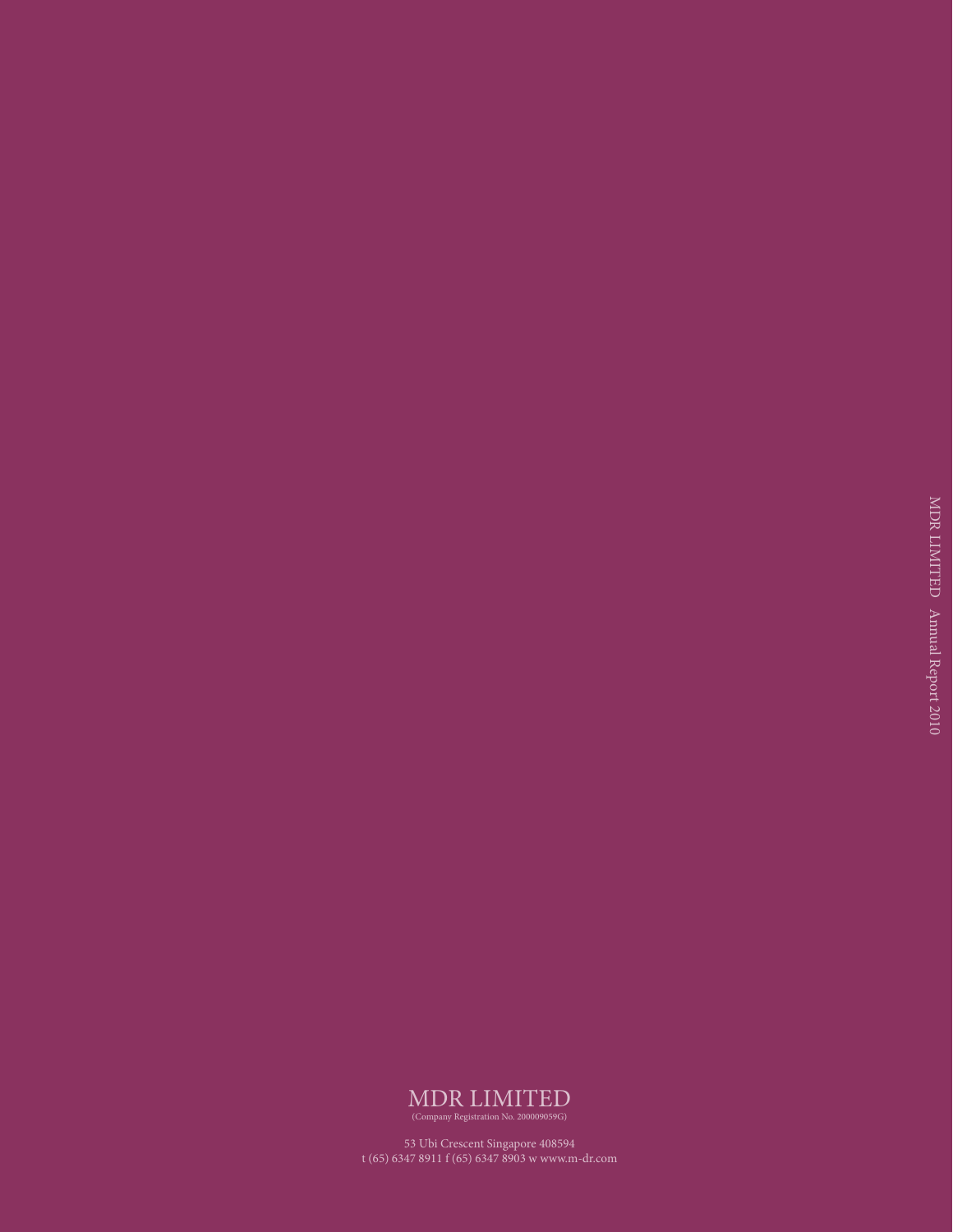MDR LIMITED Annual Report 2010

MDR LIMITED

(Company Registration No. 200009059G)

53 Ubi Crescent Singapore 408594

t (65) 6347 8911 f (65) 6347 8903 w www.m-dr.com